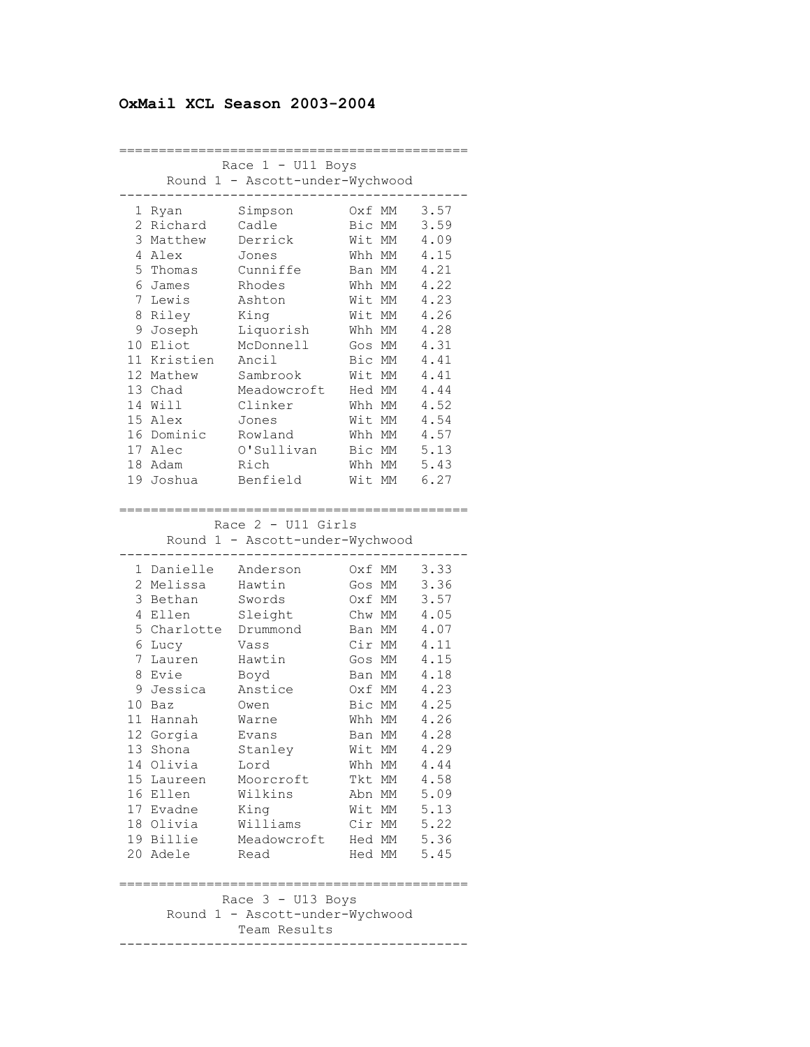# OxMail XCL Season 2003-2004

## Race 1 - U11 Boys
### Round 1 - Ascott-under-Wychwood

| Pos | First Name | Surname | Club | Cat | Time |
|---|---|---|---|---|---|
| 1 | Ryan | Simpson | Oxf | MM | 3.57 |
| 2 | Richard | Cadle | Bic | MM | 3.59 |
| 3 | Matthew | Derrick | Wit | MM | 4.09 |
| 4 | Alex | Jones | Whh | MM | 4.15 |
| 5 | Thomas | Cunniffe | Ban | MM | 4.21 |
| 6 | James | Rhodes | Whh | MM | 4.22 |
| 7 | Lewis | Ashton | Wit | MM | 4.23 |
| 8 | Riley | King | Wit | MM | 4.26 |
| 9 | Joseph | Liquorish | Whh | MM | 4.28 |
| 10 | Eliot | McDonnell | Gos | MM | 4.31 |
| 11 | Kristien | Ancil | Bic | MM | 4.41 |
| 12 | Mathew | Sambrook | Wit | MM | 4.41 |
| 13 | Chad | Meadowcroft | Hed | MM | 4.44 |
| 14 | Will | Clinker | Whh | MM | 4.52 |
| 15 | Alex | Jones | Wit | MM | 4.54 |
| 16 | Dominic | Rowland | Whh | MM | 4.57 |
| 17 | Alec | O'Sullivan | Bic | MM | 5.13 |
| 18 | Adam | Rich | Whh | MM | 5.43 |
| 19 | Joshua | Benfield | Wit | MM | 6.27 |

## Race 2 - U11 Girls
### Round 1 - Ascott-under-Wychwood

| Pos | First Name | Surname | Club | Cat | Time |
|---|---|---|---|---|---|
| 1 | Danielle | Anderson | Oxf | MM | 3.33 |
| 2 | Melissa | Hawtin | Gos | MM | 3.36 |
| 3 | Bethan | Swords | Oxf | MM | 3.57 |
| 4 | Ellen | Sleight | Chw | MM | 4.05 |
| 5 | Charlotte | Drummond | Ban | MM | 4.07 |
| 6 | Lucy | Vass | Cir | MM | 4.11 |
| 7 | Lauren | Hawtin | Gos | MM | 4.15 |
| 8 | Evie | Boyd | Ban | MM | 4.18 |
| 9 | Jessica | Anstice | Oxf | MM | 4.23 |
| 10 | Baz | Owen | Bic | MM | 4.25 |
| 11 | Hannah | Warne | Whh | MM | 4.26 |
| 12 | Gorgia | Evans | Ban | MM | 4.28 |
| 13 | Shona | Stanley | Wit | MM | 4.29 |
| 14 | Olivia | Lord | Whh | MM | 4.44 |
| 15 | Laureen | Moorcroft | Tkt | MM | 4.58 |
| 16 | Ellen | Wilkins | Abn | MM | 5.09 |
| 17 | Evadne | King | Wit | MM | 5.13 |
| 18 | Olivia | Williams | Cir | MM | 5.22 |
| 19 | Billie | Meadowcroft | Hed | MM | 5.36 |
| 20 | Adele | Read | Hed | MM | 5.45 |

## Race 3 - U13 Boys
### Round 1 - Ascott-under-Wychwood
### Team Results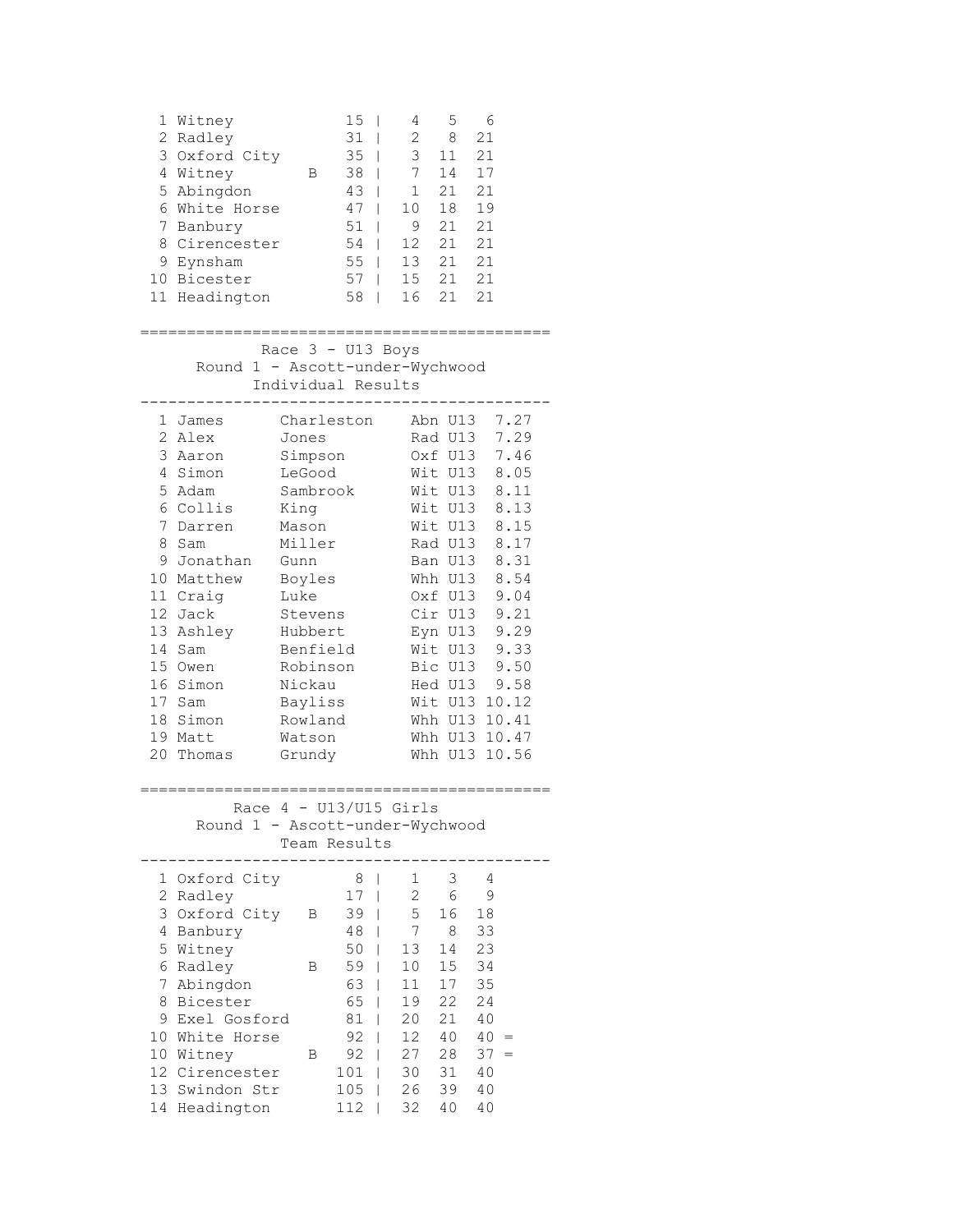| Pos | Team | | Points | Scores | | |
|---|---|---|---|---|---|---|
| 1 | Witney | | 15 | 4 | 5 | 6 |
| 2 | Radley | | 31 | 2 | 8 | 21 |
| 3 | Oxford City | | 35 | 3 | 11 | 21 |
| 4 | Witney | B | 38 | 7 | 14 | 17 |
| 5 | Abingdon | | 43 | 1 | 21 | 21 |
| 6 | White Horse | | 47 | 10 | 18 | 19 |
| 7 | Banbury | | 51 | 9 | 21 | 21 |
| 8 | Cirencester | | 54 | 12 | 21 | 21 |
| 9 | Eynsham | | 55 | 13 | 21 | 21 |
| 10 | Bicester | | 57 | 15 | 21 | 21 |
| 11 | Headington | | 58 | 16 | 21 | 21 |

## Race 3 - U13 Boys

### Round 1 - Ascott-under-Wychwood

### Individual Results

| Pos | First Name | Surname | Club | Cat | Time |
|---|---|---|---|---|---|
| 1 | James | Charleston | Abn | U13 | 7.27 |
| 2 | Alex | Jones | Rad | U13 | 7.29 |
| 3 | Aaron | Simpson | Oxf | U13 | 7.46 |
| 4 | Simon | LeGood | Wit | U13 | 8.05 |
| 5 | Adam | Sambrook | Wit | U13 | 8.11 |
| 6 | Collis | King | Wit | U13 | 8.13 |
| 7 | Darren | Mason | Wit | U13 | 8.15 |
| 8 | Sam | Miller | Rad | U13 | 8.17 |
| 9 | Jonathan | Gunn | Ban | U13 | 8.31 |
| 10 | Matthew | Boyles | Whh | U13 | 8.54 |
| 11 | Craig | Luke | Oxf | U13 | 9.04 |
| 12 | Jack | Stevens | Cir | U13 | 9.21 |
| 13 | Ashley | Hubbert | Eyn | U13 | 9.29 |
| 14 | Sam | Benfield | Wit | U13 | 9.33 |
| 15 | Owen | Robinson | Bic | U13 | 9.50 |
| 16 | Simon | Nickau | Hed | U13 | 9.58 |
| 17 | Sam | Bayliss | Wit | U13 | 10.12 |
| 18 | Simon | Rowland | Whh | U13 | 10.41 |
| 19 | Matt | Watson | Whh | U13 | 10.47 |
| 20 | Thomas | Grundy | Whh | U13 | 10.56 |

## Race 4 - U13/U15 Girls

### Round 1 - Ascott-under-Wychwood

### Team Results

| Pos | Team | | Points | Scores | | | |
|---|---|---|---|---|---|---|---|
| 1 | Oxford City | | 8 | 1 | 3 | 4 | |
| 2 | Radley | | 17 | 2 | 6 | 9 | |
| 3 | Oxford City | B | 39 | 5 | 16 | 18 | |
| 4 | Banbury | | 48 | 7 | 8 | 33 | |
| 5 | Witney | | 50 | 13 | 14 | 23 | |
| 6 | Radley | B | 59 | 10 | 15 | 34 | |
| 7 | Abingdon | | 63 | 11 | 17 | 35 | |
| 8 | Bicester | | 65 | 19 | 22 | 24 | |
| 9 | Exel Gosford | | 81 | 20 | 21 | 40 | |
| 10 | White Horse | | 92 | 12 | 40 | 40 | = |
| 10 | Witney | B | 92 | 27 | 28 | 37 | = |
| 12 | Cirencester | | 101 | 30 | 31 | 40 | |
| 13 | Swindon Str | | 105 | 26 | 39 | 40 | |
| 14 | Headington | | 112 | 32 | 40 | 40 | |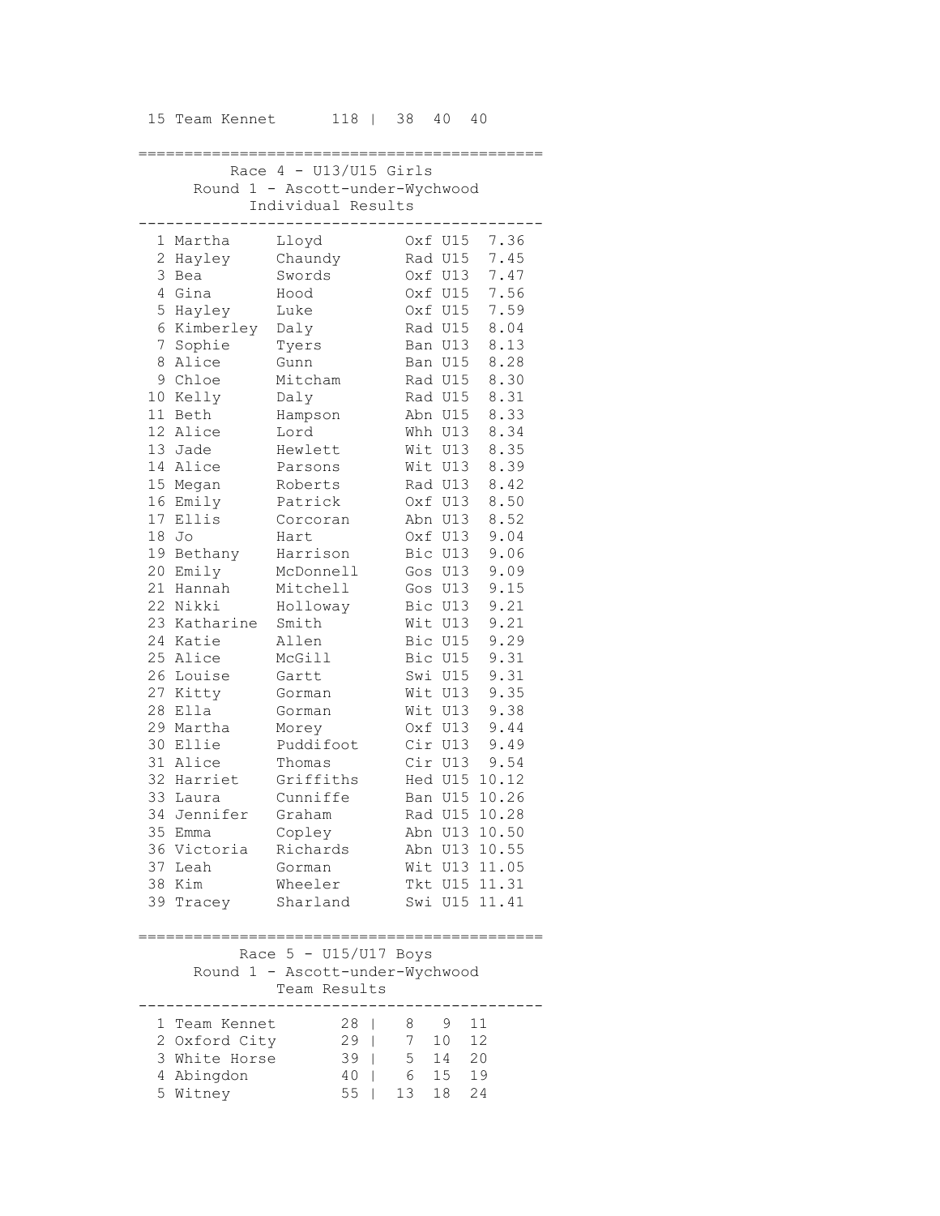| | | | | | |
|---|---|---|---|---|---|
| 15 | Team Kennet | 118 | 38 | 40 | 40 |

## Race 4 - U13/U15 Girls

### Round 1 - Ascott-under-Wychwood

### Individual Results

| Pos | First Name | Surname | Club | Cat | Time |
|---|---|---|---|---|---|
| 1 | Martha | Lloyd | Oxf | U15 | 7.36 |
| 2 | Hayley | Chaundy | Rad | U15 | 7.45 |
| 3 | Bea | Swords | Oxf | U13 | 7.47 |
| 4 | Gina | Hood | Oxf | U15 | 7.56 |
| 5 | Hayley | Luke | Oxf | U15 | 7.59 |
| 6 | Kimberley | Daly | Rad | U15 | 8.04 |
| 7 | Sophie | Tyers | Ban | U13 | 8.13 |
| 8 | Alice | Gunn | Ban | U15 | 8.28 |
| 9 | Chloe | Mitcham | Rad | U15 | 8.30 |
| 10 | Kelly | Daly | Rad | U15 | 8.31 |
| 11 | Beth | Hampson | Abn | U15 | 8.33 |
| 12 | Alice | Lord | Whh | U13 | 8.34 |
| 13 | Jade | Hewlett | Wit | U13 | 8.35 |
| 14 | Alice | Parsons | Wit | U13 | 8.39 |
| 15 | Megan | Roberts | Rad | U13 | 8.42 |
| 16 | Emily | Patrick | Oxf | U13 | 8.50 |
| 17 | Ellis | Corcoran | Abn | U13 | 8.52 |
| 18 | Jo | Hart | Oxf | U13 | 9.04 |
| 19 | Bethany | Harrison | Bic | U13 | 9.06 |
| 20 | Emily | McDonnell | Gos | U13 | 9.09 |
| 21 | Hannah | Mitchell | Gos | U13 | 9.15 |
| 22 | Nikki | Holloway | Bic | U13 | 9.21 |
| 23 | Katharine | Smith | Wit | U13 | 9.21 |
| 24 | Katie | Allen | Bic | U15 | 9.29 |
| 25 | Alice | McGill | Bic | U15 | 9.31 |
| 26 | Louise | Gartt | Swi | U15 | 9.31 |
| 27 | Kitty | Gorman | Wit | U13 | 9.35 |
| 28 | Ella | Gorman | Wit | U13 | 9.38 |
| 29 | Martha | Morey | Oxf | U13 | 9.44 |
| 30 | Ellie | Puddifoot | Cir | U13 | 9.49 |
| 31 | Alice | Thomas | Cir | U13 | 9.54 |
| 32 | Harriet | Griffiths | Hed | U15 | 10.12 |
| 33 | Laura | Cunniffe | Ban | U15 | 10.26 |
| 34 | Jennifer | Graham | Rad | U15 | 10.28 |
| 35 | Emma | Copley | Abn | U13 | 10.50 |
| 36 | Victoria | Richards | Abn | U13 | 10.55 |
| 37 | Leah | Gorman | Wit | U13 | 11.05 |
| 38 | Kim | Wheeler | Tkt | U15 | 11.31 |
| 39 | Tracey | Sharland | Swi | U15 | 11.41 |

## Race 5 - U15/U17 Boys

### Round 1 - Ascott-under-Wychwood

### Team Results

| Pos | Team | Points | 1st | 2nd | 3rd |
|---|---|---|---|---|---|
| 1 | Team Kennet | 28 | 8 | 9 | 11 |
| 2 | Oxford City | 29 | 7 | 10 | 12 |
| 3 | White Horse | 39 | 5 | 14 | 20 |
| 4 | Abingdon | 40 | 6 | 15 | 19 |
| 5 | Witney | 55 | 13 | 18 | 24 |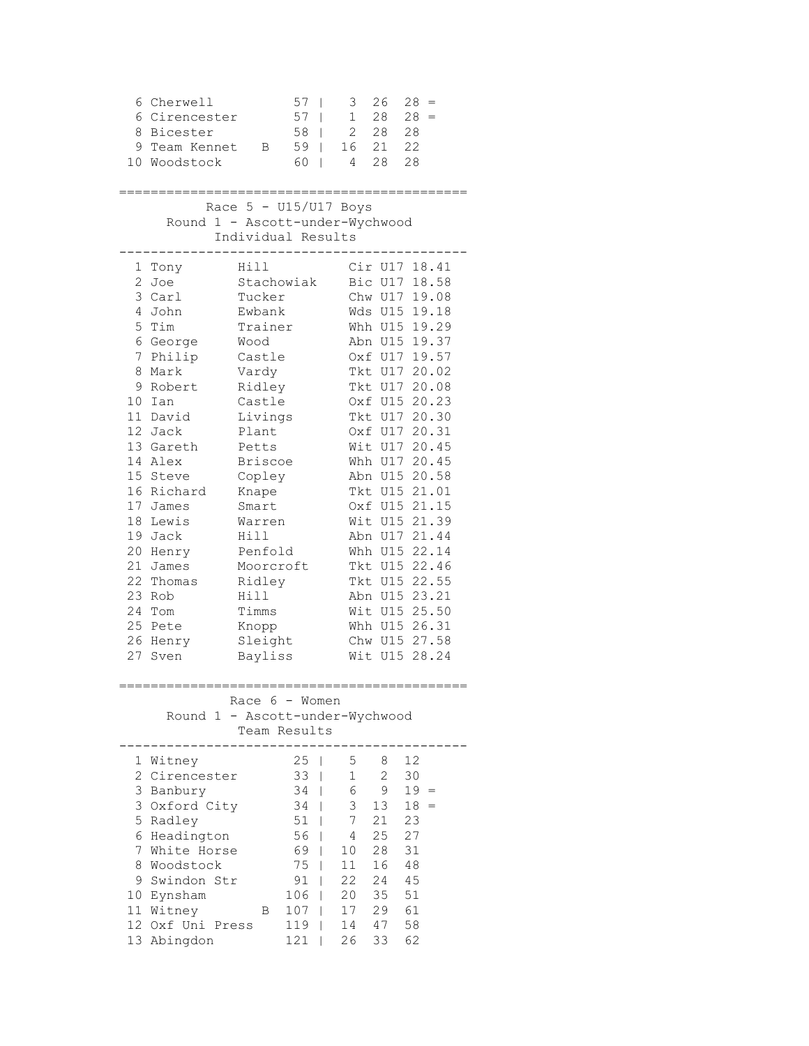| Pos | Team | | Total | | | | |
|---|---|---|---|---|---|---|---|
| 6 | Cherwell | | 57 | 3 | 26 | 28 | = |
| 6 | Cirencester | | 57 | 1 | 28 | 28 | = |
| 8 | Bicester | | 58 | 2 | 28 | 28 | |
| 9 | Team Kennet | B | 59 | 16 | 21 | 22 | |
| 10 | Woodstock | | 60 | 4 | 28 | 28 | |

## Race 5 - U15/U17 Boys

### Round 1 - Ascott-under-Wychwood

### Individual Results

| Pos | First Name | Surname | Club | Cat | Time |
|---|---|---|---|---|---|
| 1 | Tony | Hill | Cir | U17 | 18.41 |
| 2 | Joe | Stachowiak | Bic | U17 | 18.58 |
| 3 | Carl | Tucker | Chw | U17 | 19.08 |
| 4 | John | Ewbank | Wds | U15 | 19.18 |
| 5 | Tim | Trainer | Whh | U15 | 19.29 |
| 6 | George | Wood | Abn | U15 | 19.37 |
| 7 | Philip | Castle | Oxf | U17 | 19.57 |
| 8 | Mark | Vardy | Tkt | U17 | 20.02 |
| 9 | Robert | Ridley | Tkt | U17 | 20.08 |
| 10 | Ian | Castle | Oxf | U15 | 20.23 |
| 11 | David | Livings | Tkt | U17 | 20.30 |
| 12 | Jack | Plant | Oxf | U17 | 20.31 |
| 13 | Gareth | Petts | Wit | U17 | 20.45 |
| 14 | Alex | Briscoe | Whh | U17 | 20.45 |
| 15 | Steve | Copley | Abn | U15 | 20.58 |
| 16 | Richard | Knape | Tkt | U15 | 21.01 |
| 17 | James | Smart | Oxf | U15 | 21.15 |
| 18 | Lewis | Warren | Wit | U15 | 21.39 |
| 19 | Jack | Hill | Abn | U17 | 21.44 |
| 20 | Henry | Penfold | Whh | U15 | 22.14 |
| 21 | James | Moorcroft | Tkt | U15 | 22.46 |
| 22 | Thomas | Ridley | Tkt | U15 | 22.55 |
| 23 | Rob | Hill | Abn | U15 | 23.21 |
| 24 | Tom | Timms | Wit | U15 | 25.50 |
| 25 | Pete | Knopp | Whh | U15 | 26.31 |
| 26 | Henry | Sleight | Chw | U15 | 27.58 |
| 27 | Sven | Bayliss | Wit | U15 | 28.24 |

## Race 6 - Women

### Round 1 - Ascott-under-Wychwood

### Team Results

| Pos | Team | | Total | | | | |
|---|---|---|---|---|---|---|---|
| 1 | Witney | | 25 | 5 | 8 | 12 | |
| 2 | Cirencester | | 33 | 1 | 2 | 30 | |
| 3 | Banbury | | 34 | 6 | 9 | 19 | = |
| 3 | Oxford City | | 34 | 3 | 13 | 18 | = |
| 5 | Radley | | 51 | 7 | 21 | 23 | |
| 6 | Headington | | 56 | 4 | 25 | 27 | |
| 7 | White Horse | | 69 | 10 | 28 | 31 | |
| 8 | Woodstock | | 75 | 11 | 16 | 48 | |
| 9 | Swindon Str | | 91 | 22 | 24 | 45 | |
| 10 | Eynsham | | 106 | 20 | 35 | 51 | |
| 11 | Witney | B | 107 | 17 | 29 | 61 | |
| 12 | Oxf Uni Press | | 119 | 14 | 47 | 58 | |
| 13 | Abingdon | | 121 | 26 | 33 | 62 | |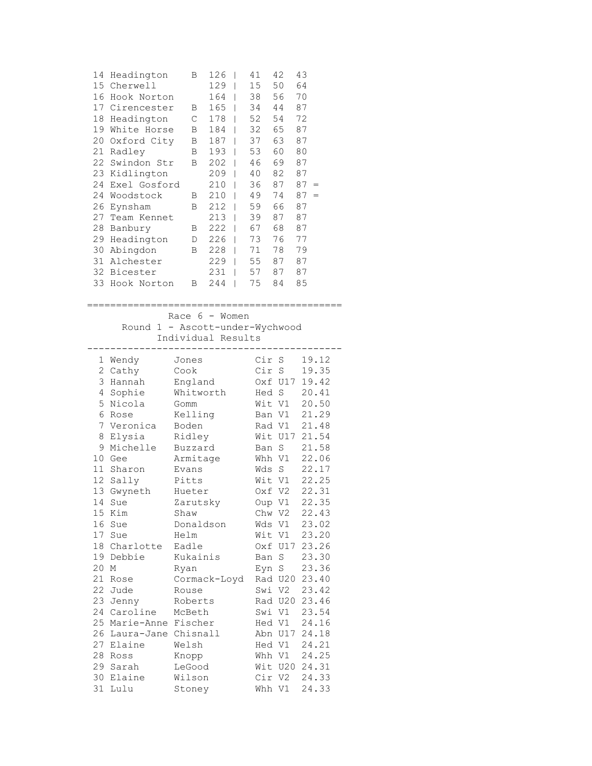| Pos | Team | | Total | | | | |
|---|---|---|---|---|---|---|---|
| 14 | Headington | B | 126 | 41 | 42 | 43 | |
| 15 | Cherwell | | 129 | 15 | 50 | 64 | |
| 16 | Hook Norton | | 164 | 38 | 56 | 70 | |
| 17 | Cirencester | B | 165 | 34 | 44 | 87 | |
| 18 | Headington | C | 178 | 52 | 54 | 72 | |
| 19 | White Horse | B | 184 | 32 | 65 | 87 | |
| 20 | Oxford City | B | 187 | 37 | 63 | 87 | |
| 21 | Radley | B | 193 | 53 | 60 | 80 | |
| 22 | Swindon Str | B | 202 | 46 | 69 | 87 | |
| 23 | Kidlington | | 209 | 40 | 82 | 87 | |
| 24 | Exel Gosford | | 210 | 36 | 87 | 87 | = |
| 24 | Woodstock | B | 210 | 49 | 74 | 87 | = |
| 26 | Eynsham | B | 212 | 59 | 66 | 87 | |
| 27 | Team Kennet | | 213 | 39 | 87 | 87 | |
| 28 | Banbury | B | 222 | 67 | 68 | 87 | |
| 29 | Headington | D | 226 | 73 | 76 | 77 | |
| 30 | Abingdon | B | 228 | 71 | 78 | 79 | |
| 31 | Alchester | | 229 | 55 | 87 | 87 | |
| 32 | Bicester | | 231 | 57 | 87 | 87 | |
| 33 | Hook Norton | B | 244 | 75 | 84 | 85 | |

## Race 6 - Women
### Round 1 - Ascott-under-Wychwood
### Individual Results

| Pos | First Name | Surname | Club | Cat | Time |
|---|---|---|---|---|---|
| 1 | Wendy | Jones | Cir | S | 19.12 |
| 2 | Cathy | Cook | Cir | S | 19.35 |
| 3 | Hannah | England | Oxf | U17 | 19.42 |
| 4 | Sophie | Whitworth | Hed | S | 20.41 |
| 5 | Nicola | Gomm | Wit | V1 | 20.50 |
| 6 | Rose | Kelling | Ban | V1 | 21.29 |
| 7 | Veronica | Boden | Rad | V1 | 21.48 |
| 8 | Elysia | Ridley | Wit | U17 | 21.54 |
| 9 | Michelle | Buzzard | Ban | S | 21.58 |
| 10 | Gee | Armitage | Whh | V1 | 22.06 |
| 11 | Sharon | Evans | Wds | S | 22.17 |
| 12 | Sally | Pitts | Wit | V1 | 22.25 |
| 13 | Gwyneth | Hueter | Oxf | V2 | 22.31 |
| 14 | Sue | Zarutsky | Oup | V1 | 22.35 |
| 15 | Kim | Shaw | Chw | V2 | 22.43 |
| 16 | Sue | Donaldson | Wds | V1 | 23.02 |
| 17 | Sue | Helm | Wit | V1 | 23.20 |
| 18 | Charlotte | Eadle | Oxf | U17 | 23.26 |
| 19 | Debbie | Kukainis | Ban | S | 23.30 |
| 20 | M | Ryan | Eyn | S | 23.36 |
| 21 | Rose | Cormack-Loyd | Rad | U20 | 23.40 |
| 22 | Jude | Rouse | Swi | V2 | 23.42 |
| 23 | Jenny | Roberts | Rad | U20 | 23.46 |
| 24 | Caroline | McBeth | Swi | V1 | 23.54 |
| 25 | Marie-Anne | Fischer | Hed | V1 | 24.16 |
| 26 | Laura-Jane | Chisnall | Abn | U17 | 24.18 |
| 27 | Elaine | Welsh | Hed | V1 | 24.21 |
| 28 | Ross | Knopp | Whh | V1 | 24.25 |
| 29 | Sarah | LeGood | Wit | U20 | 24.31 |
| 30 | Elaine | Wilson | Cir | V2 | 24.33 |
| 31 | Lulu | Stoney | Whh | V1 | 24.33 |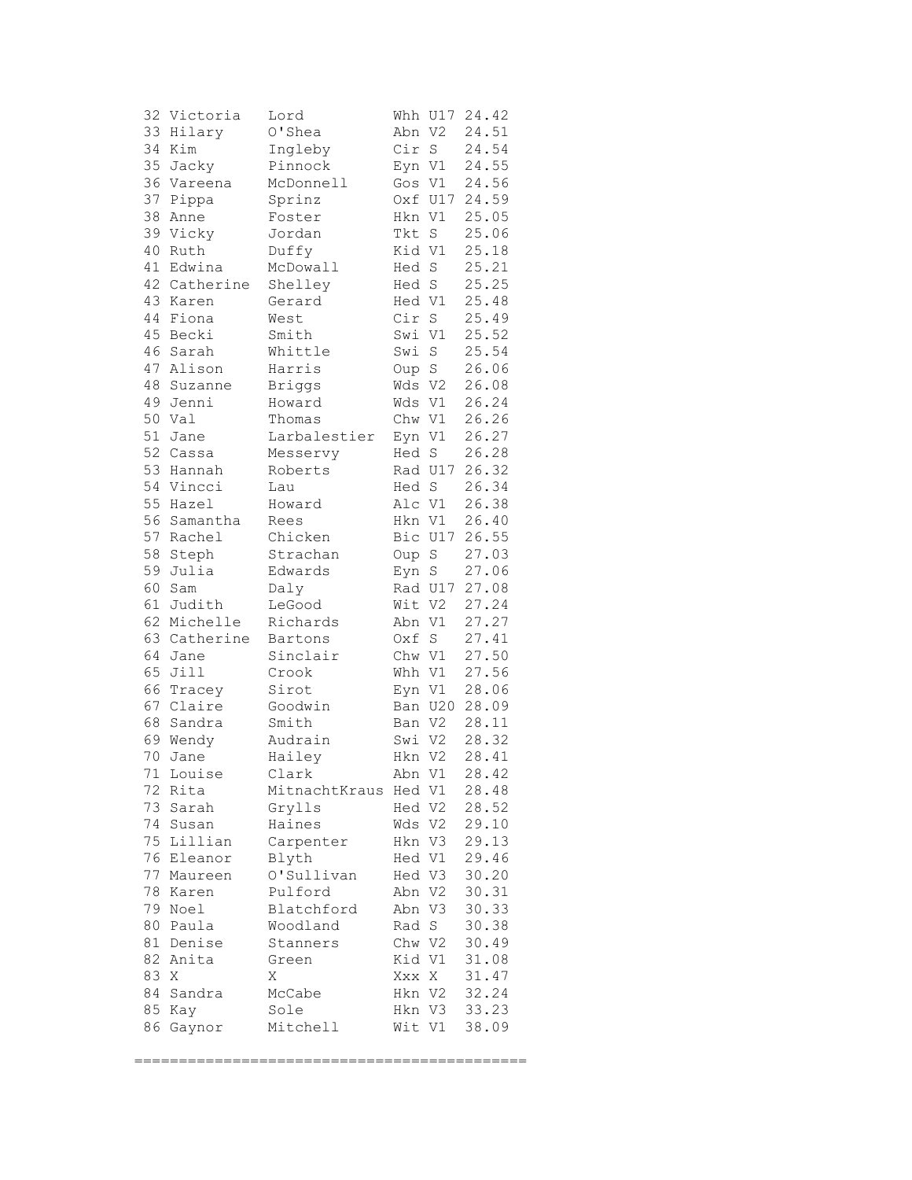```
 32 Victoria   Lord          Whh U17 24.42
 33 Hilary     O'Shea        Abn V2  24.51
 34 Kim        Ingleby       Cir S   24.54
 35 Jacky      Pinnock       Eyn V1  24.55
 36 Vareena    McDonnell     Gos V1  24.56
 37 Pippa      Sprinz        Oxf U17 24.59
 38 Anne       Foster        Hkn V1  25.05
 39 Vicky      Jordan        Tkt S   25.06
 40 Ruth       Duffy         Kid V1  25.18
 41 Edwina     McDowall      Hed S   25.21
 42 Catherine  Shelley       Hed S   25.25
 43 Karen      Gerard        Hed V1  25.48
 44 Fiona      West          Cir S   25.49
 45 Becki      Smith         Swi V1  25.52
 46 Sarah      Whittle       Swi S   25.54
 47 Alison     Harris        Oup S   26.06
 48 Suzanne    Briggs        Wds V2  26.08
 49 Jenni      Howard        Wds V1  26.24
 50 Val        Thomas        Chw V1  26.26
 51 Jane       Larbalestier  Eyn V1  26.27
 52 Cassa      Messervy      Hed S   26.28
 53 Hannah     Roberts       Rad U17 26.32
 54 Vincci     Lau           Hed S   26.34
 55 Hazel      Howard        Alc V1  26.38
 56 Samantha   Rees          Hkn V1  26.40
 57 Rachel     Chicken       Bic U17 26.55
 58 Steph      Strachan      Oup S   27.03
 59 Julia      Edwards       Eyn S   27.06
 60 Sam        Daly          Rad U17 27.08
 61 Judith     LeGood        Wit V2  27.24
 62 Michelle   Richards      Abn V1  27.27
 63 Catherine  Bartons       Oxf S   27.41
 64 Jane       Sinclair      Chw V1  27.50
 65 Jill       Crook         Whh V1  27.56
 66 Tracey     Sirot         Eyn V1  28.06
 67 Claire     Goodwin       Ban U20 28.09
 68 Sandra     Smith         Ban V2  28.11
 69 Wendy      Audrain       Swi V2  28.32
 70 Jane       Hailey        Hkn V2  28.41
 71 Louise     Clark         Abn V1  28.42
 72 Rita       MitnachtKraus Hed V1  28.48
 73 Sarah      Grylls        Hed V2  28.52
 74 Susan      Haines        Wds V2  29.10
 75 Lillian    Carpenter     Hkn V3  29.13
 76 Eleanor    Blyth         Hed V1  29.46
 77 Maureen    O'Sullivan    Hed V3  30.20
 78 Karen      Pulford       Abn V2  30.31
 79 Noel       Blatchford    Abn V3  30.33
 80 Paula      Woodland      Rad S   30.38
 81 Denise     Stanners      Chw V2  30.49
 82 Anita      Green         Kid V1  31.08
 83 X          X             Xxx X   31.47
 84 Sandra     McCabe        Hkn V2  32.24
 85 Kay        Sole          Hkn V3  33.23
 86 Gaynor     Mitchell      Wit V1  38.09

============================================
```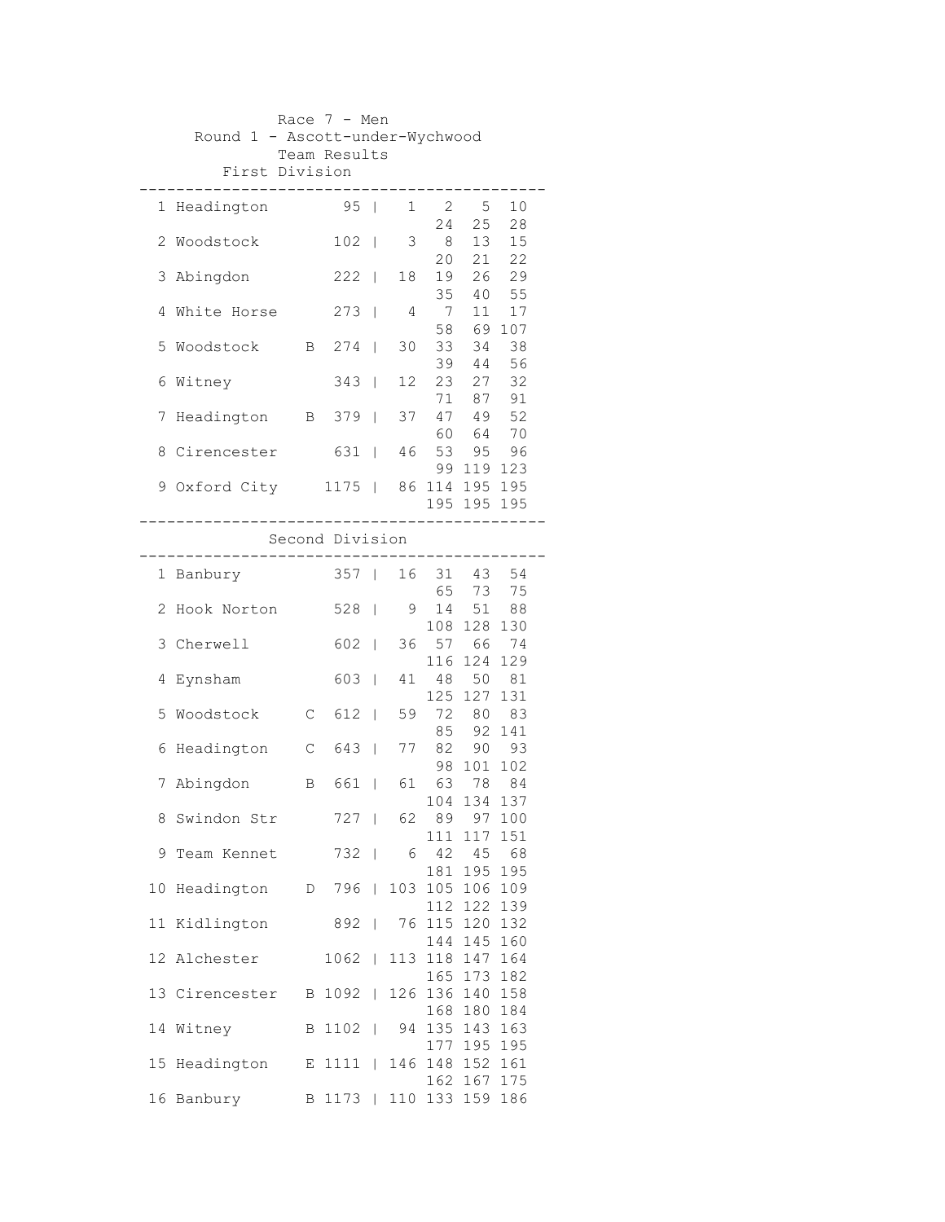Race 7 - Men

Round 1 - Ascott-under-Wychwood

Team Results

## First Division

| Pos | Team | | Points | Positions |
|---|---|---|---|---|
| 1 | Headington | | 95 | 1 2 5 10 24 25 28 |
| 2 | Woodstock | | 102 | 3 8 13 15 20 21 22 |
| 3 | Abingdon | | 222 | 18 19 26 29 35 40 55 |
| 4 | White Horse | | 273 | 4 7 11 17 58 69 107 |
| 5 | Woodstock | B | 274 | 30 33 34 38 39 44 56 |
| 6 | Witney | | 343 | 12 23 27 32 71 87 91 |
| 7 | Headington | B | 379 | 37 47 49 52 60 64 70 |
| 8 | Cirencester | | 631 | 46 53 95 96 99 119 123 |
| 9 | Oxford City | | 1175 | 86 114 195 195 195 195 195 |

## Second Division

| Pos | Team | | Points | Positions |
|---|---|---|---|---|
| 1 | Banbury | | 357 | 16 31 43 54 65 73 75 |
| 2 | Hook Norton | | 528 | 9 14 51 88 108 128 130 |
| 3 | Cherwell | | 602 | 36 57 66 74 116 124 129 |
| 4 | Eynsham | | 603 | 41 48 50 81 125 127 131 |
| 5 | Woodstock | C | 612 | 59 72 80 83 85 92 141 |
| 6 | Headington | C | 643 | 77 82 90 93 98 101 102 |
| 7 | Abingdon | B | 661 | 61 63 78 84 104 134 137 |
| 8 | Swindon Str | | 727 | 62 89 97 100 111 117 151 |
| 9 | Team Kennet | | 732 | 6 42 45 68 181 195 195 |
| 10 | Headington | D | 796 | 103 105 106 109 112 122 139 |
| 11 | Kidlington | | 892 | 76 115 120 132 144 145 160 |
| 12 | Alchester | | 1062 | 113 118 147 164 165 173 182 |
| 13 | Cirencester | B | 1092 | 126 136 140 158 168 180 184 |
| 14 | Witney | B | 1102 | 94 135 143 163 177 195 195 |
| 15 | Headington | E | 1111 | 146 148 152 161 162 167 175 |
| 16 | Banbury | B | 1173 | 110 133 159 186 |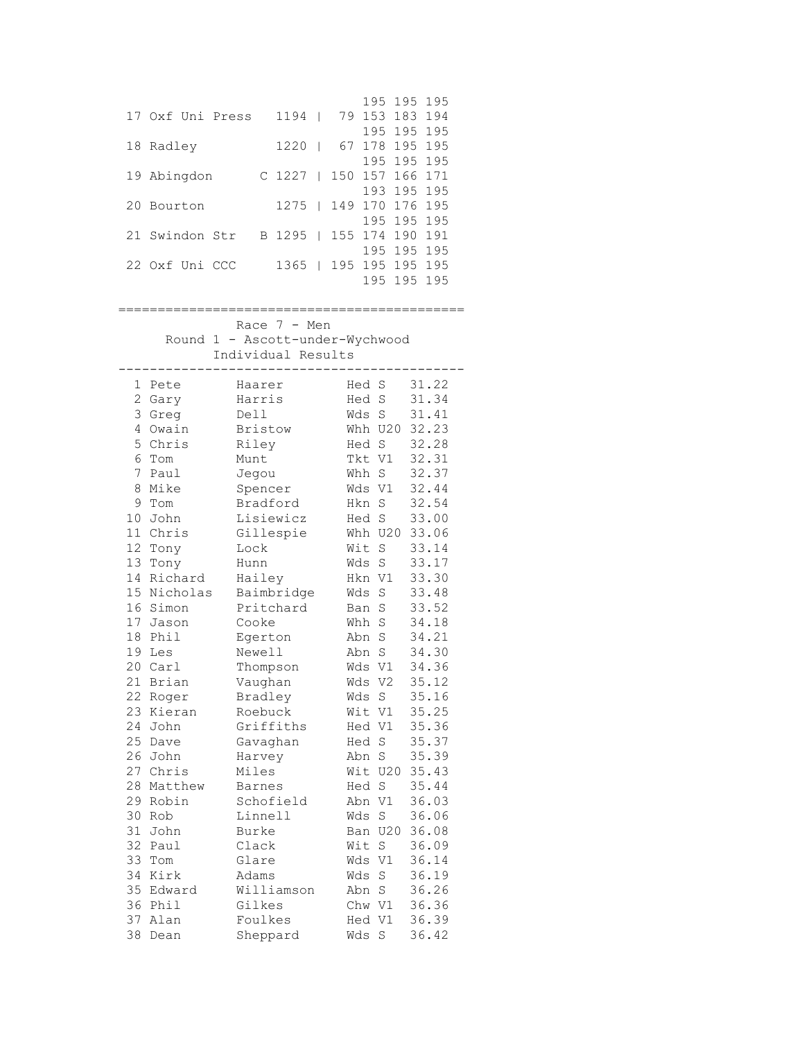| | | | | |
|---|---|---|---|---|
| | | | | 195 195 195 |
| 17 | Oxf Uni Press | 1194 | | 79 153 183 194 |
| | | | | 195 195 195 |
| 18 | Radley | 1220 | | 67 178 195 195 |
| | | | | 195 195 195 |
| 19 | Abingdon | C 1227 | | 150 157 166 171 |
| | | | | 193 195 195 |
| 20 | Bourton | 1275 | | 149 170 176 195 |
| | | | | 195 195 195 |
| 21 | Swindon Str | B 1295 | | 155 174 190 191 |
| | | | | 195 195 195 |
| 22 | Oxf Uni CCC | 1365 | | 195 195 195 195 |
| | | | | 195 195 195 |

=============================================

Race 7 - Men

Round 1 - Ascott-under-Wychwood

Individual Results

| Pos | First Name | Surname | Club | Cat | Time |
|---|---|---|---|---|---|
| 1 | Pete | Haarer | Hed | S | 31.22 |
| 2 | Gary | Harris | Hed | S | 31.34 |
| 3 | Greg | Dell | Wds | S | 31.41 |
| 4 | Owain | Bristow | Whh | U20 | 32.23 |
| 5 | Chris | Riley | Hed | S | 32.28 |
| 6 | Tom | Munt | Tkt | V1 | 32.31 |
| 7 | Paul | Jegou | Whh | S | 32.37 |
| 8 | Mike | Spencer | Wds | V1 | 32.44 |
| 9 | Tom | Bradford | Hkn | S | 32.54 |
| 10 | John | Lisiewicz | Hed | S | 33.00 |
| 11 | Chris | Gillespie | Whh | U20 | 33.06 |
| 12 | Tony | Lock | Wit | S | 33.14 |
| 13 | Tony | Hunn | Wds | S | 33.17 |
| 14 | Richard | Hailey | Hkn | V1 | 33.30 |
| 15 | Nicholas | Baimbridge | Wds | S | 33.48 |
| 16 | Simon | Pritchard | Ban | S | 33.52 |
| 17 | Jason | Cooke | Whh | S | 34.18 |
| 18 | Phil | Egerton | Abn | S | 34.21 |
| 19 | Les | Newell | Abn | S | 34.30 |
| 20 | Carl | Thompson | Wds | V1 | 34.36 |
| 21 | Brian | Vaughan | Wds | V2 | 35.12 |
| 22 | Roger | Bradley | Wds | S | 35.16 |
| 23 | Kieran | Roebuck | Wit | V1 | 35.25 |
| 24 | John | Griffiths | Hed | V1 | 35.36 |
| 25 | Dave | Gavaghan | Hed | S | 35.37 |
| 26 | John | Harvey | Abn | S | 35.39 |
| 27 | Chris | Miles | Wit | U20 | 35.43 |
| 28 | Matthew | Barnes | Hed | S | 35.44 |
| 29 | Robin | Schofield | Abn | V1 | 36.03 |
| 30 | Rob | Linnell | Wds | S | 36.06 |
| 31 | John | Burke | Ban | U20 | 36.08 |
| 32 | Paul | Clack | Wit | S | 36.09 |
| 33 | Tom | Glare | Wds | V1 | 36.14 |
| 34 | Kirk | Adams | Wds | S | 36.19 |
| 35 | Edward | Williamson | Abn | S | 36.26 |
| 36 | Phil | Gilkes | Chw | V1 | 36.36 |
| 37 | Alan | Foulkes | Hed | V1 | 36.39 |
| 38 | Dean | Sheppard | Wds | S | 36.42 |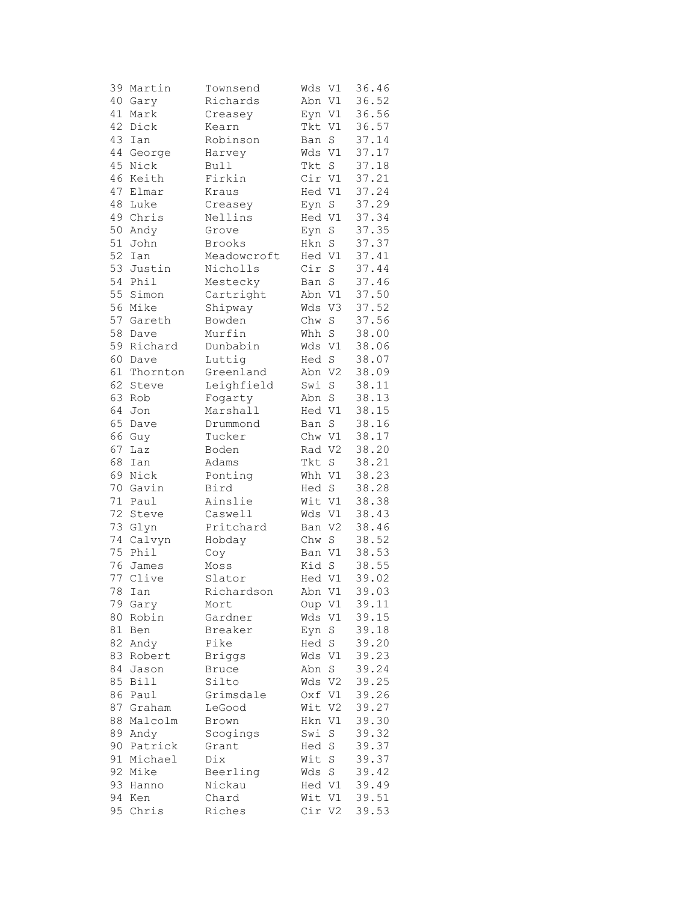| | | | | | |
|---|---|---|---|---|---|
| 39 | Martin | Townsend | Wds | V1 | 36.46 |
| 40 | Gary | Richards | Abn | V1 | 36.52 |
| 41 | Mark | Creasey | Eyn | V1 | 36.56 |
| 42 | Dick | Kearn | Tkt | V1 | 36.57 |
| 43 | Ian | Robinson | Ban | S | 37.14 |
| 44 | George | Harvey | Wds | V1 | 37.17 |
| 45 | Nick | Bull | Tkt | S | 37.18 |
| 46 | Keith | Firkin | Cir | V1 | 37.21 |
| 47 | Elmar | Kraus | Hed | V1 | 37.24 |
| 48 | Luke | Creasey | Eyn | S | 37.29 |
| 49 | Chris | Nellins | Hed | V1 | 37.34 |
| 50 | Andy | Grove | Eyn | S | 37.35 |
| 51 | John | Brooks | Hkn | S | 37.37 |
| 52 | Ian | Meadowcroft | Hed | V1 | 37.41 |
| 53 | Justin | Nicholls | Cir | S | 37.44 |
| 54 | Phil | Mestecky | Ban | S | 37.46 |
| 55 | Simon | Cartright | Abn | V1 | 37.50 |
| 56 | Mike | Shipway | Wds | V3 | 37.52 |
| 57 | Gareth | Bowden | Chw | S | 37.56 |
| 58 | Dave | Murfin | Whh | S | 38.00 |
| 59 | Richard | Dunbabin | Wds | V1 | 38.06 |
| 60 | Dave | Luttig | Hed | S | 38.07 |
| 61 | Thornton | Greenland | Abn | V2 | 38.09 |
| 62 | Steve | Leighfield | Swi | S | 38.11 |
| 63 | Rob | Fogarty | Abn | S | 38.13 |
| 64 | Jon | Marshall | Hed | V1 | 38.15 |
| 65 | Dave | Drummond | Ban | S | 38.16 |
| 66 | Guy | Tucker | Chw | V1 | 38.17 |
| 67 | Laz | Boden | Rad | V2 | 38.20 |
| 68 | Ian | Adams | Tkt | S | 38.21 |
| 69 | Nick | Ponting | Whh | V1 | 38.23 |
| 70 | Gavin | Bird | Hed | S | 38.28 |
| 71 | Paul | Ainslie | Wit | V1 | 38.38 |
| 72 | Steve | Caswell | Wds | V1 | 38.43 |
| 73 | Glyn | Pritchard | Ban | V2 | 38.46 |
| 74 | Calvyn | Hobday | Chw | S | 38.52 |
| 75 | Phil | Coy | Ban | V1 | 38.53 |
| 76 | James | Moss | Kid | S | 38.55 |
| 77 | Clive | Slator | Hed | V1 | 39.02 |
| 78 | Ian | Richardson | Abn | V1 | 39.03 |
| 79 | Gary | Mort | Oup | V1 | 39.11 |
| 80 | Robin | Gardner | Wds | V1 | 39.15 |
| 81 | Ben | Breaker | Eyn | S | 39.18 |
| 82 | Andy | Pike | Hed | S | 39.20 |
| 83 | Robert | Briggs | Wds | V1 | 39.23 |
| 84 | Jason | Bruce | Abn | S | 39.24 |
| 85 | Bill | Silto | Wds | V2 | 39.25 |
| 86 | Paul | Grimsdale | Oxf | V1 | 39.26 |
| 87 | Graham | LeGood | Wit | V2 | 39.27 |
| 88 | Malcolm | Brown | Hkn | V1 | 39.30 |
| 89 | Andy | Scogings | Swi | S | 39.32 |
| 90 | Patrick | Grant | Hed | S | 39.37 |
| 91 | Michael | Dix | Wit | S | 39.37 |
| 92 | Mike | Beerling | Wds | S | 39.42 |
| 93 | Hanno | Nickau | Hed | V1 | 39.49 |
| 94 | Ken | Chard | Wit | V1 | 39.51 |
| 95 | Chris | Riches | Cir | V2 | 39.53 |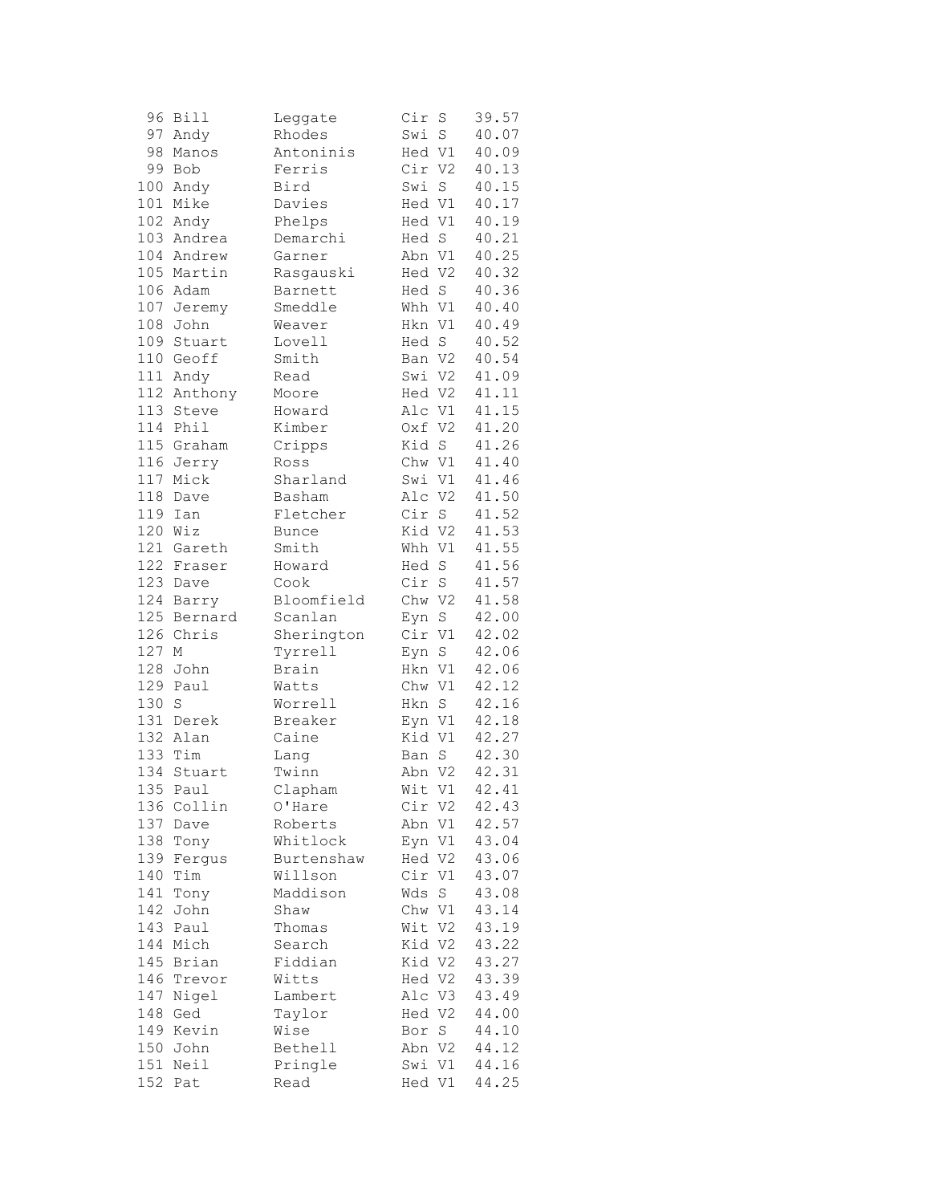```
 96 Bill       Leggate     Cir S   39.57
 97 Andy       Rhodes      Swi S   40.07
 98 Manos      Antoninis   Hed V1  40.09
 99 Bob        Ferris      Cir V2  40.13
100 Andy       Bird        Swi S   40.15
101 Mike       Davies      Hed V1  40.17
102 Andy       Phelps      Hed V1  40.19
103 Andrea     Demarchi    Hed S   40.21
104 Andrew     Garner      Abn V1  40.25
105 Martin     Rasgauski   Hed V2  40.32
106 Adam       Barnett     Hed S   40.36
107 Jeremy     Smeddle     Whh V1  40.40
108 John       Weaver      Hkn V1  40.49
109 Stuart     Lovell      Hed S   40.52
110 Geoff      Smith       Ban V2  40.54
111 Andy       Read        Swi V2  41.09
112 Anthony    Moore       Hed V2  41.11
113 Steve      Howard      Alc V1  41.15
114 Phil       Kimber      Oxf V2  41.20
115 Graham     Cripps      Kid S   41.26
116 Jerry      Ross        Chw V1  41.40
117 Mick       Sharland    Swi V1  41.46
118 Dave       Basham      Alc V2  41.50
119 Ian        Fletcher    Cir S   41.52
120 Wiz        Bunce       Kid V2  41.53
121 Gareth     Smith       Whh V1  41.55
122 Fraser     Howard      Hed S   41.56
123 Dave       Cook        Cir S   41.57
124 Barry      Bloomfield  Chw V2  41.58
125 Bernard    Scanlan     Eyn S   42.00
126 Chris      Sherington  Cir V1  42.02
127 M          Tyrrell     Eyn S   42.06
128 John       Brain       Hkn V1  42.06
129 Paul       Watts       Chw V1  42.12
130 S          Worrell     Hkn S   42.16
131 Derek      Breaker     Eyn V1  42.18
132 Alan       Caine       Kid V1  42.27
133 Tim        Lang        Ban S   42.30
134 Stuart     Twinn       Abn V2  42.31
135 Paul       Clapham     Wit V1  42.41
136 Collin     O'Hare      Cir V2  42.43
137 Dave       Roberts     Abn V1  42.57
138 Tony       Whitlock    Eyn V1  43.04
139 Fergus     Burtenshaw  Hed V2  43.06
140 Tim        Willson     Cir V1  43.07
141 Tony       Maddison    Wds S   43.08
142 John       Shaw        Chw V1  43.14
143 Paul       Thomas      Wit V2  43.19
144 Mich       Search      Kid V2  43.22
145 Brian      Fiddian     Kid V2  43.27
146 Trevor     Witts       Hed V2  43.39
147 Nigel      Lambert     Alc V3  43.49
148 Ged        Taylor      Hed V2  44.00
149 Kevin      Wise        Bor S   44.10
150 John       Bethell     Abn V2  44.12
151 Neil       Pringle     Swi V1  44.16
152 Pat        Read        Hed V1  44.25
```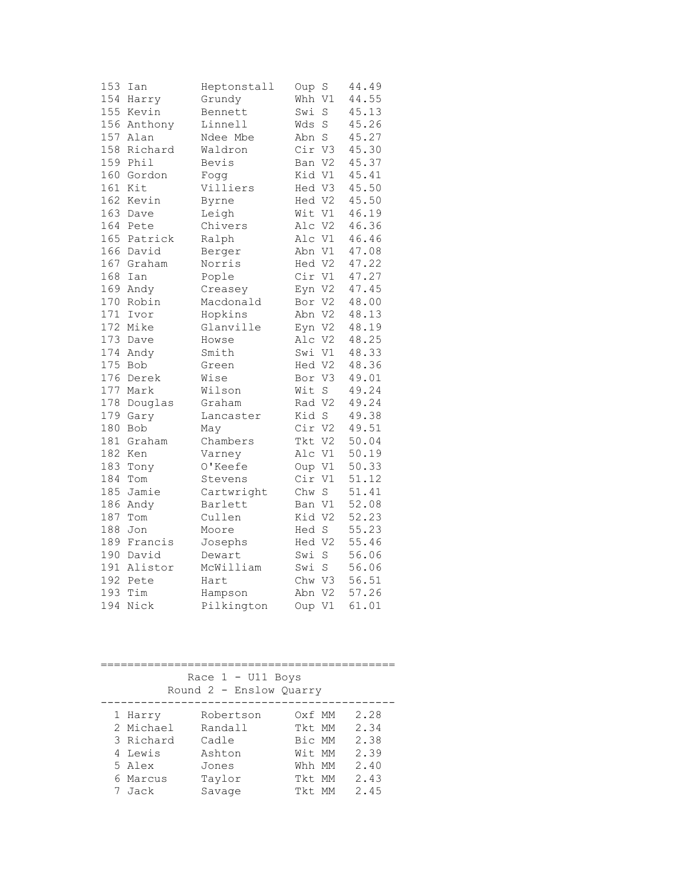```
153 Ian         Heptonstall   Oup S    44.49
154 Harry       Grundy        Whh V1   44.55
155 Kevin       Bennett       Swi S    45.13
156 Anthony     Linnell       Wds S    45.26
157 Alan        Ndee Mbe      Abn S    45.27
158 Richard     Waldron       Cir V3   45.30
159 Phil        Bevis         Ban V2   45.37
160 Gordon      Fogg          Kid V1   45.41
161 Kit         Villiers      Hed V3   45.50
162 Kevin       Byrne         Hed V2   45.50
163 Dave        Leigh         Wit V1   46.19
164 Pete        Chivers       Alc V2   46.36
165 Patrick     Ralph         Alc V1   46.46
166 David       Berger        Abn V1   47.08
167 Graham      Norris        Hed V2   47.22
168 Ian         Pople         Cir V1   47.27
169 Andy        Creasey       Eyn V2   47.45
170 Robin       Macdonald     Bor V2   48.00
171 Ivor        Hopkins       Abn V2   48.13
172 Mike        Glanville     Eyn V2   48.19
173 Dave        Howse         Alc V2   48.25
174 Andy        Smith         Swi V1   48.33
175 Bob         Green         Hed V2   48.36
176 Derek       Wise          Bor V3   49.01
177 Mark        Wilson        Wit S    49.24
178 Douglas     Graham        Rad V2   49.24
179 Gary        Lancaster     Kid S    49.38
180 Bob         May           Cir V2   49.51
181 Graham      Chambers      Tkt V2   50.04
182 Ken         Varney        Alc V1   50.19
183 Tony        O'Keefe       Oup V1   50.33
184 Tom         Stevens       Cir V1   51.12
185 Jamie       Cartwright    Chw S    51.41
186 Andy        Barlett       Ban V1   52.08
187 Tom         Cullen        Kid V2   52.23
188 Jon         Moore         Hed S    55.23
189 Francis     Josephs       Hed V2   55.46
190 David       Dewart        Swi S    56.06
191 Alistor     McWilliam     Swi S    56.06
192 Pete        Hart          Chw V3   56.51
193 Tim         Hampson       Abn V2   57.26
194 Nick        Pilkington    Oup V1   61.01
```

```
=============================================
              Race 1 - U11 Boys
          Round 2 - Enslow Quarry
---------------------------------------------
  1 Harry       Robertson     Oxf MM    2.28
  2 Michael     Randall       Tkt MM    2.34
  3 Richard     Cadle         Bic MM    2.38
  4 Lewis       Ashton        Wit MM    2.39
  5 Alex        Jones         Whh MM    2.40
  6 Marcus      Taylor        Tkt MM    2.43
  7 Jack        Savage        Tkt MM    2.45
```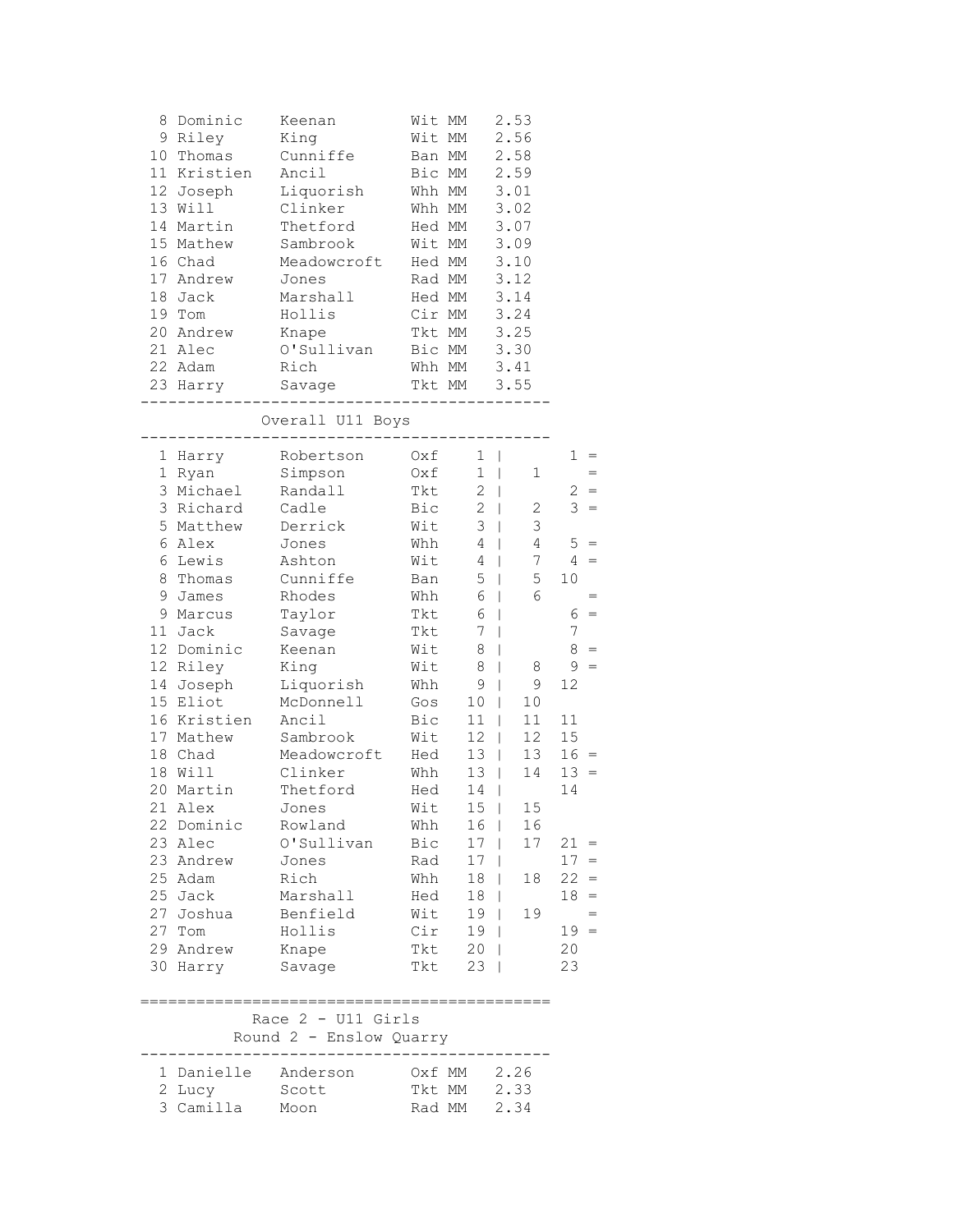| Pos | First Name | Surname | Club | Cat | Time |
|---|---|---|---|---|---|
| 8 | Dominic | Keenan | Wit | MM | 2.53 |
| 9 | Riley | King | Wit | MM | 2.56 |
| 10 | Thomas | Cunniffe | Ban | MM | 2.58 |
| 11 | Kristien | Ancil | Bic | MM | 2.59 |
| 12 | Joseph | Liquorish | Whh | MM | 3.01 |
| 13 | Will | Clinker | Whh | MM | 3.02 |
| 14 | Martin | Thetford | Hed | MM | 3.07 |
| 15 | Mathew | Sambrook | Wit | MM | 3.09 |
| 16 | Chad | Meadowcroft | Hed | MM | 3.10 |
| 17 | Andrew | Jones | Rad | MM | 3.12 |
| 18 | Jack | Marshall | Hed | MM | 3.14 |
| 19 | Tom | Hollis | Cir | MM | 3.24 |
| 20 | Andrew | Knape | Tkt | MM | 3.25 |
| 21 | Alec | O'Sullivan | Bic | MM | 3.30 |
| 22 | Adam | Rich | Whh | MM | 3.41 |
| 23 | Harry | Savage | Tkt | MM | 3.55 |

## Overall U11 Boys

| Pos | First Name | Surname | Club | Overall | | Round 1 | Round 2 | |
|---|---|---|---|---|---|---|---|---|
| 1 | Harry | Robertson | Oxf | 1 | \| | | 1 | = |
| 1 | Ryan | Simpson | Oxf | 1 | \| | 1 | | = |
| 3 | Michael | Randall | Tkt | 2 | \| | | 2 | = |
| 3 | Richard | Cadle | Bic | 2 | \| | 2 | 3 | = |
| 5 | Matthew | Derrick | Wit | 3 | \| | 3 | | |
| 6 | Alex | Jones | Whh | 4 | \| | 4 | 5 | = |
| 6 | Lewis | Ashton | Wit | 4 | \| | 7 | 4 | = |
| 8 | Thomas | Cunniffe | Ban | 5 | \| | 5 | 10 | |
| 9 | James | Rhodes | Whh | 6 | \| | 6 | | = |
| 9 | Marcus | Taylor | Tkt | 6 | \| | | 6 | = |
| 11 | Jack | Savage | Tkt | 7 | \| | | 7 | |
| 12 | Dominic | Keenan | Wit | 8 | \| | | 8 | = |
| 12 | Riley | King | Wit | 8 | \| | 8 | 9 | = |
| 14 | Joseph | Liquorish | Whh | 9 | \| | 9 | 12 | |
| 15 | Eliot | McDonnell | Gos | 10 | \| | 10 | | |
| 16 | Kristien | Ancil | Bic | 11 | \| | 11 | 11 | |
| 17 | Mathew | Sambrook | Wit | 12 | \| | 12 | 15 | |
| 18 | Chad | Meadowcroft | Hed | 13 | \| | 13 | 16 | = |
| 18 | Will | Clinker | Whh | 13 | \| | 14 | 13 | = |
| 20 | Martin | Thetford | Hed | 14 | \| | | 14 | |
| 21 | Alex | Jones | Wit | 15 | \| | 15 | | |
| 22 | Dominic | Rowland | Whh | 16 | \| | 16 | | |
| 23 | Alec | O'Sullivan | Bic | 17 | \| | 17 | 21 | = |
| 23 | Andrew | Jones | Rad | 17 | \| | | 17 | = |
| 25 | Adam | Rich | Whh | 18 | \| | 18 | 22 | = |
| 25 | Jack | Marshall | Hed | 18 | \| | | 18 | = |
| 27 | Joshua | Benfield | Wit | 19 | \| | 19 | | = |
| 27 | Tom | Hollis | Cir | 19 | \| | | 19 | = |
| 29 | Andrew | Knape | Tkt | 20 | \| | | 20 | |
| 30 | Harry | Savage | Tkt | 23 | \| | | 23 | |

## Race 2 - U11 Girls
### Round 2 - Enslow Quarry

| Pos | First Name | Surname | Club | Cat | Time |
|---|---|---|---|---|---|
| 1 | Danielle | Anderson | Oxf | MM | 2.26 |
| 2 | Lucy | Scott | Tkt | MM | 2.33 |
| 3 | Camilla | Moon | Rad | MM | 2.34 |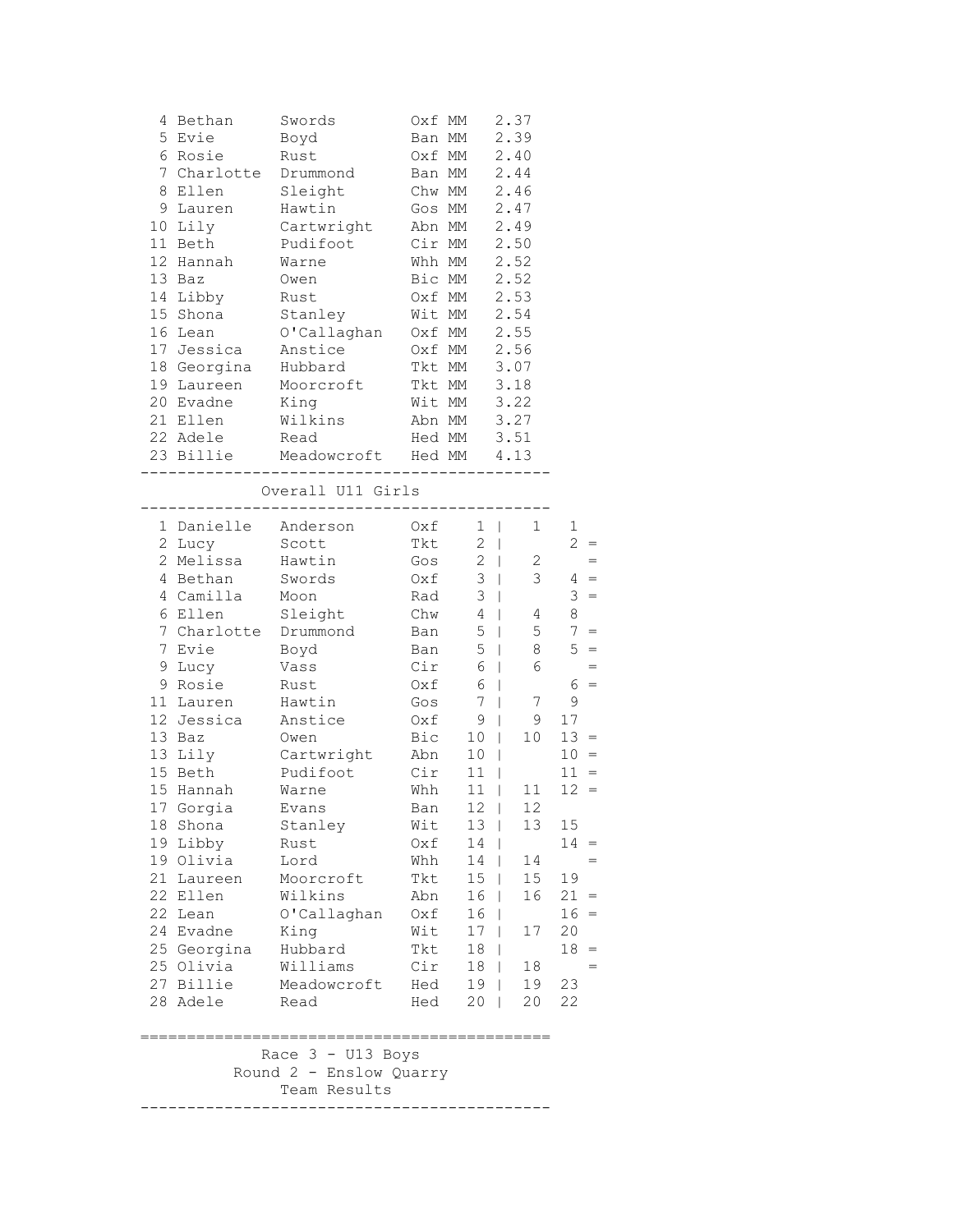| | | | | | |
|---|---|---|---|---|---|
| 4 | Bethan | Swords | Oxf | MM | 2.37 |
| 5 | Evie | Boyd | Ban | MM | 2.39 |
| 6 | Rosie | Rust | Oxf | MM | 2.40 |
| 7 | Charlotte | Drummond | Ban | MM | 2.44 |
| 8 | Ellen | Sleight | Chw | MM | 2.46 |
| 9 | Lauren | Hawtin | Gos | MM | 2.47 |
| 10 | Lily | Cartwright | Abn | MM | 2.49 |
| 11 | Beth | Pudifoot | Cir | MM | 2.50 |
| 12 | Hannah | Warne | Whh | MM | 2.52 |
| 13 | Baz | Owen | Bic | MM | 2.52 |
| 14 | Libby | Rust | Oxf | MM | 2.53 |
| 15 | Shona | Stanley | Wit | MM | 2.54 |
| 16 | Lean | O'Callaghan | Oxf | MM | 2.55 |
| 17 | Jessica | Anstice | Oxf | MM | 2.56 |
| 18 | Georgina | Hubbard | Tkt | MM | 3.07 |
| 19 | Laureen | Moorcroft | Tkt | MM | 3.18 |
| 20 | Evadne | King | Wit | MM | 3.22 |
| 21 | Ellen | Wilkins | Abn | MM | 3.27 |
| 22 | Adele | Read | Hed | MM | 3.51 |
| 23 | Billie | Meadowcroft | Hed | MM | 4.13 |

## Overall U11 Girls

| | | | | | | | | |
|---|---|---|---|---|---|---|---|---|
| 1 | Danielle | Anderson | Oxf | 1 | \| | 1 | 1 | |
| 2 | Lucy | Scott | Tkt | 2 | \| | | 2 | = |
| 2 | Melissa | Hawtin | Gos | 2 | \| | 2 | | = |
| 4 | Bethan | Swords | Oxf | 3 | \| | 3 | 4 | = |
| 4 | Camilla | Moon | Rad | 3 | \| | | 3 | = |
| 6 | Ellen | Sleight | Chw | 4 | \| | 4 | 8 | |
| 7 | Charlotte | Drummond | Ban | 5 | \| | 5 | 7 | = |
| 7 | Evie | Boyd | Ban | 5 | \| | 8 | 5 | = |
| 9 | Lucy | Vass | Cir | 6 | \| | 6 | | = |
| 9 | Rosie | Rust | Oxf | 6 | \| | | 6 | = |
| 11 | Lauren | Hawtin | Gos | 7 | \| | 7 | 9 | |
| 12 | Jessica | Anstice | Oxf | 9 | \| | 9 | 17 | |
| 13 | Baz | Owen | Bic | 10 | \| | 10 | 13 | = |
| 13 | Lily | Cartwright | Abn | 10 | \| | | 10 | = |
| 15 | Beth | Pudifoot | Cir | 11 | \| | | 11 | = |
| 15 | Hannah | Warne | Whh | 11 | \| | 11 | 12 | = |
| 17 | Gorgia | Evans | Ban | 12 | \| | 12 | | |
| 18 | Shona | Stanley | Wit | 13 | \| | 13 | 15 | |
| 19 | Libby | Rust | Oxf | 14 | \| | | 14 | = |
| 19 | Olivia | Lord | Whh | 14 | \| | 14 | | = |
| 21 | Laureen | Moorcroft | Tkt | 15 | \| | 15 | 19 | |
| 22 | Ellen | Wilkins | Abn | 16 | \| | 16 | 21 | = |
| 22 | Lean | O'Callaghan | Oxf | 16 | \| | | 16 | = |
| 24 | Evadne | King | Wit | 17 | \| | 17 | 20 | |
| 25 | Georgina | Hubbard | Tkt | 18 | \| | | 18 | = |
| 25 | Olivia | Williams | Cir | 18 | \| | 18 | | = |
| 27 | Billie | Meadowcroft | Hed | 19 | \| | 19 | 23 | |
| 28 | Adele | Read | Hed | 20 | \| | 20 | 22 | |

## Race 3 - U13 Boys
### Round 2 - Enslow Quarry
### Team Results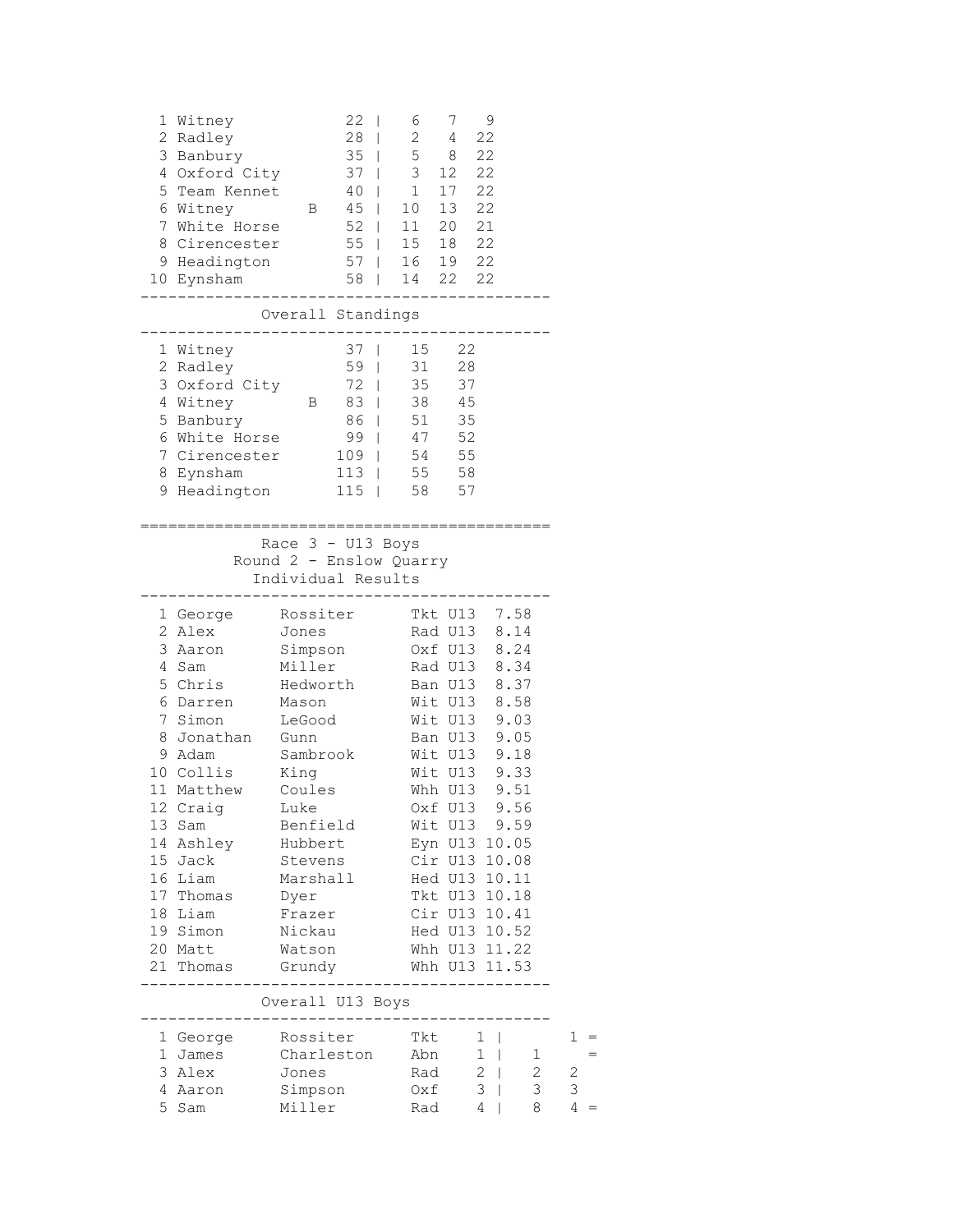| Pos | Team | | Total | | Scores | |
|---|---|---|---|---|---|---|
| 1 | Witney | | 22 | 6 | 7 | 9 |
| 2 | Radley | | 28 | 2 | 4 | 22 |
| 3 | Banbury | | 35 | 5 | 8 | 22 |
| 4 | Oxford City | | 37 | 3 | 12 | 22 |
| 5 | Team Kennet | | 40 | 1 | 17 | 22 |
| 6 | Witney | B | 45 | 10 | 13 | 22 |
| 7 | White Horse | | 52 | 11 | 20 | 21 |
| 8 | Cirencester | | 55 | 15 | 18 | 22 |
| 9 | Headington | | 57 | 16 | 19 | 22 |
| 10 | Eynsham | | 58 | 14 | 22 | 22 |

### Overall Standings

| Pos | Team | | Total | | |
|---|---|---|---|---|---|
| 1 | Witney | | 37 | 15 | 22 |
| 2 | Radley | | 59 | 31 | 28 |
| 3 | Oxford City | | 72 | 35 | 37 |
| 4 | Witney | B | 83 | 38 | 45 |
| 5 | Banbury | | 86 | 51 | 35 |
| 6 | White Horse | | 99 | 47 | 52 |
| 7 | Cirencester | | 109 | 54 | 55 |
| 8 | Eynsham | | 113 | 55 | 58 |
| 9 | Headington | | 115 | 58 | 57 |

## Race 3 - U13 Boys

### Round 2 - Enslow Quarry

### Individual Results

| Pos | First Name | Surname | Club | Cat | Time |
|---|---|---|---|---|---|
| 1 | George | Rossiter | Tkt | U13 | 7.58 |
| 2 | Alex | Jones | Rad | U13 | 8.14 |
| 3 | Aaron | Simpson | Oxf | U13 | 8.24 |
| 4 | Sam | Miller | Rad | U13 | 8.34 |
| 5 | Chris | Hedworth | Ban | U13 | 8.37 |
| 6 | Darren | Mason | Wit | U13 | 8.58 |
| 7 | Simon | LeGood | Wit | U13 | 9.03 |
| 8 | Jonathan | Gunn | Ban | U13 | 9.05 |
| 9 | Adam | Sambrook | Wit | U13 | 9.18 |
| 10 | Collis | King | Wit | U13 | 9.33 |
| 11 | Matthew | Coules | Whh | U13 | 9.51 |
| 12 | Craig | Luke | Oxf | U13 | 9.56 |
| 13 | Sam | Benfield | Wit | U13 | 9.59 |
| 14 | Ashley | Hubbert | Eyn | U13 | 10.05 |
| 15 | Jack | Stevens | Cir | U13 | 10.08 |
| 16 | Liam | Marshall | Hed | U13 | 10.11 |
| 17 | Thomas | Dyer | Tkt | U13 | 10.18 |
| 18 | Liam | Frazer | Cir | U13 | 10.41 |
| 19 | Simon | Nickau | Hed | U13 | 10.52 |
| 20 | Matt | Watson | Whh | U13 | 11.22 |
| 21 | Thomas | Grundy | Whh | U13 | 11.53 |

### Overall U13 Boys

| Pos | First Name | Surname | Club | Points | | | |
|---|---|---|---|---|---|---|---|
| 1 | George | Rossiter | Tkt | 1 | | 1 | = |
| 1 | James | Charleston | Abn | 1 | 1 | | = |
| 3 | Alex | Jones | Rad | 2 | 2 | 2 | |
| 4 | Aaron | Simpson | Oxf | 3 | 3 | 3 | |
| 5 | Sam | Miller | Rad | 4 | 8 | 4 | = |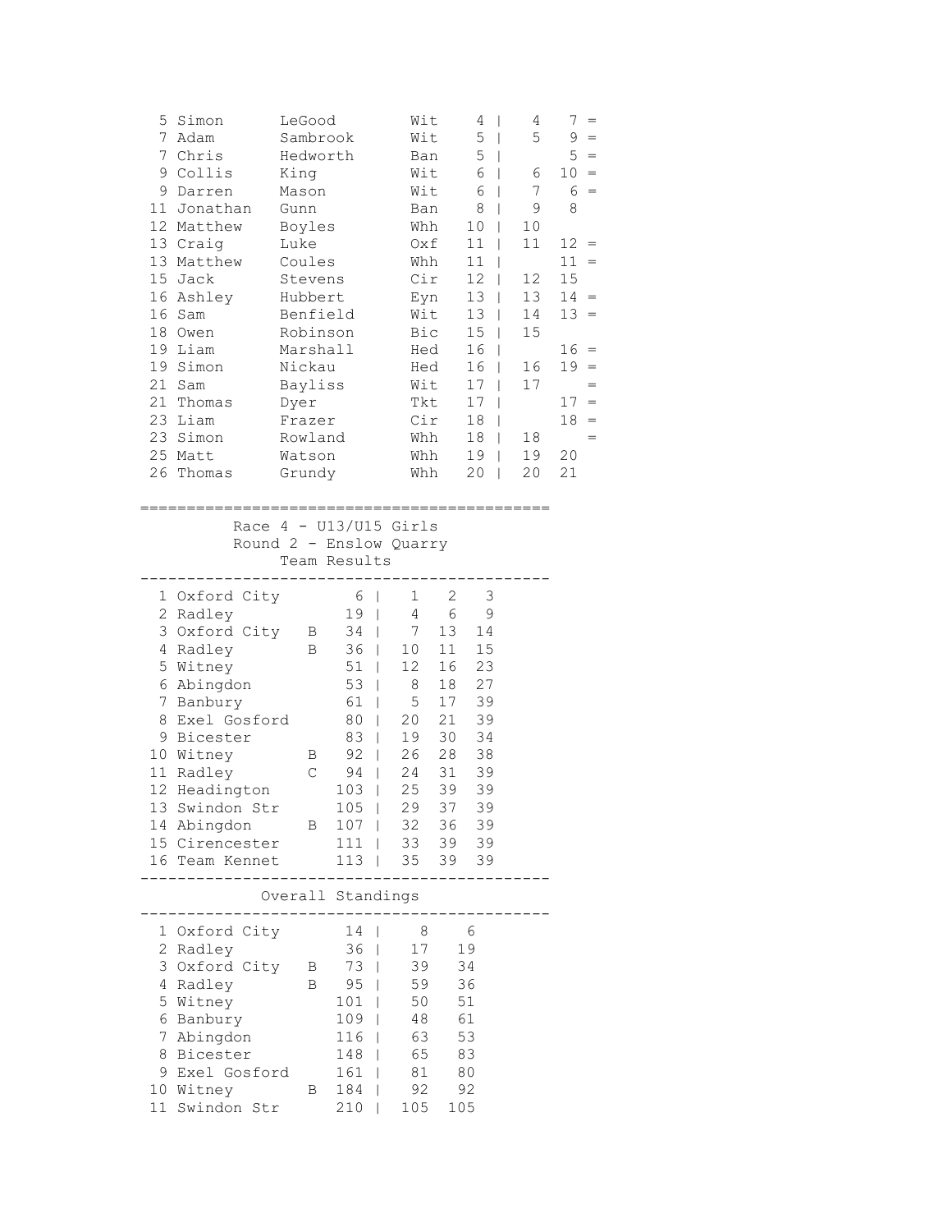| Pos | First Name | Surname | Club | Total | R1 | R2 | |
|---|---|---|---|---|---|---|---|
| 5 | Simon | LeGood | Wit | 4 | 4 | 7 | = |
| 7 | Adam | Sambrook | Wit | 5 | 5 | 9 | = |
| 7 | Chris | Hedworth | Ban | 5 | | 5 | = |
| 9 | Collis | King | Wit | 6 | 6 | 10 | = |
| 9 | Darren | Mason | Wit | 6 | 7 | 6 | = |
| 11 | Jonathan | Gunn | Ban | 8 | 9 | 8 | |
| 12 | Matthew | Boyles | Whh | 10 | 10 | | |
| 13 | Craig | Luke | Oxf | 11 | 11 | 12 | = |
| 13 | Matthew | Coules | Whh | 11 | | 11 | = |
| 15 | Jack | Stevens | Cir | 12 | 12 | 15 | |
| 16 | Ashley | Hubbert | Eyn | 13 | 13 | 14 | = |
| 16 | Sam | Benfield | Wit | 13 | 14 | 13 | = |
| 18 | Owen | Robinson | Bic | 15 | 15 | | |
| 19 | Liam | Marshall | Hed | 16 | | 16 | = |
| 19 | Simon | Nickau | Hed | 16 | 16 | 19 | = |
| 21 | Sam | Bayliss | Wit | 17 | 17 | | = |
| 21 | Thomas | Dyer | Tkt | 17 | | 17 | = |
| 23 | Liam | Frazer | Cir | 18 | | 18 | = |
| 23 | Simon | Rowland | Whh | 18 | 18 | | = |
| 25 | Matt | Watson | Whh | 19 | 19 | 20 | |
| 26 | Thomas | Grundy | Whh | 20 | 20 | 21 | |

## Race 4 - U13/U15 Girls
### Round 2 - Enslow Quarry
### Team Results

| Pos | Team | | Total | 1st | 2nd | 3rd |
|---|---|---|---|---|---|---|
| 1 | Oxford City | | 6 | 1 | 2 | 3 |
| 2 | Radley | | 19 | 4 | 6 | 9 |
| 3 | Oxford City | B | 34 | 7 | 13 | 14 |
| 4 | Radley | B | 36 | 10 | 11 | 15 |
| 5 | Witney | | 51 | 12 | 16 | 23 |
| 6 | Abingdon | | 53 | 8 | 18 | 27 |
| 7 | Banbury | | 61 | 5 | 17 | 39 |
| 8 | Exel Gosford | | 80 | 20 | 21 | 39 |
| 9 | Bicester | | 83 | 19 | 30 | 34 |
| 10 | Witney | B | 92 | 26 | 28 | 38 |
| 11 | Radley | C | 94 | 24 | 31 | 39 |
| 12 | Headington | | 103 | 25 | 39 | 39 |
| 13 | Swindon Str | | 105 | 29 | 37 | 39 |
| 14 | Abingdon | B | 107 | 32 | 36 | 39 |
| 15 | Cirencester | | 111 | 33 | 39 | 39 |
| 16 | Team Kennet | | 113 | 35 | 39 | 39 |

### Overall Standings

| Pos | Team | | Total | R1 | R2 |
|---|---|---|---|---|---|
| 1 | Oxford City | | 14 | 8 | 6 |
| 2 | Radley | | 36 | 17 | 19 |
| 3 | Oxford City | B | 73 | 39 | 34 |
| 4 | Radley | B | 95 | 59 | 36 |
| 5 | Witney | | 101 | 50 | 51 |
| 6 | Banbury | | 109 | 48 | 61 |
| 7 | Abingdon | | 116 | 63 | 53 |
| 8 | Bicester | | 148 | 65 | 83 |
| 9 | Exel Gosford | | 161 | 81 | 80 |
| 10 | Witney | B | 184 | 92 | 92 |
| 11 | Swindon Str | | 210 | 105 | 105 |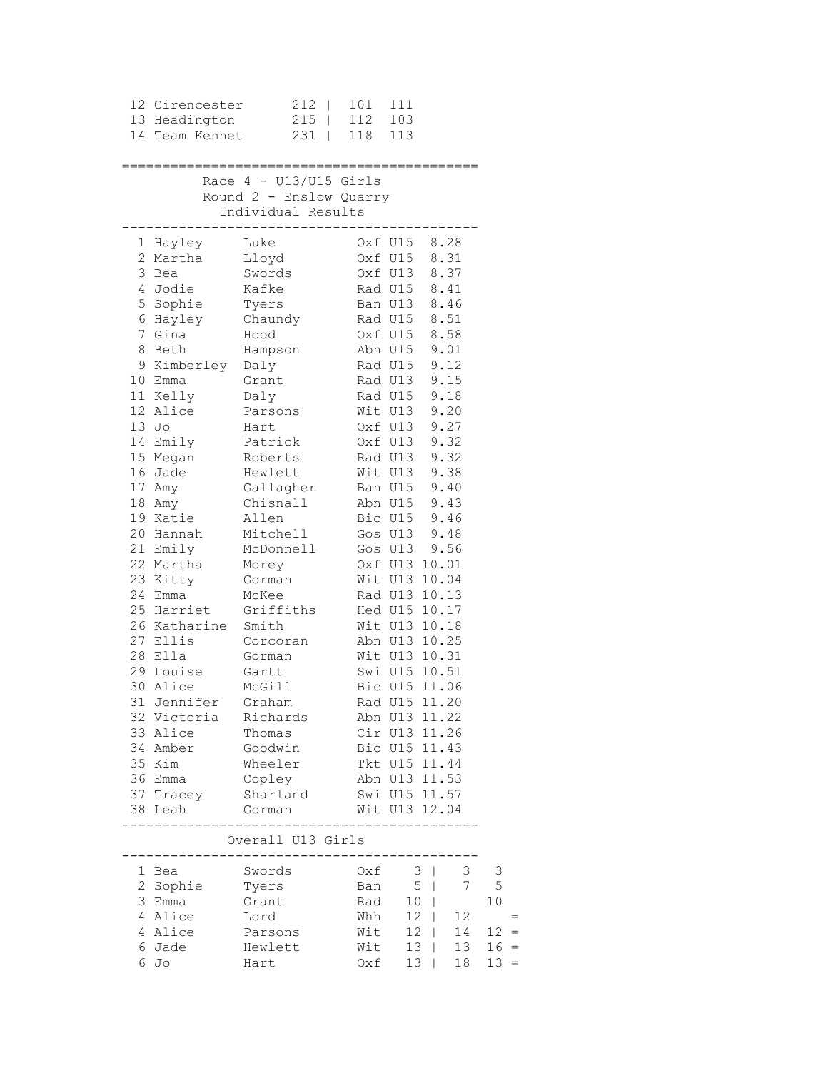| | | | | | |
|---|---|---|---|---|---|
| 12 | Cirencester | 212 | | 101 | 111 |
| 13 | Headington | 215 | | 112 | 103 |
| 14 | Team Kennet | 231 | | 118 | 113 |

## Race 4 - U13/U15 Girls
### Round 2 - Enslow Quarry
### Individual Results

| Pos | First Name | Surname | Club | Cat | Time |
|---|---|---|---|---|---|
| 1 | Hayley | Luke | Oxf | U15 | 8.28 |
| 2 | Martha | Lloyd | Oxf | U15 | 8.31 |
| 3 | Bea | Swords | Oxf | U13 | 8.37 |
| 4 | Jodie | Kafke | Rad | U15 | 8.41 |
| 5 | Sophie | Tyers | Ban | U13 | 8.46 |
| 6 | Hayley | Chaundy | Rad | U15 | 8.51 |
| 7 | Gina | Hood | Oxf | U15 | 8.58 |
| 8 | Beth | Hampson | Abn | U15 | 9.01 |
| 9 | Kimberley | Daly | Rad | U15 | 9.12 |
| 10 | Emma | Grant | Rad | U13 | 9.15 |
| 11 | Kelly | Daly | Rad | U15 | 9.18 |
| 12 | Alice | Parsons | Wit | U13 | 9.20 |
| 13 | Jo | Hart | Oxf | U13 | 9.27 |
| 14 | Emily | Patrick | Oxf | U13 | 9.32 |
| 15 | Megan | Roberts | Rad | U13 | 9.32 |
| 16 | Jade | Hewlett | Wit | U13 | 9.38 |
| 17 | Amy | Gallagher | Ban | U15 | 9.40 |
| 18 | Amy | Chisnall | Abn | U15 | 9.43 |
| 19 | Katie | Allen | Bic | U15 | 9.46 |
| 20 | Hannah | Mitchell | Gos | U13 | 9.48 |
| 21 | Emily | McDonnell | Gos | U13 | 9.56 |
| 22 | Martha | Morey | Oxf | U13 | 10.01 |
| 23 | Kitty | Gorman | Wit | U13 | 10.04 |
| 24 | Emma | McKee | Rad | U13 | 10.13 |
| 25 | Harriet | Griffiths | Hed | U15 | 10.17 |
| 26 | Katharine | Smith | Wit | U13 | 10.18 |
| 27 | Ellis | Corcoran | Abn | U13 | 10.25 |
| 28 | Ella | Gorman | Wit | U13 | 10.31 |
| 29 | Louise | Gartt | Swi | U15 | 10.51 |
| 30 | Alice | McGill | Bic | U15 | 11.06 |
| 31 | Jennifer | Graham | Rad | U15 | 11.20 |
| 32 | Victoria | Richards | Abn | U13 | 11.22 |
| 33 | Alice | Thomas | Cir | U13 | 11.26 |
| 34 | Amber | Goodwin | Bic | U15 | 11.43 |
| 35 | Kim | Wheeler | Tkt | U15 | 11.44 |
| 36 | Emma | Copley | Abn | U13 | 11.53 |
| 37 | Tracey | Sharland | Swi | U15 | 11.57 |
| 38 | Leah | Gorman | Wit | U13 | 12.04 |

### Overall U13 Girls

| Pos | First Name | Surname | Club | Total | | R1 | R2 | |
|---|---|---|---|---|---|---|---|---|
| 1 | Bea | Swords | Oxf | 3 | \| | 3 | 3 | |
| 2 | Sophie | Tyers | Ban | 5 | \| | 7 | 5 | |
| 3 | Emma | Grant | Rad | 10 | \| | | 10 | |
| 4 | Alice | Lord | Whh | 12 | \| | 12 | | = |
| 4 | Alice | Parsons | Wit | 12 | \| | 14 | 12 | = |
| 6 | Jade | Hewlett | Wit | 13 | \| | 13 | 16 | = |
| 6 | Jo | Hart | Oxf | 13 | \| | 18 | 13 | = |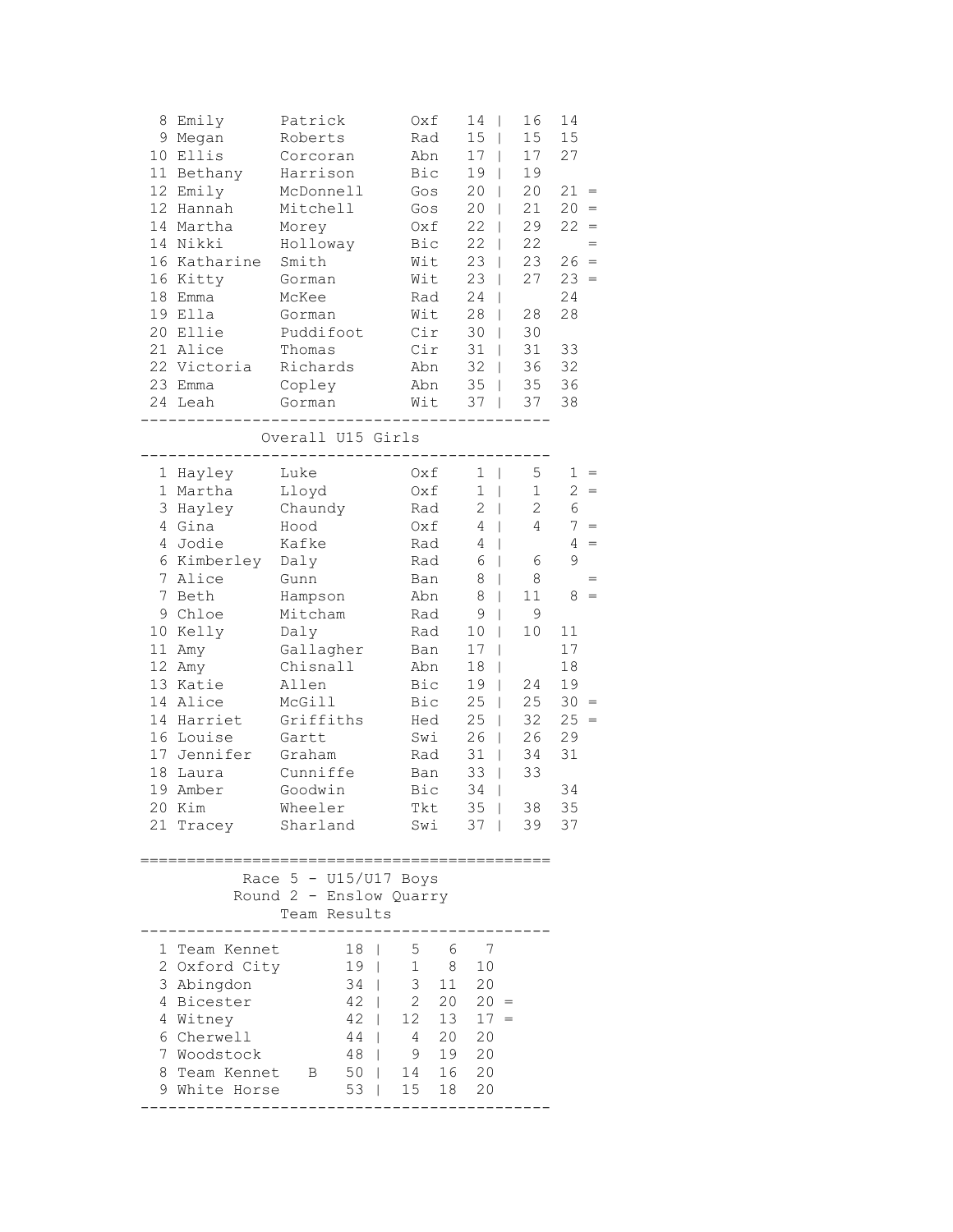| Pos | First Name | Surname | Club | Total | R1 | R2 | |
|---|---|---|---|---|---|---|---|
| 8 | Emily | Patrick | Oxf | 14 | 16 | 14 | |
| 9 | Megan | Roberts | Rad | 15 | 15 | 15 | |
| 10 | Ellis | Corcoran | Abn | 17 | 17 | 27 | |
| 11 | Bethany | Harrison | Bic | 19 | 19 | | |
| 12 | Emily | McDonnell | Gos | 20 | 20 | 21 | = |
| 12 | Hannah | Mitchell | Gos | 20 | 21 | 20 | = |
| 14 | Martha | Morey | Oxf | 22 | 29 | 22 | = |
| 14 | Nikki | Holloway | Bic | 22 | 22 | | = |
| 16 | Katharine | Smith | Wit | 23 | 23 | 26 | = |
| 16 | Kitty | Gorman | Wit | 23 | 27 | 23 | = |
| 18 | Emma | McKee | Rad | 24 | | 24 | |
| 19 | Ella | Gorman | Wit | 28 | 28 | 28 | |
| 20 | Ellie | Puddifoot | Cir | 30 | 30 | | |
| 21 | Alice | Thomas | Cir | 31 | 31 | 33 | |
| 22 | Victoria | Richards | Abn | 32 | 36 | 32 | |
| 23 | Emma | Copley | Abn | 35 | 35 | 36 | |
| 24 | Leah | Gorman | Wit | 37 | 37 | 38 | |

## Overall U15 Girls

| Pos | First Name | Surname | Club | Total | R1 | R2 | |
|---|---|---|---|---|---|---|---|
| 1 | Hayley | Luke | Oxf | 1 | 5 | 1 | = |
| 1 | Martha | Lloyd | Oxf | 1 | 1 | 2 | = |
| 3 | Hayley | Chaundy | Rad | 2 | 2 | 6 | |
| 4 | Gina | Hood | Oxf | 4 | 4 | 7 | = |
| 4 | Jodie | Kafke | Rad | 4 | | 4 | = |
| 6 | Kimberley | Daly | Rad | 6 | 6 | 9 | |
| 7 | Alice | Gunn | Ban | 8 | 8 | | = |
| 7 | Beth | Hampson | Abn | 8 | 11 | 8 | = |
| 9 | Chloe | Mitcham | Rad | 9 | 9 | | |
| 10 | Kelly | Daly | Rad | 10 | 10 | 11 | |
| 11 | Amy | Gallagher | Ban | 17 | | 17 | |
| 12 | Amy | Chisnall | Abn | 18 | | 18 | |
| 13 | Katie | Allen | Bic | 19 | 24 | 19 | |
| 14 | Alice | McGill | Bic | 25 | 25 | 30 | = |
| 14 | Harriet | Griffiths | Hed | 25 | 32 | 25 | = |
| 16 | Louise | Gartt | Swi | 26 | 26 | 29 | |
| 17 | Jennifer | Graham | Rad | 31 | 34 | 31 | |
| 18 | Laura | Cunniffe | Ban | 33 | 33 | | |
| 19 | Amber | Goodwin | Bic | 34 | | 34 | |
| 20 | Kim | Wheeler | Tkt | 35 | 38 | 35 | |
| 21 | Tracey | Sharland | Swi | 37 | 39 | 37 | |

## Race 5 - U15/U17 Boys
### Round 2 - Enslow Quarry
### Team Results

| Pos | Team | Total | | | | |
|---|---|---|---|---|---|---|
| 1 | Team Kennet | 18 | 5 | 6 | 7 | |
| 2 | Oxford City | 19 | 1 | 8 | 10 | |
| 3 | Abingdon | 34 | 3 | 11 | 20 | |
| 4 | Bicester | 42 | 2 | 20 | 20 | = |
| 4 | Witney | 42 | 12 | 13 | 17 | = |
| 6 | Cherwell | 44 | 4 | 20 | 20 | |
| 7 | Woodstock | 48 | 9 | 19 | 20 | |
| 8 | Team Kennet B | 50 | 14 | 16 | 20 | |
| 9 | White Horse | 53 | 15 | 18 | 20 | |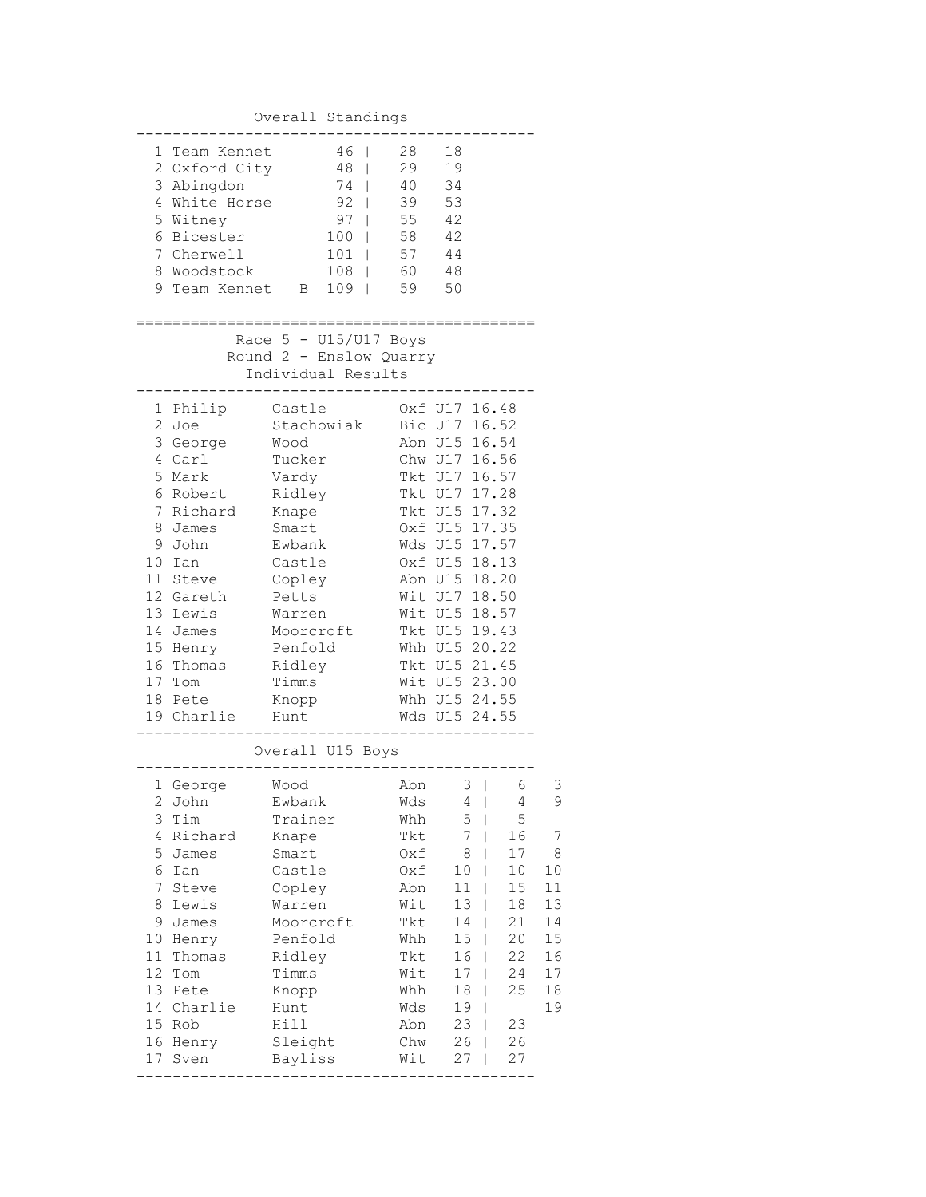## Overall Standings

| Pos | Team | Total | | |
|---|---|---|---|---|
| 1 | Team Kennet | 46 | 28 | 18 |
| 2 | Oxford City | 48 | 29 | 19 |
| 3 | Abingdon | 74 | 40 | 34 |
| 4 | White Horse | 92 | 39 | 53 |
| 5 | Witney | 97 | 55 | 42 |
| 6 | Bicester | 100 | 58 | 42 |
| 7 | Cherwell | 101 | 57 | 44 |
| 8 | Woodstock | 108 | 60 | 48 |
| 9 | Team Kennet B | 109 | 59 | 50 |

## Race 5 - U15/U17 Boys
### Round 2 - Enslow Quarry
### Individual Results

| Pos | First Name | Surname | Club | Cat | Time |
|---|---|---|---|---|---|
| 1 | Philip | Castle | Oxf | U17 | 16.48 |
| 2 | Joe | Stachowiak | Bic | U17 | 16.52 |
| 3 | George | Wood | Abn | U15 | 16.54 |
| 4 | Carl | Tucker | Chw | U17 | 16.56 |
| 5 | Mark | Vardy | Tkt | U17 | 16.57 |
| 6 | Robert | Ridley | Tkt | U17 | 17.28 |
| 7 | Richard | Knape | Tkt | U15 | 17.32 |
| 8 | James | Smart | Oxf | U15 | 17.35 |
| 9 | John | Ewbank | Wds | U15 | 17.57 |
| 10 | Ian | Castle | Oxf | U15 | 18.13 |
| 11 | Steve | Copley | Abn | U15 | 18.20 |
| 12 | Gareth | Petts | Wit | U17 | 18.50 |
| 13 | Lewis | Warren | Wit | U15 | 18.57 |
| 14 | James | Moorcroft | Tkt | U15 | 19.43 |
| 15 | Henry | Penfold | Whh | U15 | 20.22 |
| 16 | Thomas | Ridley | Tkt | U15 | 21.45 |
| 17 | Tom | Timms | Wit | U15 | 23.00 |
| 18 | Pete | Knopp | Whh | U15 | 24.55 |
| 19 | Charlie | Hunt | Wds | U15 | 24.55 |

## Overall U15 Boys

| Pos | First Name | Surname | Club | Total | | |
|---|---|---|---|---|---|---|
| 1 | George | Wood | Abn | 3 | 6 | 3 |
| 2 | John | Ewbank | Wds | 4 | 4 | 9 |
| 3 | Tim | Trainer | Whh | 5 | 5 | |
| 4 | Richard | Knape | Tkt | 7 | 16 | 7 |
| 5 | James | Smart | Oxf | 8 | 17 | 8 |
| 6 | Ian | Castle | Oxf | 10 | 10 | 10 |
| 7 | Steve | Copley | Abn | 11 | 15 | 11 |
| 8 | Lewis | Warren | Wit | 13 | 18 | 13 |
| 9 | James | Moorcroft | Tkt | 14 | 21 | 14 |
| 10 | Henry | Penfold | Whh | 15 | 20 | 15 |
| 11 | Thomas | Ridley | Tkt | 16 | 22 | 16 |
| 12 | Tom | Timms | Wit | 17 | 24 | 17 |
| 13 | Pete | Knopp | Whh | 18 | 25 | 18 |
| 14 | Charlie | Hunt | Wds | 19 | | 19 |
| 15 | Rob | Hill | Abn | 23 | 23 | |
| 16 | Henry | Sleight | Chw | 26 | 26 | |
| 17 | Sven | Bayliss | Wit | 27 | 27 | |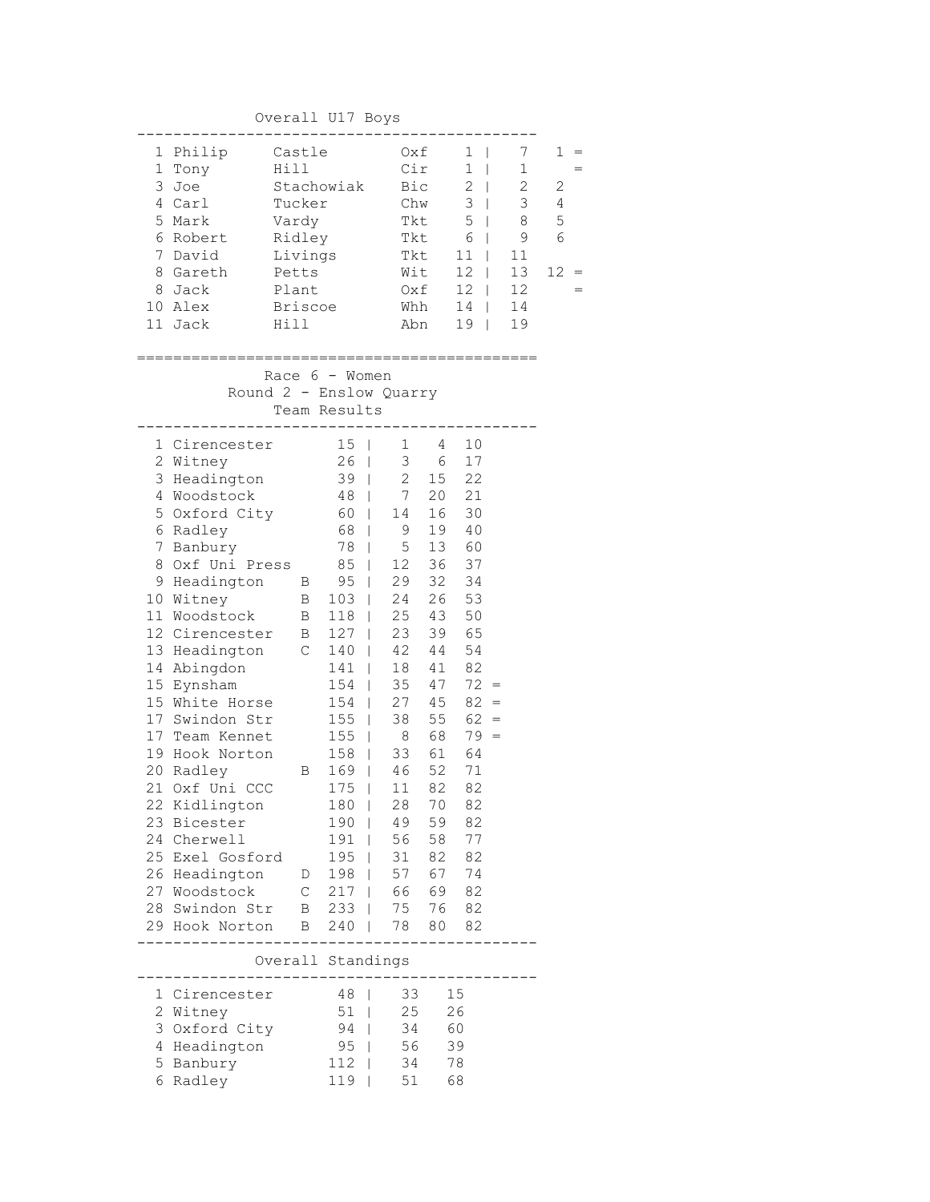## Overall U17 Boys

| Pos | First Name | Surname | Club | Total | | | |
|---|---|---|---|---|---|---|---|
| 1 | Philip | Castle | Oxf | 1 | 7 | 1 | = |
| 1 | Tony | Hill | Cir | 1 | 1 | | = |
| 3 | Joe | Stachowiak | Bic | 2 | 2 | 2 | |
| 4 | Carl | Tucker | Chw | 3 | 3 | 4 | |
| 5 | Mark | Vardy | Tkt | 5 | 8 | 5 | |
| 6 | Robert | Ridley | Tkt | 6 | 9 | 6 | |
| 7 | David | Livings | Tkt | 11 | 11 | | |
| 8 | Gareth | Petts | Wit | 12 | 13 | 12 | = |
| 8 | Jack | Plant | Oxf | 12 | 12 | | = |
| 10 | Alex | Briscoe | Whh | 14 | 14 | | |
| 11 | Jack | Hill | Abn | 19 | 19 | | |

## Race 6 - Women
### Round 2 - Enslow Quarry
### Team Results

| Pos | Team | | Total | | | | |
|---|---|---|---|---|---|---|---|
| 1 | Cirencester | | 15 | 1 | 4 | 10 | |
| 2 | Witney | | 26 | 3 | 6 | 17 | |
| 3 | Headington | | 39 | 2 | 15 | 22 | |
| 4 | Woodstock | | 48 | 7 | 20 | 21 | |
| 5 | Oxford City | | 60 | 14 | 16 | 30 | |
| 6 | Radley | | 68 | 9 | 19 | 40 | |
| 7 | Banbury | | 78 | 5 | 13 | 60 | |
| 8 | Oxf Uni Press | | 85 | 12 | 36 | 37 | |
| 9 | Headington | B | 95 | 29 | 32 | 34 | |
| 10 | Witney | B | 103 | 24 | 26 | 53 | |
| 11 | Woodstock | B | 118 | 25 | 43 | 50 | |
| 12 | Cirencester | B | 127 | 23 | 39 | 65 | |
| 13 | Headington | C | 140 | 42 | 44 | 54 | |
| 14 | Abingdon | | 141 | 18 | 41 | 82 | |
| 15 | Eynsham | | 154 | 35 | 47 | 72 | = |
| 15 | White Horse | | 154 | 27 | 45 | 82 | = |
| 17 | Swindon Str | | 155 | 38 | 55 | 62 | = |
| 17 | Team Kennet | | 155 | 8 | 68 | 79 | = |
| 19 | Hook Norton | | 158 | 33 | 61 | 64 | |
| 20 | Radley | B | 169 | 46 | 52 | 71 | |
| 21 | Oxf Uni CCC | | 175 | 11 | 82 | 82 | |
| 22 | Kidlington | | 180 | 28 | 70 | 82 | |
| 23 | Bicester | | 190 | 49 | 59 | 82 | |
| 24 | Cherwell | | 191 | 56 | 58 | 77 | |
| 25 | Exel Gosford | | 195 | 31 | 82 | 82 | |
| 26 | Headington | D | 198 | 57 | 67 | 74 | |
| 27 | Woodstock | C | 217 | 66 | 69 | 82 | |
| 28 | Swindon Str | B | 233 | 75 | 76 | 82 | |
| 29 | Hook Norton | B | 240 | 78 | 80 | 82 | |

### Overall Standings

| Pos | Team | Total | | |
|---|---|---|---|---|
| 1 | Cirencester | 48 | 33 | 15 |
| 2 | Witney | 51 | 25 | 26 |
| 3 | Oxford City | 94 | 34 | 60 |
| 4 | Headington | 95 | 56 | 39 |
| 5 | Banbury | 112 | 34 | 78 |
| 6 | Radley | 119 | 51 | 68 |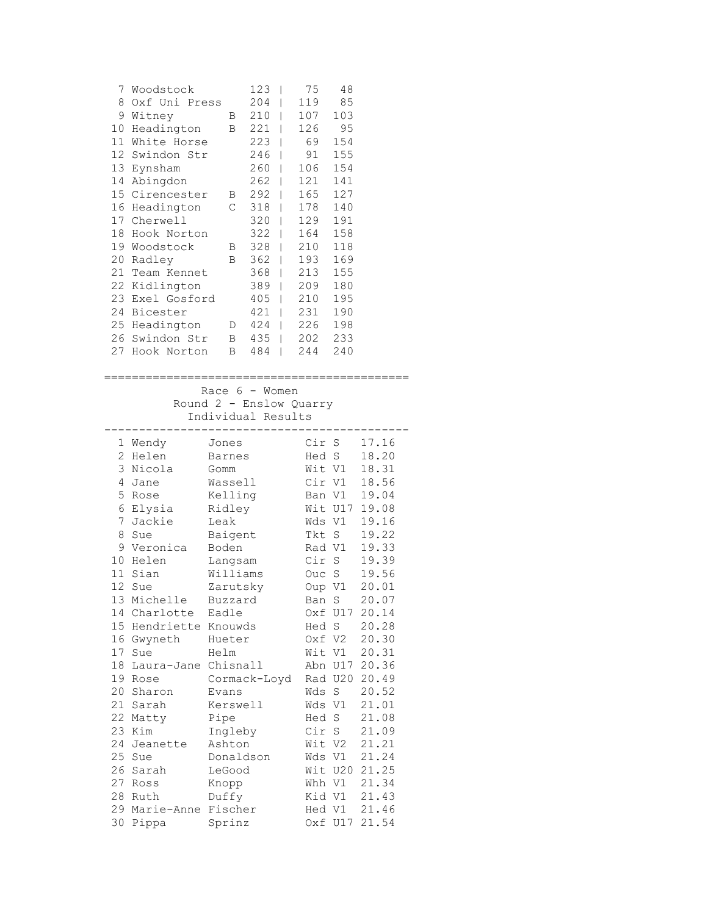| Pos | Team | | Total | | | |
|---|---|---|---|---|---|---|
| 7 | Woodstock | | 123 | \| | 75 | 48 |
| 8 | Oxf Uni Press | | 204 | \| | 119 | 85 |
| 9 | Witney | B | 210 | \| | 107 | 103 |
| 10 | Headington | B | 221 | \| | 126 | 95 |
| 11 | White Horse | | 223 | \| | 69 | 154 |
| 12 | Swindon Str | | 246 | \| | 91 | 155 |
| 13 | Eynsham | | 260 | \| | 106 | 154 |
| 14 | Abingdon | | 262 | \| | 121 | 141 |
| 15 | Cirencester | B | 292 | \| | 165 | 127 |
| 16 | Headington | C | 318 | \| | 178 | 140 |
| 17 | Cherwell | | 320 | \| | 129 | 191 |
| 18 | Hook Norton | | 322 | \| | 164 | 158 |
| 19 | Woodstock | B | 328 | \| | 210 | 118 |
| 20 | Radley | B | 362 | \| | 193 | 169 |
| 21 | Team Kennet | | 368 | \| | 213 | 155 |
| 22 | Kidlington | | 389 | \| | 209 | 180 |
| 23 | Exel Gosford | | 405 | \| | 210 | 195 |
| 24 | Bicester | | 421 | \| | 231 | 190 |
| 25 | Headington | D | 424 | \| | 226 | 198 |
| 26 | Swindon Str | B | 435 | \| | 202 | 233 |
| 27 | Hook Norton | B | 484 | \| | 244 | 240 |

Race 6 - Women

Round 2 - Enslow Quarry

Individual Results

| Pos | First Name | Surname | Club | Cat | Time |
|---|---|---|---|---|---|
| 1 | Wendy | Jones | Cir | S | 17.16 |
| 2 | Helen | Barnes | Hed | S | 18.20 |
| 3 | Nicola | Gomm | Wit | V1 | 18.31 |
| 4 | Jane | Wassell | Cir | V1 | 18.56 |
| 5 | Rose | Kelling | Ban | V1 | 19.04 |
| 6 | Elysia | Ridley | Wit | U17 | 19.08 |
| 7 | Jackie | Leak | Wds | V1 | 19.16 |
| 8 | Sue | Baigent | Tkt | S | 19.22 |
| 9 | Veronica | Boden | Rad | V1 | 19.33 |
| 10 | Helen | Langsam | Cir | S | 19.39 |
| 11 | Sian | Williams | Ouc | S | 19.56 |
| 12 | Sue | Zarutsky | Oup | V1 | 20.01 |
| 13 | Michelle | Buzzard | Ban | S | 20.07 |
| 14 | Charlotte | Eadle | Oxf | U17 | 20.14 |
| 15 | Hendriette | Knouwds | Hed | S | 20.28 |
| 16 | Gwyneth | Hueter | Oxf | V2 | 20.30 |
| 17 | Sue | Helm | Wit | V1 | 20.31 |
| 18 | Laura-Jane | Chisnall | Abn | U17 | 20.36 |
| 19 | Rose | Cormack-Loyd | Rad | U20 | 20.49 |
| 20 | Sharon | Evans | Wds | S | 20.52 |
| 21 | Sarah | Kerswell | Wds | V1 | 21.01 |
| 22 | Matty | Pipe | Hed | S | 21.08 |
| 23 | Kim | Ingleby | Cir | S | 21.09 |
| 24 | Jeanette | Ashton | Wit | V2 | 21.21 |
| 25 | Sue | Donaldson | Wds | V1 | 21.24 |
| 26 | Sarah | LeGood | Wit | U20 | 21.25 |
| 27 | Ross | Knopp | Whh | V1 | 21.34 |
| 28 | Ruth | Duffy | Kid | V1 | 21.43 |
| 29 | Marie-Anne | Fischer | Hed | V1 | 21.46 |
| 30 | Pippa | Sprinz | Oxf | U17 | 21.54 |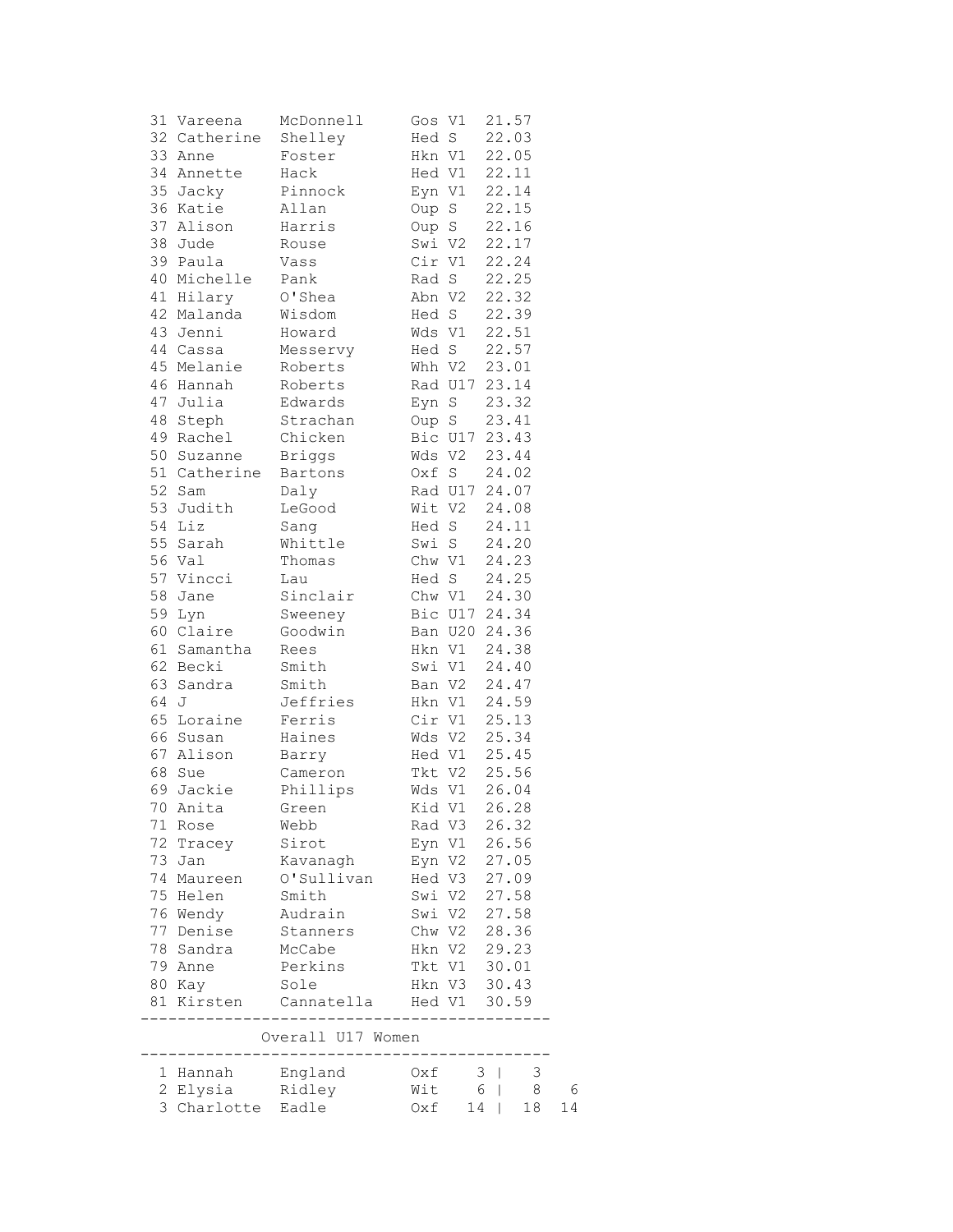| Pos | First Name | Surname | Club | Cat | Time |
|---|---|---|---|---|---|
| 31 | Vareena | McDonnell | Gos | V1 | 21.57 |
| 32 | Catherine | Shelley | Hed | S | 22.03 |
| 33 | Anne | Foster | Hkn | V1 | 22.05 |
| 34 | Annette | Hack | Hed | V1 | 22.11 |
| 35 | Jacky | Pinnock | Eyn | V1 | 22.14 |
| 36 | Katie | Allan | Oup | S | 22.15 |
| 37 | Alison | Harris | Oup | S | 22.16 |
| 38 | Jude | Rouse | Swi | V2 | 22.17 |
| 39 | Paula | Vass | Cir | V1 | 22.24 |
| 40 | Michelle | Pank | Rad | S | 22.25 |
| 41 | Hilary | O'Shea | Abn | V2 | 22.32 |
| 42 | Malanda | Wisdom | Hed | S | 22.39 |
| 43 | Jenni | Howard | Wds | V1 | 22.51 |
| 44 | Cassa | Messervy | Hed | S | 22.57 |
| 45 | Melanie | Roberts | Whh | V2 | 23.01 |
| 46 | Hannah | Roberts | Rad | U17 | 23.14 |
| 47 | Julia | Edwards | Eyn | S | 23.32 |
| 48 | Steph | Strachan | Oup | S | 23.41 |
| 49 | Rachel | Chicken | Bic | U17 | 23.43 |
| 50 | Suzanne | Briggs | Wds | V2 | 23.44 |
| 51 | Catherine | Bartons | Oxf | S | 24.02 |
| 52 | Sam | Daly | Rad | U17 | 24.07 |
| 53 | Judith | LeGood | Wit | V2 | 24.08 |
| 54 | Liz | Sang | Hed | S | 24.11 |
| 55 | Sarah | Whittle | Swi | S | 24.20 |
| 56 | Val | Thomas | Chw | V1 | 24.23 |
| 57 | Vincci | Lau | Hed | S | 24.25 |
| 58 | Jane | Sinclair | Chw | V1 | 24.30 |
| 59 | Lyn | Sweeney | Bic | U17 | 24.34 |
| 60 | Claire | Goodwin | Ban | U20 | 24.36 |
| 61 | Samantha | Rees | Hkn | V1 | 24.38 |
| 62 | Becki | Smith | Swi | V1 | 24.40 |
| 63 | Sandra | Smith | Ban | V2 | 24.47 |
| 64 | J | Jeffries | Hkn | V1 | 24.59 |
| 65 | Loraine | Ferris | Cir | V1 | 25.13 |
| 66 | Susan | Haines | Wds | V2 | 25.34 |
| 67 | Alison | Barry | Hed | V1 | 25.45 |
| 68 | Sue | Cameron | Tkt | V2 | 25.56 |
| 69 | Jackie | Phillips | Wds | V1 | 26.04 |
| 70 | Anita | Green | Kid | V1 | 26.28 |
| 71 | Rose | Webb | Rad | V3 | 26.32 |
| 72 | Tracey | Sirot | Eyn | V1 | 26.56 |
| 73 | Jan | Kavanagh | Eyn | V2 | 27.05 |
| 74 | Maureen | O'Sullivan | Hed | V3 | 27.09 |
| 75 | Helen | Smith | Swi | V2 | 27.58 |
| 76 | Wendy | Audrain | Swi | V2 | 27.58 |
| 77 | Denise | Stanners | Chw | V2 | 28.36 |
| 78 | Sandra | McCabe | Hkn | V2 | 29.23 |
| 79 | Anne | Perkins | Tkt | V1 | 30.01 |
| 80 | Kay | Sole | Hkn | V3 | 30.43 |
| 81 | Kirsten | Cannatella | Hed | V1 | 30.59 |

## Overall U17 Women

| Pos | First Name | Surname | Club | | | |
|---|---|---|---|---|---|---|
| 1 | Hannah | England | Oxf | 3 | 3 | |
| 2 | Elysia | Ridley | Wit | 6 | 8 | 6 |
| 3 | Charlotte | Eadle | Oxf | 14 | 18 | 14 |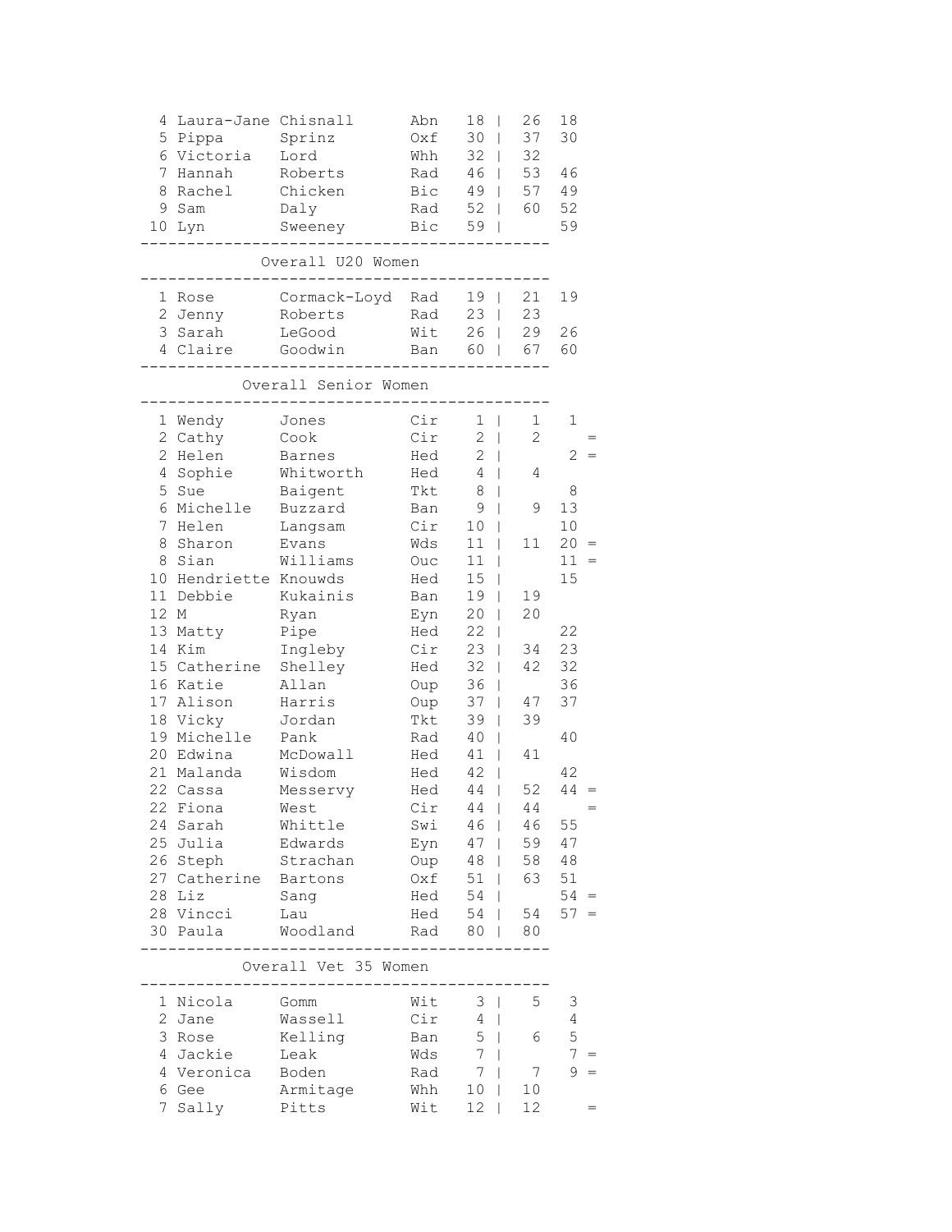```
  4 Laura-Jane Chisnall      Abn   18 |  26  18
  5 Pippa      Sprinz        Oxf   30 |  37  30
  6 Victoria   Lord          Whh   32 |  32
  7 Hannah     Roberts       Rad   46 |  53  46
  8 Rachel     Chicken       Bic   49 |  57  49
  9 Sam        Daly          Rad   52 |  60  52
 10 Lyn        Sweeney       Bic   59 |      59
-------------------------------------------
            Overall U20 Women
-------------------------------------------
  1 Rose       Cormack-Loyd  Rad   19 |  21  19
  2 Jenny      Roberts       Rad   23 |  23
  3 Sarah      LeGood        Wit   26 |  29  26
  4 Claire     Goodwin       Ban   60 |  67  60
-------------------------------------------
          Overall Senior Women
-------------------------------------------
  1 Wendy      Jones         Cir    1 |   1   1
  2 Cathy      Cook          Cir    2 |   2     =
  2 Helen      Barnes        Hed    2 |       2 =
  4 Sophie     Whitworth     Hed    4 |   4
  5 Sue        Baigent       Tkt    8 |       8
  6 Michelle   Buzzard       Ban    9 |   9  13
  7 Helen      Langsam       Cir   10 |      10
  8 Sharon     Evans         Wds   11 |  11  20 =
  8 Sian       Williams      Ouc   11 |      11 =
 10 Hendriette Knouwds       Hed   15 |      15
 11 Debbie     Kukainis      Ban   19 |  19
 12 M          Ryan          Eyn   20 |  20
 13 Matty      Pipe          Hed   22 |      22
 14 Kim        Ingleby       Cir   23 |  34  23
 15 Catherine  Shelley       Hed   32 |  42  32
 16 Katie      Allan         Oup   36 |      36
 17 Alison     Harris        Oup   37 |  47  37
 18 Vicky      Jordan        Tkt   39 |  39
 19 Michelle   Pank          Rad   40 |      40
 20 Edwina     McDowall      Hed   41 |  41
 21 Malanda    Wisdom        Hed   42 |      42
 22 Cassa      Messervy      Hed   44 |  52  44 =
 22 Fiona      West          Cir   44 |  44     =
 24 Sarah      Whittle       Swi   46 |  46  55
 25 Julia      Edwards       Eyn   47 |  59  47
 26 Steph      Strachan      Oup   48 |  58  48
 27 Catherine  Bartons       Oxf   51 |  63  51
 28 Liz        Sang          Hed   54 |      54 =
 28 Vincci     Lau           Hed   54 |  54  57 =
 30 Paula      Woodland      Rad   80 |  80
-------------------------------------------
          Overall Vet 35 Women
-------------------------------------------
  1 Nicola     Gomm          Wit    3 |   5   3
  2 Jane       Wassell       Cir    4 |       4
  3 Rose       Kelling       Ban    5 |   6   5
  4 Jackie     Leak          Wds    7 |       7 =
  4 Veronica   Boden         Rad    7 |   7   9 =
  6 Gee        Armitage      Whh   10 |  10
  7 Sally      Pitts         Wit   12 |  12     =
```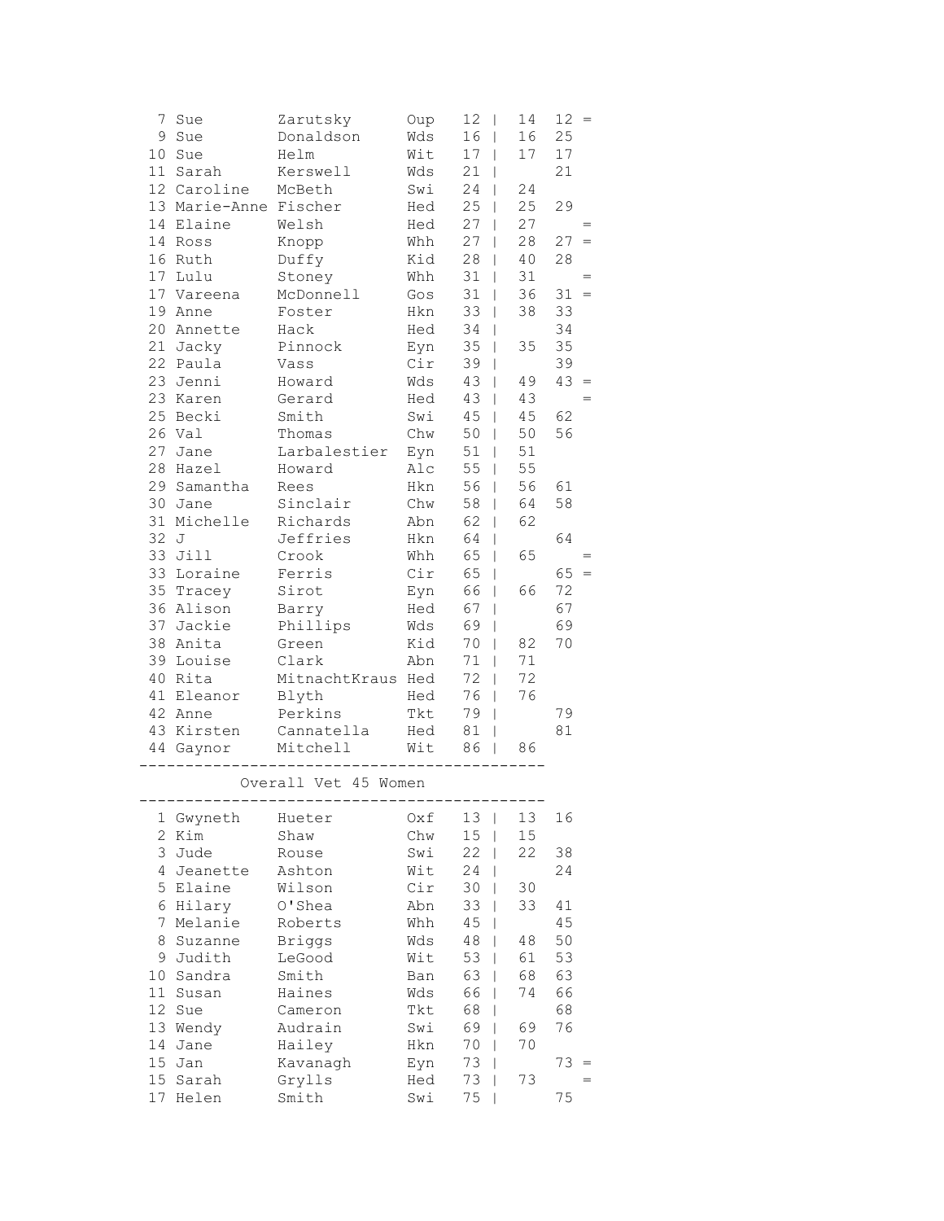```
  7 Sue        Zarutsky      Oup   12 |  14  12 =
  9 Sue        Donaldson     Wds   16 |  16  25
 10 Sue        Helm          Wit   17 |  17  17
 11 Sarah      Kerswell      Wds   21 |      21
 12 Caroline   McBeth        Swi   24 |  24
 13 Marie-Anne Fischer       Hed   25 |  25  29
 14 Elaine     Welsh         Hed   27 |  27     =
 14 Ross       Knopp         Whh   27 |  28  27 =
 16 Ruth       Duffy         Kid   28 |  40  28
 17 Lulu       Stoney        Whh   31 |  31     =
 17 Vareena    McDonnell     Gos   31 |  36  31 =
 19 Anne       Foster        Hkn   33 |  38  33
 20 Annette    Hack          Hed   34 |      34
 21 Jacky      Pinnock       Eyn   35 |  35  35
 22 Paula      Vass          Cir   39 |      39
 23 Jenni      Howard        Wds   43 |  49  43 =
 23 Karen      Gerard        Hed   43 |  43     =
 25 Becki      Smith         Swi   45 |  45  62
 26 Val        Thomas        Chw   50 |  50  56
 27 Jane       Larbalestier  Eyn   51 |  51
 28 Hazel      Howard        Alc   55 |  55
 29 Samantha   Rees          Hkn   56 |  56  61
 30 Jane       Sinclair      Chw   58 |  64  58
 31 Michelle   Richards      Abn   62 |  62
 32 J          Jeffries      Hkn   64 |      64
 33 Jill       Crook         Whh   65 |  65     =
 33 Loraine    Ferris        Cir   65 |      65 =
 35 Tracey     Sirot         Eyn   66 |  66  72
 36 Alison     Barry         Hed   67 |      67
 37 Jackie     Phillips      Wds   69 |      69
 38 Anita      Green         Kid   70 |  82  70
 39 Louise     Clark         Abn   71 |  71
 40 Rita       MitnachtKraus Hed   72 |  72
 41 Eleanor    Blyth         Hed   76 |  76
 42 Anne       Perkins       Tkt   79 |      79
 43 Kirsten    Cannatella    Hed   81 |      81
 44 Gaynor     Mitchell      Wit   86 |  86
-------------------------------------------
           Overall Vet 45 Women
-------------------------------------------
  1 Gwyneth    Hueter        Oxf   13 |  13  16
  2 Kim        Shaw          Chw   15 |  15
  3 Jude       Rouse         Swi   22 |  22  38
  4 Jeanette   Ashton        Wit   24 |      24
  5 Elaine     Wilson        Cir   30 |  30
  6 Hilary     O'Shea        Abn   33 |  33  41
  7 Melanie    Roberts       Whh   45 |      45
  8 Suzanne    Briggs        Wds   48 |  48  50
  9 Judith     LeGood        Wit   53 |  61  53
 10 Sandra     Smith         Ban   63 |  68  63
 11 Susan      Haines        Wds   66 |  74  66
 12 Sue        Cameron       Tkt   68 |      68
 13 Wendy      Audrain       Swi   69 |  69  76
 14 Jane       Hailey        Hkn   70 |  70
 15 Jan        Kavanagh      Eyn   73 |      73 =
 15 Sarah      Grylls        Hed   73 |  73     =
 17 Helen      Smith         Swi   75 |      75
```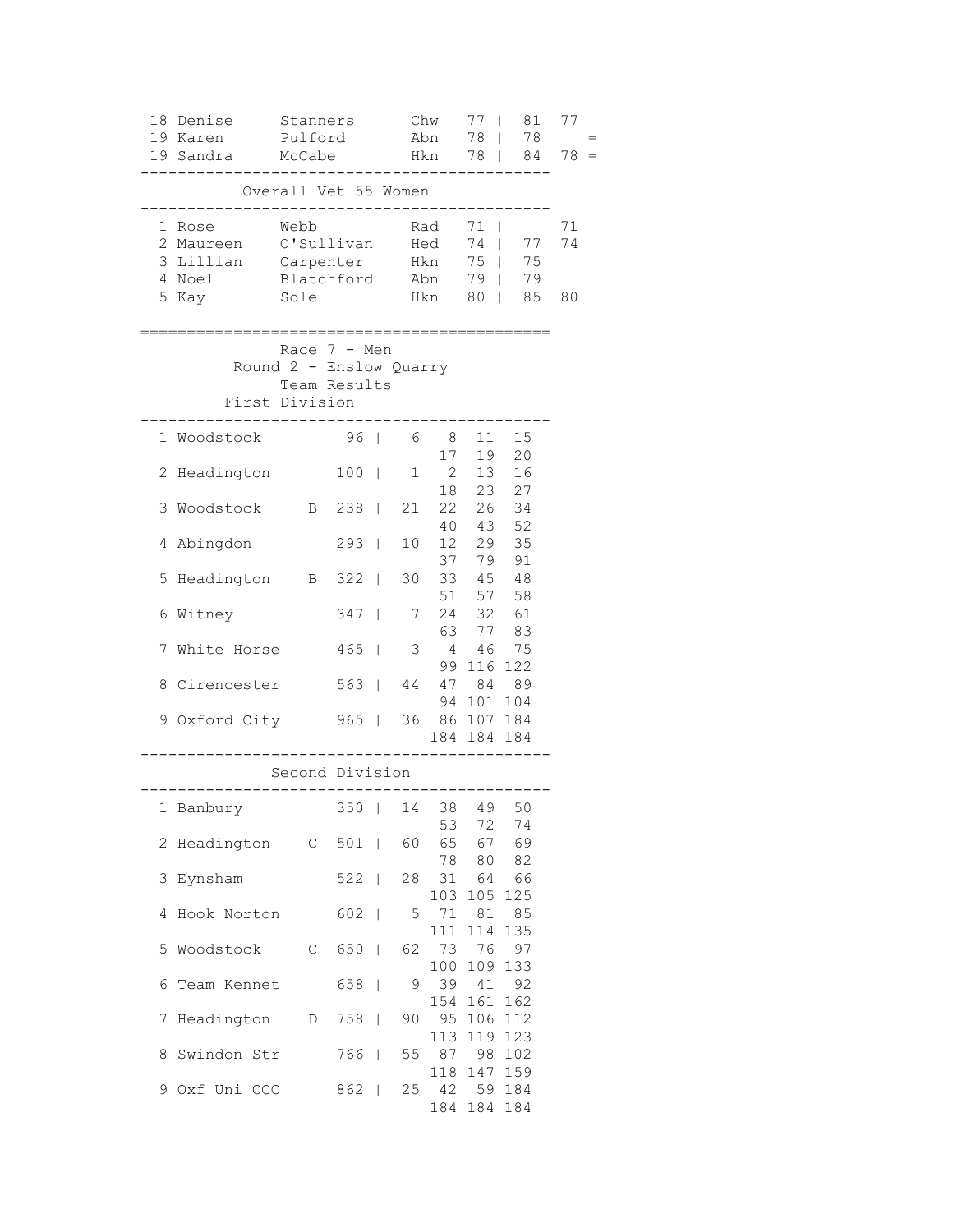| Pos | First | Last | Club | Score | | Round | Best | |
|---|---|---|---|---|---|---|---|---|
| 18 | Denise | Stanners | Chw | 77 | \| | 81 | 77 | |
| 19 | Karen | Pulford | Abn | 78 | \| | 78 | | = |
| 19 | Sandra | McCabe | Hkn | 78 | \| | 84 | 78 | = |

## Overall Vet 55 Women

| Pos | First | Last | Club | Score | | Round | Best |
|---|---|---|---|---|---|---|---|
| 1 | Rose | Webb | Rad | 71 | \| | | 71 |
| 2 | Maureen | O'Sullivan | Hed | 74 | \| | 77 | 74 |
| 3 | Lillian | Carpenter | Hkn | 75 | \| | 75 | |
| 4 | Noel | Blatchford | Abn | 79 | \| | 79 | |
| 5 | Kay | Sole | Hkn | 80 | \| | 85 | 80 |

# Race 7 - Men

## Round 2 - Enslow Quarry

## Team Results

### First Division

| Pos | Team | | Total | | Positions |
|---|---|---|---|---|---|
| 1 | Woodstock | | 96 | \| | 6 8 11 15 17 19 20 |
| 2 | Headington | | 100 | \| | 1 2 13 16 18 23 27 |
| 3 | Woodstock | B | 238 | \| | 21 22 26 34 40 43 52 |
| 4 | Abingdon | | 293 | \| | 10 12 29 35 37 79 91 |
| 5 | Headington | B | 322 | \| | 30 33 45 48 51 57 58 |
| 6 | Witney | | 347 | \| | 7 24 32 61 63 77 83 |
| 7 | White Horse | | 465 | \| | 3 4 46 75 99 116 122 |
| 8 | Cirencester | | 563 | \| | 44 47 84 89 94 101 104 |
| 9 | Oxford City | | 965 | \| | 36 86 107 184 184 184 184 |

### Second Division

| Pos | Team | | Total | | Positions |
|---|---|---|---|---|---|
| 1 | Banbury | | 350 | \| | 14 38 49 50 53 72 74 |
| 2 | Headington | C | 501 | \| | 60 65 67 69 78 80 82 |
| 3 | Eynsham | | 522 | \| | 28 31 64 66 103 105 125 |
| 4 | Hook Norton | | 602 | \| | 5 71 81 85 111 114 135 |
| 5 | Woodstock | C | 650 | \| | 62 73 76 97 100 109 133 |
| 6 | Team Kennet | | 658 | \| | 9 39 41 92 154 161 162 |
| 7 | Headington | D | 758 | \| | 90 95 106 112 113 119 123 |
| 8 | Swindon Str | | 766 | \| | 55 87 98 102 118 147 159 |
| 9 | Oxf Uni CCC | | 862 | \| | 25 42 59 184 184 184 184 |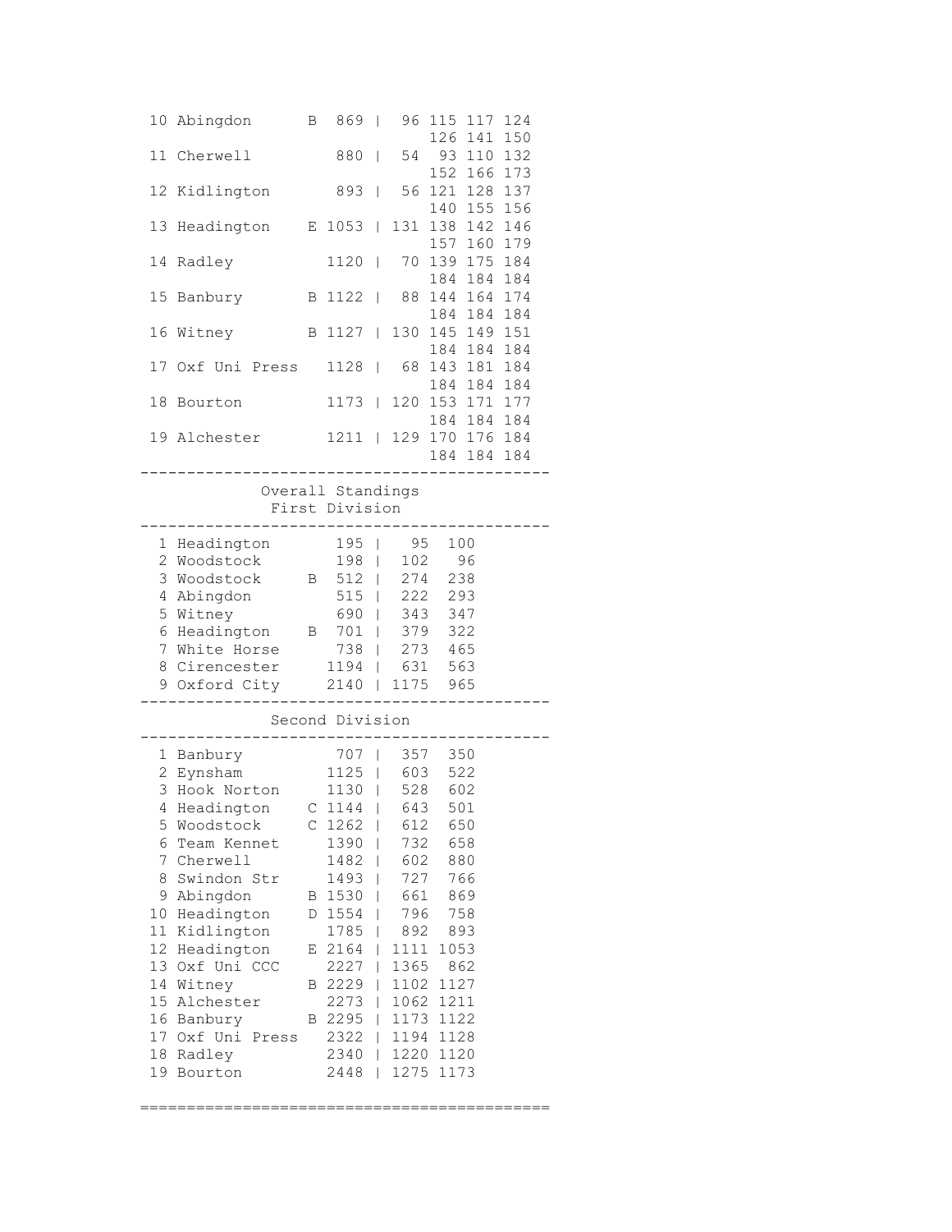```
 10 Abingdon      B  869 |  96 115 117 124
                             126 141 150
 11 Cherwell         880 |  54  93 110 132
                             152 166 173
 12 Kidlington       893 |  56 121 128 137
                             140 155 156
 13 Headington    E 1053 | 131 138 142 146
                             157 160 179
 14 Radley          1120 |  70 139 175 184
                             184 184 184
 15 Banbury       B 1122 |  88 144 164 174
                             184 184 184
 16 Witney        B 1127 | 130 145 149 151
                             184 184 184
 17 Oxf Uni Press   1128 |  68 143 181 184
                             184 184 184
 18 Bourton         1173 | 120 153 171 177
                             184 184 184
 19 Alchester       1211 | 129 170 176 184
                             184 184 184
-------------------------------------------
            Overall Standings
             First Division
-------------------------------------------
  1 Headington       195 |   95  100
  2 Woodstock        198 |  102   96
  3 Woodstock     B  512 |  274  238
  4 Abingdon         515 |  222  293
  5 Witney           690 |  343  347
  6 Headington    B  701 |  379  322
  7 White Horse      738 |  273  465
  8 Cirencester     1194 |  631  563
  9 Oxford City     2140 | 1175  965
-------------------------------------------
             Second Division
-------------------------------------------
  1 Banbury          707 |  357  350
  2 Eynsham         1125 |  603  522
  3 Hook Norton     1130 |  528  602
  4 Headington    C 1144 |  643  501
  5 Woodstock     C 1262 |  612  650
  6 Team Kennet     1390 |  732  658
  7 Cherwell        1482 |  602  880
  8 Swindon Str     1493 |  727  766
  9 Abingdon      B 1530 |  661  869
 10 Headington    D 1554 |  796  758
 11 Kidlington      1785 |  892  893
 12 Headington    E 2164 | 1111 1053
 13 Oxf Uni CCC     2227 | 1365  862
 14 Witney        B 2229 | 1102 1127
 15 Alchester       2273 | 1062 1211
 16 Banbury       B 2295 | 1173 1122
 17 Oxf Uni Press   2322 | 1194 1128
 18 Radley          2340 | 1220 1120
 19 Bourton         2448 | 1275 1173

===========================================
```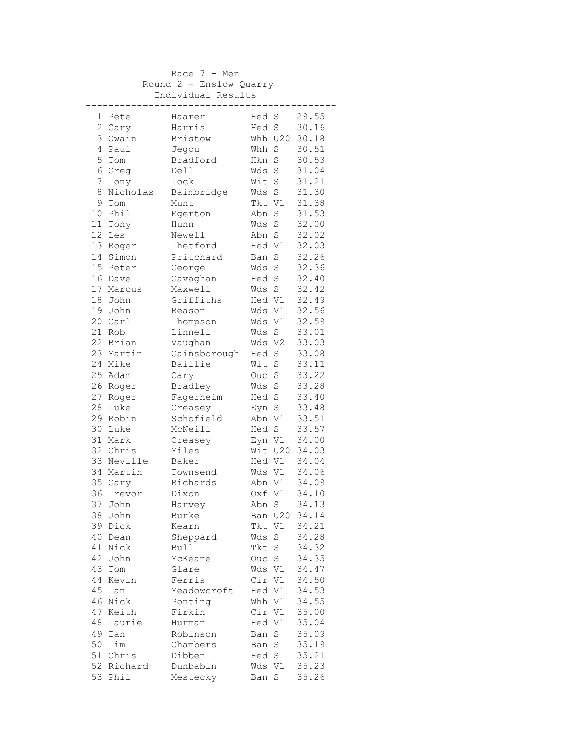Race 7 - Men
Round 2 - Enslow Quarry
Individual Results

| Pos | First Name | Surname | Club | Cat | Time |
|---|---|---|---|---|---|
| 1 | Pete | Haarer | Hed | S | 29.55 |
| 2 | Gary | Harris | Hed | S | 30.16 |
| 3 | Owain | Bristow | Whh | U20 | 30.18 |
| 4 | Paul | Jegou | Whh | S | 30.51 |
| 5 | Tom | Bradford | Hkn | S | 30.53 |
| 6 | Greg | Dell | Wds | S | 31.04 |
| 7 | Tony | Lock | Wit | S | 31.21 |
| 8 | Nicholas | Baimbridge | Wds | S | 31.30 |
| 9 | Tom | Munt | Tkt | V1 | 31.38 |
| 10 | Phil | Egerton | Abn | S | 31.53 |
| 11 | Tony | Hunn | Wds | S | 32.00 |
| 12 | Les | Newell | Abn | S | 32.02 |
| 13 | Roger | Thetford | Hed | V1 | 32.03 |
| 14 | Simon | Pritchard | Ban | S | 32.26 |
| 15 | Peter | George | Wds | S | 32.36 |
| 16 | Dave | Gavaghan | Hed | S | 32.40 |
| 17 | Marcus | Maxwell | Wds | S | 32.42 |
| 18 | John | Griffiths | Hed | V1 | 32.49 |
| 19 | John | Reason | Wds | V1 | 32.56 |
| 20 | Carl | Thompson | Wds | V1 | 32.59 |
| 21 | Rob | Linnell | Wds | S | 33.01 |
| 22 | Brian | Vaughan | Wds | V2 | 33.03 |
| 23 | Martin | Gainsborough | Hed | S | 33.08 |
| 24 | Mike | Baillie | Wit | S | 33.11 |
| 25 | Adam | Cary | Ouc | S | 33.22 |
| 26 | Roger | Bradley | Wds | S | 33.28 |
| 27 | Roger | Fagerheim | Hed | S | 33.40 |
| 28 | Luke | Creasey | Eyn | S | 33.48 |
| 29 | Robin | Schofield | Abn | V1 | 33.51 |
| 30 | Luke | McNeill | Hed | S | 33.57 |
| 31 | Mark | Creasey | Eyn | V1 | 34.00 |
| 32 | Chris | Miles | Wit | U20 | 34.03 |
| 33 | Neville | Baker | Hed | V1 | 34.04 |
| 34 | Martin | Townsend | Wds | V1 | 34.06 |
| 35 | Gary | Richards | Abn | V1 | 34.09 |
| 36 | Trevor | Dixon | Oxf | V1 | 34.10 |
| 37 | John | Harvey | Abn | S | 34.13 |
| 38 | John | Burke | Ban | U20 | 34.14 |
| 39 | Dick | Kearn | Tkt | V1 | 34.21 |
| 40 | Dean | Sheppard | Wds | S | 34.28 |
| 41 | Nick | Bull | Tkt | S | 34.32 |
| 42 | John | McKeane | Ouc | S | 34.35 |
| 43 | Tom | Glare | Wds | V1 | 34.47 |
| 44 | Kevin | Ferris | Cir | V1 | 34.50 |
| 45 | Ian | Meadowcroft | Hed | V1 | 34.53 |
| 46 | Nick | Ponting | Whh | V1 | 34.55 |
| 47 | Keith | Firkin | Cir | V1 | 35.00 |
| 48 | Laurie | Hurman | Hed | V1 | 35.04 |
| 49 | Ian | Robinson | Ban | S | 35.09 |
| 50 | Tim | Chambers | Ban | S | 35.19 |
| 51 | Chris | Dibben | Hed | S | 35.21 |
| 52 | Richard | Dunbabin | Wds | V1 | 35.23 |
| 53 | Phil | Mestecky | Ban | S | 35.26 |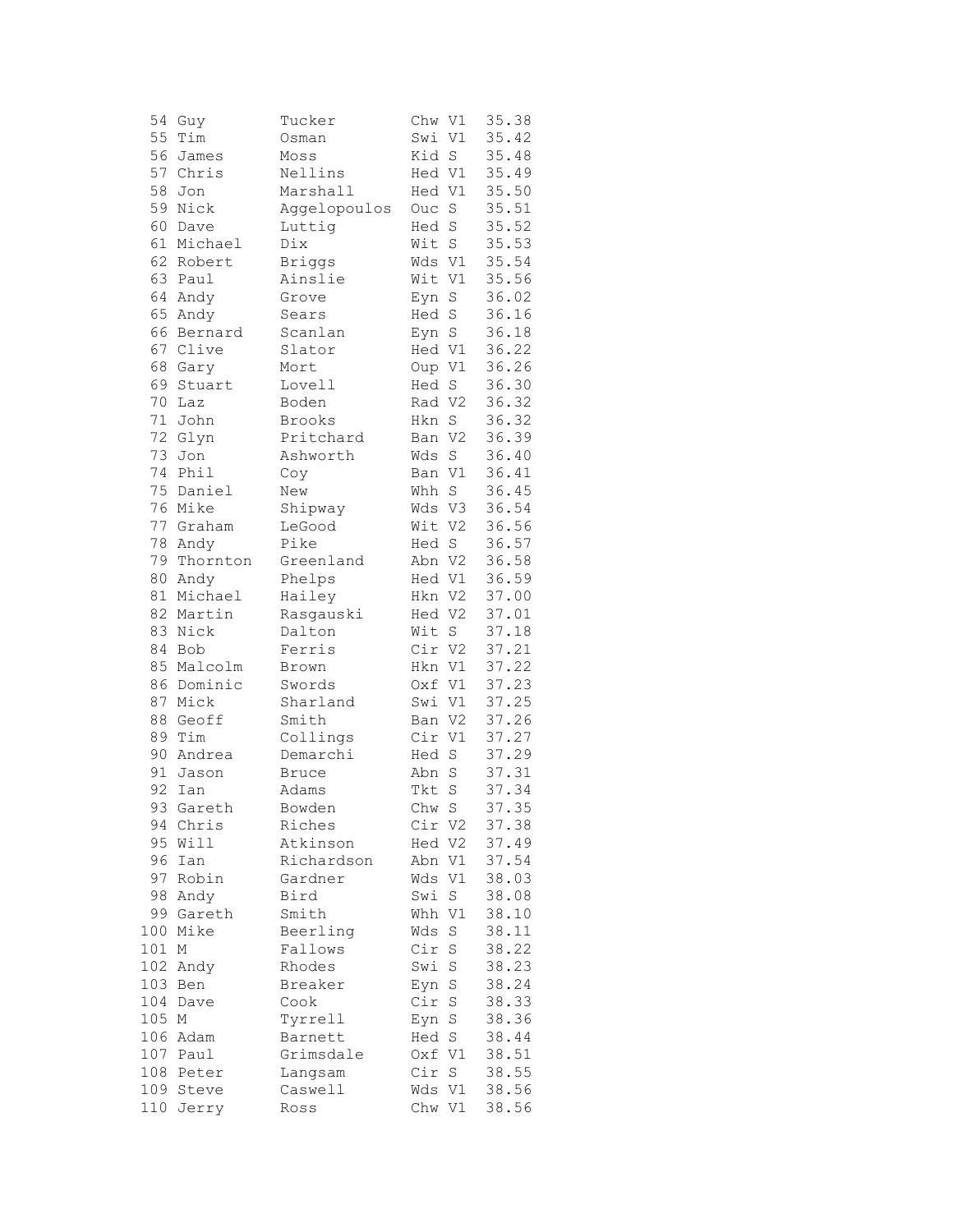```
 54 Guy        Tucker        Chw V1   35.38
 55 Tim        Osman         Swi V1   35.42
 56 James      Moss          Kid S    35.48
 57 Chris      Nellins       Hed V1   35.49
 58 Jon        Marshall      Hed V1   35.50
 59 Nick       Aggelopoulos  Ouc S    35.51
 60 Dave       Luttig        Hed S    35.52
 61 Michael    Dix           Wit S    35.53
 62 Robert     Briggs        Wds V1   35.54
 63 Paul       Ainslie       Wit V1   35.56
 64 Andy       Grove         Eyn S    36.02
 65 Andy       Sears         Hed S    36.16
 66 Bernard    Scanlan       Eyn S    36.18
 67 Clive      Slator        Hed V1   36.22
 68 Gary       Mort          Oup V1   36.26
 69 Stuart     Lovell        Hed S    36.30
 70 Laz        Boden         Rad V2   36.32
 71 John       Brooks        Hkn S    36.32
 72 Glyn       Pritchard     Ban V2   36.39
 73 Jon        Ashworth      Wds S    36.40
 74 Phil       Coy           Ban V1   36.41
 75 Daniel     New           Whh S    36.45
 76 Mike       Shipway       Wds V3   36.54
 77 Graham     LeGood        Wit V2   36.56
 78 Andy       Pike          Hed S    36.57
 79 Thornton   Greenland     Abn V2   36.58
 80 Andy       Phelps        Hed V1   36.59
 81 Michael    Hailey        Hkn V2   37.00
 82 Martin     Rasgauski     Hed V2   37.01
 83 Nick       Dalton        Wit S    37.18
 84 Bob        Ferris        Cir V2   37.21
 85 Malcolm    Brown         Hkn V1   37.22
 86 Dominic    Swords        Oxf V1   37.23
 87 Mick       Sharland      Swi V1   37.25
 88 Geoff      Smith         Ban V2   37.26
 89 Tim        Collings      Cir V1   37.27
 90 Andrea     Demarchi      Hed S    37.29
 91 Jason      Bruce         Abn S    37.31
 92 Ian        Adams         Tkt S    37.34
 93 Gareth     Bowden        Chw S    37.35
 94 Chris      Riches        Cir V2   37.38
 95 Will       Atkinson      Hed V2   37.49
 96 Ian        Richardson    Abn V1   37.54
 97 Robin      Gardner       Wds V1   38.03
 98 Andy       Bird          Swi S    38.08
 99 Gareth     Smith         Whh V1   38.10
100 Mike       Beerling      Wds S    38.11
101 M          Fallows       Cir S    38.22
102 Andy       Rhodes        Swi S    38.23
103 Ben        Breaker       Eyn S    38.24
104 Dave       Cook          Cir S    38.33
105 M          Tyrrell       Eyn S    38.36
106 Adam       Barnett       Hed S    38.44
107 Paul       Grimsdale     Oxf V1   38.51
108 Peter      Langsam       Cir S    38.55
109 Steve      Caswell       Wds V1   38.56
110 Jerry      Ross          Chw V1   38.56
```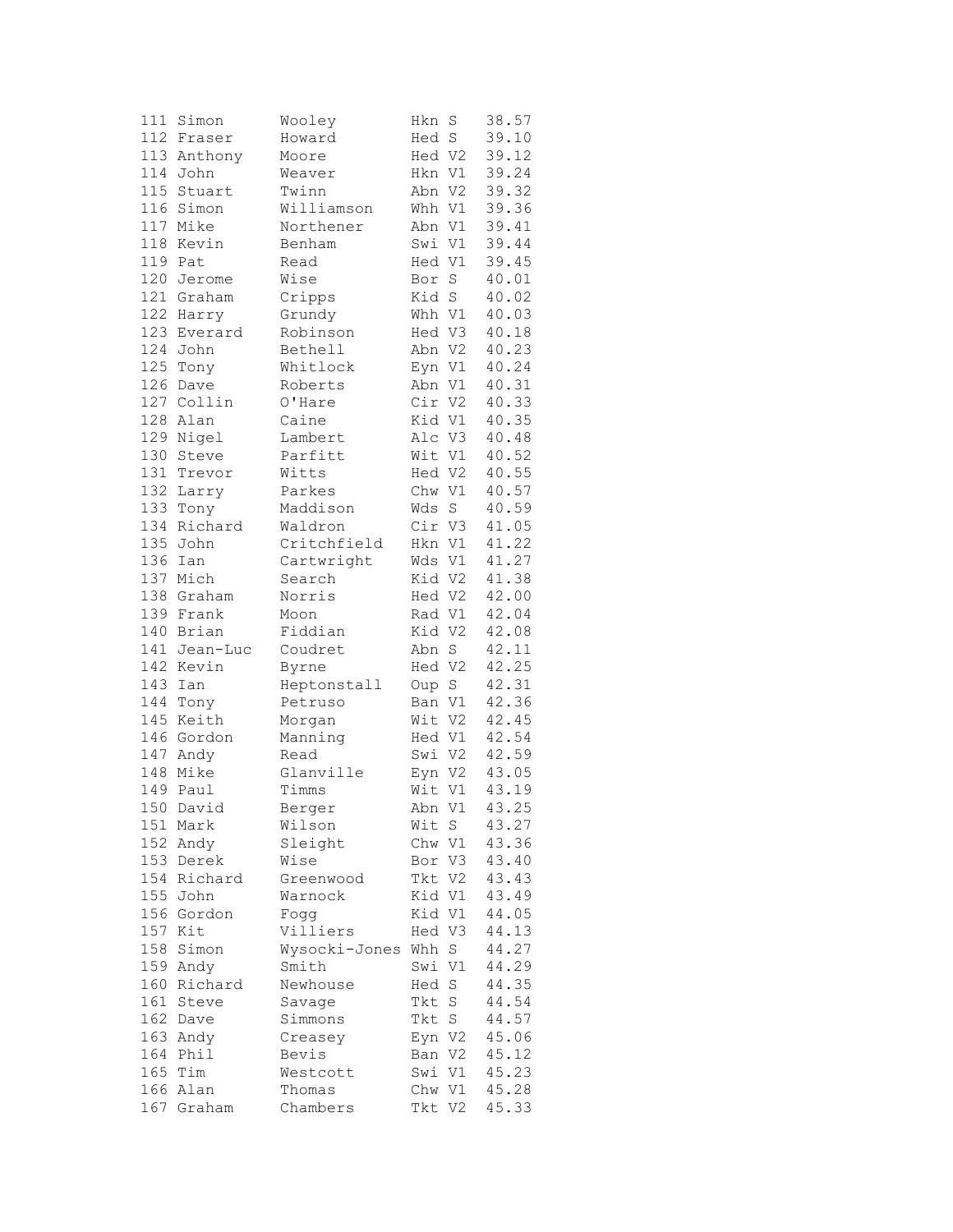```
111 Simon       Wooley         Hkn S    38.57
112 Fraser      Howard         Hed S    39.10
113 Anthony     Moore          Hed V2   39.12
114 John        Weaver         Hkn V1   39.24
115 Stuart      Twinn          Abn V2   39.32
116 Simon       Williamson     Whh V1   39.36
117 Mike        Northener      Abn V1   39.41
118 Kevin       Benham         Swi V1   39.44
119 Pat         Read           Hed V1   39.45
120 Jerome      Wise           Bor S    40.01
121 Graham      Cripps         Kid S    40.02
122 Harry       Grundy         Whh V1   40.03
123 Everard     Robinson       Hed V3   40.18
124 John        Bethell        Abn V2   40.23
125 Tony        Whitlock       Eyn V1   40.24
126 Dave        Roberts        Abn V1   40.31
127 Collin      O'Hare         Cir V2   40.33
128 Alan        Caine          Kid V1   40.35
129 Nigel       Lambert        Alc V3   40.48
130 Steve       Parfitt        Wit V1   40.52
131 Trevor      Witts          Hed V2   40.55
132 Larry       Parkes         Chw V1   40.57
133 Tony        Maddison       Wds S    40.59
134 Richard     Waldron        Cir V3   41.05
135 John        Critchfield    Hkn V1   41.22
136 Ian         Cartwright     Wds V1   41.27
137 Mich        Search         Kid V2   41.38
138 Graham      Norris         Hed V2   42.00
139 Frank       Moon           Rad V1   42.04
140 Brian       Fiddian        Kid V2   42.08
141 Jean-Luc    Coudret        Abn S    42.11
142 Kevin       Byrne          Hed V2   42.25
143 Ian         Heptonstall    Oup S    42.31
144 Tony        Petruso        Ban V1   42.36
145 Keith       Morgan         Wit V2   42.45
146 Gordon      Manning        Hed V1   42.54
147 Andy        Read           Swi V2   42.59
148 Mike        Glanville      Eyn V2   43.05
149 Paul        Timms          Wit V1   43.19
150 David       Berger         Abn V1   43.25
151 Mark        Wilson         Wit S    43.27
152 Andy        Sleight        Chw V1   43.36
153 Derek       Wise           Bor V3   43.40
154 Richard     Greenwood      Tkt V2   43.43
155 John        Warnock        Kid V1   43.49
156 Gordon      Fogg           Kid V1   44.05
157 Kit         Villiers       Hed V3   44.13
158 Simon       Wysocki-Jones  Whh S    44.27
159 Andy        Smith          Swi V1   44.29
160 Richard     Newhouse       Hed S    44.35
161 Steve       Savage         Tkt S    44.54
162 Dave        Simmons        Tkt S    44.57
163 Andy        Creasey        Eyn V2   45.06
164 Phil        Bevis          Ban V2   45.12
165 Tim         Westcott       Swi V1   45.23
166 Alan        Thomas         Chw V1   45.28
167 Graham      Chambers       Tkt V2   45.33
```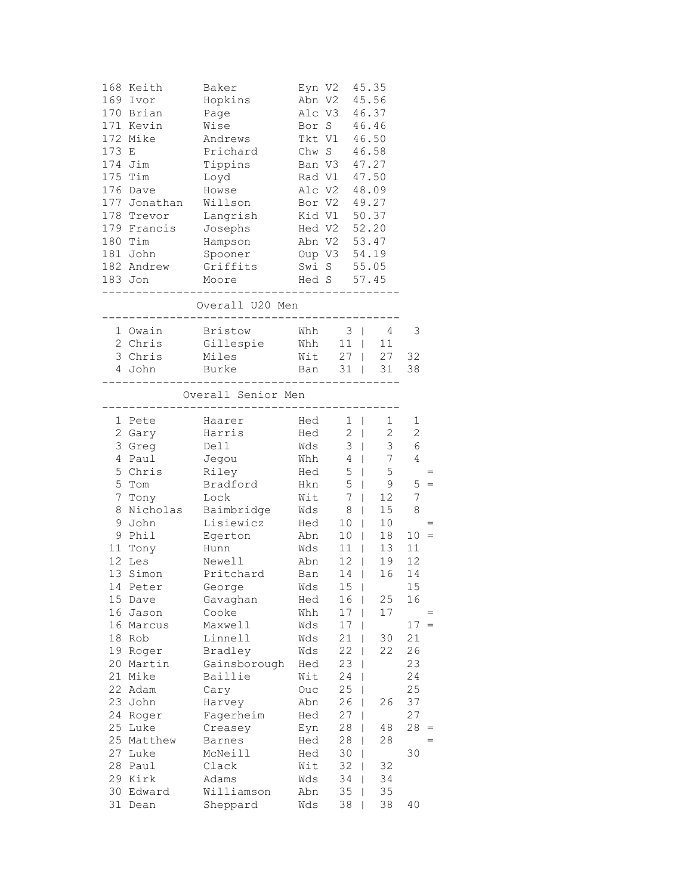| Pos | First | Last | Club | Cat | Time |
|---|---|---|---|---|---|
| 168 | Keith | Baker | Eyn | V2 | 45.35 |
| 169 | Ivor | Hopkins | Abn | V2 | 45.56 |
| 170 | Brian | Page | Alc | V3 | 46.37 |
| 171 | Kevin | Wise | Bor | S | 46.46 |
| 172 | Mike | Andrews | Tkt | V1 | 46.50 |
| 173 | E | Prichard | Chw | S | 46.58 |
| 174 | Jim | Tippins | Ban | V3 | 47.27 |
| 175 | Tim | Loyd | Rad | V1 | 47.50 |
| 176 | Dave | Howse | Alc | V2 | 48.09 |
| 177 | Jonathan | Willson | Bor | V2 | 49.27 |
| 178 | Trevor | Langrish | Kid | V1 | 50.37 |
| 179 | Francis | Josephs | Hed | V2 | 52.20 |
| 180 | Tim | Hampson | Abn | V2 | 53.47 |
| 181 | John | Spooner | Oup | V3 | 54.19 |
| 182 | Andrew | Griffits | Swi | S | 55.05 |
| 183 | Jon | Moore | Hed | S | 57.45 |

## Overall U20 Men

| Pos | First | Last | Club | Overall | | Race 1 | Race 2 | |
|---|---|---|---|---|---|---|---|---|
| 1 | Owain | Bristow | Whh | 3 | \| | 4 | 3 | |
| 2 | Chris | Gillespie | Whh | 11 | \| | 11 | | |
| 3 | Chris | Miles | Wit | 27 | \| | 27 | 32 | |
| 4 | John | Burke | Ban | 31 | \| | 31 | 38 | |

## Overall Senior Men

| Pos | First | Last | Club | Overall | | Race 1 | Race 2 | |
|---|---|---|---|---|---|---|---|---|
| 1 | Pete | Haarer | Hed | 1 | \| | 1 | 1 | |
| 2 | Gary | Harris | Hed | 2 | \| | 2 | 2 | |
| 3 | Greg | Dell | Wds | 3 | \| | 3 | 6 | |
| 4 | Paul | Jegou | Whh | 4 | \| | 7 | 4 | |
| 5 | Chris | Riley | Hed | 5 | \| | 5 | | = |
| 5 | Tom | Bradford | Hkn | 5 | \| | 9 | 5 | = |
| 7 | Tony | Lock | Wit | 7 | \| | 12 | 7 | |
| 8 | Nicholas | Baimbridge | Wds | 8 | \| | 15 | 8 | |
| 9 | John | Lisiewicz | Hed | 10 | \| | 10 | | = |
| 9 | Phil | Egerton | Abn | 10 | \| | 18 | 10 | = |
| 11 | Tony | Hunn | Wds | 11 | \| | 13 | 11 | |
| 12 | Les | Newell | Abn | 12 | \| | 19 | 12 | |
| 13 | Simon | Pritchard | Ban | 14 | \| | 16 | 14 | |
| 14 | Peter | George | Wds | 15 | \| | | 15 | |
| 15 | Dave | Gavaghan | Hed | 16 | \| | 25 | 16 | |
| 16 | Jason | Cooke | Whh | 17 | \| | 17 | | = |
| 16 | Marcus | Maxwell | Wds | 17 | \| | | 17 | = |
| 18 | Rob | Linnell | Wds | 21 | \| | 30 | 21 | |
| 19 | Roger | Bradley | Wds | 22 | \| | 22 | 26 | |
| 20 | Martin | Gainsborough | Hed | 23 | \| | | 23 | |
| 21 | Mike | Baillie | Wit | 24 | \| | | 24 | |
| 22 | Adam | Cary | Ouc | 25 | \| | | 25 | |
| 23 | John | Harvey | Abn | 26 | \| | 26 | 37 | |
| 24 | Roger | Fagerheim | Hed | 27 | \| | | 27 | |
| 25 | Luke | Creasey | Eyn | 28 | \| | 48 | 28 | = |
| 25 | Matthew | Barnes | Hed | 28 | \| | 28 | | = |
| 27 | Luke | McNeill | Hed | 30 | \| | | 30 | |
| 28 | Paul | Clack | Wit | 32 | \| | 32 | | |
| 29 | Kirk | Adams | Wds | 34 | \| | 34 | | |
| 30 | Edward | Williamson | Abn | 35 | \| | 35 | | |
| 31 | Dean | Sheppard | Wds | 38 | \| | 38 | 40 | |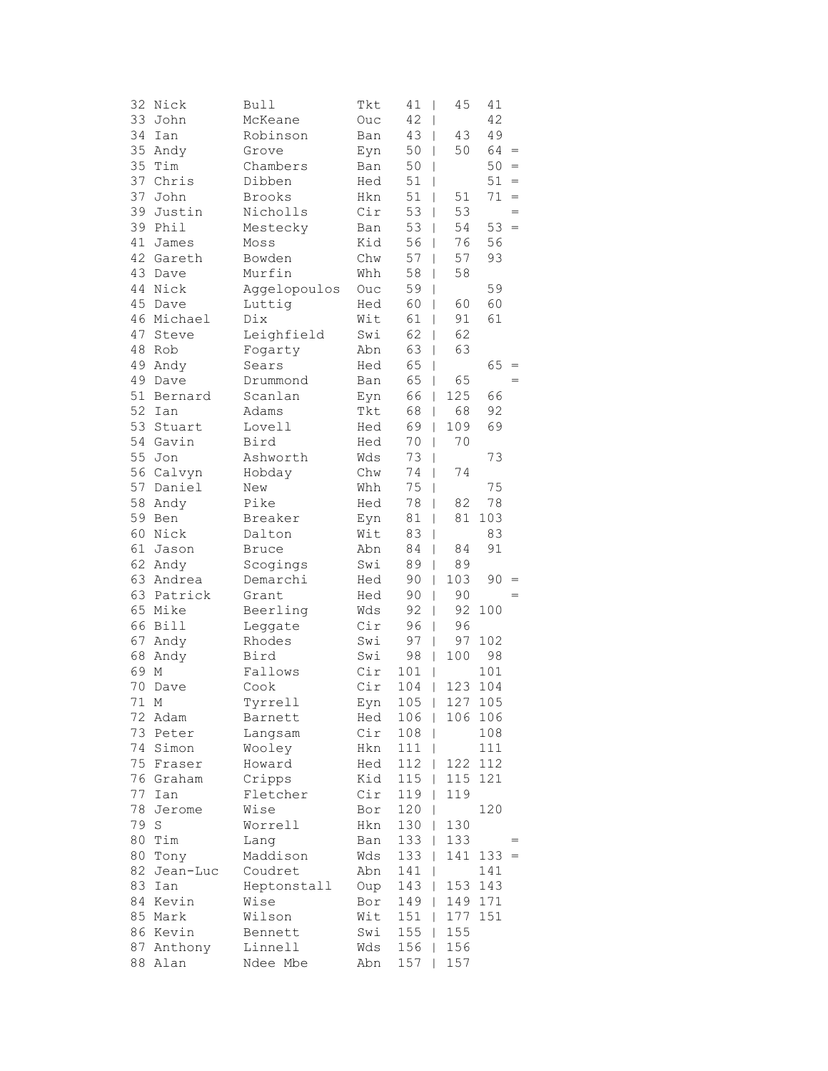| | | | | | | | | |
|---|---|---|---|---|---|---|---|---|
| 32 | Nick | Bull | Tkt | 41 | \| | 45 | 41 | |
| 33 | John | McKeane | Ouc | 42 | \| | | 42 | |
| 34 | Ian | Robinson | Ban | 43 | \| | 43 | 49 | |
| 35 | Andy | Grove | Eyn | 50 | \| | 50 | 64 | = |
| 35 | Tim | Chambers | Ban | 50 | \| | | 50 | = |
| 37 | Chris | Dibben | Hed | 51 | \| | | 51 | = |
| 37 | John | Brooks | Hkn | 51 | \| | 51 | 71 | = |
| 39 | Justin | Nicholls | Cir | 53 | \| | 53 | | = |
| 39 | Phil | Mestecky | Ban | 53 | \| | 54 | 53 | = |
| 41 | James | Moss | Kid | 56 | \| | 76 | 56 | |
| 42 | Gareth | Bowden | Chw | 57 | \| | 57 | 93 | |
| 43 | Dave | Murfin | Whh | 58 | \| | 58 | | |
| 44 | Nick | Aggelopoulos | Ouc | 59 | \| | | 59 | |
| 45 | Dave | Luttig | Hed | 60 | \| | 60 | 60 | |
| 46 | Michael | Dix | Wit | 61 | \| | 91 | 61 | |
| 47 | Steve | Leighfield | Swi | 62 | \| | 62 | | |
| 48 | Rob | Fogarty | Abn | 63 | \| | 63 | | |
| 49 | Andy | Sears | Hed | 65 | \| | | 65 | = |
| 49 | Dave | Drummond | Ban | 65 | \| | 65 | | = |
| 51 | Bernard | Scanlan | Eyn | 66 | \| | 125 | 66 | |
| 52 | Ian | Adams | Tkt | 68 | \| | 68 | 92 | |
| 53 | Stuart | Lovell | Hed | 69 | \| | 109 | 69 | |
| 54 | Gavin | Bird | Hed | 70 | \| | 70 | | |
| 55 | Jon | Ashworth | Wds | 73 | \| | | 73 | |
| 56 | Calvyn | Hobday | Chw | 74 | \| | 74 | | |
| 57 | Daniel | New | Whh | 75 | \| | | 75 | |
| 58 | Andy | Pike | Hed | 78 | \| | 82 | 78 | |
| 59 | Ben | Breaker | Eyn | 81 | \| | 81 | 103 | |
| 60 | Nick | Dalton | Wit | 83 | \| | | 83 | |
| 61 | Jason | Bruce | Abn | 84 | \| | 84 | 91 | |
| 62 | Andy | Scogings | Swi | 89 | \| | 89 | | |
| 63 | Andrea | Demarchi | Hed | 90 | \| | 103 | 90 | = |
| 63 | Patrick | Grant | Hed | 90 | \| | 90 | | = |
| 65 | Mike | Beerling | Wds | 92 | \| | 92 | 100 | |
| 66 | Bill | Leggate | Cir | 96 | \| | 96 | | |
| 67 | Andy | Rhodes | Swi | 97 | \| | 97 | 102 | |
| 68 | Andy | Bird | Swi | 98 | \| | 100 | 98 | |
| 69 | M | Fallows | Cir | 101 | \| | | 101 | |
| 70 | Dave | Cook | Cir | 104 | \| | 123 | 104 | |
| 71 | M | Tyrrell | Eyn | 105 | \| | 127 | 105 | |
| 72 | Adam | Barnett | Hed | 106 | \| | 106 | 106 | |
| 73 | Peter | Langsam | Cir | 108 | \| | | 108 | |
| 74 | Simon | Wooley | Hkn | 111 | \| | | 111 | |
| 75 | Fraser | Howard | Hed | 112 | \| | 122 | 112 | |
| 76 | Graham | Cripps | Kid | 115 | \| | 115 | 121 | |
| 77 | Ian | Fletcher | Cir | 119 | \| | 119 | | |
| 78 | Jerome | Wise | Bor | 120 | \| | | 120 | |
| 79 | S | Worrell | Hkn | 130 | \| | 130 | | |
| 80 | Tim | Lang | Ban | 133 | \| | 133 | | = |
| 80 | Tony | Maddison | Wds | 133 | \| | 141 | 133 | = |
| 82 | Jean-Luc | Coudret | Abn | 141 | \| | | 141 | |
| 83 | Ian | Heptonstall | Oup | 143 | \| | 153 | 143 | |
| 84 | Kevin | Wise | Bor | 149 | \| | 149 | 171 | |
| 85 | Mark | Wilson | Wit | 151 | \| | 177 | 151 | |
| 86 | Kevin | Bennett | Swi | 155 | \| | 155 | | |
| 87 | Anthony | Linnell | Wds | 156 | \| | 156 | | |
| 88 | Alan | Ndee Mbe | Abn | 157 | \| | 157 | | |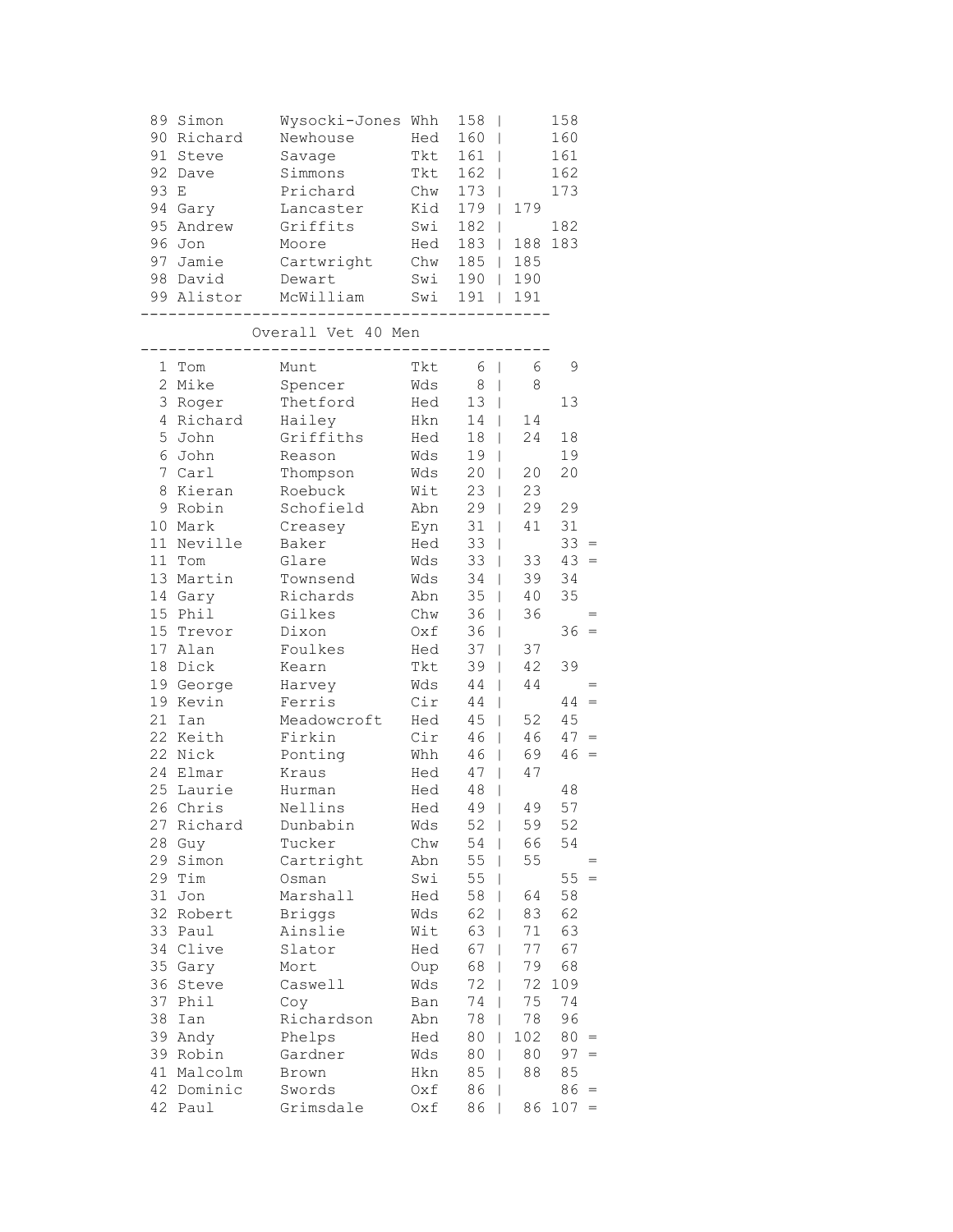| | | | | | | | |
|---|---|---|---|---|---|---|---|
| 89 | Simon | Wysocki-Jones | Whh | 158 | | 158 | |
| 90 | Richard | Newhouse | Hed | 160 | | 160 | |
| 91 | Steve | Savage | Tkt | 161 | | 161 | |
| 92 | Dave | Simmons | Tkt | 162 | | 162 | |
| 93 | E | Prichard | Chw | 173 | | 173 | |
| 94 | Gary | Lancaster | Kid | 179 | 179 | | |
| 95 | Andrew | Griffits | Swi | 182 | | 182 | |
| 96 | Jon | Moore | Hed | 183 | 188 | 183 | |
| 97 | Jamie | Cartwright | Chw | 185 | 185 | | |
| 98 | David | Dewart | Swi | 190 | 190 | | |
| 99 | Alistor | McWilliam | Swi | 191 | 191 | | |

## Overall Vet 40 Men

| | | | | | | | |
|---|---|---|---|---|---|---|---|
| 1 | Tom | Munt | Tkt | 6 | 6 | 9 | |
| 2 | Mike | Spencer | Wds | 8 | 8 | | |
| 3 | Roger | Thetford | Hed | 13 | | 13 | |
| 4 | Richard | Hailey | Hkn | 14 | 14 | | |
| 5 | John | Griffiths | Hed | 18 | 24 | 18 | |
| 6 | John | Reason | Wds | 19 | | 19 | |
| 7 | Carl | Thompson | Wds | 20 | 20 | 20 | |
| 8 | Kieran | Roebuck | Wit | 23 | 23 | | |
| 9 | Robin | Schofield | Abn | 29 | 29 | 29 | |
| 10 | Mark | Creasey | Eyn | 31 | 41 | 31 | |
| 11 | Neville | Baker | Hed | 33 | | 33 | = |
| 11 | Tom | Glare | Wds | 33 | 33 | 43 | = |
| 13 | Martin | Townsend | Wds | 34 | 39 | 34 | |
| 14 | Gary | Richards | Abn | 35 | 40 | 35 | |
| 15 | Phil | Gilkes | Chw | 36 | 36 | | = |
| 15 | Trevor | Dixon | Oxf | 36 | | 36 | = |
| 17 | Alan | Foulkes | Hed | 37 | 37 | | |
| 18 | Dick | Kearn | Tkt | 39 | 42 | 39 | |
| 19 | George | Harvey | Wds | 44 | 44 | | = |
| 19 | Kevin | Ferris | Cir | 44 | | 44 | = |
| 21 | Ian | Meadowcroft | Hed | 45 | 52 | 45 | |
| 22 | Keith | Firkin | Cir | 46 | 46 | 47 | = |
| 22 | Nick | Ponting | Whh | 46 | 69 | 46 | = |
| 24 | Elmar | Kraus | Hed | 47 | 47 | | |
| 25 | Laurie | Hurman | Hed | 48 | | 48 | |
| 26 | Chris | Nellins | Hed | 49 | 49 | 57 | |
| 27 | Richard | Dunbabin | Wds | 52 | 59 | 52 | |
| 28 | Guy | Tucker | Chw | 54 | 66 | 54 | |
| 29 | Simon | Cartright | Abn | 55 | 55 | | = |
| 29 | Tim | Osman | Swi | 55 | | 55 | = |
| 31 | Jon | Marshall | Hed | 58 | 64 | 58 | |
| 32 | Robert | Briggs | Wds | 62 | 83 | 62 | |
| 33 | Paul | Ainslie | Wit | 63 | 71 | 63 | |
| 34 | Clive | Slator | Hed | 67 | 77 | 67 | |
| 35 | Gary | Mort | Oup | 68 | 79 | 68 | |
| 36 | Steve | Caswell | Wds | 72 | 72 | 109 | |
| 37 | Phil | Coy | Ban | 74 | 75 | 74 | |
| 38 | Ian | Richardson | Abn | 78 | 78 | 96 | |
| 39 | Andy | Phelps | Hed | 80 | 102 | 80 | = |
| 39 | Robin | Gardner | Wds | 80 | 80 | 97 | = |
| 41 | Malcolm | Brown | Hkn | 85 | 88 | 85 | |
| 42 | Dominic | Swords | Oxf | 86 | | 86 | = |
| 42 | Paul | Grimsdale | Oxf | 86 | 86 | 107 | = |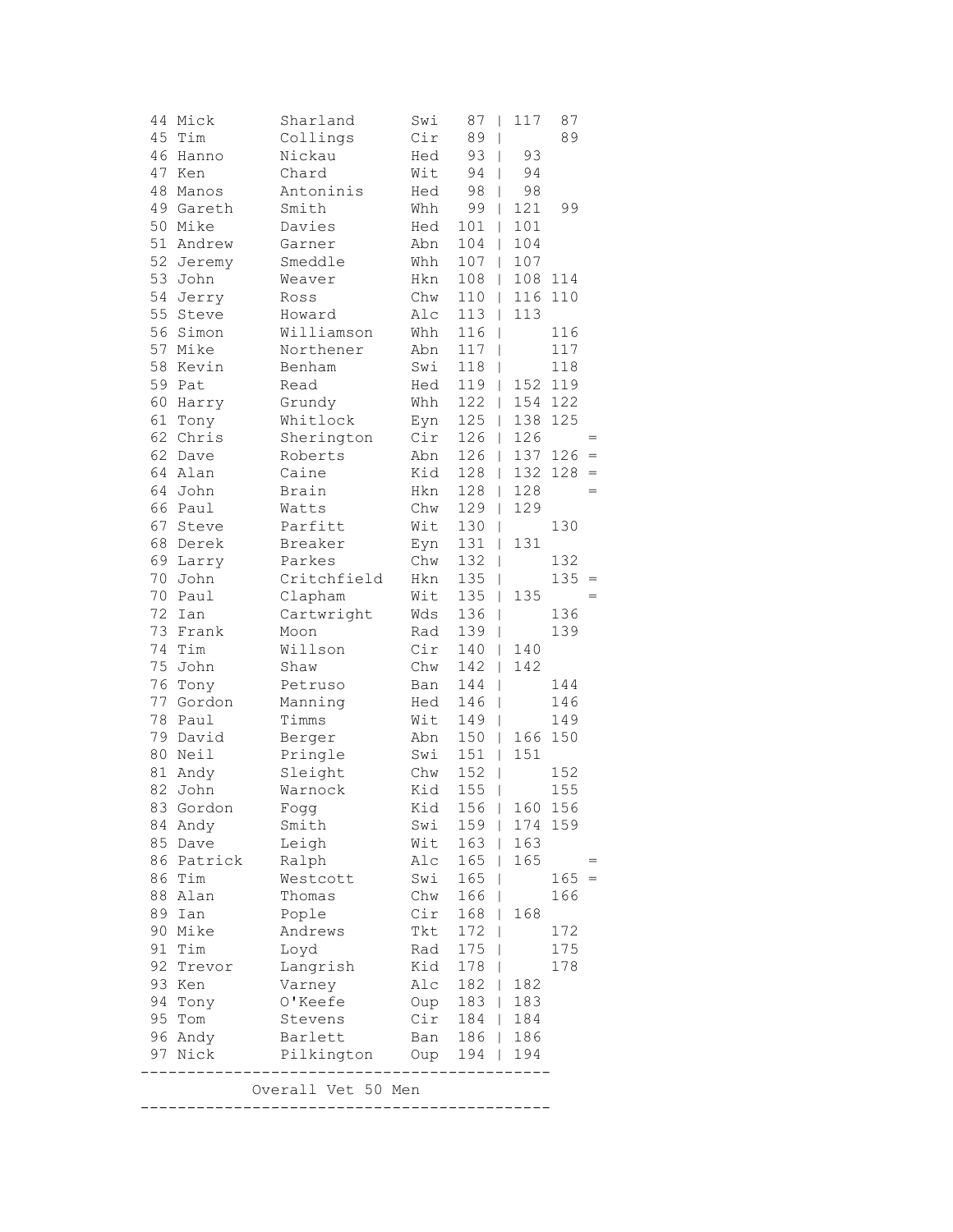| Pos | First | Last | Club | Total | Race 1 | Race 2 | = |
|---|---|---|---|---|---|---|---|
| 44 | Mick | Sharland | Swi | 87 | 117 | 87 | |
| 45 | Tim | Collings | Cir | 89 | | 89 | |
| 46 | Hanno | Nickau | Hed | 93 | 93 | | |
| 47 | Ken | Chard | Wit | 94 | 94 | | |
| 48 | Manos | Antoninis | Hed | 98 | 98 | | |
| 49 | Gareth | Smith | Whh | 99 | 121 | 99 | |
| 50 | Mike | Davies | Hed | 101 | 101 | | |
| 51 | Andrew | Garner | Abn | 104 | 104 | | |
| 52 | Jeremy | Smeddle | Whh | 107 | 107 | | |
| 53 | John | Weaver | Hkn | 108 | 108 | 114 | |
| 54 | Jerry | Ross | Chw | 110 | 116 | 110 | |
| 55 | Steve | Howard | Alc | 113 | 113 | | |
| 56 | Simon | Williamson | Whh | 116 | | 116 | |
| 57 | Mike | Northener | Abn | 117 | | 117 | |
| 58 | Kevin | Benham | Swi | 118 | | 118 | |
| 59 | Pat | Read | Hed | 119 | 152 | 119 | |
| 60 | Harry | Grundy | Whh | 122 | 154 | 122 | |
| 61 | Tony | Whitlock | Eyn | 125 | 138 | 125 | |
| 62 | Chris | Sherington | Cir | 126 | 126 | | = |
| 62 | Dave | Roberts | Abn | 126 | 137 | 126 | = |
| 64 | Alan | Caine | Kid | 128 | 132 | 128 | = |
| 64 | John | Brain | Hkn | 128 | 128 | | = |
| 66 | Paul | Watts | Chw | 129 | 129 | | |
| 67 | Steve | Parfitt | Wit | 130 | | 130 | |
| 68 | Derek | Breaker | Eyn | 131 | 131 | | |
| 69 | Larry | Parkes | Chw | 132 | | 132 | |
| 70 | John | Critchfield | Hkn | 135 | | 135 | = |
| 70 | Paul | Clapham | Wit | 135 | 135 | | = |
| 72 | Ian | Cartwright | Wds | 136 | | 136 | |
| 73 | Frank | Moon | Rad | 139 | | 139 | |
| 74 | Tim | Willson | Cir | 140 | 140 | | |
| 75 | John | Shaw | Chw | 142 | 142 | | |
| 76 | Tony | Petruso | Ban | 144 | | 144 | |
| 77 | Gordon | Manning | Hed | 146 | | 146 | |
| 78 | Paul | Timms | Wit | 149 | | 149 | |
| 79 | David | Berger | Abn | 150 | 166 | 150 | |
| 80 | Neil | Pringle | Swi | 151 | 151 | | |
| 81 | Andy | Sleight | Chw | 152 | | 152 | |
| 82 | John | Warnock | Kid | 155 | | 155 | |
| 83 | Gordon | Fogg | Kid | 156 | 160 | 156 | |
| 84 | Andy | Smith | Swi | 159 | 174 | 159 | |
| 85 | Dave | Leigh | Wit | 163 | 163 | | |
| 86 | Patrick | Ralph | Alc | 165 | 165 | | = |
| 86 | Tim | Westcott | Swi | 165 | | 165 | = |
| 88 | Alan | Thomas | Chw | 166 | | 166 | |
| 89 | Ian | Pople | Cir | 168 | 168 | | |
| 90 | Mike | Andrews | Tkt | 172 | | 172 | |
| 91 | Tim | Loyd | Rad | 175 | | 175 | |
| 92 | Trevor | Langrish | Kid | 178 | | 178 | |
| 93 | Ken | Varney | Alc | 182 | 182 | | |
| 94 | Tony | O'Keefe | Oup | 183 | 183 | | |
| 95 | Tom | Stevens | Cir | 184 | 184 | | |
| 96 | Andy | Barlett | Ban | 186 | 186 | | |
| 97 | Nick | Pilkington | Oup | 194 | 194 | | |

## Overall Vet 50 Men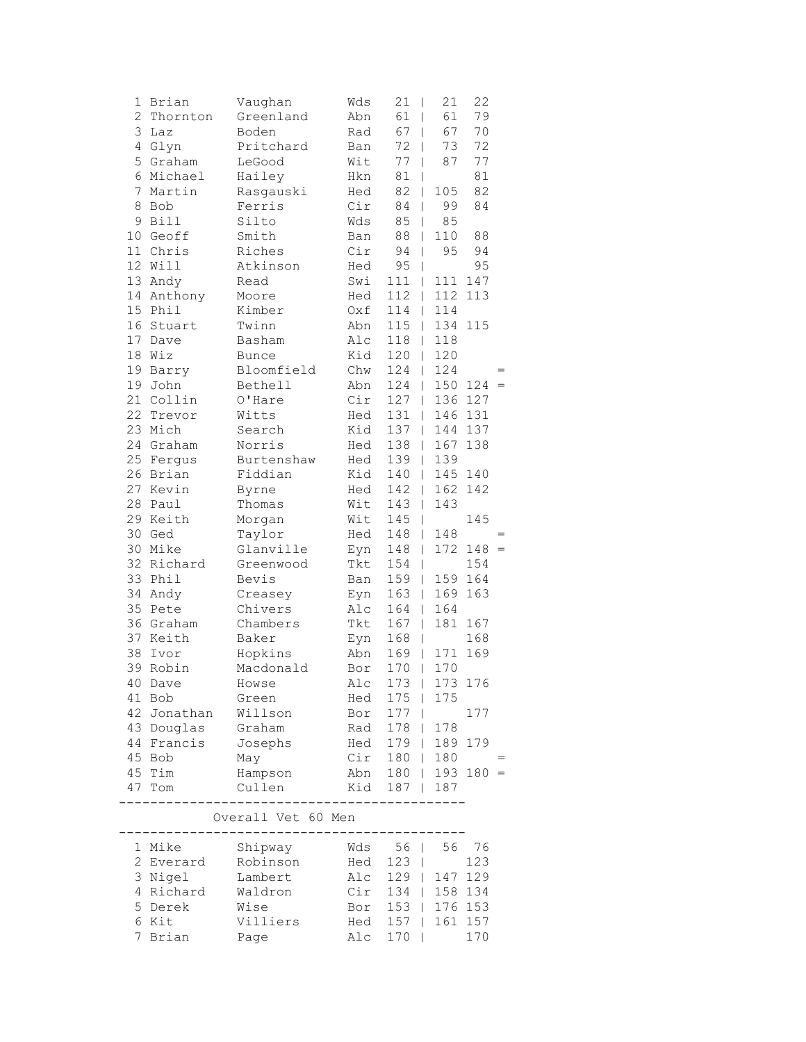| Pos | First | Surname | Club | Total | | Race 1 | Race 2 | |
|---|---|---|---|---|---|---|---|---|
| 1 | Brian | Vaughan | Wds | 21 | \| | 21 | 22 | |
| 2 | Thornton | Greenland | Abn | 61 | \| | 61 | 79 | |
| 3 | Laz | Boden | Rad | 67 | \| | 67 | 70 | |
| 4 | Glyn | Pritchard | Ban | 72 | \| | 73 | 72 | |
| 5 | Graham | LeGood | Wit | 77 | \| | 87 | 77 | |
| 6 | Michael | Hailey | Hkn | 81 | \| | | 81 | |
| 7 | Martin | Rasgauski | Hed | 82 | \| | 105 | 82 | |
| 8 | Bob | Ferris | Cir | 84 | \| | 99 | 84 | |
| 9 | Bill | Silto | Wds | 85 | \| | 85 | | |
| 10 | Geoff | Smith | Ban | 88 | \| | 110 | 88 | |
| 11 | Chris | Riches | Cir | 94 | \| | 95 | 94 | |
| 12 | Will | Atkinson | Hed | 95 | \| | | 95 | |
| 13 | Andy | Read | Swi | 111 | \| | 111 | 147 | |
| 14 | Anthony | Moore | Hed | 112 | \| | 112 | 113 | |
| 15 | Phil | Kimber | Oxf | 114 | \| | 114 | | |
| 16 | Stuart | Twinn | Abn | 115 | \| | 134 | 115 | |
| 17 | Dave | Basham | Alc | 118 | \| | 118 | | |
| 18 | Wiz | Bunce | Kid | 120 | \| | 120 | | |
| 19 | Barry | Bloomfield | Chw | 124 | \| | 124 | | = |
| 19 | John | Bethell | Abn | 124 | \| | 150 | 124 | = |
| 21 | Collin | O'Hare | Cir | 127 | \| | 136 | 127 | |
| 22 | Trevor | Witts | Hed | 131 | \| | 146 | 131 | |
| 23 | Mich | Search | Kid | 137 | \| | 144 | 137 | |
| 24 | Graham | Norris | Hed | 138 | \| | 167 | 138 | |
| 25 | Fergus | Burtenshaw | Hed | 139 | \| | 139 | | |
| 26 | Brian | Fiddian | Kid | 140 | \| | 145 | 140 | |
| 27 | Kevin | Byrne | Hed | 142 | \| | 162 | 142 | |
| 28 | Paul | Thomas | Wit | 143 | \| | 143 | | |
| 29 | Keith | Morgan | Wit | 145 | \| | | 145 | |
| 30 | Ged | Taylor | Hed | 148 | \| | 148 | | = |
| 30 | Mike | Glanville | Eyn | 148 | \| | 172 | 148 | = |
| 32 | Richard | Greenwood | Tkt | 154 | \| | | 154 | |
| 33 | Phil | Bevis | Ban | 159 | \| | 159 | 164 | |
| 34 | Andy | Creasey | Eyn | 163 | \| | 169 | 163 | |
| 35 | Pete | Chivers | Alc | 164 | \| | 164 | | |
| 36 | Graham | Chambers | Tkt | 167 | \| | 181 | 167 | |
| 37 | Keith | Baker | Eyn | 168 | \| | | 168 | |
| 38 | Ivor | Hopkins | Abn | 169 | \| | 171 | 169 | |
| 39 | Robin | Macdonald | Bor | 170 | \| | 170 | | |
| 40 | Dave | Howse | Alc | 173 | \| | 173 | 176 | |
| 41 | Bob | Green | Hed | 175 | \| | 175 | | |
| 42 | Jonathan | Willson | Bor | 177 | \| | | 177 | |
| 43 | Douglas | Graham | Rad | 178 | \| | 178 | | |
| 44 | Francis | Josephs | Hed | 179 | \| | 189 | 179 | |
| 45 | Bob | May | Cir | 180 | \| | 180 | | = |
| 45 | Tim | Hampson | Abn | 180 | \| | 193 | 180 | = |
| 47 | Tom | Cullen | Kid | 187 | \| | 187 | | |

## Overall Vet 60 Men

| Pos | First | Surname | Club | Total | | Race 1 | Race 2 |
|---|---|---|---|---|---|---|---|
| 1 | Mike | Shipway | Wds | 56 | \| | 56 | 76 |
| 2 | Everard | Robinson | Hed | 123 | \| | | 123 |
| 3 | Nigel | Lambert | Alc | 129 | \| | 147 | 129 |
| 4 | Richard | Waldron | Cir | 134 | \| | 158 | 134 |
| 5 | Derek | Wise | Bor | 153 | \| | 176 | 153 |
| 6 | Kit | Villiers | Hed | 157 | \| | 161 | 157 |
| 7 | Brian | Page | Alc | 170 | \| | | 170 |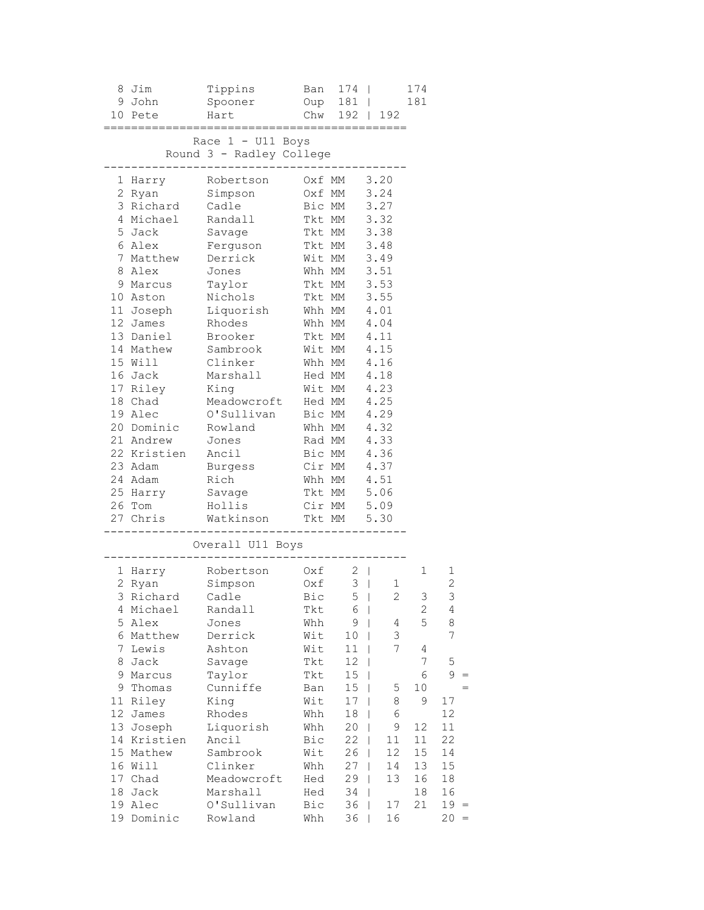| Pos | First | Last | Club | Total | | R1 | R2 | R3 |
|---|---|---|---|---|---|---|---|---|
| 8 | Jim | Tippins | Ban | 174 | \| | | 174 | |
| 9 | John | Spooner | Oup | 181 | \| | | 181 | |
| 10 | Pete | Hart | Chw | 192 | \| | 192 | | |

## Race 1 - U11 Boys

### Round 3 - Radley College

| Pos | First | Last | Club | Cat | Time |
|---|---|---|---|---|---|
| 1 | Harry | Robertson | Oxf | MM | 3.20 |
| 2 | Ryan | Simpson | Oxf | MM | 3.24 |
| 3 | Richard | Cadle | Bic | MM | 3.27 |
| 4 | Michael | Randall | Tkt | MM | 3.32 |
| 5 | Jack | Savage | Tkt | MM | 3.38 |
| 6 | Alex | Ferguson | Tkt | MM | 3.48 |
| 7 | Matthew | Derrick | Wit | MM | 3.49 |
| 8 | Alex | Jones | Whh | MM | 3.51 |
| 9 | Marcus | Taylor | Tkt | MM | 3.53 |
| 10 | Aston | Nichols | Tkt | MM | 3.55 |
| 11 | Joseph | Liquorish | Whh | MM | 4.01 |
| 12 | James | Rhodes | Whh | MM | 4.04 |
| 13 | Daniel | Brooker | Tkt | MM | 4.11 |
| 14 | Mathew | Sambrook | Wit | MM | 4.15 |
| 15 | Will | Clinker | Whh | MM | 4.16 |
| 16 | Jack | Marshall | Hed | MM | 4.18 |
| 17 | Riley | King | Wit | MM | 4.23 |
| 18 | Chad | Meadowcroft | Hed | MM | 4.25 |
| 19 | Alec | O'Sullivan | Bic | MM | 4.29 |
| 20 | Dominic | Rowland | Whh | MM | 4.32 |
| 21 | Andrew | Jones | Rad | MM | 4.33 |
| 22 | Kristien | Ancil | Bic | MM | 4.36 |
| 23 | Adam | Burgess | Cir | MM | 4.37 |
| 24 | Adam | Rich | Whh | MM | 4.51 |
| 25 | Harry | Savage | Tkt | MM | 5.06 |
| 26 | Tom | Hollis | Cir | MM | 5.09 |
| 27 | Chris | Watkinson | Tkt | MM | 5.30 |

## Overall U11 Boys

| Pos | First | Last | Club | Total | | R1 | R2 | R3 | |
|---|---|---|---|---|---|---|---|---|---|
| 1 | Harry | Robertson | Oxf | 2 | \| | | 1 | 1 | |
| 2 | Ryan | Simpson | Oxf | 3 | \| | 1 | | 2 | |
| 3 | Richard | Cadle | Bic | 5 | \| | 2 | 3 | 3 | |
| 4 | Michael | Randall | Tkt | 6 | \| | | 2 | 4 | |
| 5 | Alex | Jones | Whh | 9 | \| | 4 | 5 | 8 | |
| 6 | Matthew | Derrick | Wit | 10 | \| | 3 | | 7 | |
| 7 | Lewis | Ashton | Wit | 11 | \| | 7 | 4 | | |
| 8 | Jack | Savage | Tkt | 12 | \| | | 7 | 5 | |
| 9 | Marcus | Taylor | Tkt | 15 | \| | | 6 | 9 | = |
| 9 | Thomas | Cunniffe | Ban | 15 | \| | 5 | 10 | | = |
| 11 | Riley | King | Wit | 17 | \| | 8 | 9 | 17 | |
| 12 | James | Rhodes | Whh | 18 | \| | 6 | | 12 | |
| 13 | Joseph | Liquorish | Whh | 20 | \| | 9 | 12 | 11 | |
| 14 | Kristien | Ancil | Bic | 22 | \| | 11 | 11 | 22 | |
| 15 | Mathew | Sambrook | Wit | 26 | \| | 12 | 15 | 14 | |
| 16 | Will | Clinker | Whh | 27 | \| | 14 | 13 | 15 | |
| 17 | Chad | Meadowcroft | Hed | 29 | \| | 13 | 16 | 18 | |
| 18 | Jack | Marshall | Hed | 34 | \| | | 18 | 16 | |
| 19 | Alec | O'Sullivan | Bic | 36 | \| | 17 | 21 | 19 | = |
| 19 | Dominic | Rowland | Whh | 36 | \| | 16 | | 20 | = |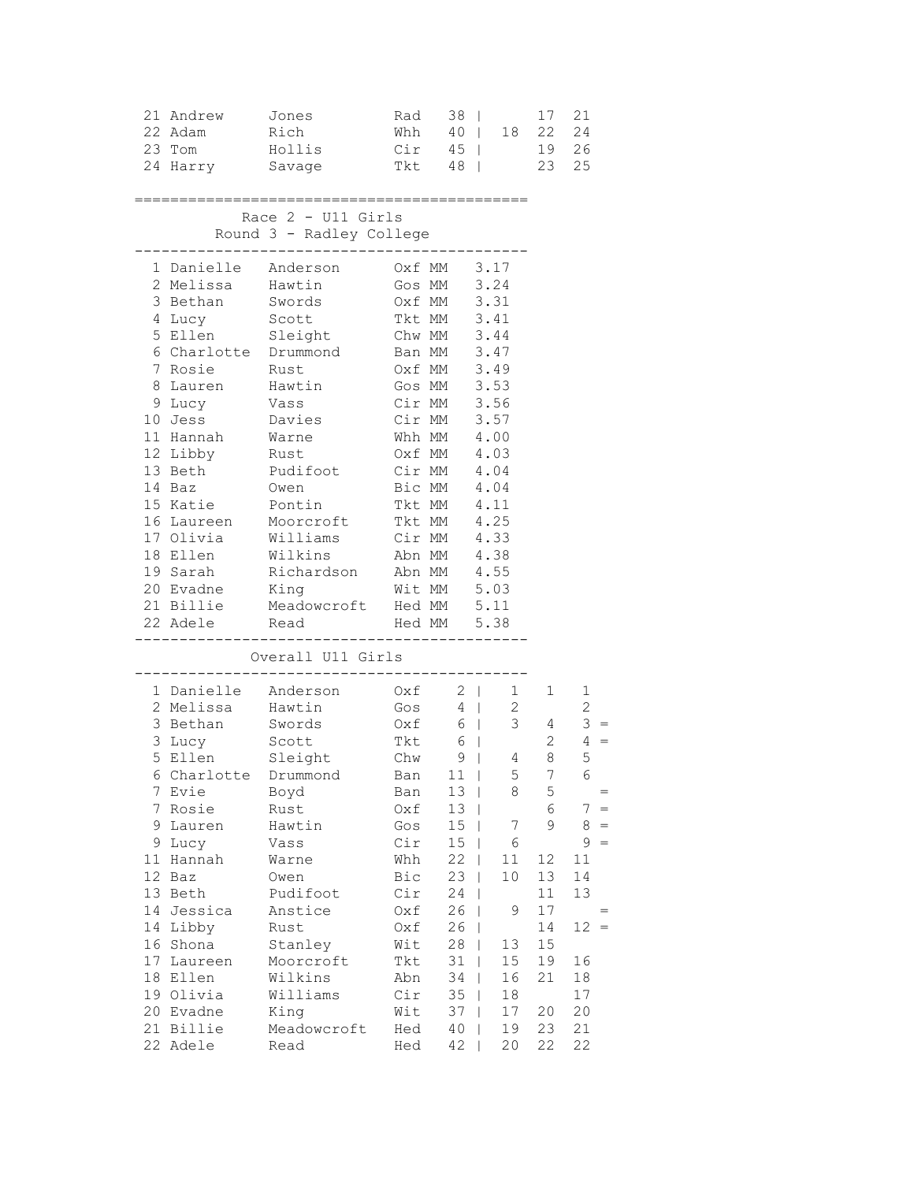| | | | | | | | | | |
|---|---|---|---|---|---|---|---|---|---|
| 21 | Andrew | Jones | Rad | 38 | \| | | 17 | 21 | |
| 22 | Adam | Rich | Whh | 40 | \| | 18 | 22 | 24 | |
| 23 | Tom | Hollis | Cir | 45 | \| | | 19 | 26 | |
| 24 | Harry | Savage | Tkt | 48 | \| | | 23 | 25 | |

## Race 2 - U11 Girls

### Round 3 - Radley College

| | | | | | |
|---|---|---|---|---|---|
| 1 | Danielle | Anderson | Oxf | MM | 3.17 |
| 2 | Melissa | Hawtin | Gos | MM | 3.24 |
| 3 | Bethan | Swords | Oxf | MM | 3.31 |
| 4 | Lucy | Scott | Tkt | MM | 3.41 |
| 5 | Ellen | Sleight | Chw | MM | 3.44 |
| 6 | Charlotte | Drummond | Ban | MM | 3.47 |
| 7 | Rosie | Rust | Oxf | MM | 3.49 |
| 8 | Lauren | Hawtin | Gos | MM | 3.53 |
| 9 | Lucy | Vass | Cir | MM | 3.56 |
| 10 | Jess | Davies | Cir | MM | 3.57 |
| 11 | Hannah | Warne | Whh | MM | 4.00 |
| 12 | Libby | Rust | Oxf | MM | 4.03 |
| 13 | Beth | Pudifoot | Cir | MM | 4.04 |
| 14 | Baz | Owen | Bic | MM | 4.04 |
| 15 | Katie | Pontin | Tkt | MM | 4.11 |
| 16 | Laureen | Moorcroft | Tkt | MM | 4.25 |
| 17 | Olivia | Williams | Cir | MM | 4.33 |
| 18 | Ellen | Wilkins | Abn | MM | 4.38 |
| 19 | Sarah | Richardson | Abn | MM | 4.55 |
| 20 | Evadne | King | Wit | MM | 5.03 |
| 21 | Billie | Meadowcroft | Hed | MM | 5.11 |
| 22 | Adele | Read | Hed | MM | 5.38 |

### Overall U11 Girls

| | | | | | | | | | |
|---|---|---|---|---|---|---|---|---|---|
| 1 | Danielle | Anderson | Oxf | 2 | \| | 1 | 1 | 1 | |
| 2 | Melissa | Hawtin | Gos | 4 | \| | 2 | | 2 | |
| 3 | Bethan | Swords | Oxf | 6 | \| | 3 | 4 | 3 | = |
| 3 | Lucy | Scott | Tkt | 6 | \| | | 2 | 4 | = |
| 5 | Ellen | Sleight | Chw | 9 | \| | 4 | 8 | 5 | |
| 6 | Charlotte | Drummond | Ban | 11 | \| | 5 | 7 | 6 | |
| 7 | Evie | Boyd | Ban | 13 | \| | 8 | 5 | | = |
| 7 | Rosie | Rust | Oxf | 13 | \| | | 6 | 7 | = |
| 9 | Lauren | Hawtin | Gos | 15 | \| | 7 | 9 | 8 | = |
| 9 | Lucy | Vass | Cir | 15 | \| | 6 | | 9 | = |
| 11 | Hannah | Warne | Whh | 22 | \| | 11 | 12 | 11 | |
| 12 | Baz | Owen | Bic | 23 | \| | 10 | 13 | 14 | |
| 13 | Beth | Pudifoot | Cir | 24 | \| | | 11 | 13 | |
| 14 | Jessica | Anstice | Oxf | 26 | \| | 9 | 17 | | = |
| 14 | Libby | Rust | Oxf | 26 | \| | | 14 | 12 | = |
| 16 | Shona | Stanley | Wit | 28 | \| | 13 | 15 | | |
| 17 | Laureen | Moorcroft | Tkt | 31 | \| | 15 | 19 | 16 | |
| 18 | Ellen | Wilkins | Abn | 34 | \| | 16 | 21 | 18 | |
| 19 | Olivia | Williams | Cir | 35 | \| | 18 | | 17 | |
| 20 | Evadne | King | Wit | 37 | \| | 17 | 20 | 20 | |
| 21 | Billie | Meadowcroft | Hed | 40 | \| | 19 | 23 | 21 | |
| 22 | Adele | Read | Hed | 42 | \| | 20 | 22 | 22 | |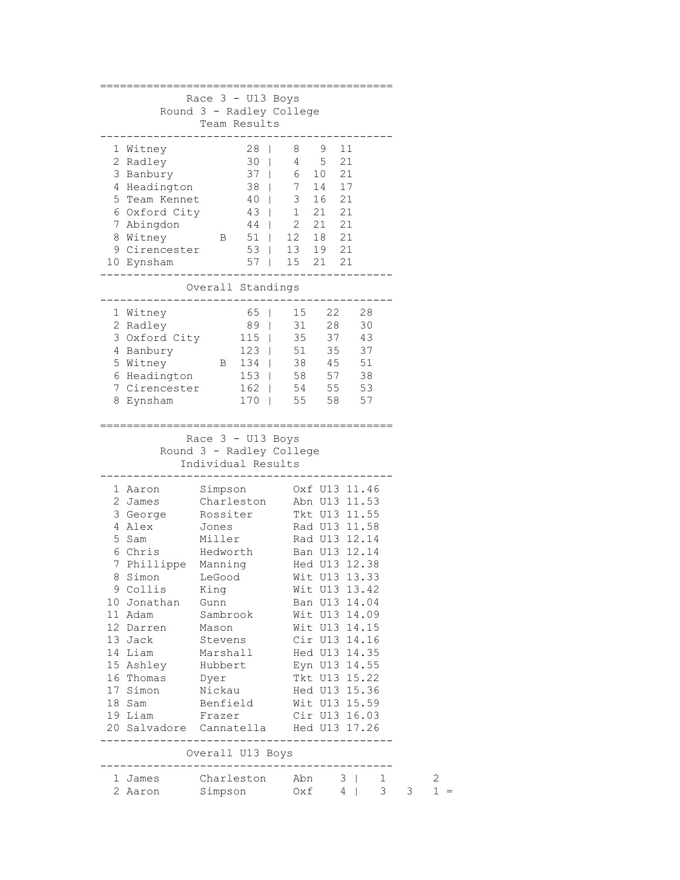## Race 3 - U13 Boys
### Round 3 - Radley College
### Team Results

| Pos | Team | | Points | | | |
|---|---|---|---|---|---|---|
| 1 | Witney | | 28 | 8 | 9 | 11 |
| 2 | Radley | | 30 | 4 | 5 | 21 |
| 3 | Banbury | | 37 | 6 | 10 | 21 |
| 4 | Headington | | 38 | 7 | 14 | 17 |
| 5 | Team Kennet | | 40 | 3 | 16 | 21 |
| 6 | Oxford City | | 43 | 1 | 21 | 21 |
| 7 | Abingdon | | 44 | 2 | 21 | 21 |
| 8 | Witney | B | 51 | 12 | 18 | 21 |
| 9 | Cirencester | | 53 | 13 | 19 | 21 |
| 10 | Eynsham | | 57 | 15 | 21 | 21 |

### Overall Standings

| Pos | Team | | Total | | | |
|---|---|---|---|---|---|---|
| 1 | Witney | | 65 | 15 | 22 | 28 |
| 2 | Radley | | 89 | 31 | 28 | 30 |
| 3 | Oxford City | | 115 | 35 | 37 | 43 |
| 4 | Banbury | | 123 | 51 | 35 | 37 |
| 5 | Witney | B | 134 | 38 | 45 | 51 |
| 6 | Headington | | 153 | 58 | 57 | 38 |
| 7 | Cirencester | | 162 | 54 | 55 | 53 |
| 8 | Eynsham | | 170 | 55 | 58 | 57 |

## Race 3 - U13 Boys
### Round 3 - Radley College
### Individual Results

| Pos | First Name | Surname | Club | Cat | Time |
|---|---|---|---|---|---|
| 1 | Aaron | Simpson | Oxf | U13 | 11.46 |
| 2 | James | Charleston | Abn | U13 | 11.53 |
| 3 | George | Rossiter | Tkt | U13 | 11.55 |
| 4 | Alex | Jones | Rad | U13 | 11.58 |
| 5 | Sam | Miller | Rad | U13 | 12.14 |
| 6 | Chris | Hedworth | Ban | U13 | 12.14 |
| 7 | Phillippe | Manning | Hed | U13 | 12.38 |
| 8 | Simon | LeGood | Wit | U13 | 13.33 |
| 9 | Collis | King | Wit | U13 | 13.42 |
| 10 | Jonathan | Gunn | Ban | U13 | 14.04 |
| 11 | Adam | Sambrook | Wit | U13 | 14.09 |
| 12 | Darren | Mason | Wit | U13 | 14.15 |
| 13 | Jack | Stevens | Cir | U13 | 14.16 |
| 14 | Liam | Marshall | Hed | U13 | 14.35 |
| 15 | Ashley | Hubbert | Eyn | U13 | 14.55 |
| 16 | Thomas | Dyer | Tkt | U13 | 15.22 |
| 17 | Simon | Nickau | Hed | U13 | 15.36 |
| 18 | Sam | Benfield | Wit | U13 | 15.59 |
| 19 | Liam | Frazer | Cir | U13 | 16.03 |
| 20 | Salvadore | Cannatella | Hed | U13 | 17.26 |

### Overall U13 Boys

| Pos | First Name | Surname | Club | Total | R1 | R2 | R3 |
|---|---|---|---|---|---|---|---|
| 1 | James | Charleston | Abn | 3 | 1 | | 2 |
| 2 | Aaron | Simpson | Oxf | 4 | 3 | 3 | 1 = |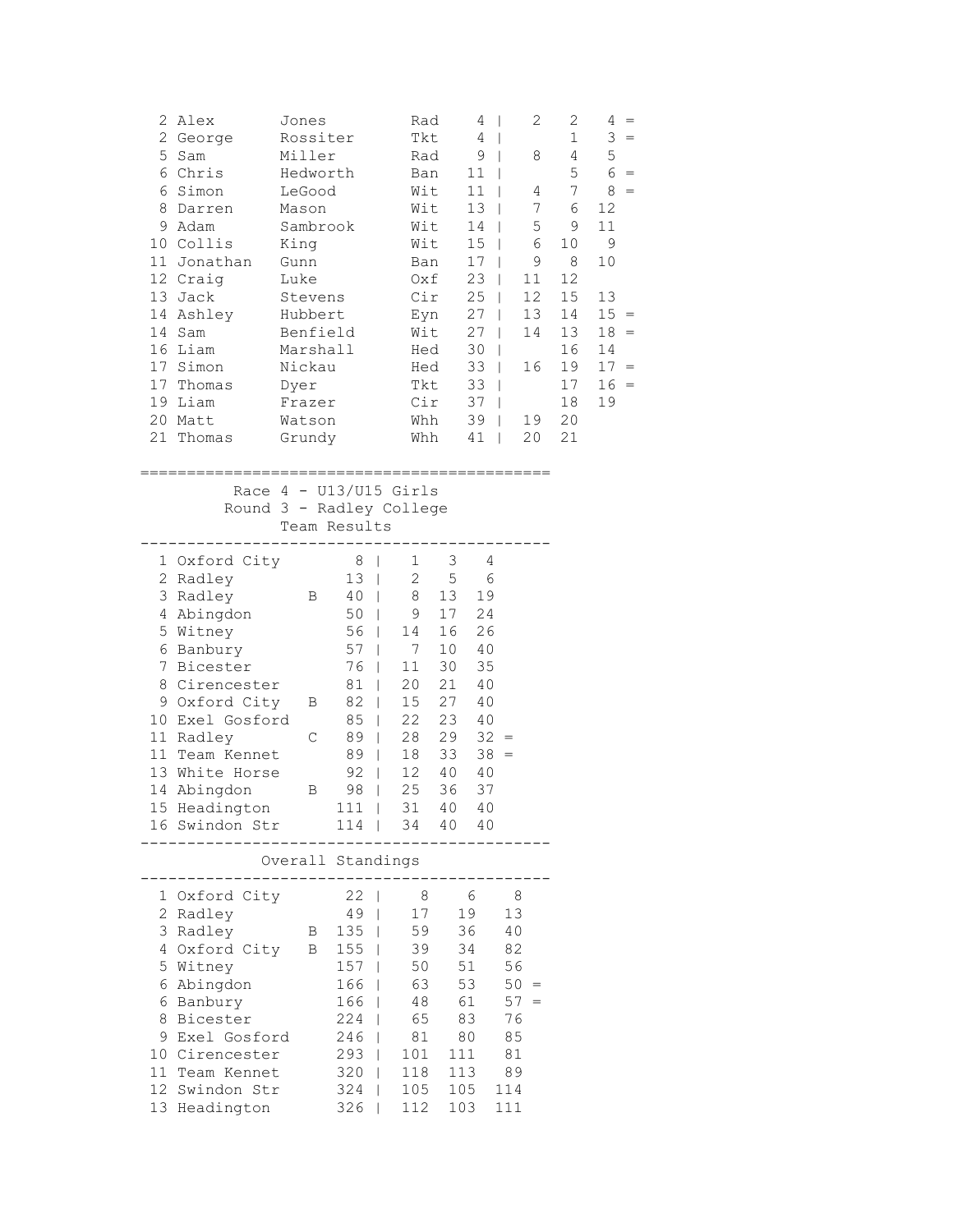| Pos | First Name | Surname | Club | Total | R1 | R2 | R3 | |
|---|---|---|---|---|---|---|---|---|
| 2 | Alex | Jones | Rad | 4 | 2 | 2 | 4 | = |
| 2 | George | Rossiter | Tkt | 4 | | 1 | 3 | = |
| 5 | Sam | Miller | Rad | 9 | 8 | 4 | 5 | |
| 6 | Chris | Hedworth | Ban | 11 | | 5 | 6 | = |
| 6 | Simon | LeGood | Wit | 11 | 4 | 7 | 8 | = |
| 8 | Darren | Mason | Wit | 13 | 7 | 6 | 12 | |
| 9 | Adam | Sambrook | Wit | 14 | 5 | 9 | 11 | |
| 10 | Collis | King | Wit | 15 | 6 | 10 | 9 | |
| 11 | Jonathan | Gunn | Ban | 17 | 9 | 8 | 10 | |
| 12 | Craig | Luke | Oxf | 23 | 11 | 12 | | |
| 13 | Jack | Stevens | Cir | 25 | 12 | 15 | 13 | |
| 14 | Ashley | Hubbert | Eyn | 27 | 13 | 14 | 15 | = |
| 14 | Sam | Benfield | Wit | 27 | 14 | 13 | 18 | = |
| 16 | Liam | Marshall | Hed | 30 | | 16 | 14 | |
| 17 | Simon | Nickau | Hed | 33 | 16 | 19 | 17 | = |
| 17 | Thomas | Dyer | Tkt | 33 | | 17 | 16 | = |
| 19 | Liam | Frazer | Cir | 37 | | 18 | 19 | |
| 20 | Matt | Watson | Whh | 39 | 19 | 20 | | |
| 21 | Thomas | Grundy | Whh | 41 | 20 | 21 | | |

## Race 4 - U13/U15 Girls
### Round 3 - Radley College
### Team Results

| Pos | Team | | Total | | | | |
|---|---|---|---|---|---|---|---|
| 1 | Oxford City | | 8 | 1 | 3 | 4 | |
| 2 | Radley | | 13 | 2 | 5 | 6 | |
| 3 | Radley | B | 40 | 8 | 13 | 19 | |
| 4 | Abingdon | | 50 | 9 | 17 | 24 | |
| 5 | Witney | | 56 | 14 | 16 | 26 | |
| 6 | Banbury | | 57 | 7 | 10 | 40 | |
| 7 | Bicester | | 76 | 11 | 30 | 35 | |
| 8 | Cirencester | | 81 | 20 | 21 | 40 | |
| 9 | Oxford City | B | 82 | 15 | 27 | 40 | |
| 10 | Exel Gosford | | 85 | 22 | 23 | 40 | |
| 11 | Radley | C | 89 | 28 | 29 | 32 | = |
| 11 | Team Kennet | | 89 | 18 | 33 | 38 | = |
| 13 | White Horse | | 92 | 12 | 40 | 40 | |
| 14 | Abingdon | B | 98 | 25 | 36 | 37 | |
| 15 | Headington | | 111 | 31 | 40 | 40 | |
| 16 | Swindon Str | | 114 | 34 | 40 | 40 | |

### Overall Standings

| Pos | Team | | Total | R1 | R2 | R3 | |
|---|---|---|---|---|---|---|---|
| 1 | Oxford City | | 22 | 8 | 6 | 8 | |
| 2 | Radley | | 49 | 17 | 19 | 13 | |
| 3 | Radley | B | 135 | 59 | 36 | 40 | |
| 4 | Oxford City | B | 155 | 39 | 34 | 82 | |
| 5 | Witney | | 157 | 50 | 51 | 56 | |
| 6 | Abingdon | | 166 | 63 | 53 | 50 | = |
| 6 | Banbury | | 166 | 48 | 61 | 57 | = |
| 8 | Bicester | | 224 | 65 | 83 | 76 | |
| 9 | Exel Gosford | | 246 | 81 | 80 | 85 | |
| 10 | Cirencester | | 293 | 101 | 111 | 81 | |
| 11 | Team Kennet | | 320 | 118 | 113 | 89 | |
| 12 | Swindon Str | | 324 | 105 | 105 | 114 | |
| 13 | Headington | | 326 | 112 | 103 | 111 | |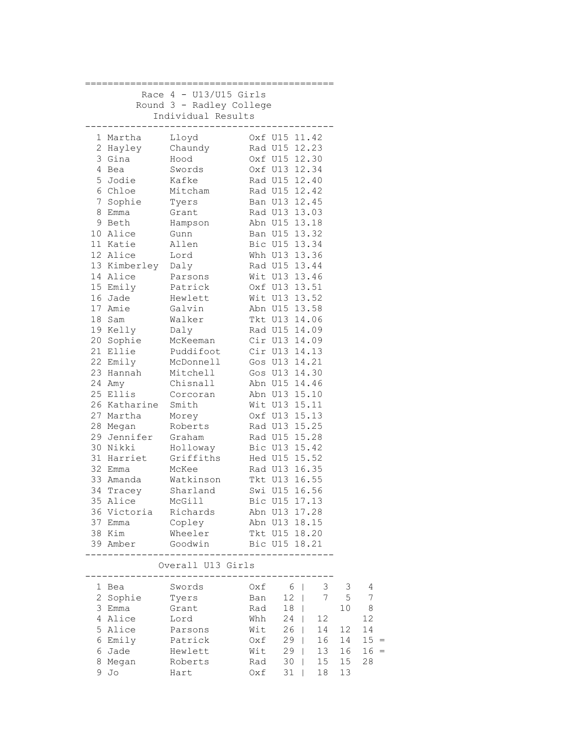# Race 4 - U13/U15 Girls

## Round 3 - Radley College

### Individual Results

| Pos | First Name | Surname | Club | Cat | Time |
|---|---|---|---|---|---|
| 1 | Martha | Lloyd | Oxf | U15 | 11.42 |
| 2 | Hayley | Chaundy | Rad | U15 | 12.23 |
| 3 | Gina | Hood | Oxf | U15 | 12.30 |
| 4 | Bea | Swords | Oxf | U13 | 12.34 |
| 5 | Jodie | Kafke | Rad | U15 | 12.40 |
| 6 | Chloe | Mitcham | Rad | U15 | 12.42 |
| 7 | Sophie | Tyers | Ban | U13 | 12.45 |
| 8 | Emma | Grant | Rad | U13 | 13.03 |
| 9 | Beth | Hampson | Abn | U15 | 13.18 |
| 10 | Alice | Gunn | Ban | U15 | 13.32 |
| 11 | Katie | Allen | Bic | U15 | 13.34 |
| 12 | Alice | Lord | Whh | U13 | 13.36 |
| 13 | Kimberley | Daly | Rad | U15 | 13.44 |
| 14 | Alice | Parsons | Wit | U13 | 13.46 |
| 15 | Emily | Patrick | Oxf | U13 | 13.51 |
| 16 | Jade | Hewlett | Wit | U13 | 13.52 |
| 17 | Amie | Galvin | Abn | U15 | 13.58 |
| 18 | Sam | Walker | Tkt | U13 | 14.06 |
| 19 | Kelly | Daly | Rad | U15 | 14.09 |
| 20 | Sophie | McKeeman | Cir | U13 | 14.09 |
| 21 | Ellie | Puddifoot | Cir | U13 | 14.13 |
| 22 | Emily | McDonnell | Gos | U13 | 14.21 |
| 23 | Hannah | Mitchell | Gos | U13 | 14.30 |
| 24 | Amy | Chisnall | Abn | U15 | 14.46 |
| 25 | Ellis | Corcoran | Abn | U13 | 15.10 |
| 26 | Katharine | Smith | Wit | U13 | 15.11 |
| 27 | Martha | Morey | Oxf | U13 | 15.13 |
| 28 | Megan | Roberts | Rad | U13 | 15.25 |
| 29 | Jennifer | Graham | Rad | U15 | 15.28 |
| 30 | Nikki | Holloway | Bic | U13 | 15.42 |
| 31 | Harriet | Griffiths | Hed | U15 | 15.52 |
| 32 | Emma | McKee | Rad | U13 | 16.35 |
| 33 | Amanda | Watkinson | Tkt | U13 | 16.55 |
| 34 | Tracey | Sharland | Swi | U15 | 16.56 |
| 35 | Alice | McGill | Bic | U15 | 17.13 |
| 36 | Victoria | Richards | Abn | U13 | 17.28 |
| 37 | Emma | Copley | Abn | U13 | 18.15 |
| 38 | Kim | Wheeler | Tkt | U15 | 18.20 |
| 39 | Amber | Goodwin | Bic | U15 | 18.21 |

### Overall U13 Girls

| Pos | First Name | Surname | Club | Total | R1 | R2 | R3 | |
|---|---|---|---|---|---|---|---|---|
| 1 | Bea | Swords | Oxf | 6 | 3 | 3 | 4 | |
| 2 | Sophie | Tyers | Ban | 12 | 7 | 5 | 7 | |
| 3 | Emma | Grant | Rad | 18 | | 10 | 8 | |
| 4 | Alice | Lord | Whh | 24 | 12 | | 12 | |
| 5 | Alice | Parsons | Wit | 26 | 14 | 12 | 14 | |
| 6 | Emily | Patrick | Oxf | 29 | 16 | 14 | 15 | = |
| 6 | Jade | Hewlett | Wit | 29 | 13 | 16 | 16 | = |
| 8 | Megan | Roberts | Rad | 30 | 15 | 15 | 28 | |
| 9 | Jo | Hart | Oxf | 31 | 18 | 13 | | |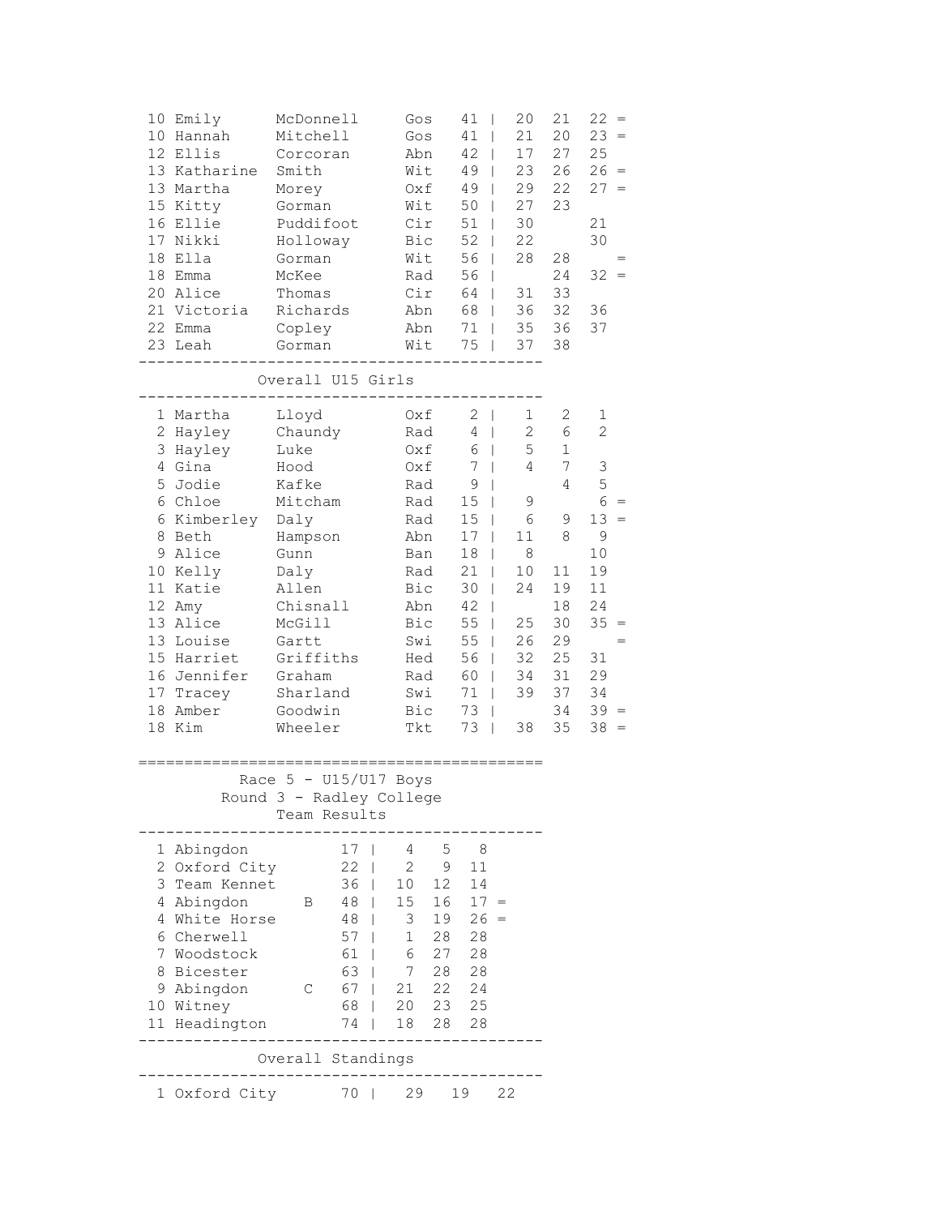| Pos | First | Surname | Club | Total | | R1 | R2 | R3 | |
|---|---|---|---|---|---|---|---|---|---|
| 10 | Emily | McDonnell | Gos | 41 | | 20 | 21 | 22 | = |
| 10 | Hannah | Mitchell | Gos | 41 | | 21 | 20 | 23 | = |
| 12 | Ellis | Corcoran | Abn | 42 | | 17 | 27 | 25 | |
| 13 | Katharine | Smith | Wit | 49 | | 23 | 26 | 26 | = |
| 13 | Martha | Morey | Oxf | 49 | | 29 | 22 | 27 | = |
| 15 | Kitty | Gorman | Wit | 50 | | 27 | 23 | | |
| 16 | Ellie | Puddifoot | Cir | 51 | | 30 | | 21 | |
| 17 | Nikki | Holloway | Bic | 52 | | 22 | | 30 | |
| 18 | Ella | Gorman | Wit | 56 | | 28 | 28 | | = |
| 18 | Emma | McKee | Rad | 56 | | | 24 | 32 | = |
| 20 | Alice | Thomas | Cir | 64 | | 31 | 33 | | |
| 21 | Victoria | Richards | Abn | 68 | | 36 | 32 | 36 | |
| 22 | Emma | Copley | Abn | 71 | | 35 | 36 | 37 | |
| 23 | Leah | Gorman | Wit | 75 | | 37 | 38 | | |

## Overall U15 Girls

| Pos | First | Surname | Club | Total | | R1 | R2 | R3 | |
|---|---|---|---|---|---|---|---|---|---|
| 1 | Martha | Lloyd | Oxf | 2 | | 1 | 2 | 1 | |
| 2 | Hayley | Chaundy | Rad | 4 | | 2 | 6 | 2 | |
| 3 | Hayley | Luke | Oxf | 6 | | 5 | 1 | | |
| 4 | Gina | Hood | Oxf | 7 | | 4 | 7 | 3 | |
| 5 | Jodie | Kafke | Rad | 9 | | | 4 | 5 | |
| 6 | Chloe | Mitcham | Rad | 15 | | 9 | | 6 | = |
| 6 | Kimberley | Daly | Rad | 15 | | 6 | 9 | 13 | = |
| 8 | Beth | Hampson | Abn | 17 | | 11 | 8 | 9 | |
| 9 | Alice | Gunn | Ban | 18 | | 8 | | 10 | |
| 10 | Kelly | Daly | Rad | 21 | | 10 | 11 | 19 | |
| 11 | Katie | Allen | Bic | 30 | | 24 | 19 | 11 | |
| 12 | Amy | Chisnall | Abn | 42 | | | 18 | 24 | |
| 13 | Alice | McGill | Bic | 55 | | 25 | 30 | 35 | = |
| 13 | Louise | Gartt | Swi | 55 | | 26 | 29 | | = |
| 15 | Harriet | Griffiths | Hed | 56 | | 32 | 25 | 31 | |
| 16 | Jennifer | Graham | Rad | 60 | | 34 | 31 | 29 | |
| 17 | Tracey | Sharland | Swi | 71 | | 39 | 37 | 34 | |
| 18 | Amber | Goodwin | Bic | 73 | | | 34 | 39 | = |
| 18 | Kim | Wheeler | Tkt | 73 | | 38 | 35 | 38 | = |

## Race 5 - U15/U17 Boys
### Round 3 - Radley College
### Team Results

| Pos | Team | | Total | | | | |
|---|---|---|---|---|---|---|---|
| 1 | Abingdon | | 17 | 4 | 5 | 8 | |
| 2 | Oxford City | | 22 | 2 | 9 | 11 | |
| 3 | Team Kennet | | 36 | 10 | 12 | 14 | |
| 4 | Abingdon | B | 48 | 15 | 16 | 17 | = |
| 4 | White Horse | | 48 | 3 | 19 | 26 | = |
| 6 | Cherwell | | 57 | 1 | 28 | 28 | |
| 7 | Woodstock | | 61 | 6 | 27 | 28 | |
| 8 | Bicester | | 63 | 7 | 28 | 28 | |
| 9 | Abingdon | C | 67 | 21 | 22 | 24 | |
| 10 | Witney | | 68 | 20 | 23 | 25 | |
| 11 | Headington | | 74 | 18 | 28 | 28 | |

## Overall Standings

| Pos | Team | Total | R1 | R2 | R3 |
|---|---|---|---|---|---|
| 1 | Oxford City | 70 | 29 | 19 | 22 |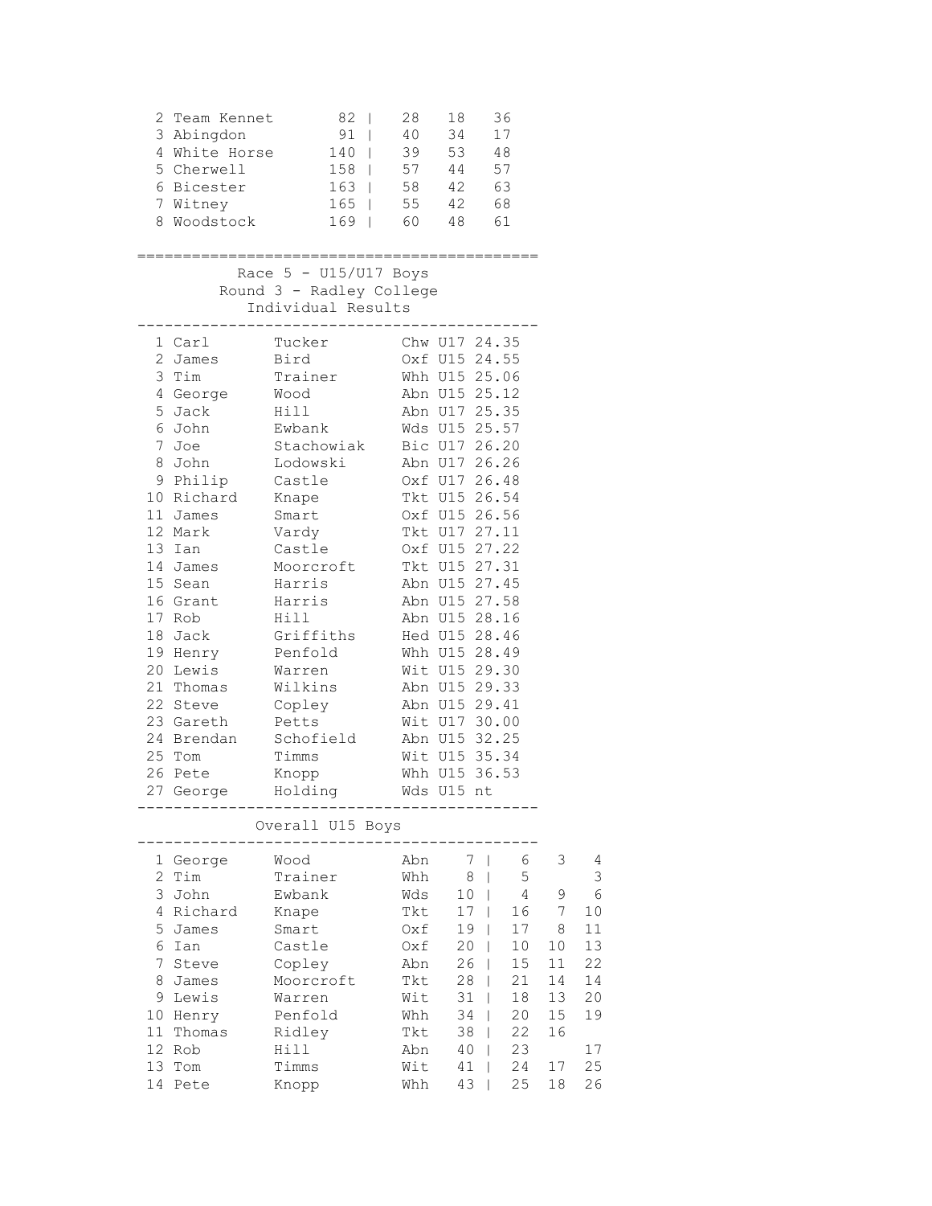| Pos | Team | Total | | | |
|---|---|---|---|---|---|
| 2 | Team Kennet | 82 | 28 | 18 | 36 |
| 3 | Abingdon | 91 | 40 | 34 | 17 |
| 4 | White Horse | 140 | 39 | 53 | 48 |
| 5 | Cherwell | 158 | 57 | 44 | 57 |
| 6 | Bicester | 163 | 58 | 42 | 63 |
| 7 | Witney | 165 | 55 | 42 | 68 |
| 8 | Woodstock | 169 | 60 | 48 | 61 |

## Race 5 - U15/U17 Boys
### Round 3 - Radley College
### Individual Results

| Pos | First Name | Surname | Club | Cat | Time |
|---|---|---|---|---|---|
| 1 | Carl | Tucker | Chw | U17 | 24.35 |
| 2 | James | Bird | Oxf | U15 | 24.55 |
| 3 | Tim | Trainer | Whh | U15 | 25.06 |
| 4 | George | Wood | Abn | U15 | 25.12 |
| 5 | Jack | Hill | Abn | U17 | 25.35 |
| 6 | John | Ewbank | Wds | U15 | 25.57 |
| 7 | Joe | Stachowiak | Bic | U17 | 26.20 |
| 8 | John | Lodowski | Abn | U17 | 26.26 |
| 9 | Philip | Castle | Oxf | U17 | 26.48 |
| 10 | Richard | Knape | Tkt | U15 | 26.54 |
| 11 | James | Smart | Oxf | U15 | 26.56 |
| 12 | Mark | Vardy | Tkt | U17 | 27.11 |
| 13 | Ian | Castle | Oxf | U15 | 27.22 |
| 14 | James | Moorcroft | Tkt | U15 | 27.31 |
| 15 | Sean | Harris | Abn | U15 | 27.45 |
| 16 | Grant | Harris | Abn | U15 | 27.58 |
| 17 | Rob | Hill | Abn | U15 | 28.16 |
| 18 | Jack | Griffiths | Hed | U15 | 28.46 |
| 19 | Henry | Penfold | Whh | U15 | 28.49 |
| 20 | Lewis | Warren | Wit | U15 | 29.30 |
| 21 | Thomas | Wilkins | Abn | U15 | 29.33 |
| 22 | Steve | Copley | Abn | U15 | 29.41 |
| 23 | Gareth | Petts | Wit | U17 | 30.00 |
| 24 | Brendan | Schofield | Abn | U15 | 32.25 |
| 25 | Tom | Timms | Wit | U15 | 35.34 |
| 26 | Pete | Knopp | Whh | U15 | 36.53 |
| 27 | George | Holding | Wds | U15 | nt |

### Overall U15 Boys

| Pos | First Name | Surname | Club | Total | | | |
|---|---|---|---|---|---|---|---|
| 1 | George | Wood | Abn | 7 | 6 | 3 | 4 |
| 2 | Tim | Trainer | Whh | 8 | 5 | | 3 |
| 3 | John | Ewbank | Wds | 10 | 4 | 9 | 6 |
| 4 | Richard | Knape | Tkt | 17 | 16 | 7 | 10 |
| 5 | James | Smart | Oxf | 19 | 17 | 8 | 11 |
| 6 | Ian | Castle | Oxf | 20 | 10 | 10 | 13 |
| 7 | Steve | Copley | Abn | 26 | 15 | 11 | 22 |
| 8 | James | Moorcroft | Tkt | 28 | 21 | 14 | 14 |
| 9 | Lewis | Warren | Wit | 31 | 18 | 13 | 20 |
| 10 | Henry | Penfold | Whh | 34 | 20 | 15 | 19 |
| 11 | Thomas | Ridley | Tkt | 38 | 22 | 16 | |
| 12 | Rob | Hill | Abn | 40 | 23 | | 17 |
| 13 | Tom | Timms | Wit | 41 | 24 | 17 | 25 |
| 14 | Pete | Knopp | Whh | 43 | 25 | 18 | 26 |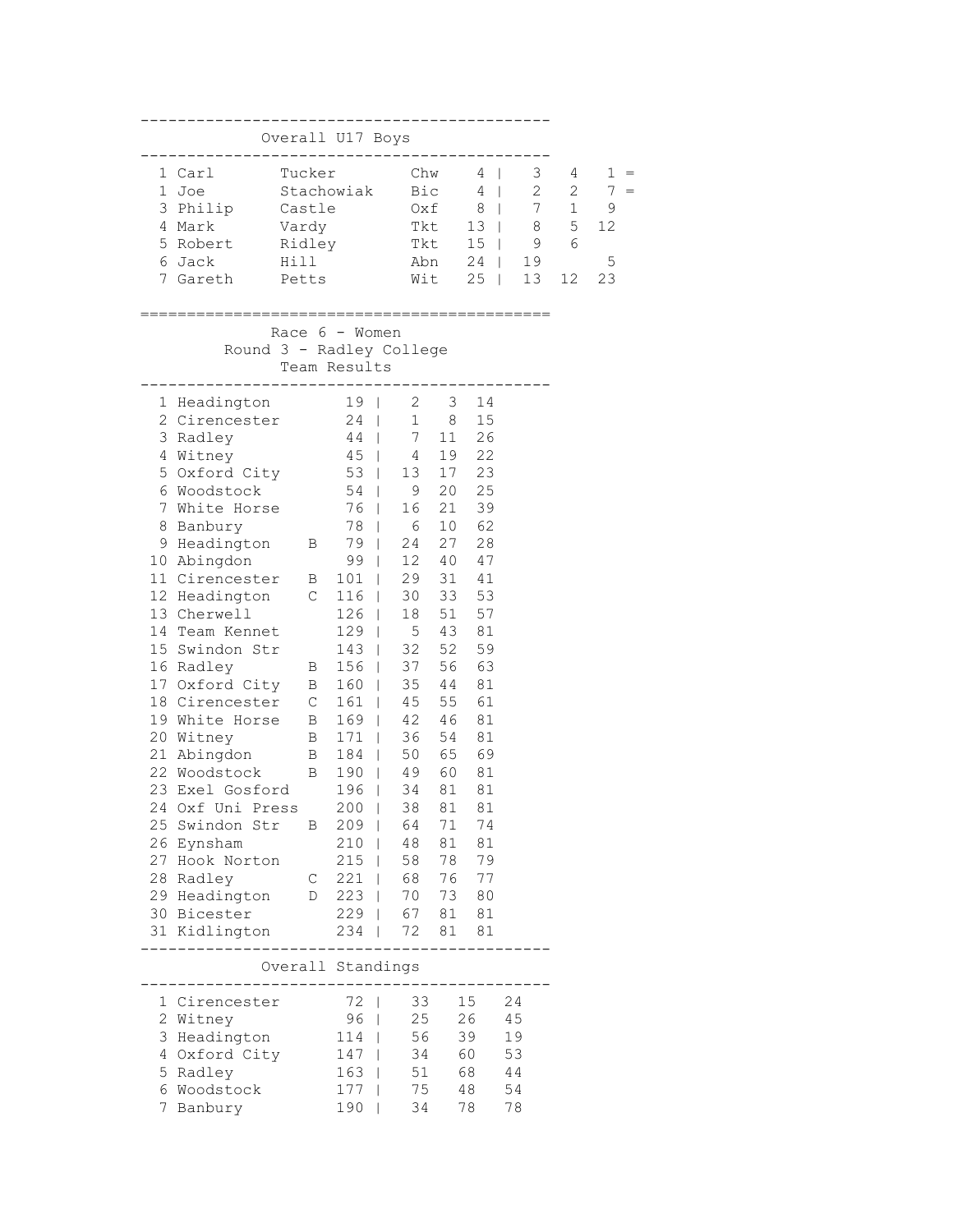## Overall U17 Boys

| Pos | First | Last | Club | Pts | R1 | R2 | R3 | |
|---|---|---|---|---|---|---|---|---|
| 1 | Carl | Tucker | Chw | 4 | 3 | 4 | 1 | = |
| 1 | Joe | Stachowiak | Bic | 4 | 2 | 2 | 7 | = |
| 3 | Philip | Castle | Oxf | 8 | 7 | 1 | 9 | |
| 4 | Mark | Vardy | Tkt | 13 | 8 | 5 | 12 | |
| 5 | Robert | Ridley | Tkt | 15 | 9 | 6 | | |
| 6 | Jack | Hill | Abn | 24 | 19 | | 5 | |
| 7 | Gareth | Petts | Wit | 25 | 13 | 12 | 23 | |

## Race 6 - Women
### Round 3 - Radley College
### Team Results

| Pos | Team | | Pts | | | |
|---|---|---|---|---|---|---|
| 1 | Headington | | 19 | 2 | 3 | 14 |
| 2 | Cirencester | | 24 | 1 | 8 | 15 |
| 3 | Radley | | 44 | 7 | 11 | 26 |
| 4 | Witney | | 45 | 4 | 19 | 22 |
| 5 | Oxford City | | 53 | 13 | 17 | 23 |
| 6 | Woodstock | | 54 | 9 | 20 | 25 |
| 7 | White Horse | | 76 | 16 | 21 | 39 |
| 8 | Banbury | | 78 | 6 | 10 | 62 |
| 9 | Headington | B | 79 | 24 | 27 | 28 |
| 10 | Abingdon | | 99 | 12 | 40 | 47 |
| 11 | Cirencester | B | 101 | 29 | 31 | 41 |
| 12 | Headington | C | 116 | 30 | 33 | 53 |
| 13 | Cherwell | | 126 | 18 | 51 | 57 |
| 14 | Team Kennet | | 129 | 5 | 43 | 81 |
| 15 | Swindon Str | | 143 | 32 | 52 | 59 |
| 16 | Radley | B | 156 | 37 | 56 | 63 |
| 17 | Oxford City | B | 160 | 35 | 44 | 81 |
| 18 | Cirencester | C | 161 | 45 | 55 | 61 |
| 19 | White Horse | B | 169 | 42 | 46 | 81 |
| 20 | Witney | B | 171 | 36 | 54 | 81 |
| 21 | Abingdon | B | 184 | 50 | 65 | 69 |
| 22 | Woodstock | B | 190 | 49 | 60 | 81 |
| 23 | Exel Gosford | | 196 | 34 | 81 | 81 |
| 24 | Oxf Uni Press | | 200 | 38 | 81 | 81 |
| 25 | Swindon Str | B | 209 | 64 | 71 | 74 |
| 26 | Eynsham | | 210 | 48 | 81 | 81 |
| 27 | Hook Norton | | 215 | 58 | 78 | 79 |
| 28 | Radley | C | 221 | 68 | 76 | 77 |
| 29 | Headington | D | 223 | 70 | 73 | 80 |
| 30 | Bicester | | 229 | 67 | 81 | 81 |
| 31 | Kidlington | | 234 | 72 | 81 | 81 |

### Overall Standings

| Pos | Team | Pts | R1 | R2 | R3 |
|---|---|---|---|---|---|
| 1 | Cirencester | 72 | 33 | 15 | 24 |
| 2 | Witney | 96 | 25 | 26 | 45 |
| 3 | Headington | 114 | 56 | 39 | 19 |
| 4 | Oxford City | 147 | 34 | 60 | 53 |
| 5 | Radley | 163 | 51 | 68 | 44 |
| 6 | Woodstock | 177 | 75 | 48 | 54 |
| 7 | Banbury | 190 | 34 | 78 | 78 |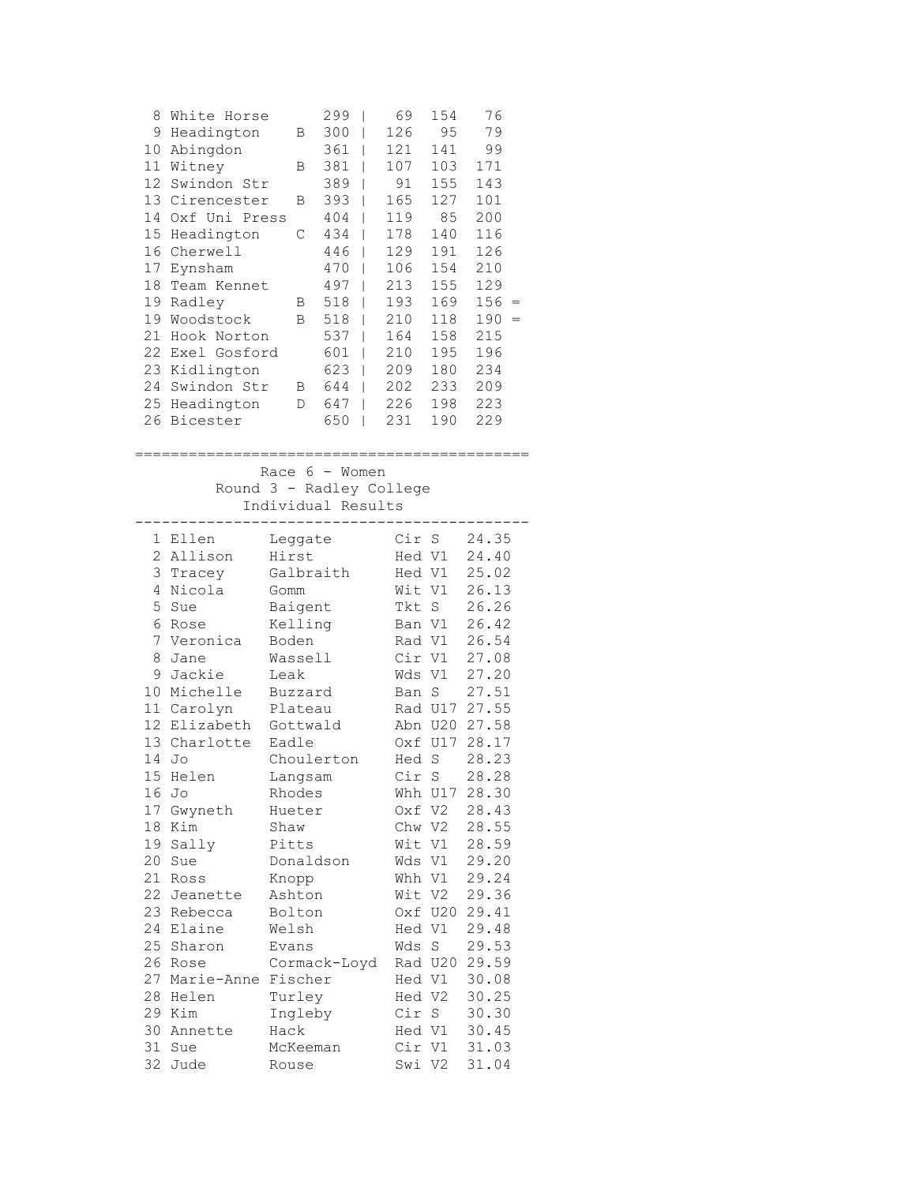| Pos | Team | | Total | | | | |
|---|---|---|---|---|---|---|---|
| 8 | White Horse | | 299 | 69 | 154 | 76 | |
| 9 | Headington | B | 300 | 126 | 95 | 79 | |
| 10 | Abingdon | | 361 | 121 | 141 | 99 | |
| 11 | Witney | B | 381 | 107 | 103 | 171 | |
| 12 | Swindon Str | | 389 | 91 | 155 | 143 | |
| 13 | Cirencester | B | 393 | 165 | 127 | 101 | |
| 14 | Oxf Uni Press | | 404 | 119 | 85 | 200 | |
| 15 | Headington | C | 434 | 178 | 140 | 116 | |
| 16 | Cherwell | | 446 | 129 | 191 | 126 | |
| 17 | Eynsham | | 470 | 106 | 154 | 210 | |
| 18 | Team Kennet | | 497 | 213 | 155 | 129 | |
| 19 | Radley | B | 518 | 193 | 169 | 156 | = |
| 19 | Woodstock | B | 518 | 210 | 118 | 190 | = |
| 21 | Hook Norton | | 537 | 164 | 158 | 215 | |
| 22 | Exel Gosford | | 601 | 210 | 195 | 196 | |
| 23 | Kidlington | | 623 | 209 | 180 | 234 | |
| 24 | Swindon Str | B | 644 | 202 | 233 | 209 | |
| 25 | Headington | D | 647 | 226 | 198 | 223 | |
| 26 | Bicester | | 650 | 231 | 190 | 229 | |

Race 6 - Women
Round 3 - Radley College
Individual Results

| Pos | First Name | Surname | Club | Cat | Time |
|---|---|---|---|---|---|
| 1 | Ellen | Leggate | Cir | S | 24.35 |
| 2 | Allison | Hirst | Hed | V1 | 24.40 |
| 3 | Tracey | Galbraith | Hed | V1 | 25.02 |
| 4 | Nicola | Gomm | Wit | V1 | 26.13 |
| 5 | Sue | Baigent | Tkt | S | 26.26 |
| 6 | Rose | Kelling | Ban | V1 | 26.42 |
| 7 | Veronica | Boden | Rad | V1 | 26.54 |
| 8 | Jane | Wassell | Cir | V1 | 27.08 |
| 9 | Jackie | Leak | Wds | V1 | 27.20 |
| 10 | Michelle | Buzzard | Ban | S | 27.51 |
| 11 | Carolyn | Plateau | Rad | U17 | 27.55 |
| 12 | Elizabeth | Gottwald | Abn | U20 | 27.58 |
| 13 | Charlotte | Eadle | Oxf | U17 | 28.17 |
| 14 | Jo | Choulerton | Hed | S | 28.23 |
| 15 | Helen | Langsam | Cir | S | 28.28 |
| 16 | Jo | Rhodes | Whh | U17 | 28.30 |
| 17 | Gwyneth | Hueter | Oxf | V2 | 28.43 |
| 18 | Kim | Shaw | Chw | V2 | 28.55 |
| 19 | Sally | Pitts | Wit | V1 | 28.59 |
| 20 | Sue | Donaldson | Wds | V1 | 29.20 |
| 21 | Ross | Knopp | Whh | V1 | 29.24 |
| 22 | Jeanette | Ashton | Wit | V2 | 29.36 |
| 23 | Rebecca | Bolton | Oxf | U20 | 29.41 |
| 24 | Elaine | Welsh | Hed | V1 | 29.48 |
| 25 | Sharon | Evans | Wds | S | 29.53 |
| 26 | Rose | Cormack-Loyd | Rad | U20 | 29.59 |
| 27 | Marie-Anne | Fischer | Hed | V1 | 30.08 |
| 28 | Helen | Turley | Hed | V2 | 30.25 |
| 29 | Kim | Ingleby | Cir | S | 30.30 |
| 30 | Annette | Hack | Hed | V1 | 30.45 |
| 31 | Sue | McKeeman | Cir | V1 | 31.03 |
| 32 | Jude | Rouse | Swi | V2 | 31.04 |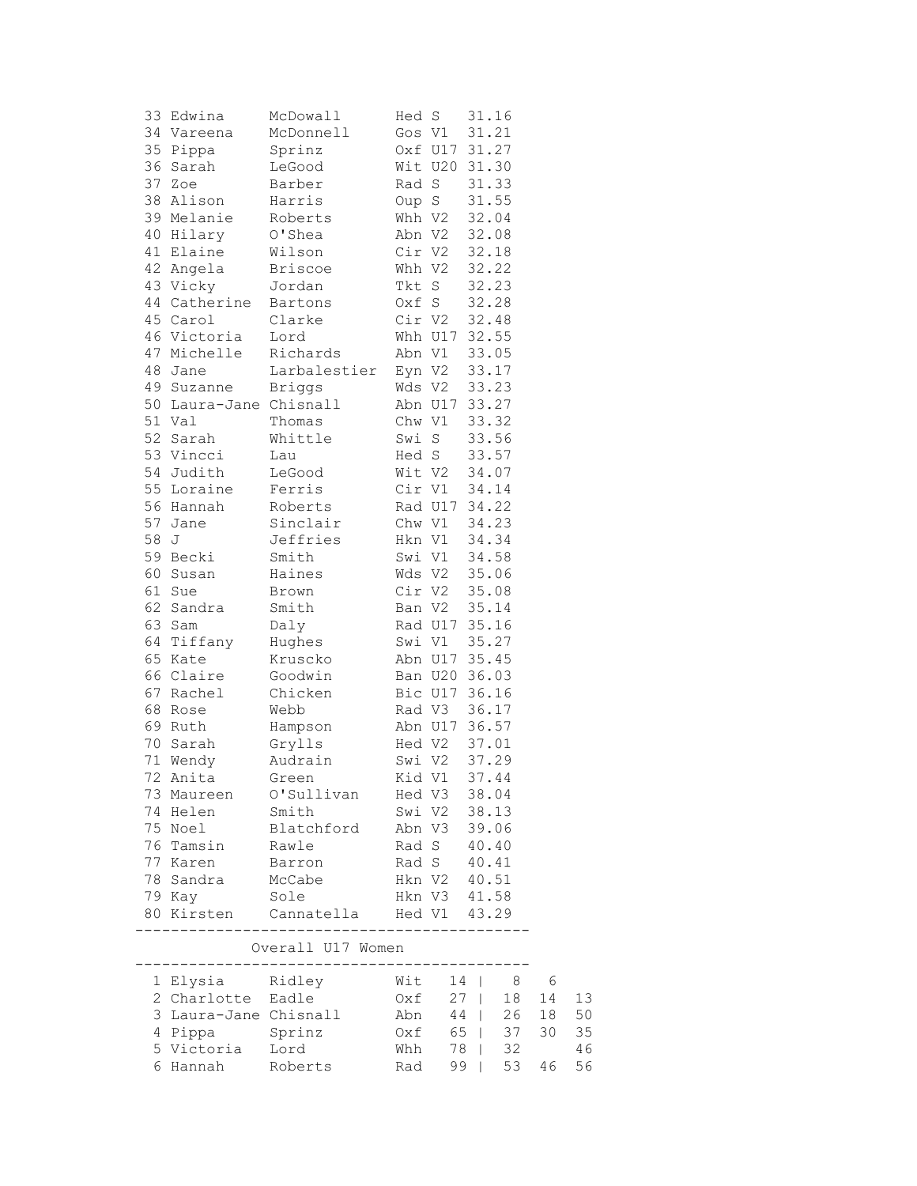| Pos | First Name | Surname | Club | Cat | Time |
|---|---|---|---|---|---|
| 33 | Edwina | McDowall | Hed | S | 31.16 |
| 34 | Vareena | McDonnell | Gos | V1 | 31.21 |
| 35 | Pippa | Sprinz | Oxf | U17 | 31.27 |
| 36 | Sarah | LeGood | Wit | U20 | 31.30 |
| 37 | Zoe | Barber | Rad | S | 31.33 |
| 38 | Alison | Harris | Oup | S | 31.55 |
| 39 | Melanie | Roberts | Whh | V2 | 32.04 |
| 40 | Hilary | O'Shea | Abn | V2 | 32.08 |
| 41 | Elaine | Wilson | Cir | V2 | 32.18 |
| 42 | Angela | Briscoe | Whh | V2 | 32.22 |
| 43 | Vicky | Jordan | Tkt | S | 32.23 |
| 44 | Catherine | Bartons | Oxf | S | 32.28 |
| 45 | Carol | Clarke | Cir | V2 | 32.48 |
| 46 | Victoria | Lord | Whh | U17 | 32.55 |
| 47 | Michelle | Richards | Abn | V1 | 33.05 |
| 48 | Jane | Larbalestier | Eyn | V2 | 33.17 |
| 49 | Suzanne | Briggs | Wds | V2 | 33.23 |
| 50 | Laura-Jane | Chisnall | Abn | U17 | 33.27 |
| 51 | Val | Thomas | Chw | V1 | 33.32 |
| 52 | Sarah | Whittle | Swi | S | 33.56 |
| 53 | Vincci | Lau | Hed | S | 33.57 |
| 54 | Judith | LeGood | Wit | V2 | 34.07 |
| 55 | Loraine | Ferris | Cir | V1 | 34.14 |
| 56 | Hannah | Roberts | Rad | U17 | 34.22 |
| 57 | Jane | Sinclair | Chw | V1 | 34.23 |
| 58 | J | Jeffries | Hkn | V1 | 34.34 |
| 59 | Becki | Smith | Swi | V1 | 34.58 |
| 60 | Susan | Haines | Wds | V2 | 35.06 |
| 61 | Sue | Brown | Cir | V2 | 35.08 |
| 62 | Sandra | Smith | Ban | V2 | 35.14 |
| 63 | Sam | Daly | Rad | U17 | 35.16 |
| 64 | Tiffany | Hughes | Swi | V1 | 35.27 |
| 65 | Kate | Kruscko | Abn | U17 | 35.45 |
| 66 | Claire | Goodwin | Ban | U20 | 36.03 |
| 67 | Rachel | Chicken | Bic | U17 | 36.16 |
| 68 | Rose | Webb | Rad | V3 | 36.17 |
| 69 | Ruth | Hampson | Abn | U17 | 36.57 |
| 70 | Sarah | Grylls | Hed | V2 | 37.01 |
| 71 | Wendy | Audrain | Swi | V2 | 37.29 |
| 72 | Anita | Green | Kid | V1 | 37.44 |
| 73 | Maureen | O'Sullivan | Hed | V3 | 38.04 |
| 74 | Helen | Smith | Swi | V2 | 38.13 |
| 75 | Noel | Blatchford | Abn | V3 | 39.06 |
| 76 | Tamsin | Rawle | Rad | S | 40.40 |
| 77 | Karen | Barron | Rad | S | 40.41 |
| 78 | Sandra | McCabe | Hkn | V2 | 40.51 |
| 79 | Kay | Sole | Hkn | V3 | 41.58 |
| 80 | Kirsten | Cannatella | Hed | V1 | 43.29 |

## Overall U17 Women

| Pos | First Name | Surname | Club | Total | Race 1 | Race 2 | Race 3 |
|---|---|---|---|---|---|---|---|
| 1 | Elysia | Ridley | Wit | 14 | 8 | 6 | |
| 2 | Charlotte | Eadle | Oxf | 27 | 18 | 14 | 13 |
| 3 | Laura-Jane | Chisnall | Abn | 44 | 26 | 18 | 50 |
| 4 | Pippa | Sprinz | Oxf | 65 | 37 | 30 | 35 |
| 5 | Victoria | Lord | Whh | 78 | 32 | | 46 |
| 6 | Hannah | Roberts | Rad | 99 | 53 | 46 | 56 |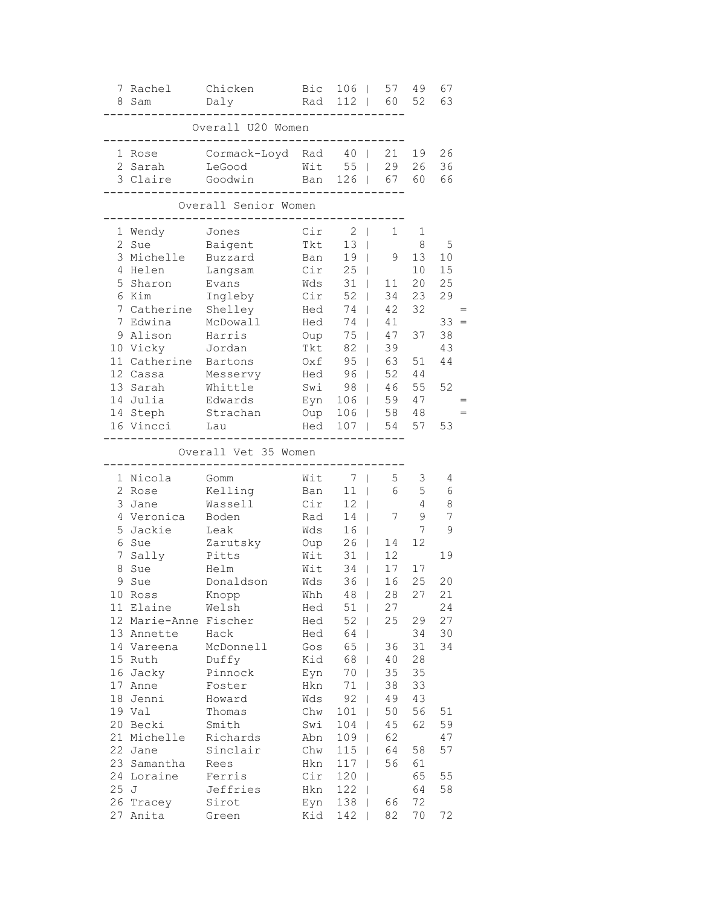|  |  |  |  |  |  |  |  |  |
|---|---|---|---|---|---|---|---|---|
| 7 | Rachel | Chicken | Bic | 106 | 57 | 49 | 67 |  |
| 8 | Sam | Daly | Rad | 112 | 60 | 52 | 63 |  |

## Overall U20 Women

|  |  |  |  |  |  |  |  |  |
|---|---|---|---|---|---|---|---|---|
| 1 | Rose | Cormack-Loyd | Rad | 40 | 21 | 19 | 26 |  |
| 2 | Sarah | LeGood | Wit | 55 | 29 | 26 | 36 |  |
| 3 | Claire | Goodwin | Ban | 126 | 67 | 60 | 66 |  |

## Overall Senior Women

|  |  |  |  |  |  |  |  |  |
|---|---|---|---|---|---|---|---|---|
| 1 | Wendy | Jones | Cir | 2 | 1 | 1 |  |  |
| 2 | Sue | Baigent | Tkt | 13 |  | 8 | 5 |  |
| 3 | Michelle | Buzzard | Ban | 19 | 9 | 13 | 10 |  |
| 4 | Helen | Langsam | Cir | 25 |  | 10 | 15 |  |
| 5 | Sharon | Evans | Wds | 31 | 11 | 20 | 25 |  |
| 6 | Kim | Ingleby | Cir | 52 | 34 | 23 | 29 |  |
| 7 | Catherine | Shelley | Hed | 74 | 42 | 32 |  | = |
| 7 | Edwina | McDowall | Hed | 74 | 41 |  | 33 | = |
| 9 | Alison | Harris | Oup | 75 | 47 | 37 | 38 |  |
| 10 | Vicky | Jordan | Tkt | 82 | 39 |  | 43 |  |
| 11 | Catherine | Bartons | Oxf | 95 | 63 | 51 | 44 |  |
| 12 | Cassa | Messervy | Hed | 96 | 52 | 44 |  |  |
| 13 | Sarah | Whittle | Swi | 98 | 46 | 55 | 52 |  |
| 14 | Julia | Edwards | Eyn | 106 | 59 | 47 |  | = |
| 14 | Steph | Strachan | Oup | 106 | 58 | 48 |  | = |
| 16 | Vincci | Lau | Hed | 107 | 54 | 57 | 53 |  |

## Overall Vet 35 Women

|  |  |  |  |  |  |  |  |  |
|---|---|---|---|---|---|---|---|---|
| 1 | Nicola | Gomm | Wit | 7 | 5 | 3 | 4 |  |
| 2 | Rose | Kelling | Ban | 11 | 6 | 5 | 6 |  |
| 3 | Jane | Wassell | Cir | 12 |  | 4 | 8 |  |
| 4 | Veronica | Boden | Rad | 14 | 7 | 9 | 7 |  |
| 5 | Jackie | Leak | Wds | 16 |  | 7 | 9 |  |
| 6 | Sue | Zarutsky | Oup | 26 | 14 | 12 |  |  |
| 7 | Sally | Pitts | Wit | 31 | 12 |  | 19 |  |
| 8 | Sue | Helm | Wit | 34 | 17 | 17 |  |  |
| 9 | Sue | Donaldson | Wds | 36 | 16 | 25 | 20 |  |
| 10 | Ross | Knopp | Whh | 48 | 28 | 27 | 21 |  |
| 11 | Elaine | Welsh | Hed | 51 | 27 |  | 24 |  |
| 12 | Marie-Anne | Fischer | Hed | 52 | 25 | 29 | 27 |  |
| 13 | Annette | Hack | Hed | 64 |  | 34 | 30 |  |
| 14 | Vareena | McDonnell | Gos | 65 | 36 | 31 | 34 |  |
| 15 | Ruth | Duffy | Kid | 68 | 40 | 28 |  |  |
| 16 | Jacky | Pinnock | Eyn | 70 | 35 | 35 |  |  |
| 17 | Anne | Foster | Hkn | 71 | 38 | 33 |  |  |
| 18 | Jenni | Howard | Wds | 92 | 49 | 43 |  |  |
| 19 | Val | Thomas | Chw | 101 | 50 | 56 | 51 |  |
| 20 | Becki | Smith | Swi | 104 | 45 | 62 | 59 |  |
| 21 | Michelle | Richards | Abn | 109 | 62 |  | 47 |  |
| 22 | Jane | Sinclair | Chw | 115 | 64 | 58 | 57 |  |
| 23 | Samantha | Rees | Hkn | 117 | 56 | 61 |  |  |
| 24 | Loraine | Ferris | Cir | 120 |  | 65 | 55 |  |
| 25 | J | Jeffries | Hkn | 122 |  | 64 | 58 |  |
| 26 | Tracey | Sirot | Eyn | 138 | 66 | 72 |  |  |
| 27 | Anita | Green | Kid | 142 | 82 | 70 | 72 |  |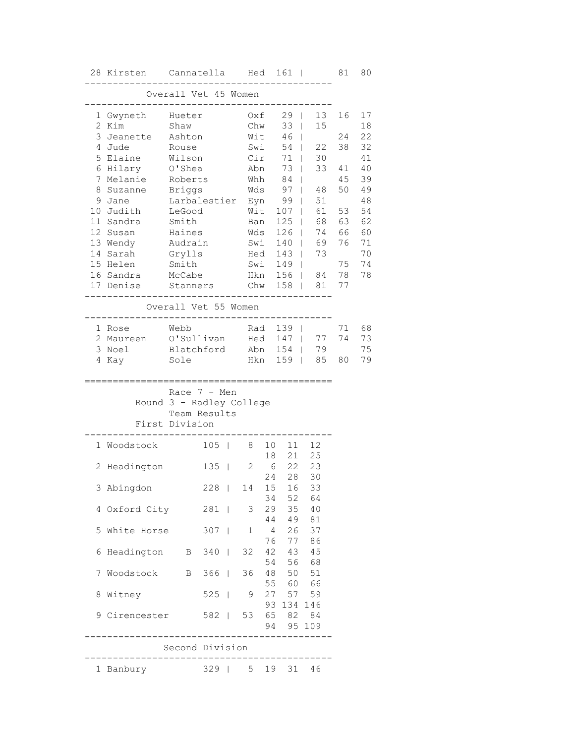| Pos | First Name | Surname | Club | Total | R1 | R2 | R3 |
|---|---|---|---|---|---|---|---|
| 28 | Kirsten | Cannatella | Hed | 161 | | 81 | 80 |

## Overall Vet 45 Women

| Pos | First Name | Surname | Club | Total | R1 | R2 | R3 |
|---|---|---|---|---|---|---|---|
| 1 | Gwyneth | Hueter | Oxf | 29 | 13 | 16 | 17 |
| 2 | Kim | Shaw | Chw | 33 | 15 | | 18 |
| 3 | Jeanette | Ashton | Wit | 46 | | 24 | 22 |
| 4 | Jude | Rouse | Swi | 54 | 22 | 38 | 32 |
| 5 | Elaine | Wilson | Cir | 71 | 30 | | 41 |
| 6 | Hilary | O'Shea | Abn | 73 | 33 | 41 | 40 |
| 7 | Melanie | Roberts | Whh | 84 | | 45 | 39 |
| 8 | Suzanne | Briggs | Wds | 97 | 48 | 50 | 49 |
| 9 | Jane | Larbalestier | Eyn | 99 | 51 | | 48 |
| 10 | Judith | LeGood | Wit | 107 | 61 | 53 | 54 |
| 11 | Sandra | Smith | Ban | 125 | 68 | 63 | 62 |
| 12 | Susan | Haines | Wds | 126 | 74 | 66 | 60 |
| 13 | Wendy | Audrain | Swi | 140 | 69 | 76 | 71 |
| 14 | Sarah | Grylls | Hed | 143 | 73 | | 70 |
| 15 | Helen | Smith | Swi | 149 | | 75 | 74 |
| 16 | Sandra | McCabe | Hkn | 156 | 84 | 78 | 78 |
| 17 | Denise | Stanners | Chw | 158 | 81 | 77 | |

## Overall Vet 55 Women

| Pos | First Name | Surname | Club | Total | R1 | R2 | R3 |
|---|---|---|---|---|---|---|---|
| 1 | Rose | Webb | Rad | 139 | | 71 | 68 |
| 2 | Maureen | O'Sullivan | Hed | 147 | 77 | 74 | 73 |
| 3 | Noel | Blatchford | Abn | 154 | 79 | | 75 |
| 4 | Kay | Sole | Hkn | 159 | 85 | 80 | 79 |

# Race 7 - Men
## Round 3 - Radley College
## Team Results
### First Division

| Pos | Team | | Total | Positions |
|---|---|---|---|---|
| 1 | Woodstock | | 105 | 8 10 11 12 18 21 25 |
| 2 | Headington | | 135 | 2 6 22 23 24 28 30 |
| 3 | Abingdon | | 228 | 14 15 16 33 34 52 64 |
| 4 | Oxford City | | 281 | 3 29 35 40 44 49 81 |
| 5 | White Horse | | 307 | 1 4 26 37 76 77 86 |
| 6 | Headington | B | 340 | 32 42 43 45 54 56 68 |
| 7 | Woodstock | B | 366 | 36 48 50 51 55 60 66 |
| 8 | Witney | | 525 | 9 27 57 59 93 134 146 |
| 9 | Cirencester | | 582 | 53 65 82 84 94 95 109 |

### Second Division

| Pos | Team | | Total | Positions |
|---|---|---|---|---|
| 1 | Banbury | | 329 | 5 19 31 46 |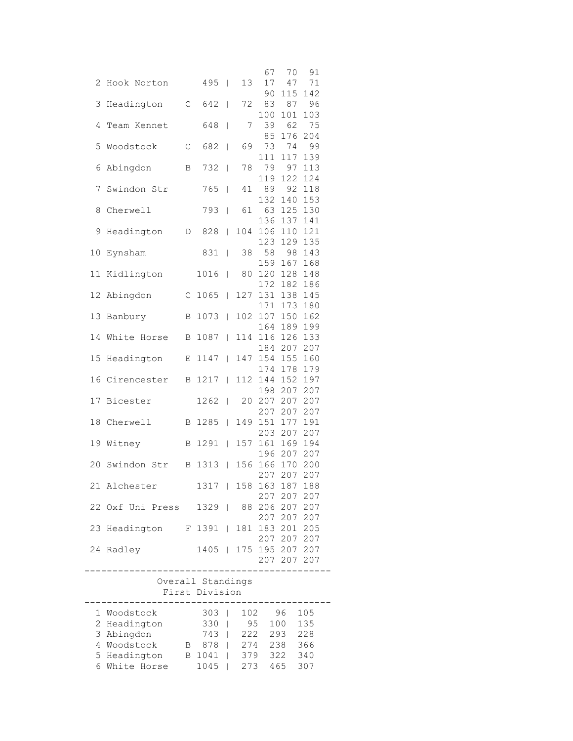| | | | | | | | | | | |
|---|---|---|---|---|---|---|---|---|---|---|
| | | | | | | | | 67 | 70 | 91 |
| 2 | Hook Norton | | 495 | 13 | 17 | 47 | 71 | 90 | 115 | 142 |
| 3 | Headington | C | 642 | 72 | 83 | 87 | 96 | 100 | 101 | 103 |
| 4 | Team Kennet | | 648 | 7 | 39 | 62 | 75 | 85 | 176 | 204 |
| 5 | Woodstock | C | 682 | 69 | 73 | 74 | 99 | 111 | 117 | 139 |
| 6 | Abingdon | B | 732 | 78 | 79 | 97 | 113 | 119 | 122 | 124 |
| 7 | Swindon Str | | 765 | 41 | 89 | 92 | 118 | 132 | 140 | 153 |
| 8 | Cherwell | | 793 | 61 | 63 | 125 | 130 | 136 | 137 | 141 |
| 9 | Headington | D | 828 | 104 | 106 | 110 | 121 | 123 | 129 | 135 |
| 10 | Eynsham | | 831 | 38 | 58 | 98 | 143 | 159 | 167 | 168 |
| 11 | Kidlington | | 1016 | 80 | 120 | 128 | 148 | 172 | 182 | 186 |
| 12 | Abingdon | C | 1065 | 127 | 131 | 138 | 145 | 171 | 173 | 180 |
| 13 | Banbury | B | 1073 | 102 | 107 | 150 | 162 | 164 | 189 | 199 |
| 14 | White Horse | B | 1087 | 114 | 116 | 126 | 133 | 184 | 207 | 207 |
| 15 | Headington | E | 1147 | 147 | 154 | 155 | 160 | 174 | 178 | 179 |
| 16 | Cirencester | B | 1217 | 112 | 144 | 152 | 197 | 198 | 207 | 207 |
| 17 | Bicester | | 1262 | 20 | 207 | 207 | 207 | 207 | 207 | 207 |
| 18 | Cherwell | B | 1285 | 149 | 151 | 177 | 191 | 203 | 207 | 207 |
| 19 | Witney | B | 1291 | 157 | 161 | 169 | 194 | 196 | 207 | 207 |
| 20 | Swindon Str | B | 1313 | 156 | 166 | 170 | 200 | 207 | 207 | 207 |
| 21 | Alchester | | 1317 | 158 | 163 | 187 | 188 | 207 | 207 | 207 |
| 22 | Oxf Uni Press | | 1329 | 88 | 206 | 207 | 207 | 207 | 207 | 207 |
| 23 | Headington | F | 1391 | 181 | 183 | 201 | 205 | 207 | 207 | 207 |
| 24 | Radley | | 1405 | 175 | 195 | 207 | 207 | 207 | 207 | 207 |

---

## Overall Standings
### First Division

---

| | | | | | | |
|---|---|---|---|---|---|---|
| 1 | Woodstock | | 303 | 102 | 96 | 105 |
| 2 | Headington | | 330 | 95 | 100 | 135 |
| 3 | Abingdon | | 743 | 222 | 293 | 228 |
| 4 | Woodstock | B | 878 | 274 | 238 | 366 |
| 5 | Headington | B | 1041 | 379 | 322 | 340 |
| 6 | White Horse | | 1045 | 273 | 465 | 307 |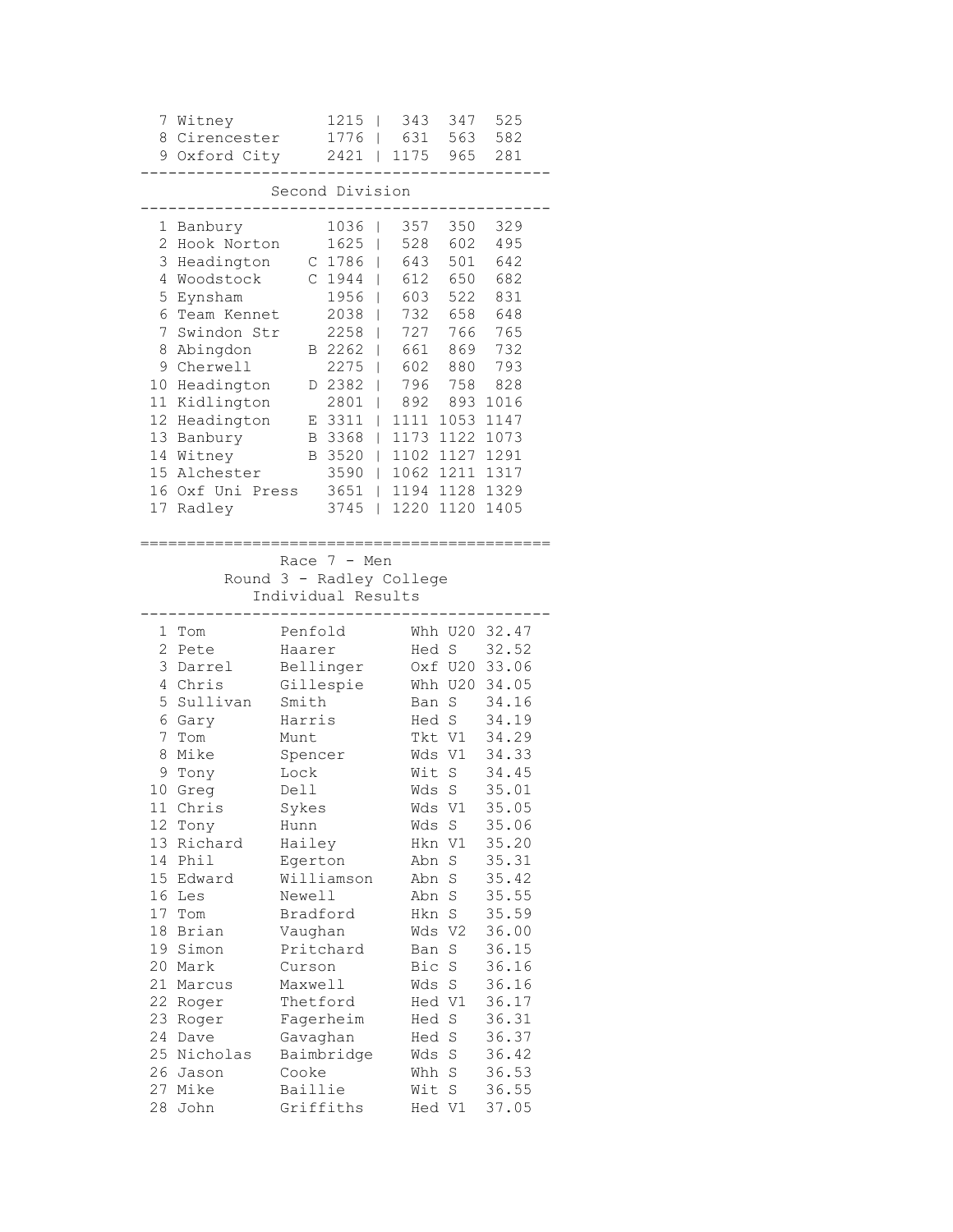| Pos | Team | | Total | | | |
|---|---|---|---|---|---|---|
| 7 | Witney | | 1215 | 343 | 347 | 525 |
| 8 | Cirencester | | 1776 | 631 | 563 | 582 |
| 9 | Oxford City | | 2421 | 1175 | 965 | 281 |

## Second Division

| Pos | Team | | Total | | | |
|---|---|---|---|---|---|---|
| 1 | Banbury | | 1036 | 357 | 350 | 329 |
| 2 | Hook Norton | | 1625 | 528 | 602 | 495 |
| 3 | Headington | C | 1786 | 643 | 501 | 642 |
| 4 | Woodstock | C | 1944 | 612 | 650 | 682 |
| 5 | Eynsham | | 1956 | 603 | 522 | 831 |
| 6 | Team Kennet | | 2038 | 732 | 658 | 648 |
| 7 | Swindon Str | | 2258 | 727 | 766 | 765 |
| 8 | Abingdon | B | 2262 | 661 | 869 | 732 |
| 9 | Cherwell | | 2275 | 602 | 880 | 793 |
| 10 | Headington | D | 2382 | 796 | 758 | 828 |
| 11 | Kidlington | | 2801 | 892 | 893 | 1016 |
| 12 | Headington | E | 3311 | 1111 | 1053 | 1147 |
| 13 | Banbury | B | 3368 | 1173 | 1122 | 1073 |
| 14 | Witney | B | 3520 | 1102 | 1127 | 1291 |
| 15 | Alchester | | 3590 | 1062 | 1211 | 1317 |
| 16 | Oxf Uni Press | | 3651 | 1194 | 1128 | 1329 |
| 17 | Radley | | 3745 | 1220 | 1120 | 1405 |

## Race 7 - Men
### Round 3 - Radley College
### Individual Results

| Pos | First Name | Surname | Club | Cat | Time |
|---|---|---|---|---|---|
| 1 | Tom | Penfold | Whh | U20 | 32.47 |
| 2 | Pete | Haarer | Hed | S | 32.52 |
| 3 | Darrel | Bellinger | Oxf | U20 | 33.06 |
| 4 | Chris | Gillespie | Whh | U20 | 34.05 |
| 5 | Sullivan | Smith | Ban | S | 34.16 |
| 6 | Gary | Harris | Hed | S | 34.19 |
| 7 | Tom | Munt | Tkt | V1 | 34.29 |
| 8 | Mike | Spencer | Wds | V1 | 34.33 |
| 9 | Tony | Lock | Wit | S | 34.45 |
| 10 | Greg | Dell | Wds | S | 35.01 |
| 11 | Chris | Sykes | Wds | V1 | 35.05 |
| 12 | Tony | Hunn | Wds | S | 35.06 |
| 13 | Richard | Hailey | Hkn | V1 | 35.20 |
| 14 | Phil | Egerton | Abn | S | 35.31 |
| 15 | Edward | Williamson | Abn | S | 35.42 |
| 16 | Les | Newell | Abn | S | 35.55 |
| 17 | Tom | Bradford | Hkn | S | 35.59 |
| 18 | Brian | Vaughan | Wds | V2 | 36.00 |
| 19 | Simon | Pritchard | Ban | S | 36.15 |
| 20 | Mark | Curson | Bic | S | 36.16 |
| 21 | Marcus | Maxwell | Wds | S | 36.16 |
| 22 | Roger | Thetford | Hed | V1 | 36.17 |
| 23 | Roger | Fagerheim | Hed | S | 36.31 |
| 24 | Dave | Gavaghan | Hed | S | 36.37 |
| 25 | Nicholas | Baimbridge | Wds | S | 36.42 |
| 26 | Jason | Cooke | Whh | S | 36.53 |
| 27 | Mike | Baillie | Wit | S | 36.55 |
| 28 | John | Griffiths | Hed | V1 | 37.05 |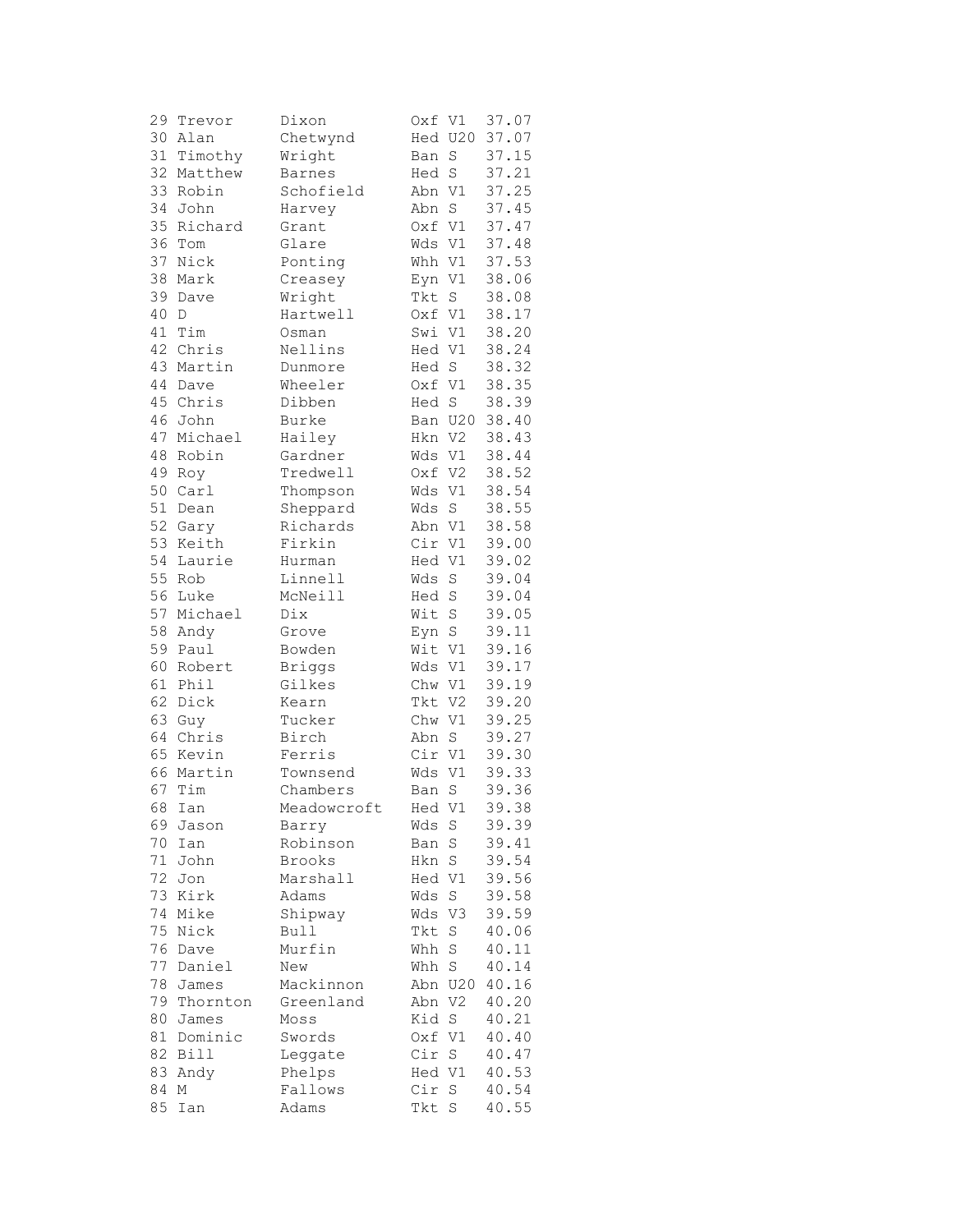| | | | | | |
|---|---|---|---|---|---|
| 29 | Trevor | Dixon | Oxf | V1 | 37.07 |
| 30 | Alan | Chetwynd | Hed | U20 | 37.07 |
| 31 | Timothy | Wright | Ban | S | 37.15 |
| 32 | Matthew | Barnes | Hed | S | 37.21 |
| 33 | Robin | Schofield | Abn | V1 | 37.25 |
| 34 | John | Harvey | Abn | S | 37.45 |
| 35 | Richard | Grant | Oxf | V1 | 37.47 |
| 36 | Tom | Glare | Wds | V1 | 37.48 |
| 37 | Nick | Ponting | Whh | V1 | 37.53 |
| 38 | Mark | Creasey | Eyn | V1 | 38.06 |
| 39 | Dave | Wright | Tkt | S | 38.08 |
| 40 | D | Hartwell | Oxf | V1 | 38.17 |
| 41 | Tim | Osman | Swi | V1 | 38.20 |
| 42 | Chris | Nellins | Hed | V1 | 38.24 |
| 43 | Martin | Dunmore | Hed | S | 38.32 |
| 44 | Dave | Wheeler | Oxf | V1 | 38.35 |
| 45 | Chris | Dibben | Hed | S | 38.39 |
| 46 | John | Burke | Ban | U20 | 38.40 |
| 47 | Michael | Hailey | Hkn | V2 | 38.43 |
| 48 | Robin | Gardner | Wds | V1 | 38.44 |
| 49 | Roy | Tredwell | Oxf | V2 | 38.52 |
| 50 | Carl | Thompson | Wds | V1 | 38.54 |
| 51 | Dean | Sheppard | Wds | S | 38.55 |
| 52 | Gary | Richards | Abn | V1 | 38.58 |
| 53 | Keith | Firkin | Cir | V1 | 39.00 |
| 54 | Laurie | Hurman | Hed | V1 | 39.02 |
| 55 | Rob | Linnell | Wds | S | 39.04 |
| 56 | Luke | McNeill | Hed | S | 39.04 |
| 57 | Michael | Dix | Wit | S | 39.05 |
| 58 | Andy | Grove | Eyn | S | 39.11 |
| 59 | Paul | Bowden | Wit | V1 | 39.16 |
| 60 | Robert | Briggs | Wds | V1 | 39.17 |
| 61 | Phil | Gilkes | Chw | V1 | 39.19 |
| 62 | Dick | Kearn | Tkt | V2 | 39.20 |
| 63 | Guy | Tucker | Chw | V1 | 39.25 |
| 64 | Chris | Birch | Abn | S | 39.27 |
| 65 | Kevin | Ferris | Cir | V1 | 39.30 |
| 66 | Martin | Townsend | Wds | V1 | 39.33 |
| 67 | Tim | Chambers | Ban | S | 39.36 |
| 68 | Ian | Meadowcroft | Hed | V1 | 39.38 |
| 69 | Jason | Barry | Wds | S | 39.39 |
| 70 | Ian | Robinson | Ban | S | 39.41 |
| 71 | John | Brooks | Hkn | S | 39.54 |
| 72 | Jon | Marshall | Hed | V1 | 39.56 |
| 73 | Kirk | Adams | Wds | S | 39.58 |
| 74 | Mike | Shipway | Wds | V3 | 39.59 |
| 75 | Nick | Bull | Tkt | S | 40.06 |
| 76 | Dave | Murfin | Whh | S | 40.11 |
| 77 | Daniel | New | Whh | S | 40.14 |
| 78 | James | Mackinnon | Abn | U20 | 40.16 |
| 79 | Thornton | Greenland | Abn | V2 | 40.20 |
| 80 | James | Moss | Kid | S | 40.21 |
| 81 | Dominic | Swords | Oxf | V1 | 40.40 |
| 82 | Bill | Leggate | Cir | S | 40.47 |
| 83 | Andy | Phelps | Hed | V1 | 40.53 |
| 84 | M | Fallows | Cir | S | 40.54 |
| 85 | Ian | Adams | Tkt | S | 40.55 |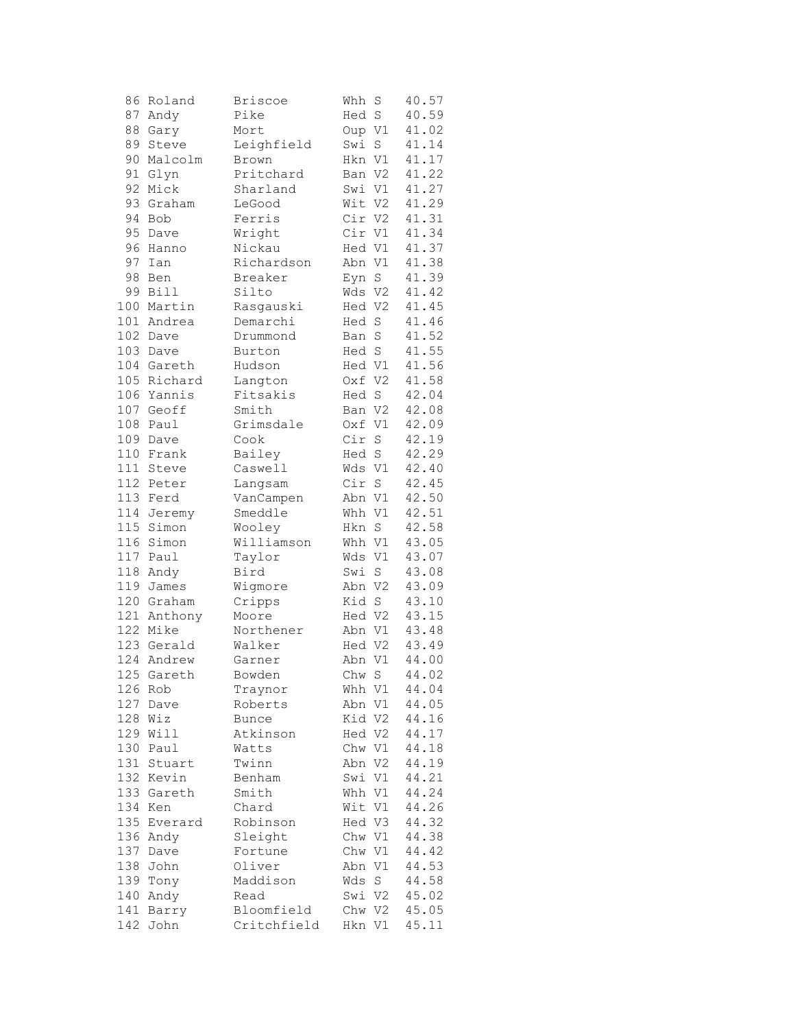```
 86 Roland      Briscoe      Whh S    40.57
 87 Andy        Pike         Hed S    40.59
 88 Gary        Mort         Oup V1   41.02
 89 Steve       Leighfield   Swi S    41.14
 90 Malcolm     Brown        Hkn V1   41.17
 91 Glyn        Pritchard    Ban V2   41.22
 92 Mick        Sharland     Swi V1   41.27
 93 Graham      LeGood       Wit V2   41.29
 94 Bob         Ferris       Cir V2   41.31
 95 Dave        Wright       Cir V1   41.34
 96 Hanno       Nickau       Hed V1   41.37
 97 Ian         Richardson   Abn V1   41.38
 98 Ben         Breaker      Eyn S    41.39
 99 Bill        Silto        Wds V2   41.42
100 Martin      Rasgauski    Hed V2   41.45
101 Andrea      Demarchi     Hed S    41.46
102 Dave        Drummond     Ban S    41.52
103 Dave        Burton       Hed S    41.55
104 Gareth      Hudson       Hed V1   41.56
105 Richard     Langton      Oxf V2   41.58
106 Yannis      Fitsakis     Hed S    42.04
107 Geoff       Smith        Ban V2   42.08
108 Paul        Grimsdale    Oxf V1   42.09
109 Dave        Cook         Cir S    42.19
110 Frank       Bailey       Hed S    42.29
111 Steve       Caswell      Wds V1   42.40
112 Peter       Langsam      Cir S    42.45
113 Ferd        VanCampen    Abn V1   42.50
114 Jeremy      Smeddle      Whh V1   42.51
115 Simon       Wooley       Hkn S    42.58
116 Simon       Williamson   Whh V1   43.05
117 Paul        Taylor       Wds V1   43.07
118 Andy        Bird         Swi S    43.08
119 James       Wigmore      Abn V2   43.09
120 Graham      Cripps       Kid S    43.10
121 Anthony     Moore        Hed V2   43.15
122 Mike        Northener    Abn V1   43.48
123 Gerald      Walker       Hed V2   43.49
124 Andrew      Garner       Abn V1   44.00
125 Gareth      Bowden       Chw S    44.02
126 Rob         Traynor      Whh V1   44.04
127 Dave        Roberts      Abn V1   44.05
128 Wiz         Bunce        Kid V2   44.16
129 Will        Atkinson     Hed V2   44.17
130 Paul        Watts        Chw V1   44.18
131 Stuart      Twinn        Abn V2   44.19
132 Kevin       Benham       Swi V1   44.21
133 Gareth      Smith        Whh V1   44.24
134 Ken         Chard        Wit V1   44.26
135 Everard     Robinson     Hed V3   44.32
136 Andy        Sleight      Chw V1   44.38
137 Dave        Fortune      Chw V1   44.42
138 John        Oliver       Abn V1   44.53
139 Tony        Maddison     Wds S    44.58
140 Andy        Read         Swi V2   45.02
141 Barry       Bloomfield   Chw V2   45.05
142 John        Critchfield  Hkn V1   45.11
```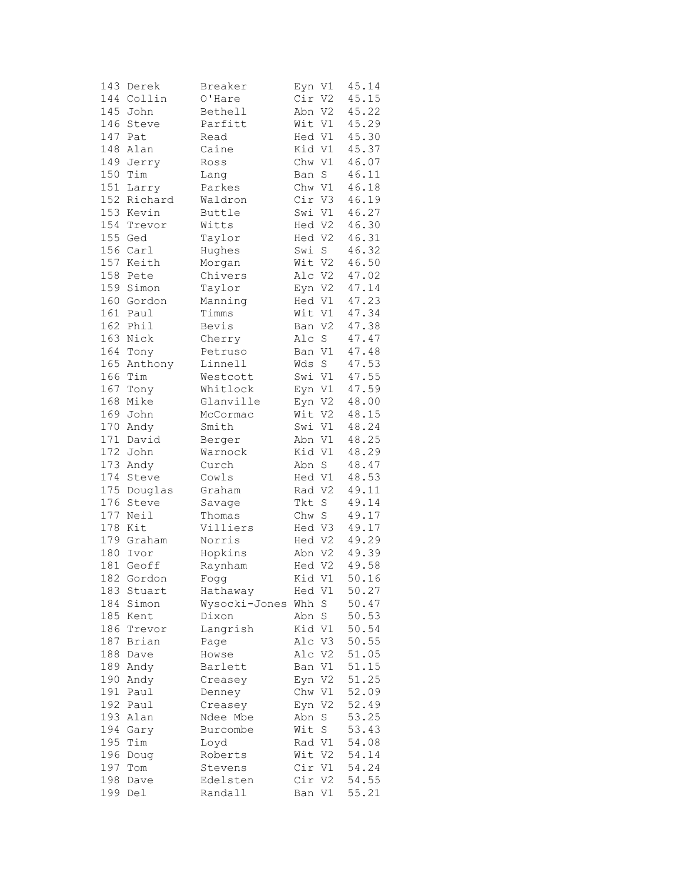```
143 Derek      Breaker       Eyn V1  45.14
144 Collin     O'Hare        Cir V2  45.15
145 John       Bethell       Abn V2  45.22
146 Steve      Parfitt       Wit V1  45.29
147 Pat        Read          Hed V1  45.30
148 Alan       Caine         Kid V1  45.37
149 Jerry      Ross          Chw V1  46.07
150 Tim        Lang          Ban S   46.11
151 Larry      Parkes        Chw V1  46.18
152 Richard    Waldron       Cir V3  46.19
153 Kevin      Buttle        Swi V1  46.27
154 Trevor     Witts         Hed V2  46.30
155 Ged        Taylor        Hed V2  46.31
156 Carl       Hughes        Swi S   46.32
157 Keith      Morgan        Wit V2  46.50
158 Pete       Chivers       Alc V2  47.02
159 Simon      Taylor        Eyn V2  47.14
160 Gordon     Manning       Hed V1  47.23
161 Paul       Timms         Wit V1  47.34
162 Phil       Bevis         Ban V2  47.38
163 Nick       Cherry        Alc S   47.47
164 Tony       Petruso       Ban V1  47.48
165 Anthony    Linnell       Wds S   47.53
166 Tim        Westcott      Swi V1  47.55
167 Tony       Whitlock      Eyn V1  47.59
168 Mike       Glanville     Eyn V2  48.00
169 John       McCormac      Wit V2  48.15
170 Andy       Smith         Swi V1  48.24
171 David      Berger        Abn V1  48.25
172 John       Warnock       Kid V1  48.29
173 Andy       Curch         Abn S   48.47
174 Steve      Cowls         Hed V1  48.53
175 Douglas    Graham        Rad V2  49.11
176 Steve      Savage        Tkt S   49.14
177 Neil       Thomas        Chw S   49.17
178 Kit        Villiers      Hed V3  49.17
179 Graham     Norris        Hed V2  49.29
180 Ivor       Hopkins       Abn V2  49.39
181 Geoff      Raynham       Hed V2  49.58
182 Gordon     Fogg          Kid V1  50.16
183 Stuart     Hathaway      Hed V1  50.27
184 Simon      Wysocki-Jones Whh S   50.47
185 Kent       Dixon         Abn S   50.53
186 Trevor     Langrish      Kid V1  50.54
187 Brian      Page          Alc V3  50.55
188 Dave       Howse         Alc V2  51.05
189 Andy       Barlett       Ban V1  51.15
190 Andy       Creasey       Eyn V2  51.25
191 Paul       Denney        Chw V1  52.09
192 Paul       Creasey       Eyn V2  52.49
193 Alan       Ndee Mbe      Abn S   53.25
194 Gary       Burcombe      Wit S   53.43
195 Tim        Loyd          Rad V1  54.08
196 Doug       Roberts       Wit V2  54.14
197 Tom        Stevens       Cir V1  54.24
198 Dave       Edelsten      Cir V2  54.55
199 Del        Randall       Ban V1  55.21
```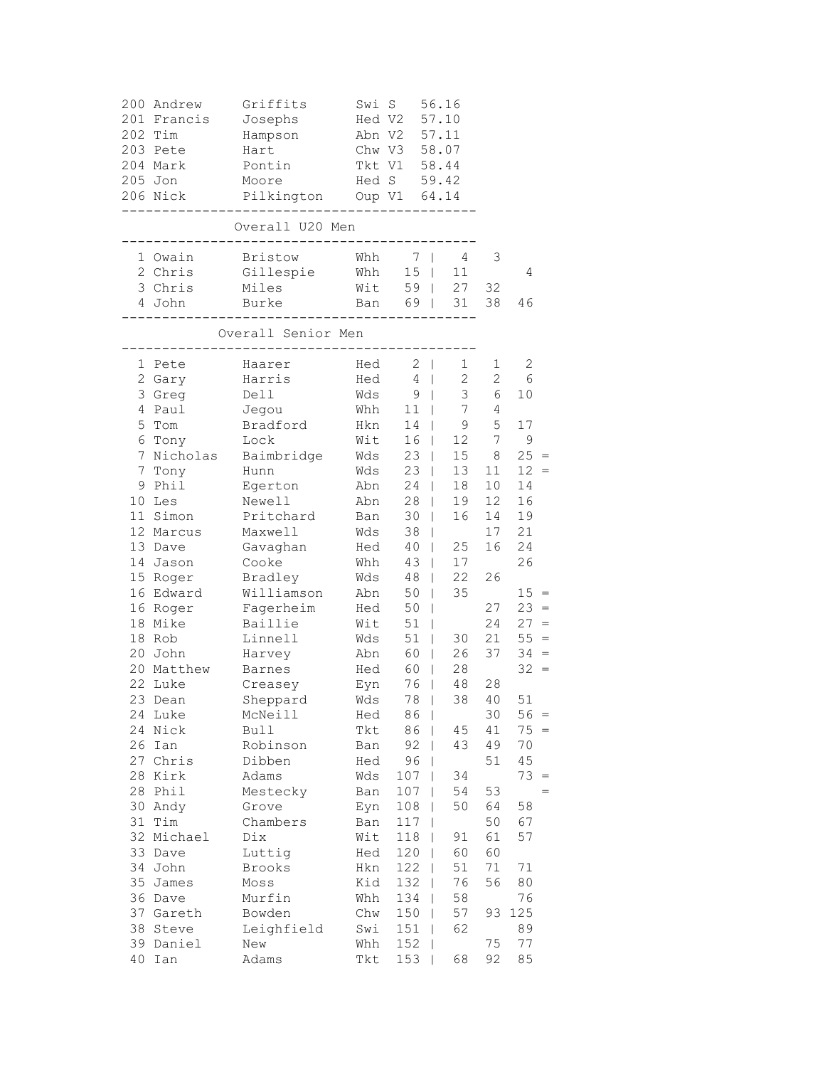| | | | | | |
|---|---|---|---|---|---|
| 200 | Andrew | Griffits | Swi | S | 56.16 |
| 201 | Francis | Josephs | Hed | V2 | 57.10 |
| 202 | Tim | Hampson | Abn | V2 | 57.11 |
| 203 | Pete | Hart | Chw | V3 | 58.07 |
| 204 | Mark | Pontin | Tkt | V1 | 58.44 |
| 205 | Jon | Moore | Hed | S | 59.42 |
| 206 | Nick | Pilkington | Oup | V1 | 64.14 |

### Overall U20 Men

| | | | | | | | | |
|---|---|---|---|---|---|---|---|---|
| 1 | Owain | Bristow | Whh | 7 | 4 | 3 | | |
| 2 | Chris | Gillespie | Whh | 15 | 11 | | 4 | |
| 3 | Chris | Miles | Wit | 59 | 27 | 32 | | |
| 4 | John | Burke | Ban | 69 | 31 | 38 | 46 | |

### Overall Senior Men

| | | | | | | | | |
|---|---|---|---|---|---|---|---|---|
| 1 | Pete | Haarer | Hed | 2 | 1 | 1 | 2 | |
| 2 | Gary | Harris | Hed | 4 | 2 | 2 | 6 | |
| 3 | Greg | Dell | Wds | 9 | 3 | 6 | 10 | |
| 4 | Paul | Jegou | Whh | 11 | 7 | 4 | | |
| 5 | Tom | Bradford | Hkn | 14 | 9 | 5 | 17 | |
| 6 | Tony | Lock | Wit | 16 | 12 | 7 | 9 | |
| 7 | Nicholas | Baimbridge | Wds | 23 | 15 | 8 | 25 | = |
| 7 | Tony | Hunn | Wds | 23 | 13 | 11 | 12 | = |
| 9 | Phil | Egerton | Abn | 24 | 18 | 10 | 14 | |
| 10 | Les | Newell | Abn | 28 | 19 | 12 | 16 | |
| 11 | Simon | Pritchard | Ban | 30 | 16 | 14 | 19 | |
| 12 | Marcus | Maxwell | Wds | 38 | | 17 | 21 | |
| 13 | Dave | Gavaghan | Hed | 40 | 25 | 16 | 24 | |
| 14 | Jason | Cooke | Whh | 43 | 17 | | 26 | |
| 15 | Roger | Bradley | Wds | 48 | 22 | 26 | | |
| 16 | Edward | Williamson | Abn | 50 | 35 | | 15 | = |
| 16 | Roger | Fagerheim | Hed | 50 | | 27 | 23 | = |
| 18 | Mike | Baillie | Wit | 51 | | 24 | 27 | = |
| 18 | Rob | Linnell | Wds | 51 | 30 | 21 | 55 | = |
| 20 | John | Harvey | Abn | 60 | 26 | 37 | 34 | = |
| 20 | Matthew | Barnes | Hed | 60 | 28 | | 32 | = |
| 22 | Luke | Creasey | Eyn | 76 | 48 | 28 | | |
| 23 | Dean | Sheppard | Wds | 78 | 38 | 40 | 51 | |
| 24 | Luke | McNeill | Hed | 86 | | 30 | 56 | = |
| 24 | Nick | Bull | Tkt | 86 | 45 | 41 | 75 | = |
| 26 | Ian | Robinson | Ban | 92 | 43 | 49 | 70 | |
| 27 | Chris | Dibben | Hed | 96 | | 51 | 45 | |
| 28 | Kirk | Adams | Wds | 107 | 34 | | 73 | = |
| 28 | Phil | Mestecky | Ban | 107 | 54 | 53 | | = |
| 30 | Andy | Grove | Eyn | 108 | 50 | 64 | 58 | |
| 31 | Tim | Chambers | Ban | 117 | | 50 | 67 | |
| 32 | Michael | Dix | Wit | 118 | 91 | 61 | 57 | |
| 33 | Dave | Luttig | Hed | 120 | 60 | 60 | | |
| 34 | John | Brooks | Hkn | 122 | 51 | 71 | 71 | |
| 35 | James | Moss | Kid | 132 | 76 | 56 | 80 | |
| 36 | Dave | Murfin | Whh | 134 | 58 | | 76 | |
| 37 | Gareth | Bowden | Chw | 150 | 57 | 93 | 125 | |
| 38 | Steve | Leighfield | Swi | 151 | 62 | | 89 | |
| 39 | Daniel | New | Whh | 152 | | 75 | 77 | |
| 40 | Ian | Adams | Tkt | 153 | 68 | 92 | 85 | |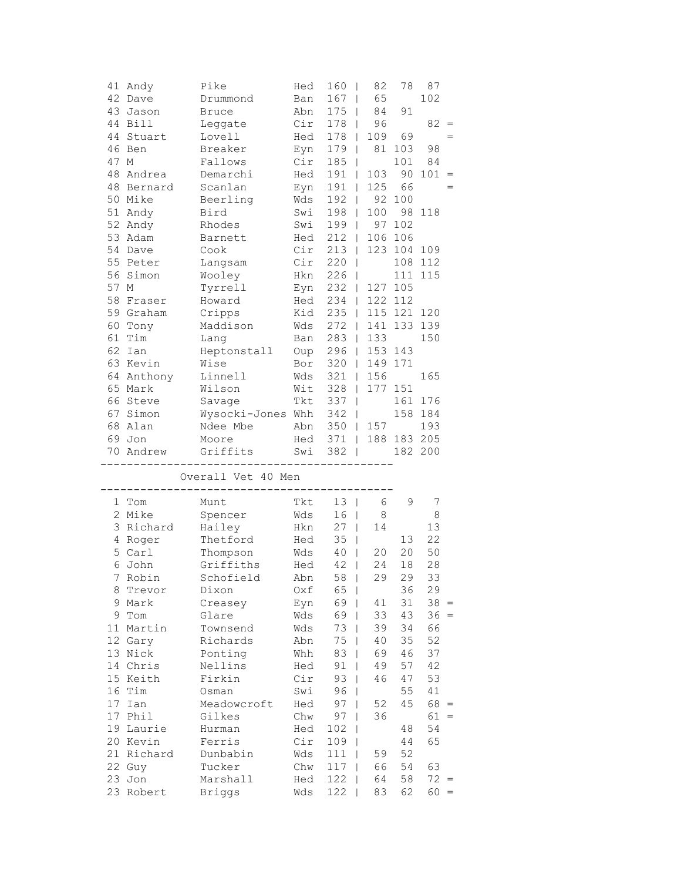```
 41 Andy       Pike         Hed  160 |  82  78  87
 42 Dave       Drummond     Ban  167 |  65     102
 43 Jason      Bruce        Abn  175 |  84  91
 44 Bill       Leggate      Cir  178 |  96      82 =
 44 Stuart     Lovell       Hed  178 | 109  69     =
 46 Ben        Breaker      Eyn  179 |  81 103  98
 47 M          Fallows      Cir  185 |     101  84
 48 Andrea     Demarchi     Hed  191 | 103  90 101 =
 48 Bernard    Scanlan      Eyn  191 | 125  66     =
 50 Mike       Beerling     Wds  192 |  92 100
 51 Andy       Bird         Swi  198 | 100  98 118
 52 Andy       Rhodes       Swi  199 |  97 102
 53 Adam       Barnett      Hed  212 | 106 106
 54 Dave       Cook         Cir  213 | 123 104 109
 55 Peter      Langsam      Cir  220 |     108 112
 56 Simon      Wooley       Hkn  226 |     111 115
 57 M          Tyrrell      Eyn  232 | 127 105
 58 Fraser     Howard       Hed  234 | 122 112
 59 Graham     Cripps       Kid  235 | 115 121 120
 60 Tony       Maddison     Wds  272 | 141 133 139
 61 Tim        Lang         Ban  283 | 133     150
 62 Ian        Heptonstall  Oup  296 | 153 143
 63 Kevin      Wise         Bor  320 | 149 171
 64 Anthony    Linnell      Wds  321 | 156     165
 65 Mark       Wilson       Wit  328 | 177 151
 66 Steve      Savage       Tkt  337 |     161 176
 67 Simon      Wysocki-Jones Whh 342 |     158 184
 68 Alan       Ndee Mbe     Abn  350 | 157     193
 69 Jon        Moore        Hed  371 | 188 183 205
 70 Andrew     Griffits     Swi  382 |     182 200
-------------------------------------------------
             Overall Vet 40 Men
-------------------------------------------------
  1 Tom        Munt         Tkt   13 |   6   9   7
  2 Mike       Spencer      Wds   16 |   8       8
  3 Richard    Hailey       Hkn   27 |  14      13
  4 Roger      Thetford     Hed   35 |      13  22
  5 Carl       Thompson     Wds   40 |  20  20  50
  6 John       Griffiths    Hed   42 |  24  18  28
  7 Robin      Schofield    Abn   58 |  29  29  33
  8 Trevor     Dixon        Oxf   65 |      36  29
  9 Mark       Creasey      Eyn   69 |  41  31  38 =
  9 Tom        Glare        Wds   69 |  33  43  36 =
 11 Martin     Townsend     Wds   73 |  39  34  66
 12 Gary       Richards     Abn   75 |  40  35  52
 13 Nick       Ponting      Whh   83 |  69  46  37
 14 Chris      Nellins      Hed   91 |  49  57  42
 15 Keith      Firkin       Cir   93 |  46  47  53
 16 Tim        Osman        Swi   96 |      55  41
 17 Ian        Meadowcroft  Hed   97 |  52  45  68 =
 17 Phil       Gilkes       Chw   97 |  36      61 =
 19 Laurie     Hurman       Hed  102 |      48  54
 20 Kevin      Ferris       Cir  109 |      44  65
 21 Richard    Dunbabin     Wds  111 |  59  52
 22 Guy        Tucker       Chw  117 |  66  54  63
 23 Jon        Marshall     Hed  122 |  64  58  72 =
 23 Robert     Briggs       Wds  122 |  83  62  60 =
```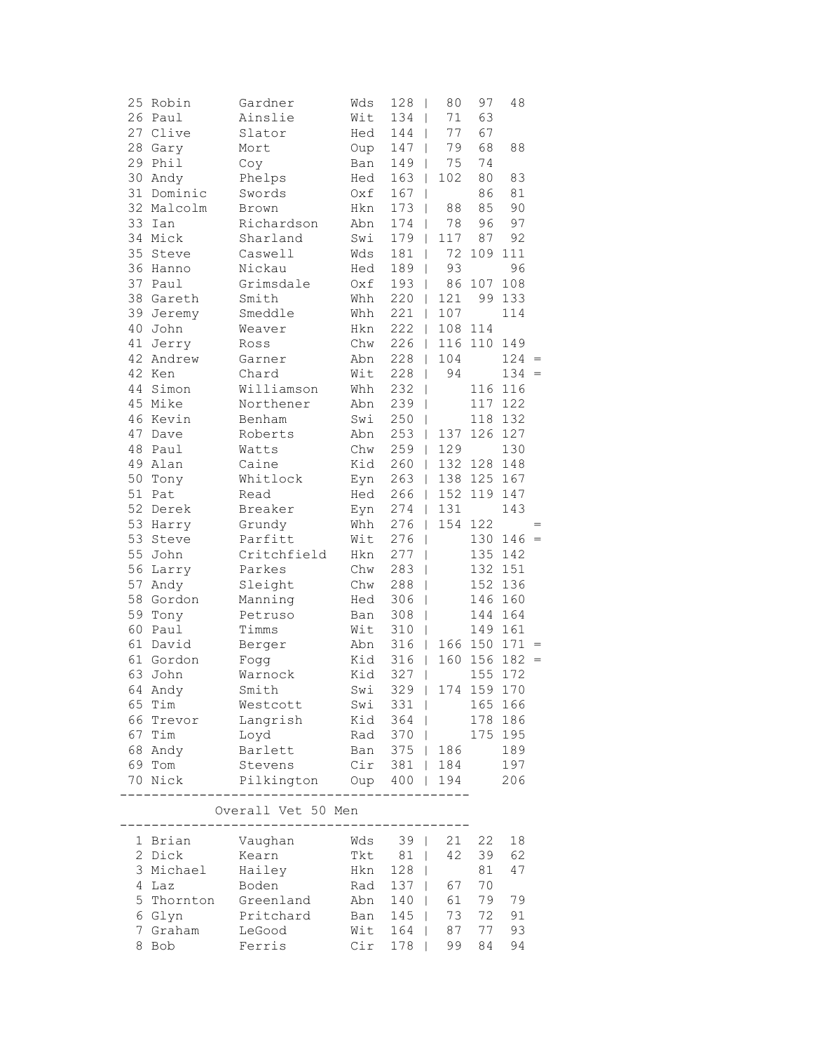| | | | | | | | | |
|---|---|---|---|---|---|---|---|---|
| 25 | Robin | Gardner | Wds | 128 | 80 | 97 | 48 | |
| 26 | Paul | Ainslie | Wit | 134 | 71 | 63 | | |
| 27 | Clive | Slator | Hed | 144 | 77 | 67 | | |
| 28 | Gary | Mort | Oup | 147 | 79 | 68 | 88 | |
| 29 | Phil | Coy | Ban | 149 | 75 | 74 | | |
| 30 | Andy | Phelps | Hed | 163 | 102 | 80 | 83 | |
| 31 | Dominic | Swords | Oxf | 167 | | 86 | 81 | |
| 32 | Malcolm | Brown | Hkn | 173 | 88 | 85 | 90 | |
| 33 | Ian | Richardson | Abn | 174 | 78 | 96 | 97 | |
| 34 | Mick | Sharland | Swi | 179 | 117 | 87 | 92 | |
| 35 | Steve | Caswell | Wds | 181 | 72 | 109 | 111 | |
| 36 | Hanno | Nickau | Hed | 189 | 93 | | 96 | |
| 37 | Paul | Grimsdale | Oxf | 193 | 86 | 107 | 108 | |
| 38 | Gareth | Smith | Whh | 220 | 121 | 99 | 133 | |
| 39 | Jeremy | Smeddle | Whh | 221 | 107 | | 114 | |
| 40 | John | Weaver | Hkn | 222 | 108 | 114 | | |
| 41 | Jerry | Ross | Chw | 226 | 116 | 110 | 149 | |
| 42 | Andrew | Garner | Abn | 228 | 104 | | 124 | = |
| 42 | Ken | Chard | Wit | 228 | 94 | | 134 | = |
| 44 | Simon | Williamson | Whh | 232 | | 116 | 116 | |
| 45 | Mike | Northener | Abn | 239 | | 117 | 122 | |
| 46 | Kevin | Benham | Swi | 250 | | 118 | 132 | |
| 47 | Dave | Roberts | Abn | 253 | 137 | 126 | 127 | |
| 48 | Paul | Watts | Chw | 259 | 129 | | 130 | |
| 49 | Alan | Caine | Kid | 260 | 132 | 128 | 148 | |
| 50 | Tony | Whitlock | Eyn | 263 | 138 | 125 | 167 | |
| 51 | Pat | Read | Hed | 266 | 152 | 119 | 147 | |
| 52 | Derek | Breaker | Eyn | 274 | 131 | | 143 | |
| 53 | Harry | Grundy | Whh | 276 | 154 | 122 | | = |
| 53 | Steve | Parfitt | Wit | 276 | | 130 | 146 | = |
| 55 | John | Critchfield | Hkn | 277 | | 135 | 142 | |
| 56 | Larry | Parkes | Chw | 283 | | 132 | 151 | |
| 57 | Andy | Sleight | Chw | 288 | | 152 | 136 | |
| 58 | Gordon | Manning | Hed | 306 | | 146 | 160 | |
| 59 | Tony | Petruso | Ban | 308 | | 144 | 164 | |
| 60 | Paul | Timms | Wit | 310 | | 149 | 161 | |
| 61 | David | Berger | Abn | 316 | 166 | 150 | 171 | = |
| 61 | Gordon | Fogg | Kid | 316 | 160 | 156 | 182 | = |
| 63 | John | Warnock | Kid | 327 | | 155 | 172 | |
| 64 | Andy | Smith | Swi | 329 | 174 | 159 | 170 | |
| 65 | Tim | Westcott | Swi | 331 | | 165 | 166 | |
| 66 | Trevor | Langrish | Kid | 364 | | 178 | 186 | |
| 67 | Tim | Loyd | Rad | 370 | | 175 | 195 | |
| 68 | Andy | Barlett | Ban | 375 | 186 | | 189 | |
| 69 | Tom | Stevens | Cir | 381 | 184 | | 197 | |
| 70 | Nick | Pilkington | Oup | 400 | 194 | | 206 | |

## Overall Vet 50 Men

| | | | | | | | |
|---|---|---|---|---|---|---|---|
| 1 | Brian | Vaughan | Wds | 39 | 21 | 22 | 18 |
| 2 | Dick | Kearn | Tkt | 81 | 42 | 39 | 62 |
| 3 | Michael | Hailey | Hkn | 128 | | 81 | 47 |
| 4 | Laz | Boden | Rad | 137 | 67 | 70 | |
| 5 | Thornton | Greenland | Abn | 140 | 61 | 79 | 79 |
| 6 | Glyn | Pritchard | Ban | 145 | 73 | 72 | 91 |
| 7 | Graham | LeGood | Wit | 164 | 87 | 77 | 93 |
| 8 | Bob | Ferris | Cir | 178 | 99 | 84 | 94 |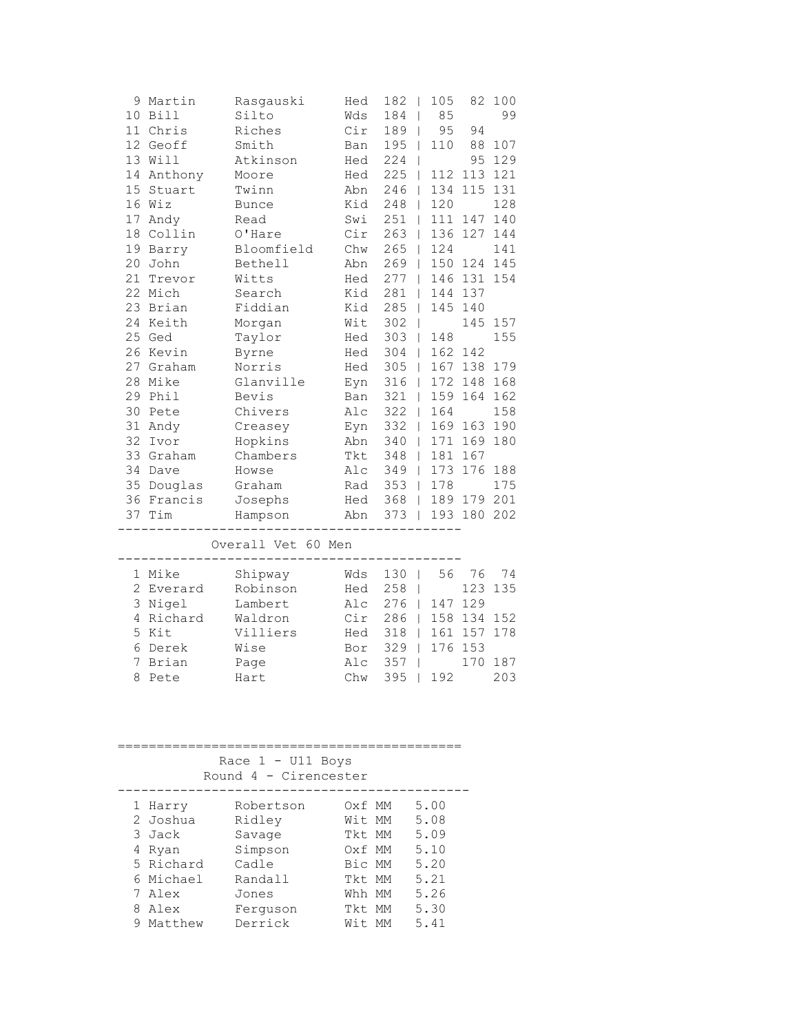| Pos | First | Last | Club | Total | | R1 | R2 | R3 |
|---|---|---|---|---|---|---|---|---|
| 9 | Martin | Rasgauski | Hed | 182 | \| | 105 | 82 | 100 |
| 10 | Bill | Silto | Wds | 184 | \| | 85 | | 99 |
| 11 | Chris | Riches | Cir | 189 | \| | 95 | 94 | |
| 12 | Geoff | Smith | Ban | 195 | \| | 110 | 88 | 107 |
| 13 | Will | Atkinson | Hed | 224 | \| | | 95 | 129 |
| 14 | Anthony | Moore | Hed | 225 | \| | 112 | 113 | 121 |
| 15 | Stuart | Twinn | Abn | 246 | \| | 134 | 115 | 131 |
| 16 | Wiz | Bunce | Kid | 248 | \| | 120 | | 128 |
| 17 | Andy | Read | Swi | 251 | \| | 111 | 147 | 140 |
| 18 | Collin | O'Hare | Cir | 263 | \| | 136 | 127 | 144 |
| 19 | Barry | Bloomfield | Chw | 265 | \| | 124 | | 141 |
| 20 | John | Bethell | Abn | 269 | \| | 150 | 124 | 145 |
| 21 | Trevor | Witts | Hed | 277 | \| | 146 | 131 | 154 |
| 22 | Mich | Search | Kid | 281 | \| | 144 | 137 | |
| 23 | Brian | Fiddian | Kid | 285 | \| | 145 | 140 | |
| 24 | Keith | Morgan | Wit | 302 | \| | | 145 | 157 |
| 25 | Ged | Taylor | Hed | 303 | \| | 148 | | 155 |
| 26 | Kevin | Byrne | Hed | 304 | \| | 162 | 142 | |
| 27 | Graham | Norris | Hed | 305 | \| | 167 | 138 | 179 |
| 28 | Mike | Glanville | Eyn | 316 | \| | 172 | 148 | 168 |
| 29 | Phil | Bevis | Ban | 321 | \| | 159 | 164 | 162 |
| 30 | Pete | Chivers | Alc | 322 | \| | 164 | | 158 |
| 31 | Andy | Creasey | Eyn | 332 | \| | 169 | 163 | 190 |
| 32 | Ivor | Hopkins | Abn | 340 | \| | 171 | 169 | 180 |
| 33 | Graham | Chambers | Tkt | 348 | \| | 181 | 167 | |
| 34 | Dave | Howse | Alc | 349 | \| | 173 | 176 | 188 |
| 35 | Douglas | Graham | Rad | 353 | \| | 178 | | 175 |
| 36 | Francis | Josephs | Hed | 368 | \| | 189 | 179 | 201 |
| 37 | Tim | Hampson | Abn | 373 | \| | 193 | 180 | 202 |

## Overall Vet 60 Men

| Pos | First | Last | Club | Total | | R1 | R2 | R3 |
|---|---|---|---|---|---|---|---|---|
| 1 | Mike | Shipway | Wds | 130 | \| | 56 | 76 | 74 |
| 2 | Everard | Robinson | Hed | 258 | \| | | 123 | 135 |
| 3 | Nigel | Lambert | Alc | 276 | \| | 147 | 129 | |
| 4 | Richard | Waldron | Cir | 286 | \| | 158 | 134 | 152 |
| 5 | Kit | Villiers | Hed | 318 | \| | 161 | 157 | 178 |
| 6 | Derek | Wise | Bor | 329 | \| | 176 | 153 | |
| 7 | Brian | Page | Alc | 357 | \| | | 170 | 187 |
| 8 | Pete | Hart | Chw | 395 | \| | 192 | | 203 |

## Race 1 - U11 Boys
### Round 4 - Cirencester

| Pos | First | Last | Club | Cat | Time |
|---|---|---|---|---|---|
| 1 | Harry | Robertson | Oxf | MM | 5.00 |
| 2 | Joshua | Ridley | Wit | MM | 5.08 |
| 3 | Jack | Savage | Tkt | MM | 5.09 |
| 4 | Ryan | Simpson | Oxf | MM | 5.10 |
| 5 | Richard | Cadle | Bic | MM | 5.20 |
| 6 | Michael | Randall | Tkt | MM | 5.21 |
| 7 | Alex | Jones | Whh | MM | 5.26 |
| 8 | Alex | Ferguson | Tkt | MM | 5.30 |
| 9 | Matthew | Derrick | Wit | MM | 5.41 |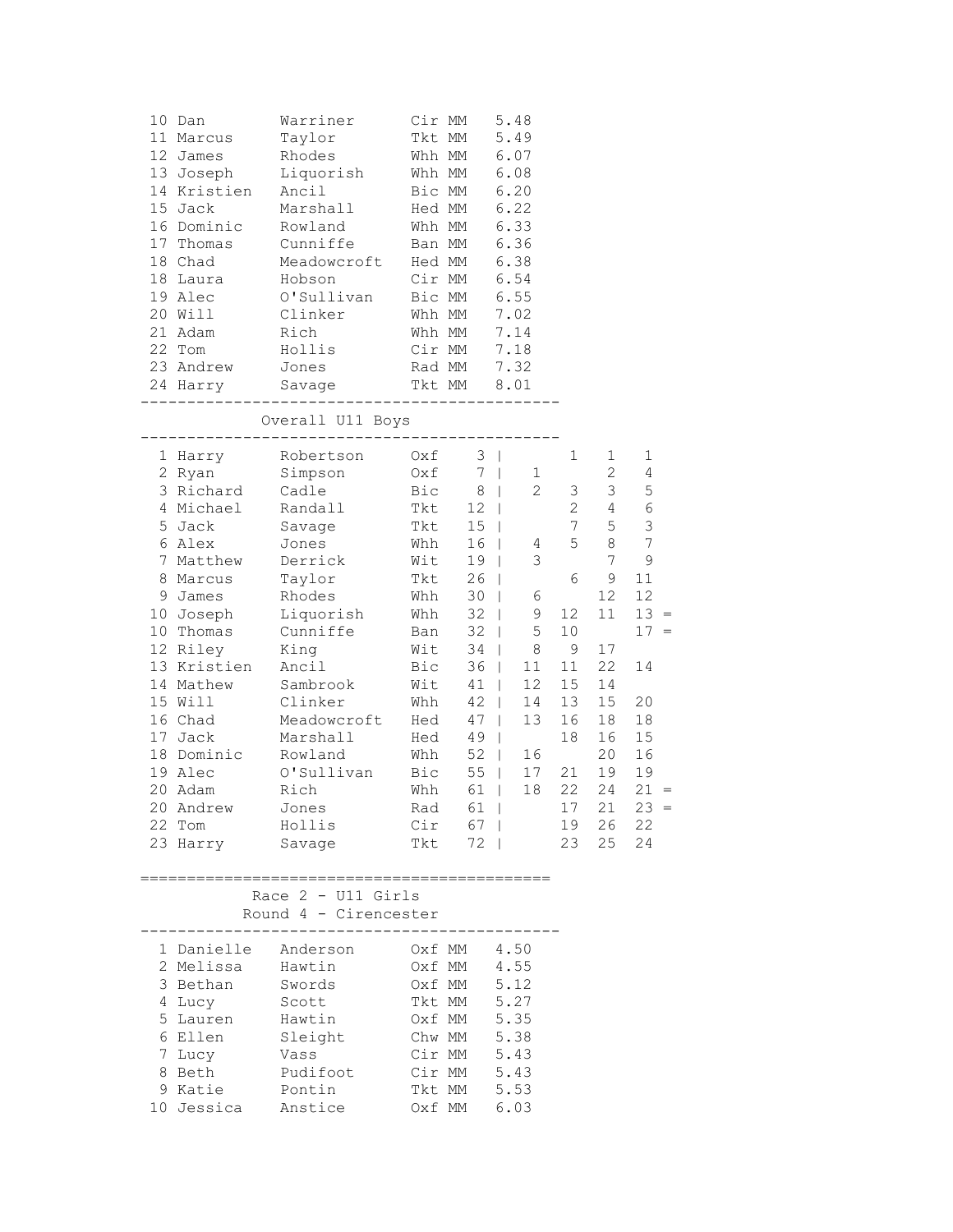| Pos | First Name | Surname | Club | Cat | Time |
|---|---|---|---|---|---|
| 10 | Dan | Warriner | Cir | MM | 5.48 |
| 11 | Marcus | Taylor | Tkt | MM | 5.49 |
| 12 | James | Rhodes | Whh | MM | 6.07 |
| 13 | Joseph | Liquorish | Whh | MM | 6.08 |
| 14 | Kristien | Ancil | Bic | MM | 6.20 |
| 15 | Jack | Marshall | Hed | MM | 6.22 |
| 16 | Dominic | Rowland | Whh | MM | 6.33 |
| 17 | Thomas | Cunniffe | Ban | MM | 6.36 |
| 18 | Chad | Meadowcroft | Hed | MM | 6.38 |
| 18 | Laura | Hobson | Cir | MM | 6.54 |
| 19 | Alec | O'Sullivan | Bic | MM | 6.55 |
| 20 | Will | Clinker | Whh | MM | 7.02 |
| 21 | Adam | Rich | Whh | MM | 7.14 |
| 22 | Tom | Hollis | Cir | MM | 7.18 |
| 23 | Andrew | Jones | Rad | MM | 7.32 |
| 24 | Harry | Savage | Tkt | MM | 8.01 |

## Overall U11 Boys

| Pos | First Name | Surname | Club | Total | R1 | R2 | R3 | R4 | |
|---|---|---|---|---|---|---|---|---|---|
| 1 | Harry | Robertson | Oxf | 3 | | 1 | 1 | 1 | |
| 2 | Ryan | Simpson | Oxf | 7 | 1 | | 2 | 4 | |
| 3 | Richard | Cadle | Bic | 8 | 2 | 3 | 3 | 5 | |
| 4 | Michael | Randall | Tkt | 12 | | 2 | 4 | 6 | |
| 5 | Jack | Savage | Tkt | 15 | | 7 | 5 | 3 | |
| 6 | Alex | Jones | Whh | 16 | 4 | 5 | 8 | 7 | |
| 7 | Matthew | Derrick | Wit | 19 | 3 | | 7 | 9 | |
| 8 | Marcus | Taylor | Tkt | 26 | | 6 | 9 | 11 | |
| 9 | James | Rhodes | Whh | 30 | 6 | | 12 | 12 | |
| 10 | Joseph | Liquorish | Whh | 32 | 9 | 12 | 11 | 13 | = |
| 10 | Thomas | Cunniffe | Ban | 32 | 5 | 10 | | 17 | = |
| 12 | Riley | King | Wit | 34 | 8 | 9 | 17 | | |
| 13 | Kristien | Ancil | Bic | 36 | 11 | 11 | 22 | 14 | |
| 14 | Mathew | Sambrook | Wit | 41 | 12 | 15 | 14 | | |
| 15 | Will | Clinker | Whh | 42 | 14 | 13 | 15 | 20 | |
| 16 | Chad | Meadowcroft | Hed | 47 | 13 | 16 | 18 | 18 | |
| 17 | Jack | Marshall | Hed | 49 | | 18 | 16 | 15 | |
| 18 | Dominic | Rowland | Whh | 52 | 16 | | 20 | 16 | |
| 19 | Alec | O'Sullivan | Bic | 55 | 17 | 21 | 19 | 19 | |
| 20 | Adam | Rich | Whh | 61 | 18 | 22 | 24 | 21 | = |
| 20 | Andrew | Jones | Rad | 61 | | 17 | 21 | 23 | = |
| 22 | Tom | Hollis | Cir | 67 | | 19 | 26 | 22 | |
| 23 | Harry | Savage | Tkt | 72 | | 23 | 25 | 24 | |

## Race 2 - U11 Girls
### Round 4 - Cirencester

| Pos | First Name | Surname | Club | Cat | Time |
|---|---|---|---|---|---|
| 1 | Danielle | Anderson | Oxf | MM | 4.50 |
| 2 | Melissa | Hawtin | Oxf | MM | 4.55 |
| 3 | Bethan | Swords | Oxf | MM | 5.12 |
| 4 | Lucy | Scott | Tkt | MM | 5.27 |
| 5 | Lauren | Hawtin | Oxf | MM | 5.35 |
| 6 | Ellen | Sleight | Chw | MM | 5.38 |
| 7 | Lucy | Vass | Cir | MM | 5.43 |
| 8 | Beth | Pudifoot | Cir | MM | 5.43 |
| 9 | Katie | Pontin | Tkt | MM | 5.53 |
| 10 | Jessica | Anstice | Oxf | MM | 6.03 |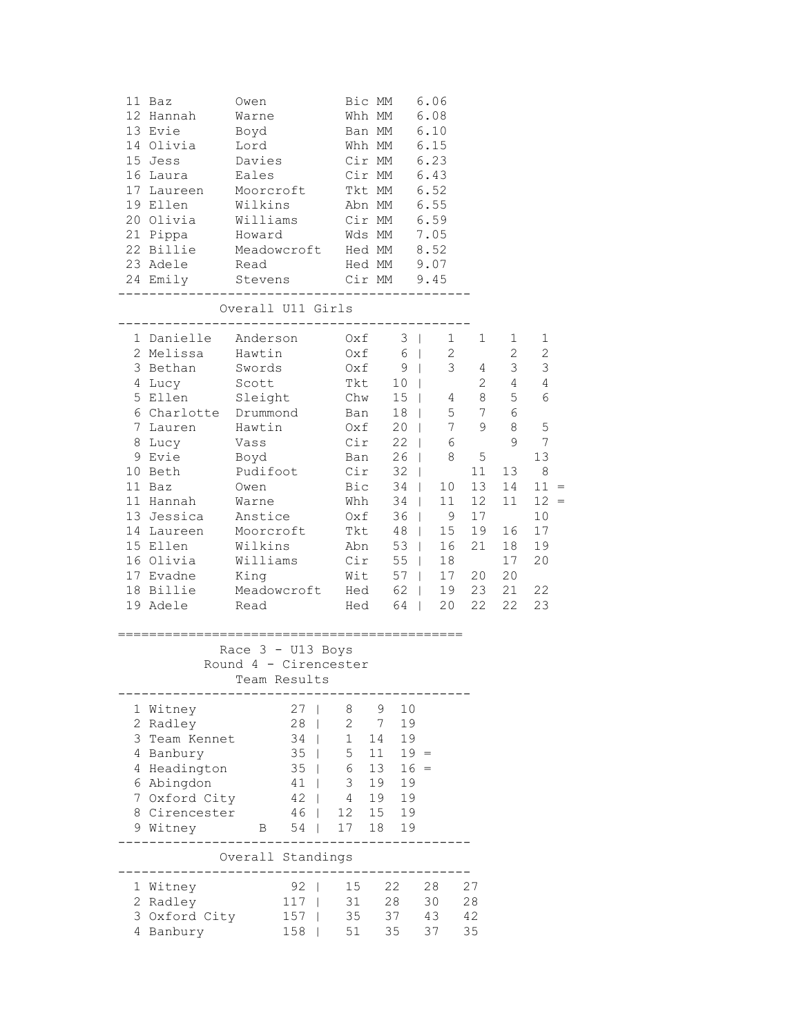| Pos | First Name | Surname | Club | Cat | Time |
|---|---|---|---|---|---|
| 11 | Baz | Owen | Bic | MM | 6.06 |
| 12 | Hannah | Warne | Whh | MM | 6.08 |
| 13 | Evie | Boyd | Ban | MM | 6.10 |
| 14 | Olivia | Lord | Whh | MM | 6.15 |
| 15 | Jess | Davies | Cir | MM | 6.23 |
| 16 | Laura | Eales | Cir | MM | 6.43 |
| 17 | Laureen | Moorcroft | Tkt | MM | 6.52 |
| 19 | Ellen | Wilkins | Abn | MM | 6.55 |
| 20 | Olivia | Williams | Cir | MM | 6.59 |
| 21 | Pippa | Howard | Wds | MM | 7.05 |
| 22 | Billie | Meadowcroft | Hed | MM | 8.52 |
| 23 | Adele | Read | Hed | MM | 9.07 |
| 24 | Emily | Stevens | Cir | MM | 9.45 |

## Overall U11 Girls

| Pos | First Name | Surname | Club | Total | R1 | R2 | R3 | R4 | |
|---|---|---|---|---|---|---|---|---|---|
| 1 | Danielle | Anderson | Oxf | 3 | 1 | 1 | 1 | 1 | |
| 2 | Melissa | Hawtin | Oxf | 6 | 2 | | 2 | 2 | |
| 3 | Bethan | Swords | Oxf | 9 | 3 | 4 | 3 | 3 | |
| 4 | Lucy | Scott | Tkt | 10 | | 2 | 4 | 4 | |
| 5 | Ellen | Sleight | Chw | 15 | 4 | 8 | 5 | 6 | |
| 6 | Charlotte | Drummond | Ban | 18 | 5 | 7 | 6 | | |
| 7 | Lauren | Hawtin | Oxf | 20 | 7 | 9 | 8 | 5 | |
| 8 | Lucy | Vass | Cir | 22 | 6 | | 9 | 7 | |
| 9 | Evie | Boyd | Ban | 26 | 8 | 5 | | 13 | |
| 10 | Beth | Pudifoot | Cir | 32 | | 11 | 13 | 8 | |
| 11 | Baz | Owen | Bic | 34 | 10 | 13 | 14 | 11 | = |
| 11 | Hannah | Warne | Whh | 34 | 11 | 12 | 11 | 12 | = |
| 13 | Jessica | Anstice | Oxf | 36 | 9 | 17 | | 10 | |
| 14 | Laureen | Moorcroft | Tkt | 48 | 15 | 19 | 16 | 17 | |
| 15 | Ellen | Wilkins | Abn | 53 | 16 | 21 | 18 | 19 | |
| 16 | Olivia | Williams | Cir | 55 | 18 | | 17 | 20 | |
| 17 | Evadne | King | Wit | 57 | 17 | 20 | 20 | | |
| 18 | Billie | Meadowcroft | Hed | 62 | 19 | 23 | 21 | 22 | |
| 19 | Adele | Read | Hed | 64 | 20 | 22 | 22 | 23 | |

## Race 3 - U13 Boys
## Round 4 - Cirencester
### Team Results

| Pos | Team | | Total | | | | |
|---|---|---|---|---|---|---|---|
| 1 | Witney | | 27 | 8 | 9 | 10 | |
| 2 | Radley | | 28 | 2 | 7 | 19 | |
| 3 | Team Kennet | | 34 | 1 | 14 | 19 | |
| 4 | Banbury | | 35 | 5 | 11 | 19 | = |
| 4 | Headington | | 35 | 6 | 13 | 16 | = |
| 6 | Abingdon | | 41 | 3 | 19 | 19 | |
| 7 | Oxford City | | 42 | 4 | 19 | 19 | |
| 8 | Cirencester | | 46 | 12 | 15 | 19 | |
| 9 | Witney | B | 54 | 17 | 18 | 19 | |

### Overall Standings

| Pos | Team | Total | R1 | R2 | R3 | R4 |
|---|---|---|---|---|---|---|
| 1 | Witney | 92 | 15 | 22 | 28 | 27 |
| 2 | Radley | 117 | 31 | 28 | 30 | 28 |
| 3 | Oxford City | 157 | 35 | 37 | 43 | 42 |
| 4 | Banbury | 158 | 51 | 35 | 37 | 35 |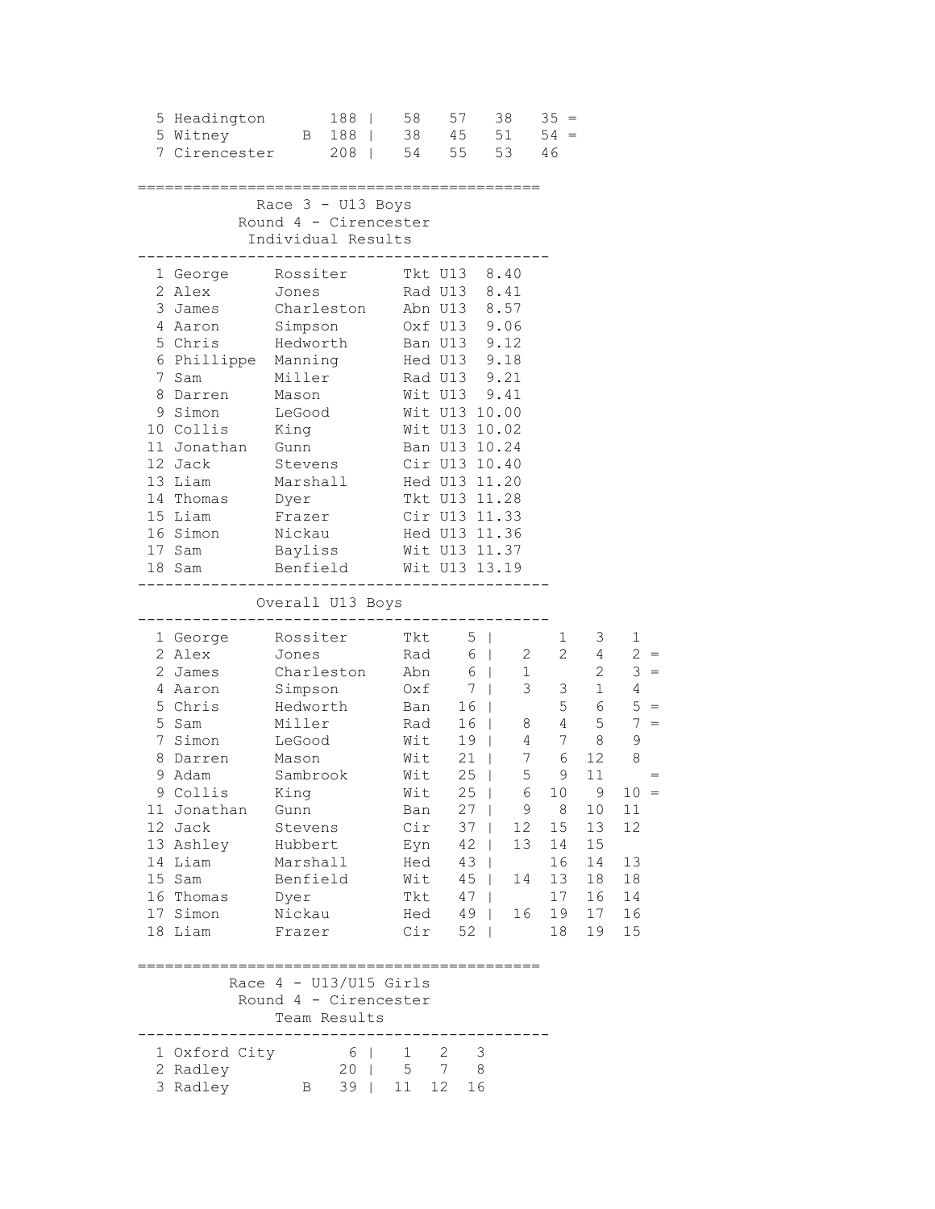| Pos | Team | | Total | | | | | |
|---|---|---|---|---|---|---|---|---|
| 5 | Headington | | 188 | 58 | 57 | 38 | 35 | = |
| 5 | Witney | B | 188 | 38 | 45 | 51 | 54 | = |
| 7 | Cirencester | | 208 | 54 | 55 | 53 | 46 | |

## Race 3 - U13 Boys
### Round 4 - Cirencester
### Individual Results

| Pos | First Name | Surname | Club | Cat | Time |
|---|---|---|---|---|---|
| 1 | George | Rossiter | Tkt | U13 | 8.40 |
| 2 | Alex | Jones | Rad | U13 | 8.41 |
| 3 | James | Charleston | Abn | U13 | 8.57 |
| 4 | Aaron | Simpson | Oxf | U13 | 9.06 |
| 5 | Chris | Hedworth | Ban | U13 | 9.12 |
| 6 | Phillippe | Manning | Hed | U13 | 9.18 |
| 7 | Sam | Miller | Rad | U13 | 9.21 |
| 8 | Darren | Mason | Wit | U13 | 9.41 |
| 9 | Simon | LeGood | Wit | U13 | 10.00 |
| 10 | Collis | King | Wit | U13 | 10.02 |
| 11 | Jonathan | Gunn | Ban | U13 | 10.24 |
| 12 | Jack | Stevens | Cir | U13 | 10.40 |
| 13 | Liam | Marshall | Hed | U13 | 11.20 |
| 14 | Thomas | Dyer | Tkt | U13 | 11.28 |
| 15 | Liam | Frazer | Cir | U13 | 11.33 |
| 16 | Simon | Nickau | Hed | U13 | 11.36 |
| 17 | Sam | Bayliss | Wit | U13 | 11.37 |
| 18 | Sam | Benfield | Wit | U13 | 13.19 |

### Overall U13 Boys

| Pos | First Name | Surname | Club | Total | | | | | |
|---|---|---|---|---|---|---|---|---|---|
| 1 | George | Rossiter | Tkt | 5 | | 1 | 3 | 1 | |
| 2 | Alex | Jones | Rad | 6 | 2 | 2 | 4 | 2 | = |
| 2 | James | Charleston | Abn | 6 | 1 | | 2 | 3 | = |
| 4 | Aaron | Simpson | Oxf | 7 | 3 | 3 | 1 | 4 | |
| 5 | Chris | Hedworth | Ban | 16 | | 5 | 6 | 5 | = |
| 5 | Sam | Miller | Rad | 16 | 8 | 4 | 5 | 7 | = |
| 7 | Simon | LeGood | Wit | 19 | 4 | 7 | 8 | 9 | |
| 8 | Darren | Mason | Wit | 21 | 7 | 6 | 12 | 8 | |
| 9 | Adam | Sambrook | Wit | 25 | 5 | 9 | 11 | | = |
| 9 | Collis | King | Wit | 25 | 6 | 10 | 9 | 10 | = |
| 11 | Jonathan | Gunn | Ban | 27 | 9 | 8 | 10 | 11 | |
| 12 | Jack | Stevens | Cir | 37 | 12 | 15 | 13 | 12 | |
| 13 | Ashley | Hubbert | Eyn | 42 | 13 | 14 | 15 | | |
| 14 | Liam | Marshall | Hed | 43 | | 16 | 14 | 13 | |
| 15 | Sam | Benfield | Wit | 45 | 14 | 13 | 18 | 18 | |
| 16 | Thomas | Dyer | Tkt | 47 | | 17 | 16 | 14 | |
| 17 | Simon | Nickau | Hed | 49 | 16 | 19 | 17 | 16 | |
| 18 | Liam | Frazer | Cir | 52 | | 18 | 19 | 15 | |

## Race 4 - U13/U15 Girls
### Round 4 - Cirencester
### Team Results

| Pos | Team | | Total | | | |
|---|---|---|---|---|---|---|
| 1 | Oxford City | | 6 | 1 | 2 | 3 |
| 2 | Radley | | 20 | 5 | 7 | 8 |
| 3 | Radley | B | 39 | 11 | 12 | 16 |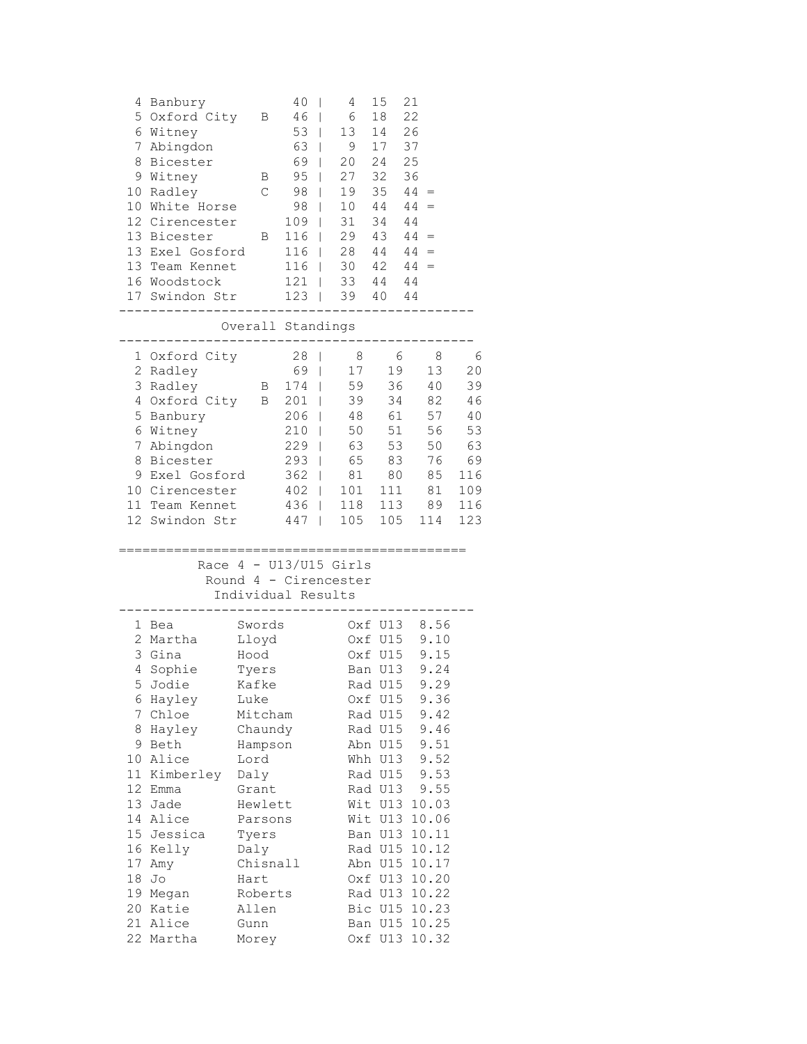| Pos | Team | | Total | | | | |
|---|---|---|---|---|---|---|---|
| 4 | Banbury | | 40 | 4 | 15 | 21 | |
| 5 | Oxford City | B | 46 | 6 | 18 | 22 | |
| 6 | Witney | | 53 | 13 | 14 | 26 | |
| 7 | Abingdon | | 63 | 9 | 17 | 37 | |
| 8 | Bicester | | 69 | 20 | 24 | 25 | |
| 9 | Witney | B | 95 | 27 | 32 | 36 | |
| 10 | Radley | C | 98 | 19 | 35 | 44 | = |
| 10 | White Horse | | 98 | 10 | 44 | 44 | = |
| 12 | Cirencester | | 109 | 31 | 34 | 44 | |
| 13 | Bicester | B | 116 | 29 | 43 | 44 | = |
| 13 | Exel Gosford | | 116 | 28 | 44 | 44 | = |
| 13 | Team Kennet | | 116 | 30 | 42 | 44 | = |
| 16 | Woodstock | | 121 | 33 | 44 | 44 | |
| 17 | Swindon Str | | 123 | 39 | 40 | 44 | |

## Overall Standings

| Pos | Team | | Total | | | | |
|---|---|---|---|---|---|---|---|
| 1 | Oxford City | | 28 | 8 | 6 | 8 | 6 |
| 2 | Radley | | 69 | 17 | 19 | 13 | 20 |
| 3 | Radley | B | 174 | 59 | 36 | 40 | 39 |
| 4 | Oxford City | B | 201 | 39 | 34 | 82 | 46 |
| 5 | Banbury | | 206 | 48 | 61 | 57 | 40 |
| 6 | Witney | | 210 | 50 | 51 | 56 | 53 |
| 7 | Abingdon | | 229 | 63 | 53 | 50 | 63 |
| 8 | Bicester | | 293 | 65 | 83 | 76 | 69 |
| 9 | Exel Gosford | | 362 | 81 | 80 | 85 | 116 |
| 10 | Cirencester | | 402 | 101 | 111 | 81 | 109 |
| 11 | Team Kennet | | 436 | 118 | 113 | 89 | 116 |
| 12 | Swindon Str | | 447 | 105 | 105 | 114 | 123 |

## Race 4 - U13/U15 Girls
### Round 4 - Cirencester
### Individual Results

| Pos | First Name | Surname | Club | Cat | Time |
|---|---|---|---|---|---|
| 1 | Bea | Swords | Oxf | U13 | 8.56 |
| 2 | Martha | Lloyd | Oxf | U15 | 9.10 |
| 3 | Gina | Hood | Oxf | U15 | 9.15 |
| 4 | Sophie | Tyers | Ban | U13 | 9.24 |
| 5 | Jodie | Kafke | Rad | U15 | 9.29 |
| 6 | Hayley | Luke | Oxf | U15 | 9.36 |
| 7 | Chloe | Mitcham | Rad | U15 | 9.42 |
| 8 | Hayley | Chaundy | Rad | U15 | 9.46 |
| 9 | Beth | Hampson | Abn | U15 | 9.51 |
| 10 | Alice | Lord | Whh | U13 | 9.52 |
| 11 | Kimberley | Daly | Rad | U15 | 9.53 |
| 12 | Emma | Grant | Rad | U13 | 9.55 |
| 13 | Jade | Hewlett | Wit | U13 | 10.03 |
| 14 | Alice | Parsons | Wit | U13 | 10.06 |
| 15 | Jessica | Tyers | Ban | U13 | 10.11 |
| 16 | Kelly | Daly | Rad | U15 | 10.12 |
| 17 | Amy | Chisnall | Abn | U15 | 10.17 |
| 18 | Jo | Hart | Oxf | U13 | 10.20 |
| 19 | Megan | Roberts | Rad | U13 | 10.22 |
| 20 | Katie | Allen | Bic | U15 | 10.23 |
| 21 | Alice | Gunn | Ban | U15 | 10.25 |
| 22 | Martha | Morey | Oxf | U13 | 10.32 |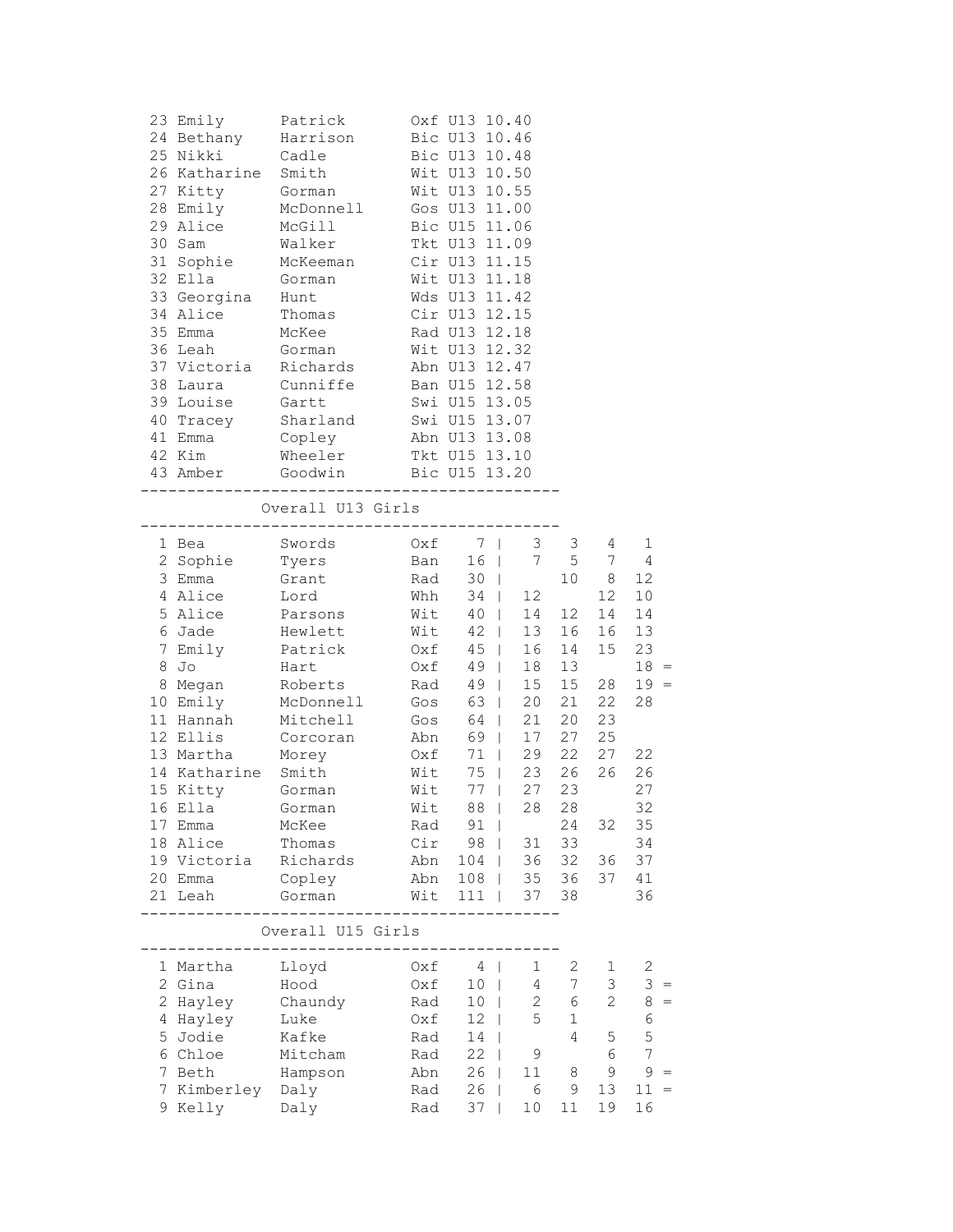| Pos | First Name | Surname | Club | Cat | Time |
|---|---|---|---|---|---|
| 23 | Emily | Patrick | Oxf | U13 | 10.40 |
| 24 | Bethany | Harrison | Bic | U13 | 10.46 |
| 25 | Nikki | Cadle | Bic | U13 | 10.48 |
| 26 | Katharine | Smith | Wit | U13 | 10.50 |
| 27 | Kitty | Gorman | Wit | U13 | 10.55 |
| 28 | Emily | McDonnell | Gos | U13 | 11.00 |
| 29 | Alice | McGill | Bic | U15 | 11.06 |
| 30 | Sam | Walker | Tkt | U13 | 11.09 |
| 31 | Sophie | McKeeman | Cir | U13 | 11.15 |
| 32 | Ella | Gorman | Wit | U13 | 11.18 |
| 33 | Georgina | Hunt | Wds | U13 | 11.42 |
| 34 | Alice | Thomas | Cir | U13 | 12.15 |
| 35 | Emma | McKee | Rad | U13 | 12.18 |
| 36 | Leah | Gorman | Wit | U13 | 12.32 |
| 37 | Victoria | Richards | Abn | U13 | 12.47 |
| 38 | Laura | Cunniffe | Ban | U15 | 12.58 |
| 39 | Louise | Gartt | Swi | U15 | 13.05 |
| 40 | Tracey | Sharland | Swi | U15 | 13.07 |
| 41 | Emma | Copley | Abn | U13 | 13.08 |
| 42 | Kim | Wheeler | Tkt | U15 | 13.10 |
| 43 | Amber | Goodwin | Bic | U15 | 13.20 |

## Overall U13 Girls

| Pos | First Name | Surname | Club | Total | R1 | R2 | R3 | R4 | |
|---|---|---|---|---|---|---|---|---|---|
| 1 | Bea | Swords | Oxf | 7 | 3 | 3 | 4 | 1 | |
| 2 | Sophie | Tyers | Ban | 16 | 7 | 5 | 7 | 4 | |
| 3 | Emma | Grant | Rad | 30 | | 10 | 8 | 12 | |
| 4 | Alice | Lord | Whh | 34 | 12 | | 12 | 10 | |
| 5 | Alice | Parsons | Wit | 40 | 14 | 12 | 14 | 14 | |
| 6 | Jade | Hewlett | Wit | 42 | 13 | 16 | 16 | 13 | |
| 7 | Emily | Patrick | Oxf | 45 | 16 | 14 | 15 | 23 | |
| 8 | Jo | Hart | Oxf | 49 | 18 | 13 | | 18 | = |
| 8 | Megan | Roberts | Rad | 49 | 15 | 15 | 28 | 19 | = |
| 10 | Emily | McDonnell | Gos | 63 | 20 | 21 | 22 | 28 | |
| 11 | Hannah | Mitchell | Gos | 64 | 21 | 20 | 23 | | |
| 12 | Ellis | Corcoran | Abn | 69 | 17 | 27 | 25 | | |
| 13 | Martha | Morey | Oxf | 71 | 29 | 22 | 27 | 22 | |
| 14 | Katharine | Smith | Wit | 75 | 23 | 26 | 26 | 26 | |
| 15 | Kitty | Gorman | Wit | 77 | 27 | 23 | | 27 | |
| 16 | Ella | Gorman | Wit | 88 | 28 | 28 | | 32 | |
| 17 | Emma | McKee | Rad | 91 | | 24 | 32 | 35 | |
| 18 | Alice | Thomas | Cir | 98 | 31 | 33 | | 34 | |
| 19 | Victoria | Richards | Abn | 104 | 36 | 32 | 36 | 37 | |
| 20 | Emma | Copley | Abn | 108 | 35 | 36 | 37 | 41 | |
| 21 | Leah | Gorman | Wit | 111 | 37 | 38 | | 36 | |

## Overall U15 Girls

| Pos | First Name | Surname | Club | Total | R1 | R2 | R3 | R4 | |
|---|---|---|---|---|---|---|---|---|---|
| 1 | Martha | Lloyd | Oxf | 4 | 1 | 2 | 1 | 2 | |
| 2 | Gina | Hood | Oxf | 10 | 4 | 7 | 3 | 3 | = |
| 2 | Hayley | Chaundy | Rad | 10 | 2 | 6 | 2 | 8 | = |
| 4 | Hayley | Luke | Oxf | 12 | 5 | 1 | | 6 | |
| 5 | Jodie | Kafke | Rad | 14 | | 4 | 5 | 5 | |
| 6 | Chloe | Mitcham | Rad | 22 | 9 | | 6 | 7 | |
| 7 | Beth | Hampson | Abn | 26 | 11 | 8 | 9 | 9 | = |
| 7 | Kimberley | Daly | Rad | 26 | 6 | 9 | 13 | 11 | = |
| 9 | Kelly | Daly | Rad | 37 | 10 | 11 | 19 | 16 | |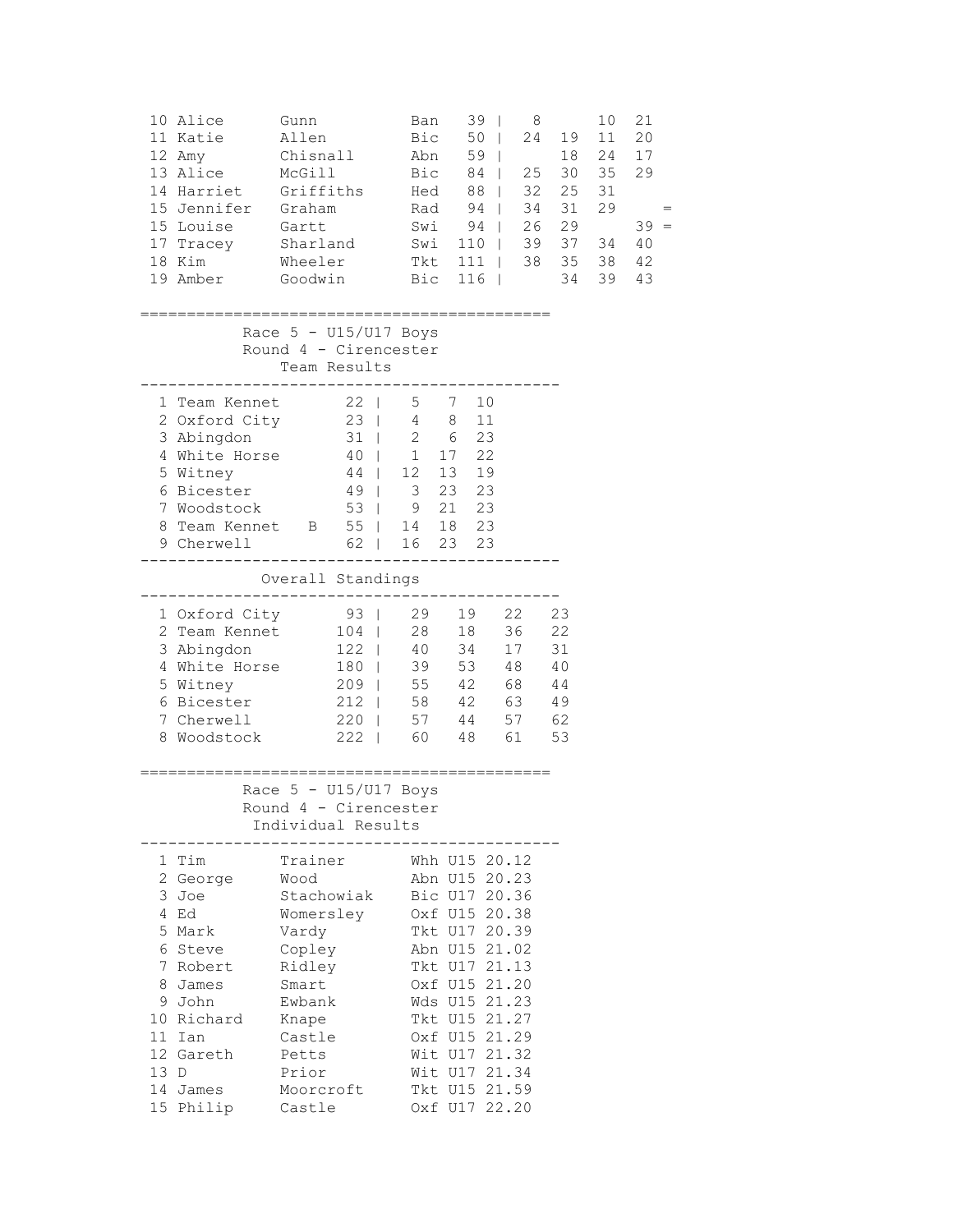| Pos | First | Last | Club | Total | | | | | |
|---|---|---|---|---|---|---|---|---|---|
| 10 | Alice | Gunn | Ban | 39 | 8 | | 10 | 21 | |
| 11 | Katie | Allen | Bic | 50 | 24 | 19 | 11 | 20 | |
| 12 | Amy | Chisnall | Abn | 59 | | 18 | 24 | 17 | |
| 13 | Alice | McGill | Bic | 84 | 25 | 30 | 35 | 29 | |
| 14 | Harriet | Griffiths | Hed | 88 | 32 | 25 | 31 | | |
| 15 | Jennifer | Graham | Rad | 94 | 34 | 31 | 29 | | = |
| 15 | Louise | Gartt | Swi | 94 | 26 | 29 | | 39 | = |
| 17 | Tracey | Sharland | Swi | 110 | 39 | 37 | 34 | 40 | |
| 18 | Kim | Wheeler | Tkt | 111 | 38 | 35 | 38 | 42 | |
| 19 | Amber | Goodwin | Bic | 116 | | 34 | 39 | 43 | |

## Race 5 - U15/U17 Boys
### Round 4 - Cirencester
### Team Results

| Pos | Team | Total | | | |
|---|---|---|---|---|---|
| 1 | Team Kennet | 22 | 5 | 7 | 10 |
| 2 | Oxford City | 23 | 4 | 8 | 11 |
| 3 | Abingdon | 31 | 2 | 6 | 23 |
| 4 | White Horse | 40 | 1 | 17 | 22 |
| 5 | Witney | 44 | 12 | 13 | 19 |
| 6 | Bicester | 49 | 3 | 23 | 23 |
| 7 | Woodstock | 53 | 9 | 21 | 23 |
| 8 | Team Kennet B | 55 | 14 | 18 | 23 |
| 9 | Cherwell | 62 | 16 | 23 | 23 |

### Overall Standings

| Pos | Team | Total | | | | |
|---|---|---|---|---|---|---|
| 1 | Oxford City | 93 | 29 | 19 | 22 | 23 |
| 2 | Team Kennet | 104 | 28 | 18 | 36 | 22 |
| 3 | Abingdon | 122 | 40 | 34 | 17 | 31 |
| 4 | White Horse | 180 | 39 | 53 | 48 | 40 |
| 5 | Witney | 209 | 55 | 42 | 68 | 44 |
| 6 | Bicester | 212 | 58 | 42 | 63 | 49 |
| 7 | Cherwell | 220 | 57 | 44 | 57 | 62 |
| 8 | Woodstock | 222 | 60 | 48 | 61 | 53 |

## Race 5 - U15/U17 Boys
### Round 4 - Cirencester
### Individual Results

| Pos | First | Last | Club | Cat | Time |
|---|---|---|---|---|---|
| 1 | Tim | Trainer | Whh | U15 | 20.12 |
| 2 | George | Wood | Abn | U15 | 20.23 |
| 3 | Joe | Stachowiak | Bic | U17 | 20.36 |
| 4 | Ed | Womersley | Oxf | U15 | 20.38 |
| 5 | Mark | Vardy | Tkt | U17 | 20.39 |
| 6 | Steve | Copley | Abn | U15 | 21.02 |
| 7 | Robert | Ridley | Tkt | U17 | 21.13 |
| 8 | James | Smart | Oxf | U15 | 21.20 |
| 9 | John | Ewbank | Wds | U15 | 21.23 |
| 10 | Richard | Knape | Tkt | U15 | 21.27 |
| 11 | Ian | Castle | Oxf | U15 | 21.29 |
| 12 | Gareth | Petts | Wit | U17 | 21.32 |
| 13 | D | Prior | Wit | U17 | 21.34 |
| 14 | James | Moorcroft | Tkt | U15 | 21.59 |
| 15 | Philip | Castle | Oxf | U17 | 22.20 |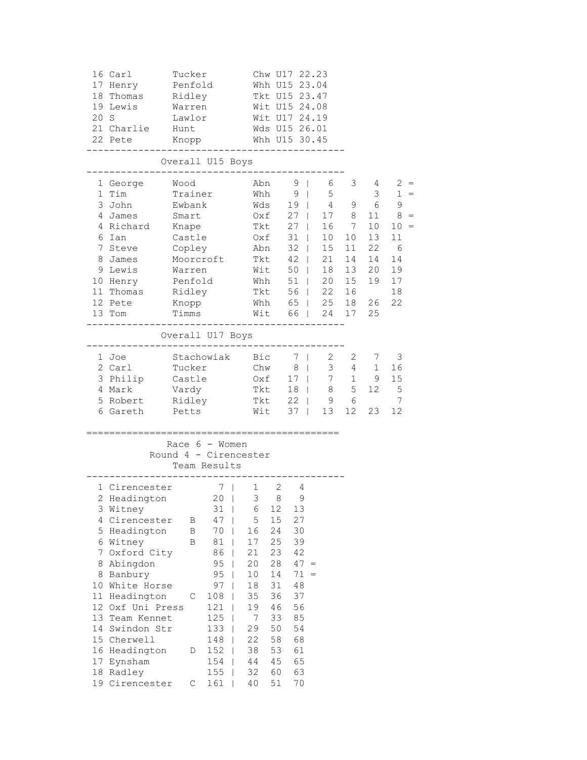| Pos | First | Last | Club | Cat | Time |
|---|---|---|---|---|---|
| 16 | Carl | Tucker | Chw | U17 | 22.23 |
| 17 | Henry | Penfold | Whh | U15 | 23.04 |
| 18 | Thomas | Ridley | Tkt | U15 | 23.47 |
| 19 | Lewis | Warren | Wit | U15 | 24.08 |
| 20 | S | Lawlor | Wit | U17 | 24.19 |
| 21 | Charlie | Hunt | Wds | U15 | 26.01 |
| 22 | Pete | Knopp | Whh | U15 | 30.45 |

## Overall U15 Boys

| Pos | First | Last | Club | Total | R1 | R2 | R3 | R4 | |
|---|---|---|---|---|---|---|---|---|---|
| 1 | George | Wood | Abn | 9 | 6 | 3 | 4 | 2 | = |
| 1 | Tim | Trainer | Whh | 9 | 5 | | 3 | 1 | = |
| 3 | John | Ewbank | Wds | 19 | 4 | 9 | 6 | 9 | |
| 4 | James | Smart | Oxf | 27 | 17 | 8 | 11 | 8 | = |
| 4 | Richard | Knape | Tkt | 27 | 16 | 7 | 10 | 10 | = |
| 6 | Ian | Castle | Oxf | 31 | 10 | 10 | 13 | 11 | |
| 7 | Steve | Copley | Abn | 32 | 15 | 11 | 22 | 6 | |
| 8 | James | Moorcroft | Tkt | 42 | 21 | 14 | 14 | 14 | |
| 9 | Lewis | Warren | Wit | 50 | 18 | 13 | 20 | 19 | |
| 10 | Henry | Penfold | Whh | 51 | 20 | 15 | 19 | 17 | |
| 11 | Thomas | Ridley | Tkt | 56 | 22 | 16 | | 18 | |
| 12 | Pete | Knopp | Whh | 65 | 25 | 18 | 26 | 22 | |
| 13 | Tom | Timms | Wit | 66 | 24 | 17 | 25 | | |

## Overall U17 Boys

| Pos | First | Last | Club | Total | R1 | R2 | R3 | R4 |
|---|---|---|---|---|---|---|---|---|
| 1 | Joe | Stachowiak | Bic | 7 | 2 | 2 | 7 | 3 |
| 2 | Carl | Tucker | Chw | 8 | 3 | 4 | 1 | 16 |
| 3 | Philip | Castle | Oxf | 17 | 7 | 1 | 9 | 15 |
| 4 | Mark | Vardy | Tkt | 18 | 8 | 5 | 12 | 5 |
| 5 | Robert | Ridley | Tkt | 22 | 9 | 6 | | 7 |
| 6 | Gareth | Petts | Wit | 37 | 13 | 12 | 23 | 12 |

## Race 6 - Women
### Round 4 - Cirencester
### Team Results

| Pos | Team | | Total | 1st | 2nd | 3rd | |
|---|---|---|---|---|---|---|---|
| 1 | Cirencester | | 7 | 1 | 2 | 4 | |
| 2 | Headington | | 20 | 3 | 8 | 9 | |
| 3 | Witney | | 31 | 6 | 12 | 13 | |
| 4 | Cirencester | B | 47 | 5 | 15 | 27 | |
| 5 | Headington | B | 70 | 16 | 24 | 30 | |
| 6 | Witney | B | 81 | 17 | 25 | 39 | |
| 7 | Oxford City | | 86 | 21 | 23 | 42 | |
| 8 | Abingdon | | 95 | 20 | 28 | 47 | = |
| 8 | Banbury | | 95 | 10 | 14 | 71 | = |
| 10 | White Horse | | 97 | 18 | 31 | 48 | |
| 11 | Headington | C | 108 | 35 | 36 | 37 | |
| 12 | Oxf Uni Press | | 121 | 19 | 46 | 56 | |
| 13 | Team Kennet | | 125 | 7 | 33 | 85 | |
| 14 | Swindon Str | | 133 | 29 | 50 | 54 | |
| 15 | Cherwell | | 148 | 22 | 58 | 68 | |
| 16 | Headington | D | 152 | 38 | 53 | 61 | |
| 17 | Eynsham | | 154 | 44 | 45 | 65 | |
| 18 | Radley | | 155 | 32 | 60 | 63 | |
| 19 | Cirencester | C | 161 | 40 | 51 | 70 | |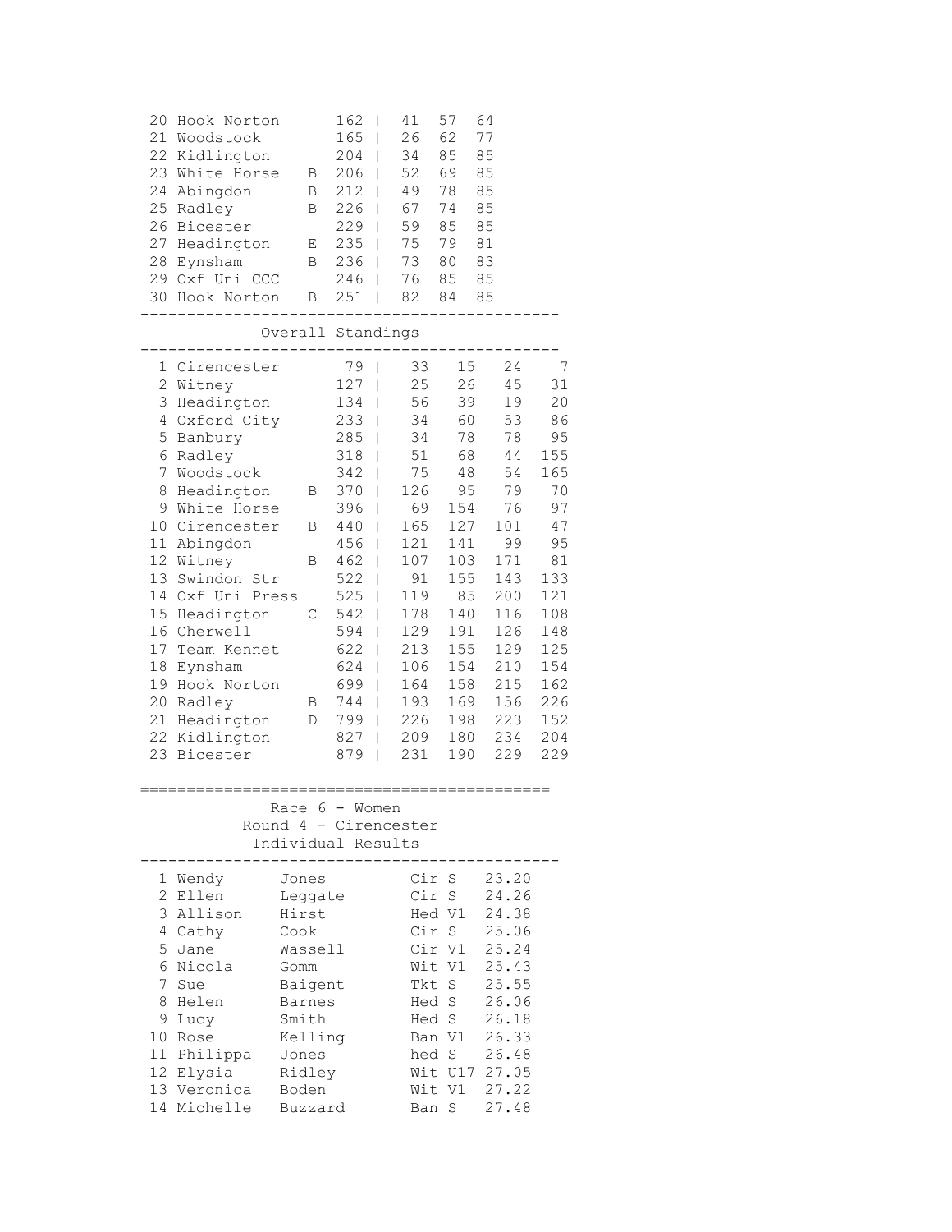| Pos | Team | | Total | | | |
|---|---|---|---|---|---|---|
| 20 | Hook Norton | | 162 | 41 | 57 | 64 |
| 21 | Woodstock | | 165 | 26 | 62 | 77 |
| 22 | Kidlington | | 204 | 34 | 85 | 85 |
| 23 | White Horse | B | 206 | 52 | 69 | 85 |
| 24 | Abingdon | B | 212 | 49 | 78 | 85 |
| 25 | Radley | B | 226 | 67 | 74 | 85 |
| 26 | Bicester | | 229 | 59 | 85 | 85 |
| 27 | Headington | E | 235 | 75 | 79 | 81 |
| 28 | Eynsham | B | 236 | 73 | 80 | 83 |
| 29 | Oxf Uni CCC | | 246 | 76 | 85 | 85 |
| 30 | Hook Norton | B | 251 | 82 | 84 | 85 |

## Overall Standings

| Pos | Team | | Total | | | | |
|---|---|---|---|---|---|---|---|
| 1 | Cirencester | | 79 | 33 | 15 | 24 | 7 |
| 2 | Witney | | 127 | 25 | 26 | 45 | 31 |
| 3 | Headington | | 134 | 56 | 39 | 19 | 20 |
| 4 | Oxford City | | 233 | 34 | 60 | 53 | 86 |
| 5 | Banbury | | 285 | 34 | 78 | 78 | 95 |
| 6 | Radley | | 318 | 51 | 68 | 44 | 155 |
| 7 | Woodstock | | 342 | 75 | 48 | 54 | 165 |
| 8 | Headington | B | 370 | 126 | 95 | 79 | 70 |
| 9 | White Horse | | 396 | 69 | 154 | 76 | 97 |
| 10 | Cirencester | B | 440 | 165 | 127 | 101 | 47 |
| 11 | Abingdon | | 456 | 121 | 141 | 99 | 95 |
| 12 | Witney | B | 462 | 107 | 103 | 171 | 81 |
| 13 | Swindon Str | | 522 | 91 | 155 | 143 | 133 |
| 14 | Oxf Uni Press | | 525 | 119 | 85 | 200 | 121 |
| 15 | Headington | C | 542 | 178 | 140 | 116 | 108 |
| 16 | Cherwell | | 594 | 129 | 191 | 126 | 148 |
| 17 | Team Kennet | | 622 | 213 | 155 | 129 | 125 |
| 18 | Eynsham | | 624 | 106 | 154 | 210 | 154 |
| 19 | Hook Norton | | 699 | 164 | 158 | 215 | 162 |
| 20 | Radley | B | 744 | 193 | 169 | 156 | 226 |
| 21 | Headington | D | 799 | 226 | 198 | 223 | 152 |
| 22 | Kidlington | | 827 | 209 | 180 | 234 | 204 |
| 23 | Bicester | | 879 | 231 | 190 | 229 | 229 |

## Race 6 - Women
### Round 4 - Cirencester
### Individual Results

| Pos | First Name | Surname | Club | Cat | Time |
|---|---|---|---|---|---|
| 1 | Wendy | Jones | Cir | S | 23.20 |
| 2 | Ellen | Leggate | Cir | S | 24.26 |
| 3 | Allison | Hirst | Hed | V1 | 24.38 |
| 4 | Cathy | Cook | Cir | S | 25.06 |
| 5 | Jane | Wassell | Cir | V1 | 25.24 |
| 6 | Nicola | Gomm | Wit | V1 | 25.43 |
| 7 | Sue | Baigent | Tkt | S | 25.55 |
| 8 | Helen | Barnes | Hed | S | 26.06 |
| 9 | Lucy | Smith | Hed | S | 26.18 |
| 10 | Rose | Kelling | Ban | V1 | 26.33 |
| 11 | Philippa | Jones | hed | S | 26.48 |
| 12 | Elysia | Ridley | Wit | U17 | 27.05 |
| 13 | Veronica | Boden | Wit | V1 | 27.22 |
| 14 | Michelle | Buzzard | Ban | S | 27.48 |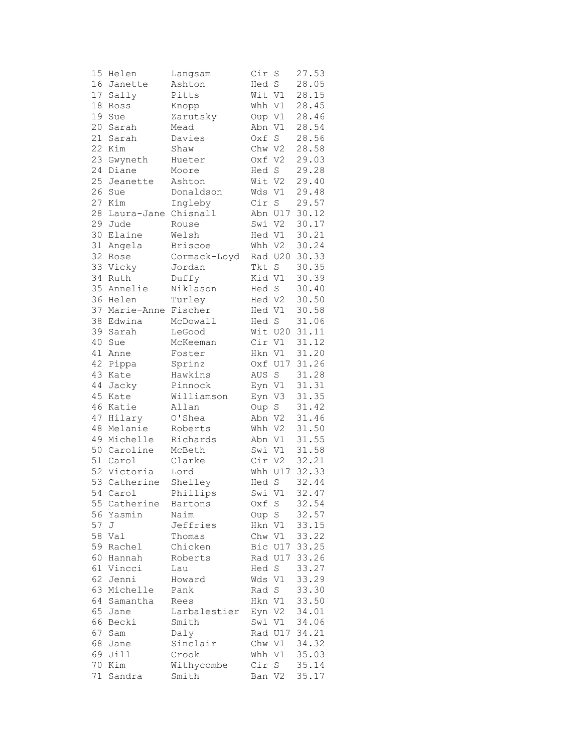```
15 Helen        Langsam       Cir S    27.53
16 Janette      Ashton        Hed S    28.05
17 Sally        Pitts         Wit V1   28.15
18 Ross         Knopp         Whh V1   28.45
19 Sue          Zarutsky      Oup V1   28.46
20 Sarah        Mead          Abn V1   28.54
21 Sarah        Davies        Oxf S    28.56
22 Kim          Shaw          Chw V2   28.58
23 Gwyneth      Hueter        Oxf V2   29.03
24 Diane        Moore         Hed S    29.28
25 Jeanette     Ashton        Wit V2   29.40
26 Sue          Donaldson     Wds V1   29.48
27 Kim          Ingleby       Cir S    29.57
28 Laura-Jane Chisnall        Abn U17  30.12
29 Jude         Rouse         Swi V2   30.17
30 Elaine       Welsh         Hed V1   30.21
31 Angela       Briscoe       Whh V2   30.24
32 Rose         Cormack-Loyd  Rad U20  30.33
33 Vicky        Jordan        Tkt S    30.35
34 Ruth         Duffy         Kid V1   30.39
35 Annelie      Niklason      Hed S    30.40
36 Helen        Turley        Hed V2   30.50
37 Marie-Anne Fischer         Hed V1   30.58
38 Edwina       McDowall      Hed S    31.06
39 Sarah        LeGood        Wit U20  31.11
40 Sue          McKeeman      Cir V1   31.12
41 Anne         Foster        Hkn V1   31.20
42 Pippa        Sprinz        Oxf U17  31.26
43 Kate         Hawkins       AUS S    31.28
44 Jacky        Pinnock       Eyn V1   31.31
45 Kate         Williamson    Eyn V3   31.35
46 Katie        Allan         Oup S    31.42
47 Hilary       O'Shea        Abn V2   31.46
48 Melanie      Roberts       Whh V2   31.50
49 Michelle     Richards      Abn V1   31.55
50 Caroline     McBeth        Swi V1   31.58
51 Carol        Clarke        Cir V2   32.21
52 Victoria     Lord          Whh U17  32.33
53 Catherine    Shelley       Hed S    32.44
54 Carol        Phillips      Swi V1   32.47
55 Catherine    Bartons       Oxf S    32.54
56 Yasmin       Naim          Oup S    32.57
57 J            Jeffries      Hkn V1   33.15
58 Val          Thomas        Chw V1   33.22
59 Rachel       Chicken       Bic U17  33.25
60 Hannah       Roberts       Rad U17  33.26
61 Vincci       Lau           Hed S    33.27
62 Jenni        Howard        Wds V1   33.29
63 Michelle     Pank          Rad S    33.30
64 Samantha     Rees          Hkn V1   33.50
65 Jane         Larbalestier  Eyn V2   34.01
66 Becki        Smith         Swi V1   34.06
67 Sam          Daly          Rad U17  34.21
68 Jane         Sinclair      Chw V1   34.32
69 Jill         Crook         Whh V1   35.03
70 Kim          Withycombe    Cir S    35.14
71 Sandra       Smith         Ban V2   35.17
```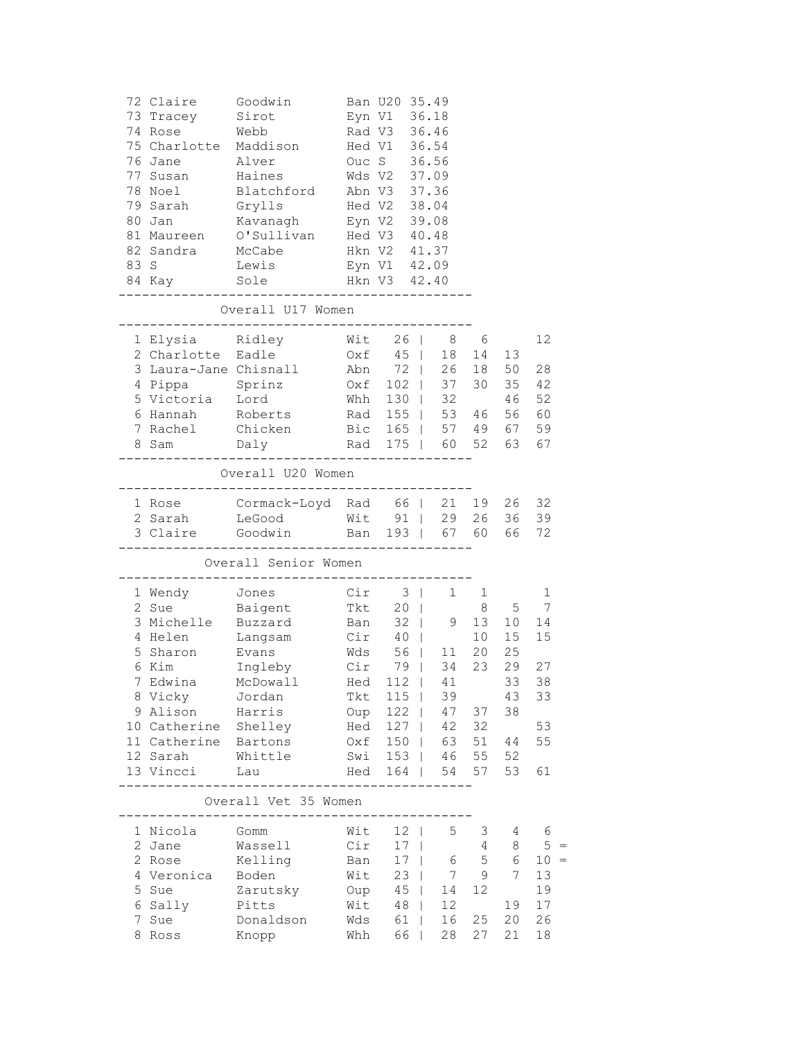| Pos | First Name | Surname | Club | Cat | Time |
|---|---|---|---|---|---|
| 72 | Claire | Goodwin | Ban | U20 | 35.49 |
| 73 | Tracey | Sirot | Eyn | V1 | 36.18 |
| 74 | Rose | Webb | Rad | V3 | 36.46 |
| 75 | Charlotte | Maddison | Hed | V1 | 36.54 |
| 76 | Jane | Alver | Ouc | S | 36.56 |
| 77 | Susan | Haines | Wds | V2 | 37.09 |
| 78 | Noel | Blatchford | Abn | V3 | 37.36 |
| 79 | Sarah | Grylls | Hed | V2 | 38.04 |
| 80 | Jan | Kavanagh | Eyn | V2 | 39.08 |
| 81 | Maureen | O'Sullivan | Hed | V3 | 40.48 |
| 82 | Sandra | McCabe | Hkn | V2 | 41.37 |
| 83 | S | Lewis | Eyn | V1 | 42.09 |
| 84 | Kay | Sole | Hkn | V3 | 42.40 |

## Overall U17 Women

| Pos | First Name | Surname | Club | Total | | | | | |
|---|---|---|---|---|---|---|---|---|---|
| 1 | Elysia | Ridley | Wit | 26 | \| | 8 | 6 | | 12 |
| 2 | Charlotte | Eadle | Oxf | 45 | \| | 18 | 14 | 13 | |
| 3 | Laura-Jane | Chisnall | Abn | 72 | \| | 26 | 18 | 50 | 28 |
| 4 | Pippa | Sprinz | Oxf | 102 | \| | 37 | 30 | 35 | 42 |
| 5 | Victoria | Lord | Whh | 130 | \| | 32 | | 46 | 52 |
| 6 | Hannah | Roberts | Rad | 155 | \| | 53 | 46 | 56 | 60 |
| 7 | Rachel | Chicken | Bic | 165 | \| | 57 | 49 | 67 | 59 |
| 8 | Sam | Daly | Rad | 175 | \| | 60 | 52 | 63 | 67 |

## Overall U20 Women

| Pos | First Name | Surname | Club | Total | | | | | |
|---|---|---|---|---|---|---|---|---|---|
| 1 | Rose | Cormack-Loyd | Rad | 66 | \| | 21 | 19 | 26 | 32 |
| 2 | Sarah | LeGood | Wit | 91 | \| | 29 | 26 | 36 | 39 |
| 3 | Claire | Goodwin | Ban | 193 | \| | 67 | 60 | 66 | 72 |

## Overall Senior Women

| Pos | First Name | Surname | Club | Total | | | | | |
|---|---|---|---|---|---|---|---|---|---|
| 1 | Wendy | Jones | Cir | 3 | \| | 1 | 1 | | 1 |
| 2 | Sue | Baigent | Tkt | 20 | \| | | 8 | 5 | 7 |
| 3 | Michelle | Buzzard | Ban | 32 | \| | 9 | 13 | 10 | 14 |
| 4 | Helen | Langsam | Cir | 40 | \| | | 10 | 15 | 15 |
| 5 | Sharon | Evans | Wds | 56 | \| | 11 | 20 | 25 | |
| 6 | Kim | Ingleby | Cir | 79 | \| | 34 | 23 | 29 | 27 |
| 7 | Edwina | McDowall | Hed | 112 | \| | 41 | | 33 | 38 |
| 8 | Vicky | Jordan | Tkt | 115 | \| | 39 | | 43 | 33 |
| 9 | Alison | Harris | Oup | 122 | \| | 47 | 37 | 38 | |
| 10 | Catherine | Shelley | Hed | 127 | \| | 42 | 32 | | 53 |
| 11 | Catherine | Bartons | Oxf | 150 | \| | 63 | 51 | 44 | 55 |
| 12 | Sarah | Whittle | Swi | 153 | \| | 46 | 55 | 52 | |
| 13 | Vincci | Lau | Hed | 164 | \| | 54 | 57 | 53 | 61 |

## Overall Vet 35 Women

| Pos | First Name | Surname | Club | Total | | | | | | |
|---|---|---|---|---|---|---|---|---|---|---|
| 1 | Nicola | Gomm | Wit | 12 | \| | 5 | 3 | 4 | 6 | |
| 2 | Jane | Wassell | Cir | 17 | \| | | 4 | 8 | 5 | = |
| 2 | Rose | Kelling | Ban | 17 | \| | 6 | 5 | 6 | 10 | = |
| 4 | Veronica | Boden | Wit | 23 | \| | 7 | 9 | 7 | 13 | |
| 5 | Sue | Zarutsky | Oup | 45 | \| | 14 | 12 | | 19 | |
| 6 | Sally | Pitts | Wit | 48 | \| | 12 | | 19 | 17 | |
| 7 | Sue | Donaldson | Wds | 61 | \| | 16 | 25 | 20 | 26 | |
| 8 | Ross | Knopp | Whh | 66 | \| | 28 | 27 | 21 | 18 | |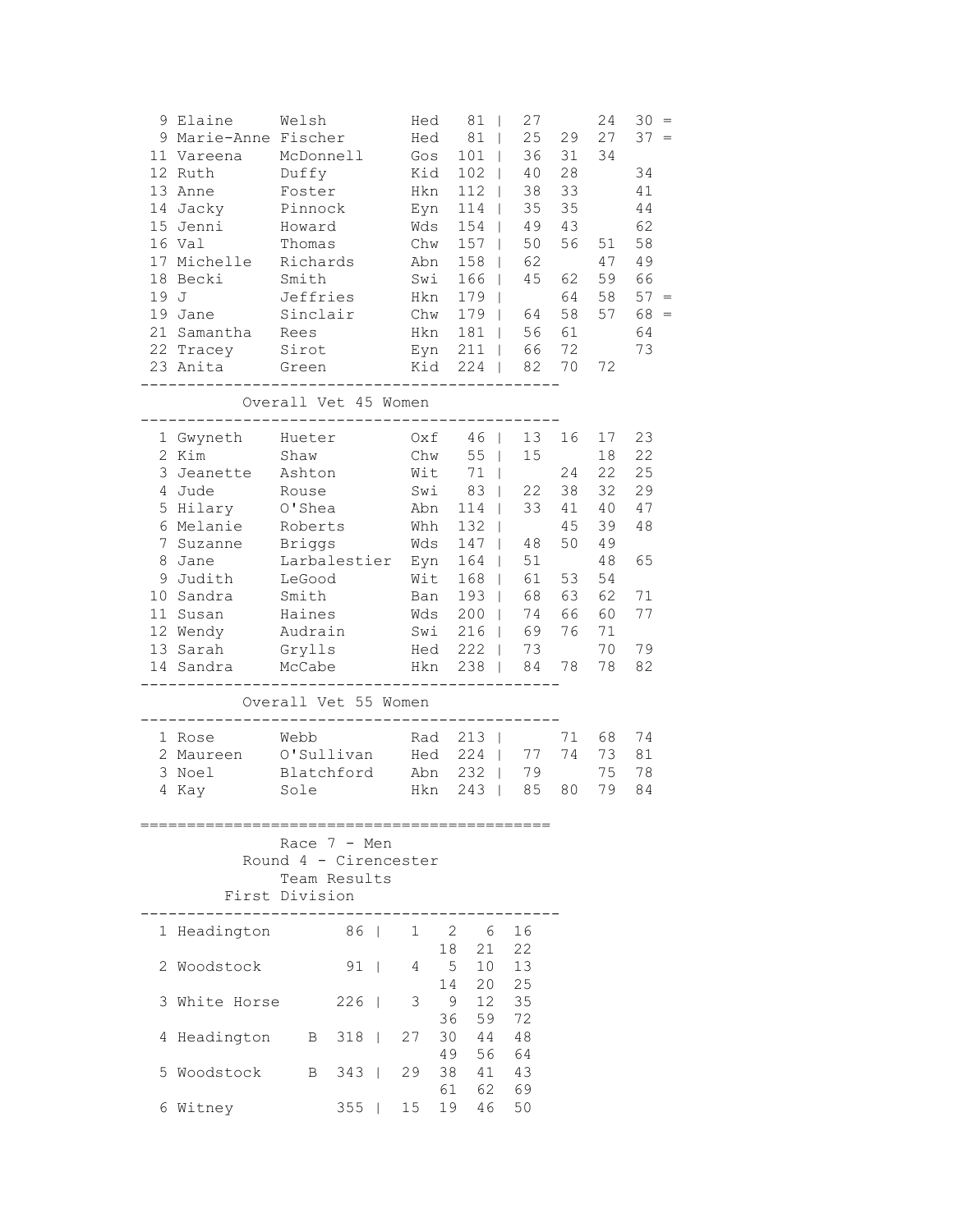| Pos | First Name | Surname | Club | Total | R1 | R2 | R3 | R4 | |
|---|---|---|---|---|---|---|---|---|---|
| 9 | Elaine | Welsh | Hed | 81 | 27 | | 24 | 30 | = |
| 9 | Marie-Anne | Fischer | Hed | 81 | 25 | 29 | 27 | 37 | = |
| 11 | Vareena | McDonnell | Gos | 101 | 36 | 31 | 34 | | |
| 12 | Ruth | Duffy | Kid | 102 | 40 | 28 | | 34 | |
| 13 | Anne | Foster | Hkn | 112 | 38 | 33 | | 41 | |
| 14 | Jacky | Pinnock | Eyn | 114 | 35 | 35 | | 44 | |
| 15 | Jenni | Howard | Wds | 154 | 49 | 43 | | 62 | |
| 16 | Val | Thomas | Chw | 157 | 50 | 56 | 51 | 58 | |
| 17 | Michelle | Richards | Abn | 158 | 62 | | 47 | 49 | |
| 18 | Becki | Smith | Swi | 166 | 45 | 62 | 59 | 66 | |
| 19 | J | Jeffries | Hkn | 179 | | 64 | 58 | 57 | = |
| 19 | Jane | Sinclair | Chw | 179 | 64 | 58 | 57 | 68 | = |
| 21 | Samantha | Rees | Hkn | 181 | 56 | 61 | | 64 | |
| 22 | Tracey | Sirot | Eyn | 211 | 66 | 72 | | 73 | |
| 23 | Anita | Green | Kid | 224 | 82 | 70 | 72 | | |

## Overall Vet 45 Women

| Pos | First Name | Surname | Club | Total | R1 | R2 | R3 | R4 |
|---|---|---|---|---|---|---|---|---|
| 1 | Gwyneth | Hueter | Oxf | 46 | 13 | 16 | 17 | 23 |
| 2 | Kim | Shaw | Chw | 55 | 15 | | 18 | 22 |
| 3 | Jeanette | Ashton | Wit | 71 | | 24 | 22 | 25 |
| 4 | Jude | Rouse | Swi | 83 | 22 | 38 | 32 | 29 |
| 5 | Hilary | O'Shea | Abn | 114 | 33 | 41 | 40 | 47 |
| 6 | Melanie | Roberts | Whh | 132 | | 45 | 39 | 48 |
| 7 | Suzanne | Briggs | Wds | 147 | 48 | 50 | 49 | |
| 8 | Jane | Larbalestier | Eyn | 164 | 51 | | 48 | 65 |
| 9 | Judith | LeGood | Wit | 168 | 61 | 53 | 54 | |
| 10 | Sandra | Smith | Ban | 193 | 68 | 63 | 62 | 71 |
| 11 | Susan | Haines | Wds | 200 | 74 | 66 | 60 | 77 |
| 12 | Wendy | Audrain | Swi | 216 | 69 | 76 | 71 | |
| 13 | Sarah | Grylls | Hed | 222 | 73 | | 70 | 79 |
| 14 | Sandra | McCabe | Hkn | 238 | 84 | 78 | 78 | 82 |

## Overall Vet 55 Women

| Pos | First Name | Surname | Club | Total | R1 | R2 | R3 | R4 |
|---|---|---|---|---|---|---|---|---|
| 1 | Rose | Webb | Rad | 213 | | 71 | 68 | 74 |
| 2 | Maureen | O'Sullivan | Hed | 224 | 77 | 74 | 73 | 81 |
| 3 | Noel | Blatchford | Abn | 232 | 79 | | 75 | 78 |
| 4 | Kay | Sole | Hkn | 243 | 85 | 80 | 79 | 84 |

## Race 7 - Men
## Round 4 - Cirencester
## Team Results
## First Division

| Pos | Team | Points | Positions |
|---|---|---|---|
| 1 | Headington | 86 | 1 2 6 16 18 21 22 |
| 2 | Woodstock | 91 | 4 5 10 13 14 20 25 |
| 3 | White Horse | 226 | 3 9 12 35 36 59 72 |
| 4 | Headington B | 318 | 27 30 44 48 49 56 64 |
| 5 | Woodstock B | 343 | 29 38 41 43 61 62 69 |
| 6 | Witney | 355 | 15 19 46 50 |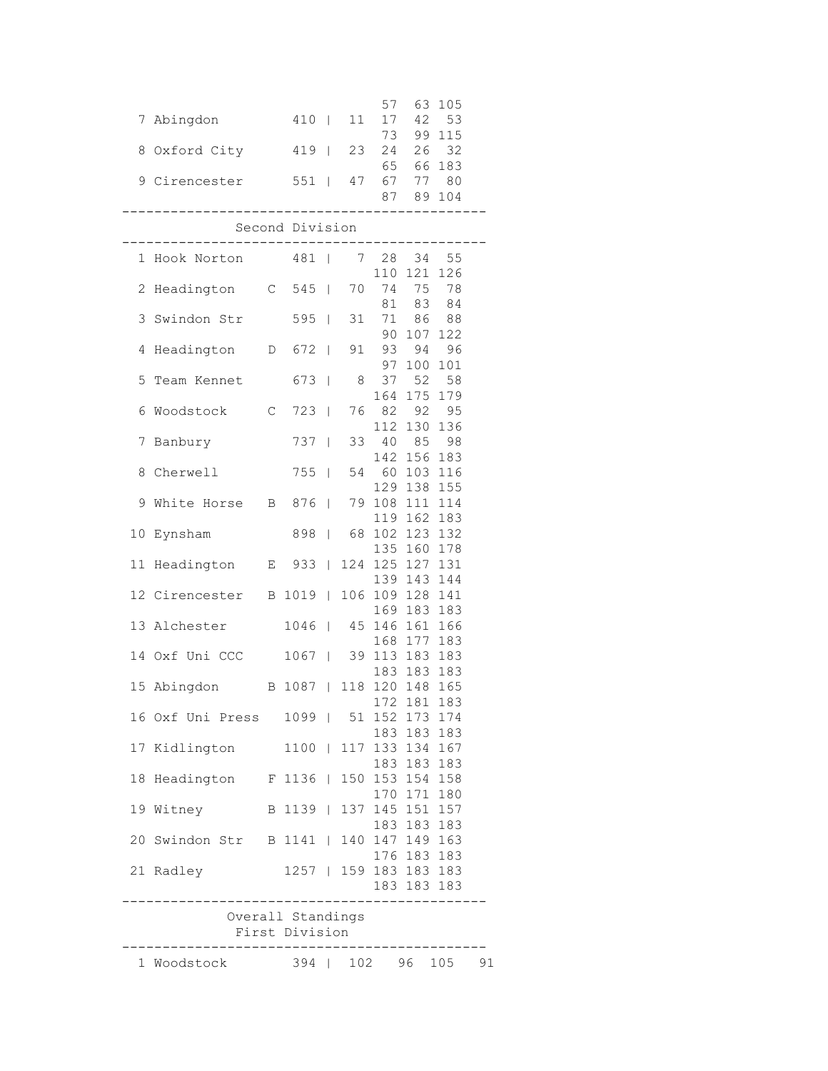| | Team | | Total | | Scores | | | |
|---|---|---|---|---|---|---|---|---|
| | | | | | | 57 | 63 | 105 |
| 7 | Abingdon | | 410 | | 11 | 17 | 42 | 53 |
| | | | | | | 73 | 99 | 115 |
| 8 | Oxford City | | 419 | | 23 | 24 | 26 | 32 |
| | | | | | | 65 | 66 | 183 |
| 9 | Cirencester | | 551 | | 47 | 67 | 77 | 80 |
| | | | | | | 87 | 89 | 104 |

## Second Division

| | Team | | Total | | Scores | | | |
|---|---|---|---|---|---|---|---|---|
| 1 | Hook Norton | | 481 | | 7 | 28 | 34 | 55 |
| | | | | | | 110 | 121 | 126 |
| 2 | Headington | C | 545 | | 70 | 74 | 75 | 78 |
| | | | | | | 81 | 83 | 84 |
| 3 | Swindon Str | | 595 | | 31 | 71 | 86 | 88 |
| | | | | | | 90 | 107 | 122 |
| 4 | Headington | D | 672 | | 91 | 93 | 94 | 96 |
| | | | | | | 97 | 100 | 101 |
| 5 | Team Kennet | | 673 | | 8 | 37 | 52 | 58 |
| | | | | | | 164 | 175 | 179 |
| 6 | Woodstock | C | 723 | | 76 | 82 | 92 | 95 |
| | | | | | | 112 | 130 | 136 |
| 7 | Banbury | | 737 | | 33 | 40 | 85 | 98 |
| | | | | | | 142 | 156 | 183 |
| 8 | Cherwell | | 755 | | 54 | 60 | 103 | 116 |
| | | | | | | 129 | 138 | 155 |
| 9 | White Horse | B | 876 | | 79 | 108 | 111 | 114 |
| | | | | | | 119 | 162 | 183 |
| 10 | Eynsham | | 898 | | 68 | 102 | 123 | 132 |
| | | | | | | 135 | 160 | 178 |
| 11 | Headington | E | 933 | | 124 | 125 | 127 | 131 |
| | | | | | | 139 | 143 | 144 |
| 12 | Cirencester | B | 1019 | | 106 | 109 | 128 | 141 |
| | | | | | | 169 | 183 | 183 |
| 13 | Alchester | | 1046 | | 45 | 146 | 161 | 166 |
| | | | | | | 168 | 177 | 183 |
| 14 | Oxf Uni CCC | | 1067 | | 39 | 113 | 183 | 183 |
| | | | | | | 183 | 183 | 183 |
| 15 | Abingdon | B | 1087 | | 118 | 120 | 148 | 165 |
| | | | | | | 172 | 181 | 183 |
| 16 | Oxf Uni Press | | 1099 | | 51 | 152 | 173 | 174 |
| | | | | | | 183 | 183 | 183 |
| 17 | Kidlington | | 1100 | | 117 | 133 | 134 | 167 |
| | | | | | | 183 | 183 | 183 |
| 18 | Headington | F | 1136 | | 150 | 153 | 154 | 158 |
| | | | | | | 170 | 171 | 180 |
| 19 | Witney | B | 1139 | | 137 | 145 | 151 | 157 |
| | | | | | | 183 | 183 | 183 |
| 20 | Swindon Str | B | 1141 | | 140 | 147 | 149 | 163 |
| | | | | | | 176 | 183 | 183 |
| 21 | Radley | | 1257 | | 159 | 183 | 183 | 183 |
| | | | | | | 183 | 183 | 183 |

## Overall Standings

### First Division

| | Team | Total | | | | | |
|---|---|---|---|---|---|---|---|
| 1 | Woodstock | 394 | | 102 | 96 | 105 | 91 |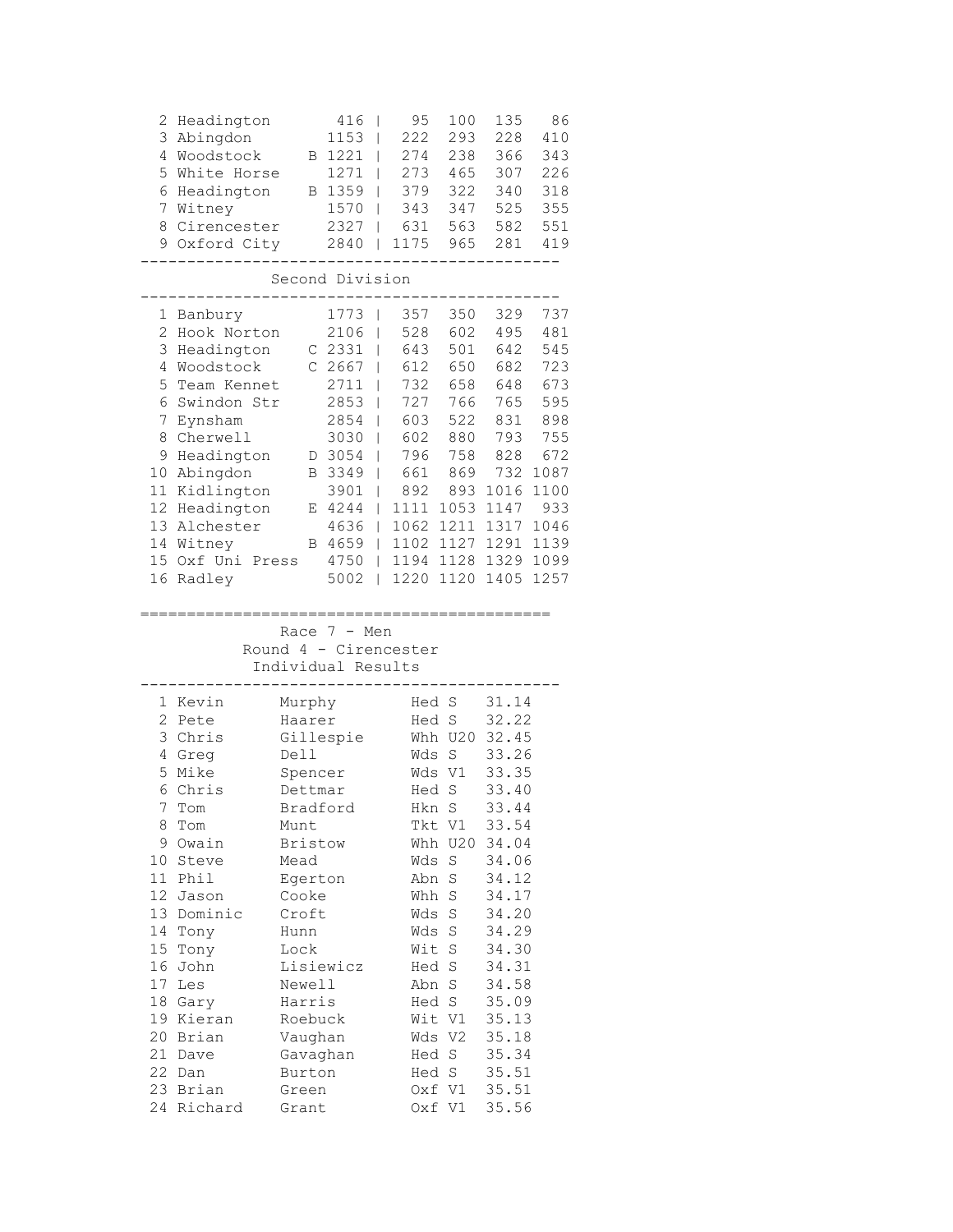| Pos | Team | | Total | | | | |
|---|---|---|---|---|---|---|---|
| 2 | Headington | | 416 | 95 | 100 | 135 | 86 |
| 3 | Abingdon | | 1153 | 222 | 293 | 228 | 410 |
| 4 | Woodstock | B | 1221 | 274 | 238 | 366 | 343 |
| 5 | White Horse | | 1271 | 273 | 465 | 307 | 226 |
| 6 | Headington | B | 1359 | 379 | 322 | 340 | 318 |
| 7 | Witney | | 1570 | 343 | 347 | 525 | 355 |
| 8 | Cirencester | | 2327 | 631 | 563 | 582 | 551 |
| 9 | Oxford City | | 2840 | 1175 | 965 | 281 | 419 |

## Second Division

| Pos | Team | | Total | | | | |
|---|---|---|---|---|---|---|---|
| 1 | Banbury | | 1773 | 357 | 350 | 329 | 737 |
| 2 | Hook Norton | | 2106 | 528 | 602 | 495 | 481 |
| 3 | Headington | C | 2331 | 643 | 501 | 642 | 545 |
| 4 | Woodstock | C | 2667 | 612 | 650 | 682 | 723 |
| 5 | Team Kennet | | 2711 | 732 | 658 | 648 | 673 |
| 6 | Swindon Str | | 2853 | 727 | 766 | 765 | 595 |
| 7 | Eynsham | | 2854 | 603 | 522 | 831 | 898 |
| 8 | Cherwell | | 3030 | 602 | 880 | 793 | 755 |
| 9 | Headington | D | 3054 | 796 | 758 | 828 | 672 |
| 10 | Abingdon | B | 3349 | 661 | 869 | 732 | 1087 |
| 11 | Kidlington | | 3901 | 892 | 893 | 1016 | 1100 |
| 12 | Headington | E | 4244 | 1111 | 1053 | 1147 | 933 |
| 13 | Alchester | | 4636 | 1062 | 1211 | 1317 | 1046 |
| 14 | Witney | B | 4659 | 1102 | 1127 | 1291 | 1139 |
| 15 | Oxf Uni Press | | 4750 | 1194 | 1128 | 1329 | 1099 |
| 16 | Radley | | 5002 | 1220 | 1120 | 1405 | 1257 |

## Race 7 - Men
### Round 4 - Cirencester
### Individual Results

| Pos | First Name | Surname | Club | Cat | Time |
|---|---|---|---|---|---|
| 1 | Kevin | Murphy | Hed | S | 31.14 |
| 2 | Pete | Haarer | Hed | S | 32.22 |
| 3 | Chris | Gillespie | Whh | U20 | 32.45 |
| 4 | Greg | Dell | Wds | S | 33.26 |
| 5 | Mike | Spencer | Wds | V1 | 33.35 |
| 6 | Chris | Dettmar | Hed | S | 33.40 |
| 7 | Tom | Bradford | Hkn | S | 33.44 |
| 8 | Tom | Munt | Tkt | V1 | 33.54 |
| 9 | Owain | Bristow | Whh | U20 | 34.04 |
| 10 | Steve | Mead | Wds | S | 34.06 |
| 11 | Phil | Egerton | Abn | S | 34.12 |
| 12 | Jason | Cooke | Whh | S | 34.17 |
| 13 | Dominic | Croft | Wds | S | 34.20 |
| 14 | Tony | Hunn | Wds | S | 34.29 |
| 15 | Tony | Lock | Wit | S | 34.30 |
| 16 | John | Lisiewicz | Hed | S | 34.31 |
| 17 | Les | Newell | Abn | S | 34.58 |
| 18 | Gary | Harris | Hed | S | 35.09 |
| 19 | Kieran | Roebuck | Wit | V1 | 35.13 |
| 20 | Brian | Vaughan | Wds | V2 | 35.18 |
| 21 | Dave | Gavaghan | Hed | S | 35.34 |
| 22 | Dan | Burton | Hed | S | 35.51 |
| 23 | Brian | Green | Oxf | V1 | 35.51 |
| 24 | Richard | Grant | Oxf | V1 | 35.56 |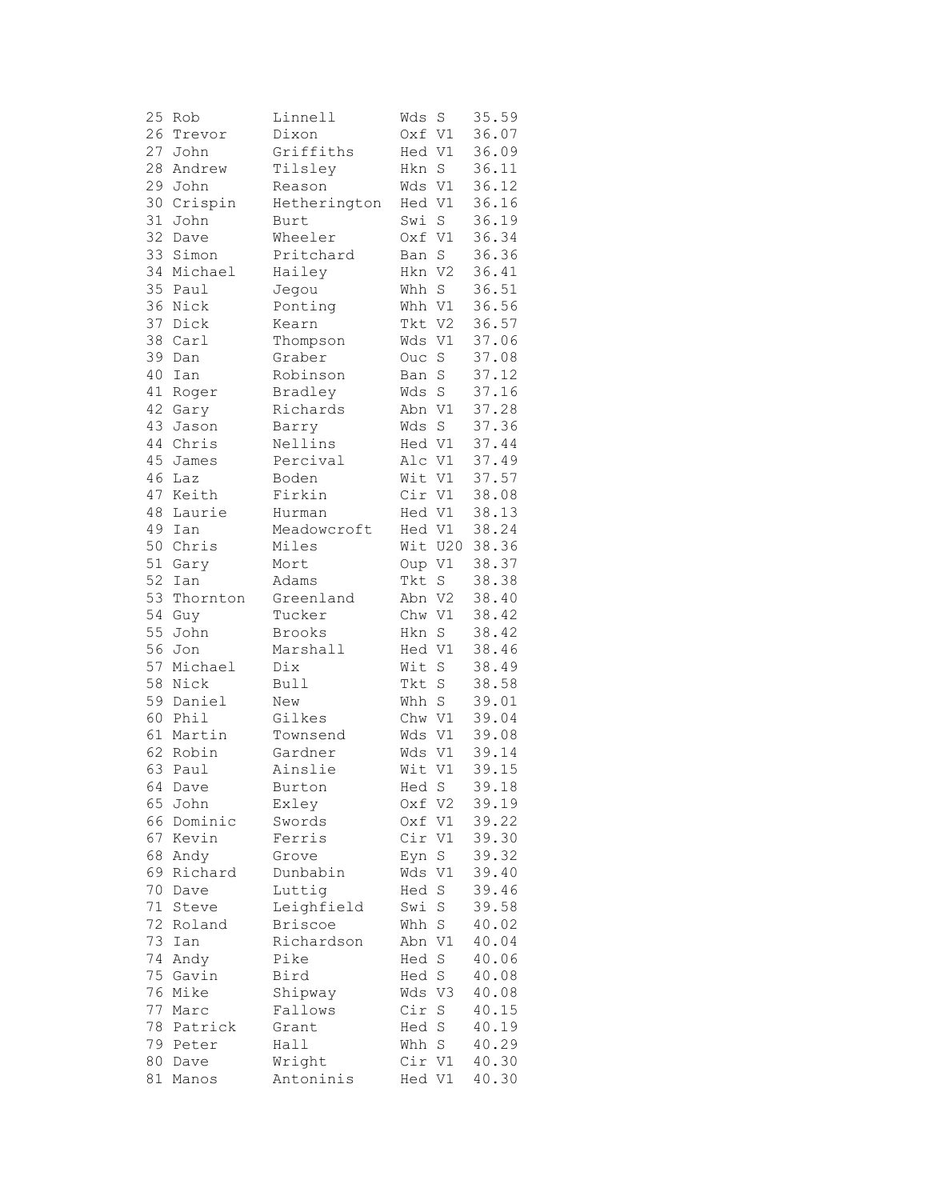| | | | | | |
|---|---|---|---|---|---|
| 25 | Rob | Linnell | Wds | S | 35.59 |
| 26 | Trevor | Dixon | Oxf | V1 | 36.07 |
| 27 | John | Griffiths | Hed | V1 | 36.09 |
| 28 | Andrew | Tilsley | Hkn | S | 36.11 |
| 29 | John | Reason | Wds | V1 | 36.12 |
| 30 | Crispin | Hetherington | Hed | V1 | 36.16 |
| 31 | John | Burt | Swi | S | 36.19 |
| 32 | Dave | Wheeler | Oxf | V1 | 36.34 |
| 33 | Simon | Pritchard | Ban | S | 36.36 |
| 34 | Michael | Hailey | Hkn | V2 | 36.41 |
| 35 | Paul | Jegou | Whh | S | 36.51 |
| 36 | Nick | Ponting | Whh | V1 | 36.56 |
| 37 | Dick | Kearn | Tkt | V2 | 36.57 |
| 38 | Carl | Thompson | Wds | V1 | 37.06 |
| 39 | Dan | Graber | Ouc | S | 37.08 |
| 40 | Ian | Robinson | Ban | S | 37.12 |
| 41 | Roger | Bradley | Wds | S | 37.16 |
| 42 | Gary | Richards | Abn | V1 | 37.28 |
| 43 | Jason | Barry | Wds | S | 37.36 |
| 44 | Chris | Nellins | Hed | V1 | 37.44 |
| 45 | James | Percival | Alc | V1 | 37.49 |
| 46 | Laz | Boden | Wit | V1 | 37.57 |
| 47 | Keith | Firkin | Cir | V1 | 38.08 |
| 48 | Laurie | Hurman | Hed | V1 | 38.13 |
| 49 | Ian | Meadowcroft | Hed | V1 | 38.24 |
| 50 | Chris | Miles | Wit | U20 | 38.36 |
| 51 | Gary | Mort | Oup | V1 | 38.37 |
| 52 | Ian | Adams | Tkt | S | 38.38 |
| 53 | Thornton | Greenland | Abn | V2 | 38.40 |
| 54 | Guy | Tucker | Chw | V1 | 38.42 |
| 55 | John | Brooks | Hkn | S | 38.42 |
| 56 | Jon | Marshall | Hed | V1 | 38.46 |
| 57 | Michael | Dix | Wit | S | 38.49 |
| 58 | Nick | Bull | Tkt | S | 38.58 |
| 59 | Daniel | New | Whh | S | 39.01 |
| 60 | Phil | Gilkes | Chw | V1 | 39.04 |
| 61 | Martin | Townsend | Wds | V1 | 39.08 |
| 62 | Robin | Gardner | Wds | V1 | 39.14 |
| 63 | Paul | Ainslie | Wit | V1 | 39.15 |
| 64 | Dave | Burton | Hed | S | 39.18 |
| 65 | John | Exley | Oxf | V2 | 39.19 |
| 66 | Dominic | Swords | Oxf | V1 | 39.22 |
| 67 | Kevin | Ferris | Cir | V1 | 39.30 |
| 68 | Andy | Grove | Eyn | S | 39.32 |
| 69 | Richard | Dunbabin | Wds | V1 | 39.40 |
| 70 | Dave | Luttig | Hed | S | 39.46 |
| 71 | Steve | Leighfield | Swi | S | 39.58 |
| 72 | Roland | Briscoe | Whh | S | 40.02 |
| 73 | Ian | Richardson | Abn | V1 | 40.04 |
| 74 | Andy | Pike | Hed | S | 40.06 |
| 75 | Gavin | Bird | Hed | S | 40.08 |
| 76 | Mike | Shipway | Wds | V3 | 40.08 |
| 77 | Marc | Fallows | Cir | S | 40.15 |
| 78 | Patrick | Grant | Hed | S | 40.19 |
| 79 | Peter | Hall | Whh | S | 40.29 |
| 80 | Dave | Wright | Cir | V1 | 40.30 |
| 81 | Manos | Antoninis | Hed | V1 | 40.30 |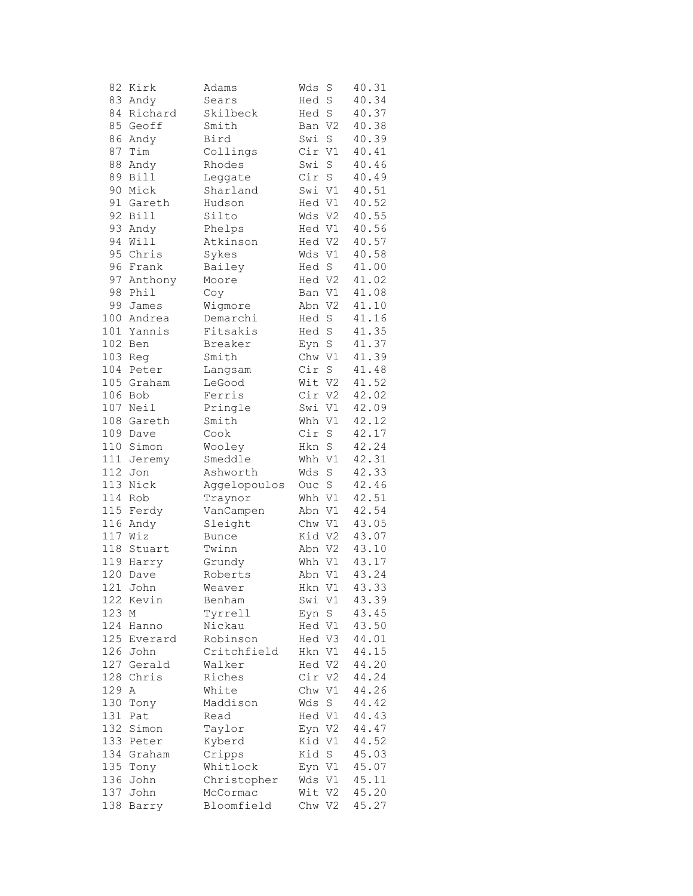| | | | | | |
|---|---|---|---|---|---|
| 82 | Kirk | Adams | Wds | S | 40.31 |
| 83 | Andy | Sears | Hed | S | 40.34 |
| 84 | Richard | Skilbeck | Hed | S | 40.37 |
| 85 | Geoff | Smith | Ban | V2 | 40.38 |
| 86 | Andy | Bird | Swi | S | 40.39 |
| 87 | Tim | Collings | Cir | V1 | 40.41 |
| 88 | Andy | Rhodes | Swi | S | 40.46 |
| 89 | Bill | Leggate | Cir | S | 40.49 |
| 90 | Mick | Sharland | Swi | V1 | 40.51 |
| 91 | Gareth | Hudson | Hed | V1 | 40.52 |
| 92 | Bill | Silto | Wds | V2 | 40.55 |
| 93 | Andy | Phelps | Hed | V1 | 40.56 |
| 94 | Will | Atkinson | Hed | V2 | 40.57 |
| 95 | Chris | Sykes | Wds | V1 | 40.58 |
| 96 | Frank | Bailey | Hed | S | 41.00 |
| 97 | Anthony | Moore | Hed | V2 | 41.02 |
| 98 | Phil | Coy | Ban | V1 | 41.08 |
| 99 | James | Wigmore | Abn | V2 | 41.10 |
| 100 | Andrea | Demarchi | Hed | S | 41.16 |
| 101 | Yannis | Fitsakis | Hed | S | 41.35 |
| 102 | Ben | Breaker | Eyn | S | 41.37 |
| 103 | Reg | Smith | Chw | V1 | 41.39 |
| 104 | Peter | Langsam | Cir | S | 41.48 |
| 105 | Graham | LeGood | Wit | V2 | 41.52 |
| 106 | Bob | Ferris | Cir | V2 | 42.02 |
| 107 | Neil | Pringle | Swi | V1 | 42.09 |
| 108 | Gareth | Smith | Whh | V1 | 42.12 |
| 109 | Dave | Cook | Cir | S | 42.17 |
| 110 | Simon | Wooley | Hkn | S | 42.24 |
| 111 | Jeremy | Smeddle | Whh | V1 | 42.31 |
| 112 | Jon | Ashworth | Wds | S | 42.33 |
| 113 | Nick | Aggelopoulos | Ouc | S | 42.46 |
| 114 | Rob | Traynor | Whh | V1 | 42.51 |
| 115 | Ferdy | VanCampen | Abn | V1 | 42.54 |
| 116 | Andy | Sleight | Chw | V1 | 43.05 |
| 117 | Wiz | Bunce | Kid | V2 | 43.07 |
| 118 | Stuart | Twinn | Abn | V2 | 43.10 |
| 119 | Harry | Grundy | Whh | V1 | 43.17 |
| 120 | Dave | Roberts | Abn | V1 | 43.24 |
| 121 | John | Weaver | Hkn | V1 | 43.33 |
| 122 | Kevin | Benham | Swi | V1 | 43.39 |
| 123 | M | Tyrrell | Eyn | S | 43.45 |
| 124 | Hanno | Nickau | Hed | V1 | 43.50 |
| 125 | Everard | Robinson | Hed | V3 | 44.01 |
| 126 | John | Critchfield | Hkn | V1 | 44.15 |
| 127 | Gerald | Walker | Hed | V2 | 44.20 |
| 128 | Chris | Riches | Cir | V2 | 44.24 |
| 129 | A | White | Chw | V1 | 44.26 |
| 130 | Tony | Maddison | Wds | S | 44.42 |
| 131 | Pat | Read | Hed | V1 | 44.43 |
| 132 | Simon | Taylor | Eyn | V2 | 44.47 |
| 133 | Peter | Kyberd | Kid | V1 | 44.52 |
| 134 | Graham | Cripps | Kid | S | 45.03 |
| 135 | Tony | Whitlock | Eyn | V1 | 45.07 |
| 136 | John | Christopher | Wds | V1 | 45.11 |
| 137 | John | McCormac | Wit | V2 | 45.20 |
| 138 | Barry | Bloomfield | Chw | V2 | 45.27 |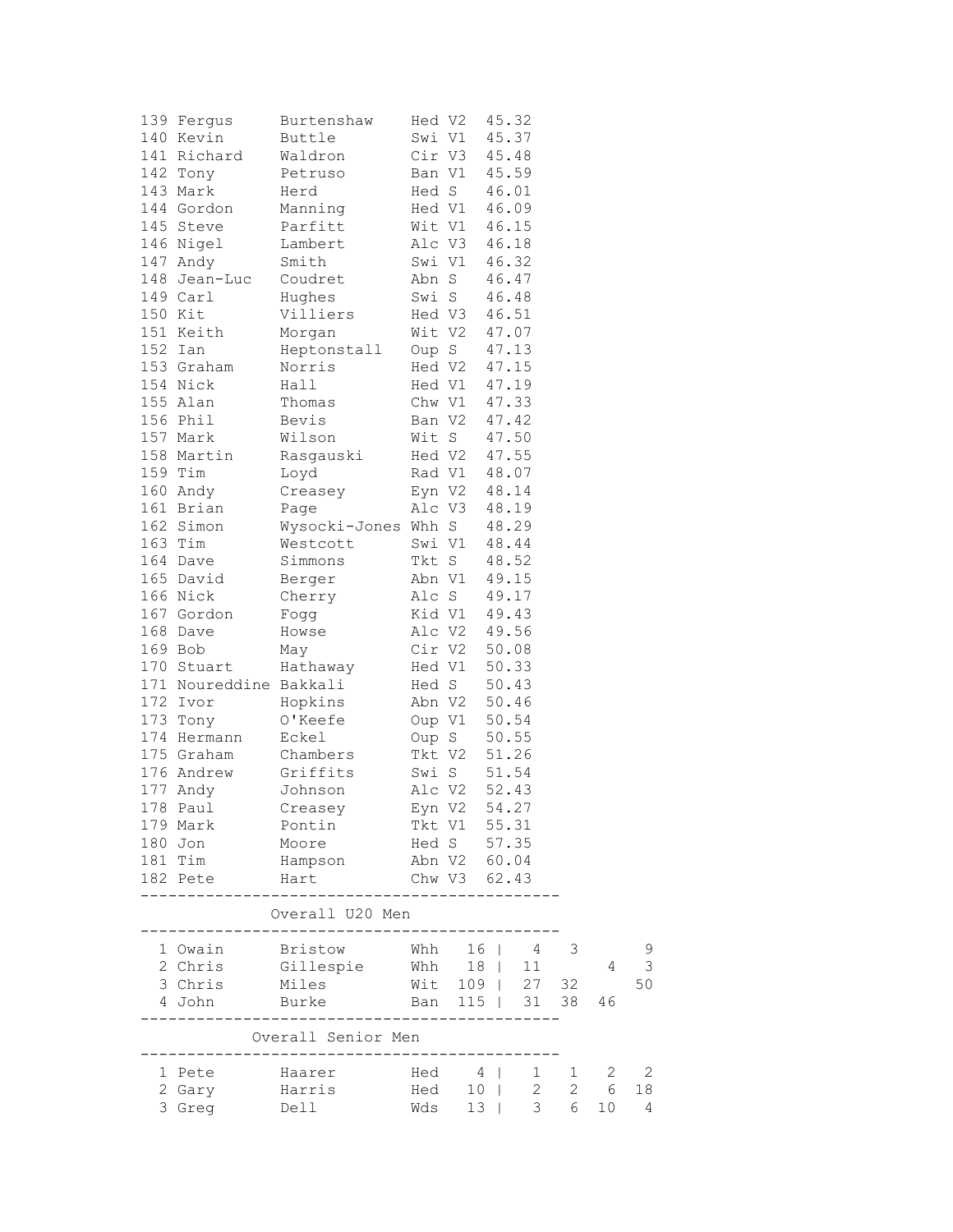| Pos | First | Last | Club | Cat | Time |
|---|---|---|---|---|---|
| 139 | Fergus | Burtenshaw | Hed | V2 | 45.32 |
| 140 | Kevin | Buttle | Swi | V1 | 45.37 |
| 141 | Richard | Waldron | Cir | V3 | 45.48 |
| 142 | Tony | Petruso | Ban | V1 | 45.59 |
| 143 | Mark | Herd | Hed | S | 46.01 |
| 144 | Gordon | Manning | Hed | V1 | 46.09 |
| 145 | Steve | Parfitt | Wit | V1 | 46.15 |
| 146 | Nigel | Lambert | Alc | V3 | 46.18 |
| 147 | Andy | Smith | Swi | V1 | 46.32 |
| 148 | Jean-Luc | Coudret | Abn | S | 46.47 |
| 149 | Carl | Hughes | Swi | S | 46.48 |
| 150 | Kit | Villiers | Hed | V3 | 46.51 |
| 151 | Keith | Morgan | Wit | V2 | 47.07 |
| 152 | Ian | Heptonstall | Oup | S | 47.13 |
| 153 | Graham | Norris | Hed | V2 | 47.15 |
| 154 | Nick | Hall | Hed | V1 | 47.19 |
| 155 | Alan | Thomas | Chw | V1 | 47.33 |
| 156 | Phil | Bevis | Ban | V2 | 47.42 |
| 157 | Mark | Wilson | Wit | S | 47.50 |
| 158 | Martin | Rasgauski | Hed | V2 | 47.55 |
| 159 | Tim | Loyd | Rad | V1 | 48.07 |
| 160 | Andy | Creasey | Eyn | V2 | 48.14 |
| 161 | Brian | Page | Alc | V3 | 48.19 |
| 162 | Simon | Wysocki-Jones | Whh | S | 48.29 |
| 163 | Tim | Westcott | Swi | V1 | 48.44 |
| 164 | Dave | Simmons | Tkt | S | 48.52 |
| 165 | David | Berger | Abn | V1 | 49.15 |
| 166 | Nick | Cherry | Alc | S | 49.17 |
| 167 | Gordon | Fogg | Kid | V1 | 49.43 |
| 168 | Dave | Howse | Alc | V2 | 49.56 |
| 169 | Bob | May | Cir | V2 | 50.08 |
| 170 | Stuart | Hathaway | Hed | V1 | 50.33 |
| 171 | Noureddine | Bakkali | Hed | S | 50.43 |
| 172 | Ivor | Hopkins | Abn | V2 | 50.46 |
| 173 | Tony | O'Keefe | Oup | V1 | 50.54 |
| 174 | Hermann | Eckel | Oup | S | 50.55 |
| 175 | Graham | Chambers | Tkt | V2 | 51.26 |
| 176 | Andrew | Griffits | Swi | S | 51.54 |
| 177 | Andy | Johnson | Alc | V2 | 52.43 |
| 178 | Paul | Creasey | Eyn | V2 | 54.27 |
| 179 | Mark | Pontin | Tkt | V1 | 55.31 |
| 180 | Jon | Moore | Hed | S | 57.35 |
| 181 | Tim | Hampson | Abn | V2 | 60.04 |
| 182 | Pete | Hart | Chw | V3 | 62.43 |

## Overall U20 Men

| Pos | First | Last | Club | Total | | | | |
|---|---|---|---|---|---|---|---|---|
| 1 | Owain | Bristow | Whh | 16 | 4 | 3 | | 9 |
| 2 | Chris | Gillespie | Whh | 18 | 11 | | 4 | 3 |
| 3 | Chris | Miles | Wit | 109 | 27 | 32 | | 50 |
| 4 | John | Burke | Ban | 115 | 31 | 38 | 46 | |

## Overall Senior Men

| Pos | First | Last | Club | Total | | | | |
|---|---|---|---|---|---|---|---|---|
| 1 | Pete | Haarer | Hed | 4 | 1 | 1 | 2 | 2 |
| 2 | Gary | Harris | Hed | 10 | 2 | 2 | 6 | 18 |
| 3 | Greg | Dell | Wds | 13 | 3 | 6 | 10 | 4 |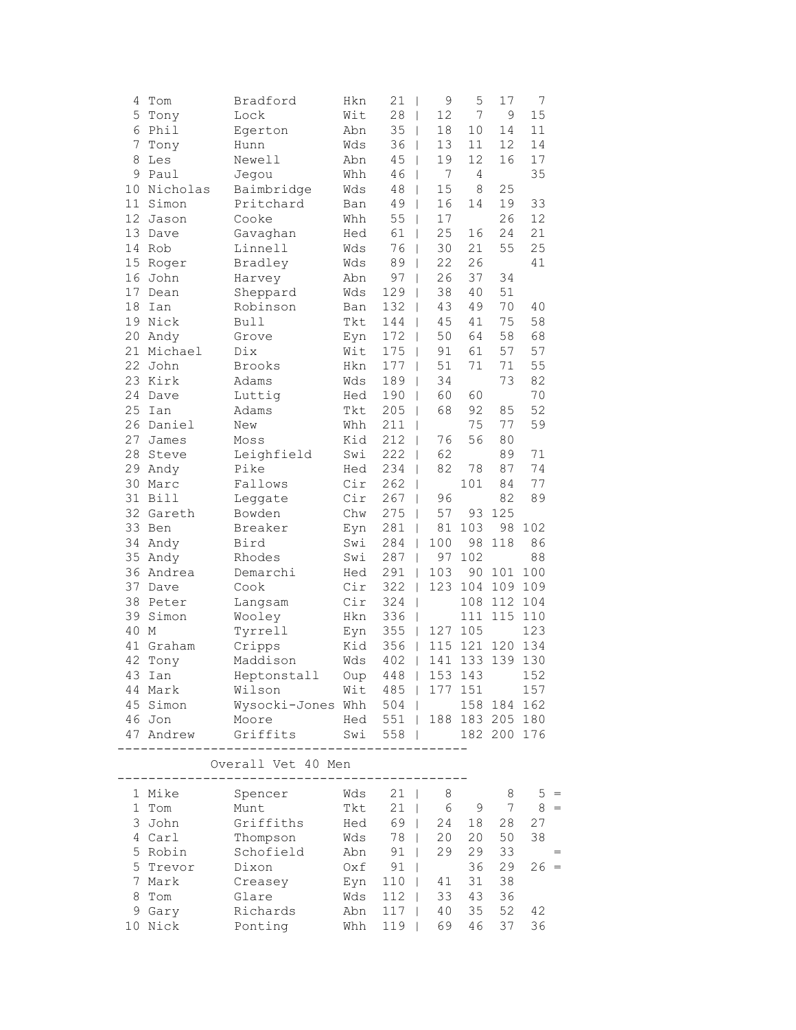| Pos | First | Surname | Club | Total | R1 | R2 | R3 | R4 | |
|---|---|---|---|---|---|---|---|---|---|
| 4 | Tom | Bradford | Hkn | 21 | 9 | 5 | 17 | 7 | |
| 5 | Tony | Lock | Wit | 28 | 12 | 7 | 9 | 15 | |
| 6 | Phil | Egerton | Abn | 35 | 18 | 10 | 14 | 11 | |
| 7 | Tony | Hunn | Wds | 36 | 13 | 11 | 12 | 14 | |
| 8 | Les | Newell | Abn | 45 | 19 | 12 | 16 | 17 | |
| 9 | Paul | Jegou | Whh | 46 | 7 | 4 | | 35 | |
| 10 | Nicholas | Baimbridge | Wds | 48 | 15 | 8 | 25 | | |
| 11 | Simon | Pritchard | Ban | 49 | 16 | 14 | 19 | 33 | |
| 12 | Jason | Cooke | Whh | 55 | 17 | | 26 | 12 | |
| 13 | Dave | Gavaghan | Hed | 61 | 25 | 16 | 24 | 21 | |
| 14 | Rob | Linnell | Wds | 76 | 30 | 21 | 55 | 25 | |
| 15 | Roger | Bradley | Wds | 89 | 22 | 26 | | 41 | |
| 16 | John | Harvey | Abn | 97 | 26 | 37 | 34 | | |
| 17 | Dean | Sheppard | Wds | 129 | 38 | 40 | 51 | | |
| 18 | Ian | Robinson | Ban | 132 | 43 | 49 | 70 | 40 | |
| 19 | Nick | Bull | Tkt | 144 | 45 | 41 | 75 | 58 | |
| 20 | Andy | Grove | Eyn | 172 | 50 | 64 | 58 | 68 | |
| 21 | Michael | Dix | Wit | 175 | 91 | 61 | 57 | 57 | |
| 22 | John | Brooks | Hkn | 177 | 51 | 71 | 71 | 55 | |
| 23 | Kirk | Adams | Wds | 189 | 34 | | 73 | 82 | |
| 24 | Dave | Luttig | Hed | 190 | 60 | 60 | | 70 | |
| 25 | Ian | Adams | Tkt | 205 | 68 | 92 | 85 | 52 | |
| 26 | Daniel | New | Whh | 211 | | 75 | 77 | 59 | |
| 27 | James | Moss | Kid | 212 | 76 | 56 | 80 | | |
| 28 | Steve | Leighfield | Swi | 222 | 62 | | 89 | 71 | |
| 29 | Andy | Pike | Hed | 234 | 82 | 78 | 87 | 74 | |
| 30 | Marc | Fallows | Cir | 262 | | 101 | 84 | 77 | |
| 31 | Bill | Leggate | Cir | 267 | 96 | | 82 | 89 | |
| 32 | Gareth | Bowden | Chw | 275 | 57 | 93 | 125 | | |
| 33 | Ben | Breaker | Eyn | 281 | 81 | 103 | 98 | 102 | |
| 34 | Andy | Bird | Swi | 284 | 100 | 98 | 118 | 86 | |
| 35 | Andy | Rhodes | Swi | 287 | 97 | 102 | | 88 | |
| 36 | Andrea | Demarchi | Hed | 291 | 103 | 90 | 101 | 100 | |
| 37 | Dave | Cook | Cir | 322 | 123 | 104 | 109 | 109 | |
| 38 | Peter | Langsam | Cir | 324 | | 108 | 112 | 104 | |
| 39 | Simon | Wooley | Hkn | 336 | | 111 | 115 | 110 | |
| 40 | M | Tyrrell | Eyn | 355 | 127 | 105 | | 123 | |
| 41 | Graham | Cripps | Kid | 356 | 115 | 121 | 120 | 134 | |
| 42 | Tony | Maddison | Wds | 402 | 141 | 133 | 139 | 130 | |
| 43 | Ian | Heptonstall | Oup | 448 | 153 | 143 | | 152 | |
| 44 | Mark | Wilson | Wit | 485 | 177 | 151 | | 157 | |
| 45 | Simon | Wysocki-Jones | Whh | 504 | | 158 | 184 | 162 | |
| 46 | Jon | Moore | Hed | 551 | 188 | 183 | 205 | 180 | |
| 47 | Andrew | Griffits | Swi | 558 | | 182 | 200 | 176 | |

## Overall Vet 40 Men

| Pos | First | Surname | Club | Total | R1 | R2 | R3 | R4 | |
|---|---|---|---|---|---|---|---|---|---|
| 1 | Mike | Spencer | Wds | 21 | 8 | | 8 | 5 | = |
| 1 | Tom | Munt | Tkt | 21 | 6 | 9 | 7 | 8 | = |
| 3 | John | Griffiths | Hed | 69 | 24 | 18 | 28 | 27 | |
| 4 | Carl | Thompson | Wds | 78 | 20 | 20 | 50 | 38 | |
| 5 | Robin | Schofield | Abn | 91 | 29 | 29 | 33 | | = |
| 5 | Trevor | Dixon | Oxf | 91 | | 36 | 29 | 26 | = |
| 7 | Mark | Creasey | Eyn | 110 | 41 | 31 | 38 | | |
| 8 | Tom | Glare | Wds | 112 | 33 | 43 | 36 | | |
| 9 | Gary | Richards | Abn | 117 | 40 | 35 | 52 | 42 | |
| 10 | Nick | Ponting | Whh | 119 | 69 | 46 | 37 | 36 | |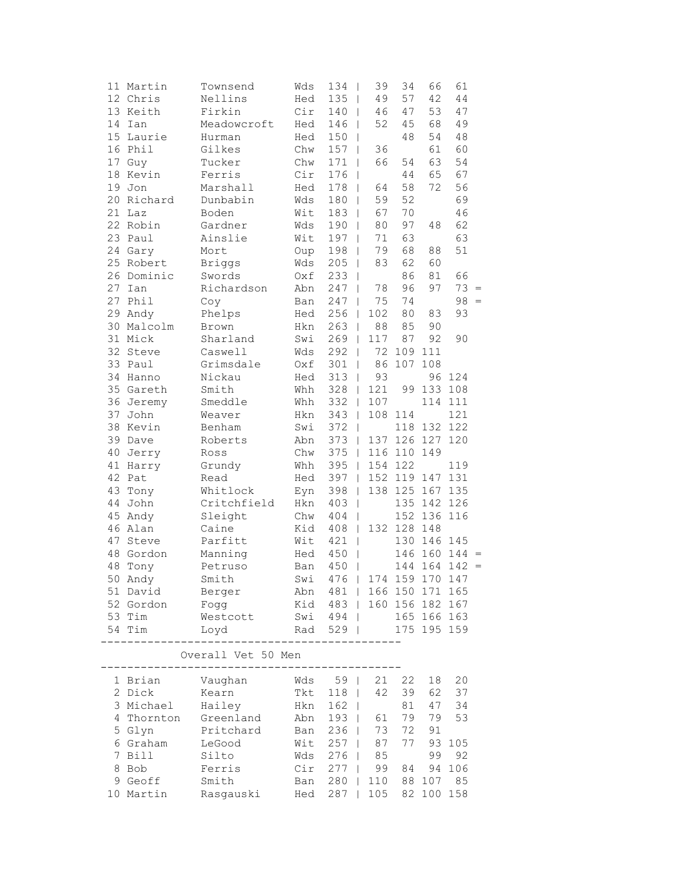| | | | | | | | | | |
|---|---|---|---|---|---|---|---|---|---|
| 11 | Martin | Townsend | Wds | 134 | 39 | 34 | 66 | 61 | |
| 12 | Chris | Nellins | Hed | 135 | 49 | 57 | 42 | 44 | |
| 13 | Keith | Firkin | Cir | 140 | 46 | 47 | 53 | 47 | |
| 14 | Ian | Meadowcroft | Hed | 146 | 52 | 45 | 68 | 49 | |
| 15 | Laurie | Hurman | Hed | 150 | | 48 | 54 | 48 | |
| 16 | Phil | Gilkes | Chw | 157 | 36 | | 61 | 60 | |
| 17 | Guy | Tucker | Chw | 171 | 66 | 54 | 63 | 54 | |
| 18 | Kevin | Ferris | Cir | 176 | | 44 | 65 | 67 | |
| 19 | Jon | Marshall | Hed | 178 | 64 | 58 | 72 | 56 | |
| 20 | Richard | Dunbabin | Wds | 180 | 59 | 52 | | 69 | |
| 21 | Laz | Boden | Wit | 183 | 67 | 70 | | 46 | |
| 22 | Robin | Gardner | Wds | 190 | 80 | 97 | 48 | 62 | |
| 23 | Paul | Ainslie | Wit | 197 | 71 | 63 | | 63 | |
| 24 | Gary | Mort | Oup | 198 | 79 | 68 | 88 | 51 | |
| 25 | Robert | Briggs | Wds | 205 | 83 | 62 | 60 | | |
| 26 | Dominic | Swords | Oxf | 233 | | 86 | 81 | 66 | |
| 27 | Ian | Richardson | Abn | 247 | 78 | 96 | 97 | 73 | = |
| 27 | Phil | Coy | Ban | 247 | 75 | 74 | | 98 | = |
| 29 | Andy | Phelps | Hed | 256 | 102 | 80 | 83 | 93 | |
| 30 | Malcolm | Brown | Hkn | 263 | 88 | 85 | 90 | | |
| 31 | Mick | Sharland | Swi | 269 | 117 | 87 | 92 | 90 | |
| 32 | Steve | Caswell | Wds | 292 | 72 | 109 | 111 | | |
| 33 | Paul | Grimsdale | Oxf | 301 | 86 | 107 | 108 | | |
| 34 | Hanno | Nickau | Hed | 313 | 93 | | 96 | 124 | |
| 35 | Gareth | Smith | Whh | 328 | 121 | 99 | 133 | 108 | |
| 36 | Jeremy | Smeddle | Whh | 332 | 107 | | 114 | 111 | |
| 37 | John | Weaver | Hkn | 343 | 108 | 114 | | 121 | |
| 38 | Kevin | Benham | Swi | 372 | | 118 | 132 | 122 | |
| 39 | Dave | Roberts | Abn | 373 | 137 | 126 | 127 | 120 | |
| 40 | Jerry | Ross | Chw | 375 | 116 | 110 | 149 | | |
| 41 | Harry | Grundy | Whh | 395 | 154 | 122 | | 119 | |
| 42 | Pat | Read | Hed | 397 | 152 | 119 | 147 | 131 | |
| 43 | Tony | Whitlock | Eyn | 398 | 138 | 125 | 167 | 135 | |
| 44 | John | Critchfield | Hkn | 403 | | 135 | 142 | 126 | |
| 45 | Andy | Sleight | Chw | 404 | | 152 | 136 | 116 | |
| 46 | Alan | Caine | Kid | 408 | 132 | 128 | 148 | | |
| 47 | Steve | Parfitt | Wit | 421 | | 130 | 146 | 145 | |
| 48 | Gordon | Manning | Hed | 450 | | 146 | 160 | 144 | = |
| 48 | Tony | Petruso | Ban | 450 | | 144 | 164 | 142 | = |
| 50 | Andy | Smith | Swi | 476 | 174 | 159 | 170 | 147 | |
| 51 | David | Berger | Abn | 481 | 166 | 150 | 171 | 165 | |
| 52 | Gordon | Fogg | Kid | 483 | 160 | 156 | 182 | 167 | |
| 53 | Tim | Westcott | Swi | 494 | | 165 | 166 | 163 | |
| 54 | Tim | Loyd | Rad | 529 | | 175 | 195 | 159 | |

## Overall Vet 50 Men

| | | | | | | | | |
|---|---|---|---|---|---|---|---|---|
| 1 | Brian | Vaughan | Wds | 59 | 21 | 22 | 18 | 20 |
| 2 | Dick | Kearn | Tkt | 118 | 42 | 39 | 62 | 37 |
| 3 | Michael | Hailey | Hkn | 162 | | 81 | 47 | 34 |
| 4 | Thornton | Greenland | Abn | 193 | 61 | 79 | 79 | 53 |
| 5 | Glyn | Pritchard | Ban | 236 | 73 | 72 | 91 | |
| 6 | Graham | LeGood | Wit | 257 | 87 | 77 | 93 | 105 |
| 7 | Bill | Silto | Wds | 276 | 85 | | 99 | 92 |
| 8 | Bob | Ferris | Cir | 277 | 99 | 84 | 94 | 106 |
| 9 | Geoff | Smith | Ban | 280 | 110 | 88 | 107 | 85 |
| 10 | Martin | Rasgauski | Hed | 287 | 105 | 82 | 100 | 158 |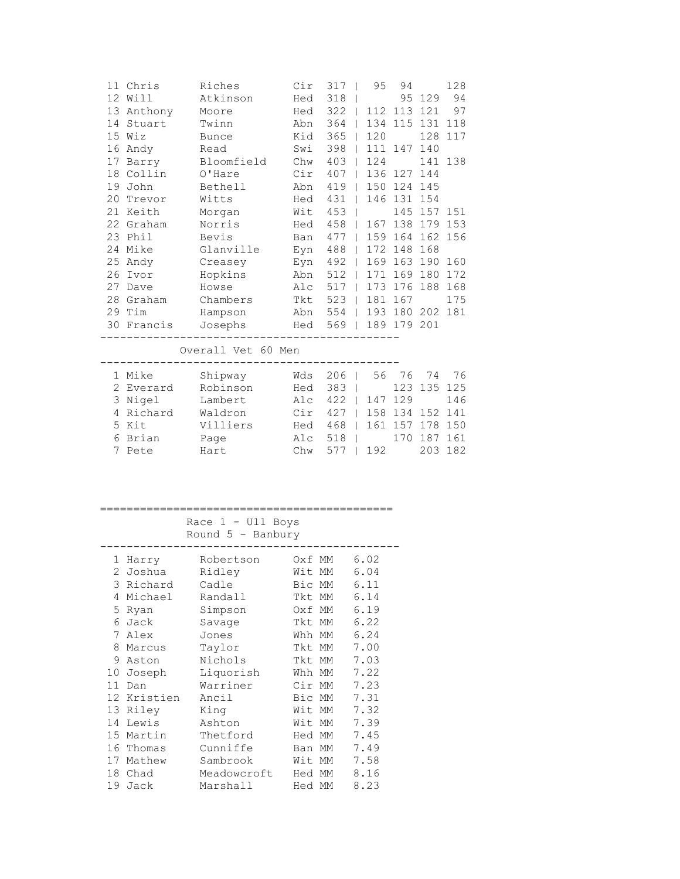| | | | | | | | | |
|---|---|---|---|---|---|---|---|---|
| 11 | Chris | Riches | Cir | 317 | 95 | 94 | | 128 |
| 12 | Will | Atkinson | Hed | 318 | | 95 | 129 | 94 |
| 13 | Anthony | Moore | Hed | 322 | 112 | 113 | 121 | 97 |
| 14 | Stuart | Twinn | Abn | 364 | 134 | 115 | 131 | 118 |
| 15 | Wiz | Bunce | Kid | 365 | 120 | | 128 | 117 |
| 16 | Andy | Read | Swi | 398 | 111 | 147 | 140 | |
| 17 | Barry | Bloomfield | Chw | 403 | 124 | | 141 | 138 |
| 18 | Collin | O'Hare | Cir | 407 | 136 | 127 | 144 | |
| 19 | John | Bethell | Abn | 419 | 150 | 124 | 145 | |
| 20 | Trevor | Witts | Hed | 431 | 146 | 131 | 154 | |
| 21 | Keith | Morgan | Wit | 453 | | 145 | 157 | 151 |
| 22 | Graham | Norris | Hed | 458 | 167 | 138 | 179 | 153 |
| 23 | Phil | Bevis | Ban | 477 | 159 | 164 | 162 | 156 |
| 24 | Mike | Glanville | Eyn | 488 | 172 | 148 | 168 | |
| 25 | Andy | Creasey | Eyn | 492 | 169 | 163 | 190 | 160 |
| 26 | Ivor | Hopkins | Abn | 512 | 171 | 169 | 180 | 172 |
| 27 | Dave | Howse | Alc | 517 | 173 | 176 | 188 | 168 |
| 28 | Graham | Chambers | Tkt | 523 | 181 | 167 | | 175 |
| 29 | Tim | Hampson | Abn | 554 | 193 | 180 | 202 | 181 |
| 30 | Francis | Josephs | Hed | 569 | 189 | 179 | 201 | |

## Overall Vet 60 Men

| | | | | | | | | |
|---|---|---|---|---|---|---|---|---|
| 1 | Mike | Shipway | Wds | 206 | 56 | 76 | 74 | 76 |
| 2 | Everard | Robinson | Hed | 383 | | 123 | 135 | 125 |
| 3 | Nigel | Lambert | Alc | 422 | 147 | 129 | | 146 |
| 4 | Richard | Waldron | Cir | 427 | 158 | 134 | 152 | 141 |
| 5 | Kit | Villiers | Hed | 468 | 161 | 157 | 178 | 150 |
| 6 | Brian | Page | Alc | 518 | | 170 | 187 | 161 |
| 7 | Pete | Hart | Chw | 577 | 192 | | 203 | 182 |

## Race 1 - U11 Boys
### Round 5 - Banbury

| | | | | | |
|---|---|---|---|---|---|
| 1 | Harry | Robertson | Oxf | MM | 6.02 |
| 2 | Joshua | Ridley | Wit | MM | 6.04 |
| 3 | Richard | Cadle | Bic | MM | 6.11 |
| 4 | Michael | Randall | Tkt | MM | 6.14 |
| 5 | Ryan | Simpson | Oxf | MM | 6.19 |
| 6 | Jack | Savage | Tkt | MM | 6.22 |
| 7 | Alex | Jones | Whh | MM | 6.24 |
| 8 | Marcus | Taylor | Tkt | MM | 7.00 |
| 9 | Aston | Nichols | Tkt | MM | 7.03 |
| 10 | Joseph | Liquorish | Whh | MM | 7.22 |
| 11 | Dan | Warriner | Cir | MM | 7.23 |
| 12 | Kristien | Ancil | Bic | MM | 7.31 |
| 13 | Riley | King | Wit | MM | 7.32 |
| 14 | Lewis | Ashton | Wit | MM | 7.39 |
| 15 | Martin | Thetford | Hed | MM | 7.45 |
| 16 | Thomas | Cunniffe | Ban | MM | 7.49 |
| 17 | Mathew | Sambrook | Wit | MM | 7.58 |
| 18 | Chad | Meadowcroft | Hed | MM | 8.16 |
| 19 | Jack | Marshall | Hed | MM | 8.23 |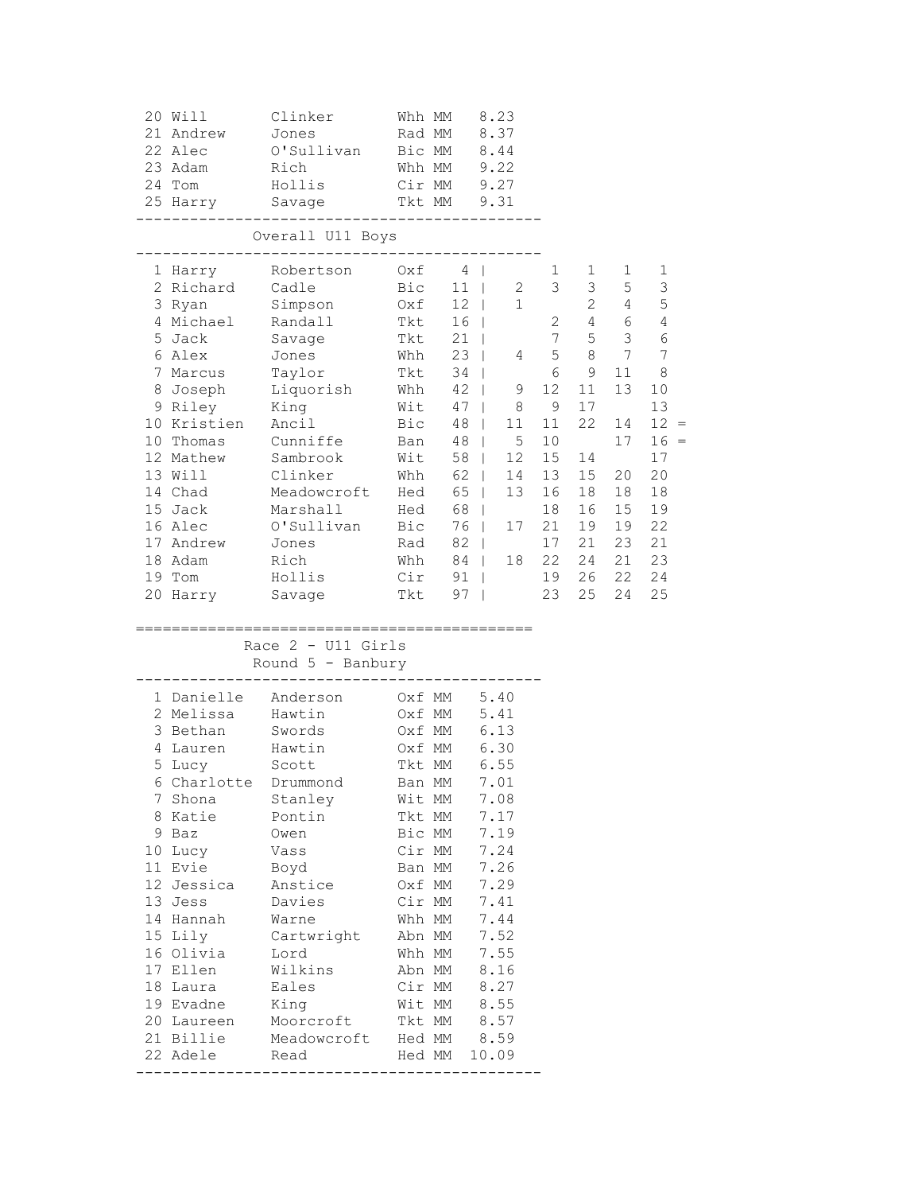| Pos | First Name | Surname | Club | Cat | Time |
|---|---|---|---|---|---|
| 20 | Will | Clinker | Whh | MM | 8.23 |
| 21 | Andrew | Jones | Rad | MM | 8.37 |
| 22 | Alec | O'Sullivan | Bic | MM | 8.44 |
| 23 | Adam | Rich | Whh | MM | 9.22 |
| 24 | Tom | Hollis | Cir | MM | 9.27 |
| 25 | Harry | Savage | Tkt | MM | 9.31 |

## Overall U11 Boys

| Pos | First Name | Surname | Club | Total | R1 | R2 | R3 | R4 | R5 | |
|---|---|---|---|---|---|---|---|---|---|---|
| 1 | Harry | Robertson | Oxf | 4 | | 1 | 1 | 1 | 1 | |
| 2 | Richard | Cadle | Bic | 11 | 2 | 3 | 3 | 5 | 3 | |
| 3 | Ryan | Simpson | Oxf | 12 | 1 | | 2 | 4 | 5 | |
| 4 | Michael | Randall | Tkt | 16 | | 2 | 4 | 6 | 4 | |
| 5 | Jack | Savage | Tkt | 21 | | 7 | 5 | 3 | 6 | |
| 6 | Alex | Jones | Whh | 23 | 4 | 5 | 8 | 7 | 7 | |
| 7 | Marcus | Taylor | Tkt | 34 | | 6 | 9 | 11 | 8 | |
| 8 | Joseph | Liquorish | Whh | 42 | 9 | 12 | 11 | 13 | 10 | |
| 9 | Riley | King | Wit | 47 | 8 | 9 | 17 | | 13 | |
| 10 | Kristien | Ancil | Bic | 48 | 11 | 11 | 22 | 14 | 12 | = |
| 10 | Thomas | Cunniffe | Ban | 48 | 5 | 10 | | 17 | 16 | = |
| 12 | Mathew | Sambrook | Wit | 58 | 12 | 15 | 14 | | 17 | |
| 13 | Will | Clinker | Whh | 62 | 14 | 13 | 15 | 20 | 20 | |
| 14 | Chad | Meadowcroft | Hed | 65 | 13 | 16 | 18 | 18 | 18 | |
| 15 | Jack | Marshall | Hed | 68 | | 18 | 16 | 15 | 19 | |
| 16 | Alec | O'Sullivan | Bic | 76 | 17 | 21 | 19 | 19 | 22 | |
| 17 | Andrew | Jones | Rad | 82 | | 17 | 21 | 23 | 21 | |
| 18 | Adam | Rich | Whh | 84 | 18 | 22 | 24 | 21 | 23 | |
| 19 | Tom | Hollis | Cir | 91 | | 19 | 26 | 22 | 24 | |
| 20 | Harry | Savage | Tkt | 97 | | 23 | 25 | 24 | 25 | |

## Race 2 - U11 Girls
### Round 5 - Banbury

| Pos | First Name | Surname | Club | Cat | Time |
|---|---|---|---|---|---|
| 1 | Danielle | Anderson | Oxf | MM | 5.40 |
| 2 | Melissa | Hawtin | Oxf | MM | 5.41 |
| 3 | Bethan | Swords | Oxf | MM | 6.13 |
| 4 | Lauren | Hawtin | Oxf | MM | 6.30 |
| 5 | Lucy | Scott | Tkt | MM | 6.55 |
| 6 | Charlotte | Drummond | Ban | MM | 7.01 |
| 7 | Shona | Stanley | Wit | MM | 7.08 |
| 8 | Katie | Pontin | Tkt | MM | 7.17 |
| 9 | Baz | Owen | Bic | MM | 7.19 |
| 10 | Lucy | Vass | Cir | MM | 7.24 |
| 11 | Evie | Boyd | Ban | MM | 7.26 |
| 12 | Jessica | Anstice | Oxf | MM | 7.29 |
| 13 | Jess | Davies | Cir | MM | 7.41 |
| 14 | Hannah | Warne | Whh | MM | 7.44 |
| 15 | Lily | Cartwright | Abn | MM | 7.52 |
| 16 | Olivia | Lord | Whh | MM | 7.55 |
| 17 | Ellen | Wilkins | Abn | MM | 8.16 |
| 18 | Laura | Eales | Cir | MM | 8.27 |
| 19 | Evadne | King | Wit | MM | 8.55 |
| 20 | Laureen | Moorcroft | Tkt | MM | 8.57 |
| 21 | Billie | Meadowcroft | Hed | MM | 8.59 |
| 22 | Adele | Read | Hed | MM | 10.09 |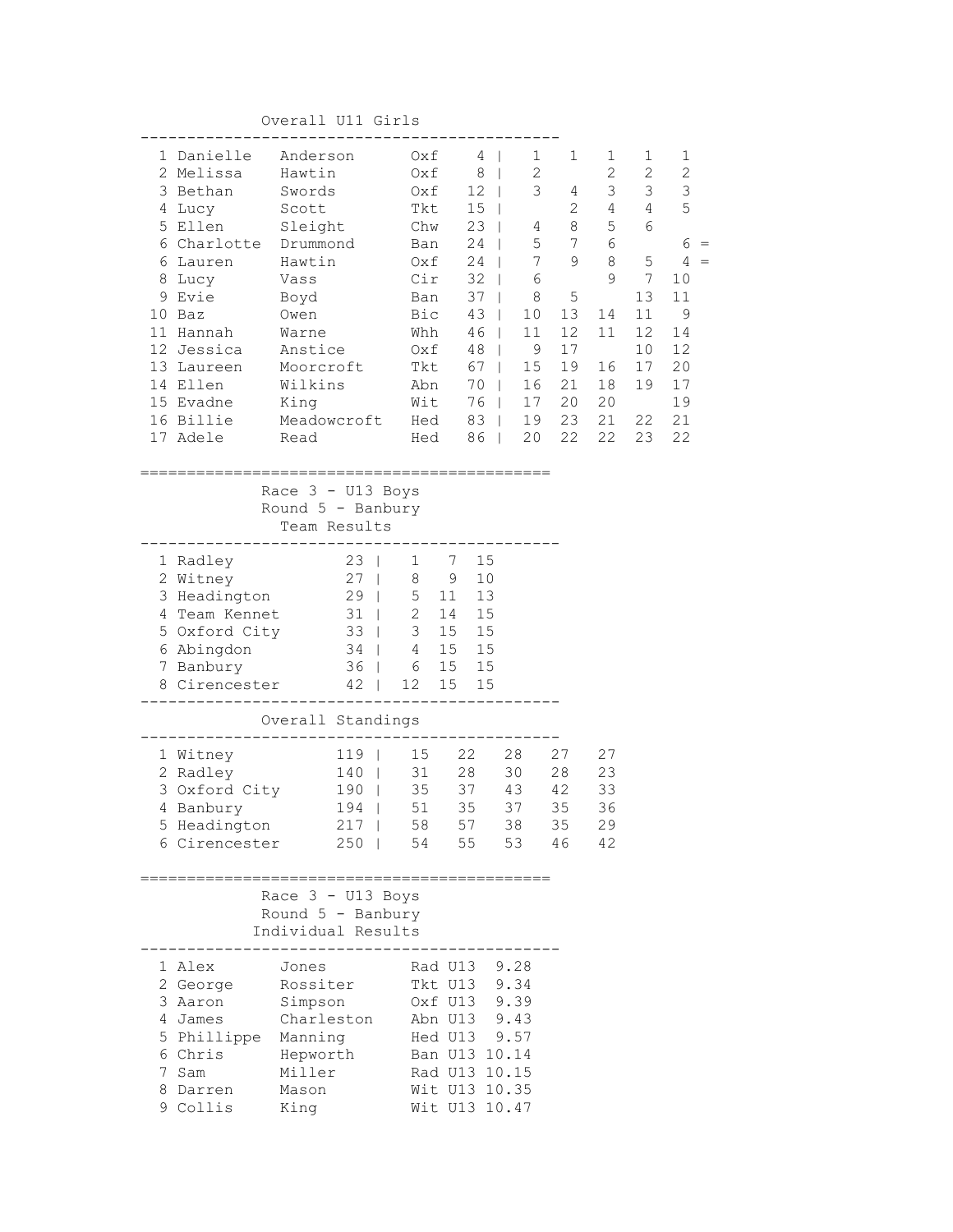## Overall U11 Girls

| | | | | | | | | | | |
|---|---|---|---|---|---|---|---|---|---|---|
| 1 | Danielle | Anderson | Oxf | 4 | 1 | 1 | 1 | 1 | 1 | |
| 2 | Melissa | Hawtin | Oxf | 8 | 2 | | 2 | 2 | 2 | |
| 3 | Bethan | Swords | Oxf | 12 | 3 | 4 | 3 | 3 | 3 | |
| 4 | Lucy | Scott | Tkt | 15 | | 2 | 4 | 4 | 5 | |
| 5 | Ellen | Sleight | Chw | 23 | 4 | 8 | 5 | 6 | | |
| 6 | Charlotte | Drummond | Ban | 24 | 5 | 7 | 6 | | 6 | = |
| 6 | Lauren | Hawtin | Oxf | 24 | 7 | 9 | 8 | 5 | 4 | = |
| 8 | Lucy | Vass | Cir | 32 | 6 | | 9 | 7 | 10 | |
| 9 | Evie | Boyd | Ban | 37 | 8 | 5 | | 13 | 11 | |
| 10 | Baz | Owen | Bic | 43 | 10 | 13 | 14 | 11 | 9 | |
| 11 | Hannah | Warne | Whh | 46 | 11 | 12 | 11 | 12 | 14 | |
| 12 | Jessica | Anstice | Oxf | 48 | 9 | 17 | | 10 | 12 | |
| 13 | Laureen | Moorcroft | Tkt | 67 | 15 | 19 | 16 | 17 | 20 | |
| 14 | Ellen | Wilkins | Abn | 70 | 16 | 21 | 18 | 19 | 17 | |
| 15 | Evadne | King | Wit | 76 | 17 | 20 | 20 | | 19 | |
| 16 | Billie | Meadowcroft | Hed | 83 | 19 | 23 | 21 | 22 | 21 | |
| 17 | Adele | Read | Hed | 86 | 20 | 22 | 22 | 23 | 22 | |

## Race 3 - U13 Boys
### Round 5 - Banbury
### Team Results

| | | | | | |
|---|---|---|---|---|---|
| 1 | Radley | 23 | 1 | 7 | 15 |
| 2 | Witney | 27 | 8 | 9 | 10 |
| 3 | Headington | 29 | 5 | 11 | 13 |
| 4 | Team Kennet | 31 | 2 | 14 | 15 |
| 5 | Oxford City | 33 | 3 | 15 | 15 |
| 6 | Abingdon | 34 | 4 | 15 | 15 |
| 7 | Banbury | 36 | 6 | 15 | 15 |
| 8 | Cirencester | 42 | 12 | 15 | 15 |

### Overall Standings

| | | | | | | | |
|---|---|---|---|---|---|---|---|
| 1 | Witney | 119 | 15 | 22 | 28 | 27 | 27 |
| 2 | Radley | 140 | 31 | 28 | 30 | 28 | 23 |
| 3 | Oxford City | 190 | 35 | 37 | 43 | 42 | 33 |
| 4 | Banbury | 194 | 51 | 35 | 37 | 35 | 36 |
| 5 | Headington | 217 | 58 | 57 | 38 | 35 | 29 |
| 6 | Cirencester | 250 | 54 | 55 | 53 | 46 | 42 |

## Race 3 - U13 Boys
### Round 5 - Banbury
### Individual Results

| | | | | | |
|---|---|---|---|---|---|
| 1 | Alex | Jones | Rad | U13 | 9.28 |
| 2 | George | Rossiter | Tkt | U13 | 9.34 |
| 3 | Aaron | Simpson | Oxf | U13 | 9.39 |
| 4 | James | Charleston | Abn | U13 | 9.43 |
| 5 | Phillippe | Manning | Hed | U13 | 9.57 |
| 6 | Chris | Hepworth | Ban | U13 | 10.14 |
| 7 | Sam | Miller | Rad | U13 | 10.15 |
| 8 | Darren | Mason | Wit | U13 | 10.35 |
| 9 | Collis | King | Wit | U13 | 10.47 |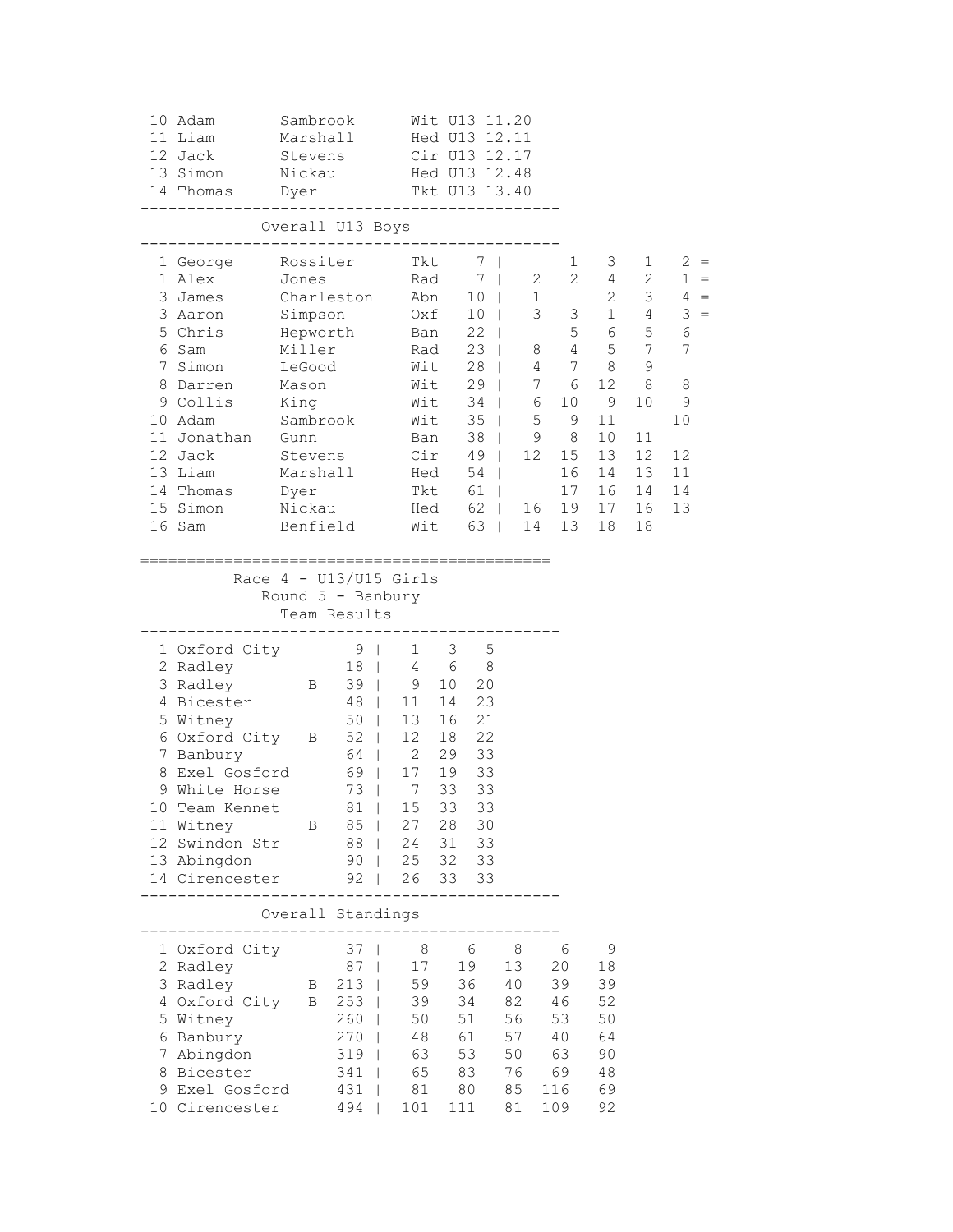| Pos | First Name | Surname | Club | Cat | Time |
|---|---|---|---|---|---|
| 10 | Adam | Sambrook | Wit | U13 | 11.20 |
| 11 | Liam | Marshall | Hed | U13 | 12.11 |
| 12 | Jack | Stevens | Cir | U13 | 12.17 |
| 13 | Simon | Nickau | Hed | U13 | 12.48 |
| 14 | Thomas | Dyer | Tkt | U13 | 13.40 |

## Overall U13 Boys

| Pos | First Name | Surname | Club | Points | R1 | R2 | R3 | R4 | R5 | |
|---|---|---|---|---|---|---|---|---|---|---|
| 1 | George | Rossiter | Tkt | 7 | | 1 | 3 | 1 | 2 | = |
| 1 | Alex | Jones | Rad | 7 | 2 | 2 | 4 | 2 | 1 | = |
| 3 | James | Charleston | Abn | 10 | 1 | | 2 | 3 | 4 | = |
| 3 | Aaron | Simpson | Oxf | 10 | 3 | 3 | 1 | 4 | 3 | = |
| 5 | Chris | Hepworth | Ban | 22 | | 5 | 6 | 5 | 6 | |
| 6 | Sam | Miller | Rad | 23 | 8 | 4 | 5 | 7 | 7 | |
| 7 | Simon | LeGood | Wit | 28 | 4 | 7 | 8 | 9 | | |
| 8 | Darren | Mason | Wit | 29 | 7 | 6 | 12 | 8 | 8 | |
| 9 | Collis | King | Wit | 34 | 6 | 10 | 9 | 10 | 9 | |
| 10 | Adam | Sambrook | Wit | 35 | 5 | 9 | 11 | | 10 | |
| 11 | Jonathan | Gunn | Ban | 38 | 9 | 8 | 10 | 11 | | |
| 12 | Jack | Stevens | Cir | 49 | 12 | 15 | 13 | 12 | 12 | |
| 13 | Liam | Marshall | Hed | 54 | | 16 | 14 | 13 | 11 | |
| 14 | Thomas | Dyer | Tkt | 61 | | 17 | 16 | 14 | 14 | |
| 15 | Simon | Nickau | Hed | 62 | 16 | 19 | 17 | 16 | 13 | |
| 16 | Sam | Benfield | Wit | 63 | 14 | 13 | 18 | 18 | | |

## Race 4 - U13/U15 Girls

### Round 5 - Banbury

### Team Results

| Pos | Team | | Points | 1st | 2nd | 3rd |
|---|---|---|---|---|---|---|
| 1 | Oxford City | | 9 | 1 | 3 | 5 |
| 2 | Radley | | 18 | 4 | 6 | 8 |
| 3 | Radley | B | 39 | 9 | 10 | 20 |
| 4 | Bicester | | 48 | 11 | 14 | 23 |
| 5 | Witney | | 50 | 13 | 16 | 21 |
| 6 | Oxford City | B | 52 | 12 | 18 | 22 |
| 7 | Banbury | | 64 | 2 | 29 | 33 |
| 8 | Exel Gosford | | 69 | 17 | 19 | 33 |
| 9 | White Horse | | 73 | 7 | 33 | 33 |
| 10 | Team Kennet | | 81 | 15 | 33 | 33 |
| 11 | Witney | B | 85 | 27 | 28 | 30 |
| 12 | Swindon Str | | 88 | 24 | 31 | 33 |
| 13 | Abingdon | | 90 | 25 | 32 | 33 |
| 14 | Cirencester | | 92 | 26 | 33 | 33 |

### Overall Standings

| Pos | Team | | Total | R1 | R2 | R3 | R4 | R5 |
|---|---|---|---|---|---|---|---|---|
| 1 | Oxford City | | 37 | 8 | 6 | 8 | 6 | 9 |
| 2 | Radley | | 87 | 17 | 19 | 13 | 20 | 18 |
| 3 | Radley | B | 213 | 59 | 36 | 40 | 39 | 39 |
| 4 | Oxford City | B | 253 | 39 | 34 | 82 | 46 | 52 |
| 5 | Witney | | 260 | 50 | 51 | 56 | 53 | 50 |
| 6 | Banbury | | 270 | 48 | 61 | 57 | 40 | 64 |
| 7 | Abingdon | | 319 | 63 | 53 | 50 | 63 | 90 |
| 8 | Bicester | | 341 | 65 | 83 | 76 | 69 | 48 |
| 9 | Exel Gosford | | 431 | 81 | 80 | 85 | 116 | 69 |
| 10 | Cirencester | | 494 | 101 | 111 | 81 | 109 | 92 |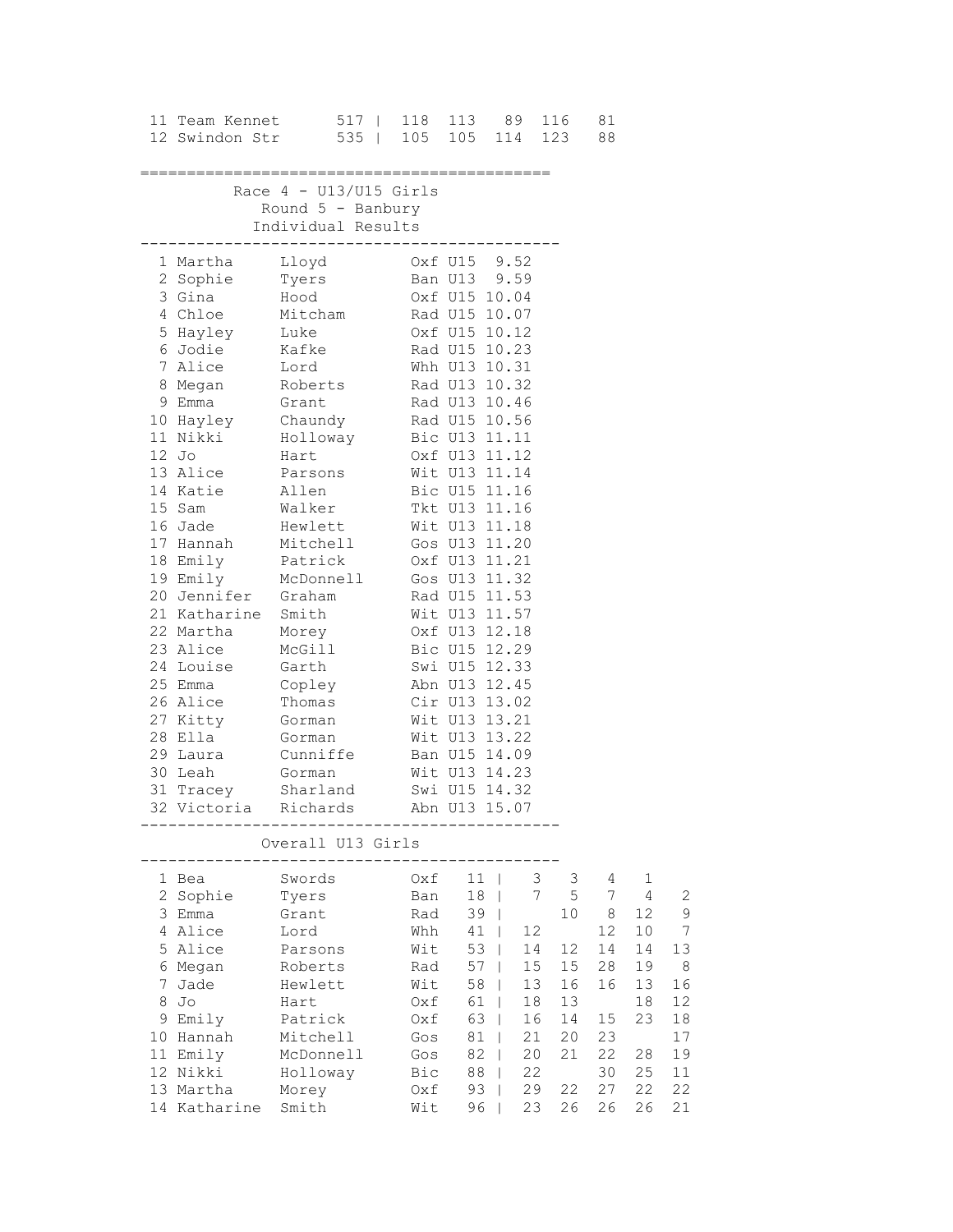| | | | | | | | |
|---|---|---|---|---|---|---|---|
| 11 | Team Kennet | 517 | 118 | 113 | 89 | 116 | 81 |
| 12 | Swindon Str | 535 | 105 | 105 | 114 | 123 | 88 |

## Race 4 - U13/U15 Girls
### Round 5 - Banbury
### Individual Results

| Pos | First Name | Surname | Club | Cat | Time |
|---|---|---|---|---|---|
| 1 | Martha | Lloyd | Oxf | U15 | 9.52 |
| 2 | Sophie | Tyers | Ban | U13 | 9.59 |
| 3 | Gina | Hood | Oxf | U15 | 10.04 |
| 4 | Chloe | Mitcham | Rad | U15 | 10.07 |
| 5 | Hayley | Luke | Oxf | U15 | 10.12 |
| 6 | Jodie | Kafke | Rad | U15 | 10.23 |
| 7 | Alice | Lord | Whh | U13 | 10.31 |
| 8 | Megan | Roberts | Rad | U13 | 10.32 |
| 9 | Emma | Grant | Rad | U13 | 10.46 |
| 10 | Hayley | Chaundy | Rad | U15 | 10.56 |
| 11 | Nikki | Holloway | Bic | U13 | 11.11 |
| 12 | Jo | Hart | Oxf | U13 | 11.12 |
| 13 | Alice | Parsons | Wit | U13 | 11.14 |
| 14 | Katie | Allen | Bic | U15 | 11.16 |
| 15 | Sam | Walker | Tkt | U13 | 11.16 |
| 16 | Jade | Hewlett | Wit | U13 | 11.18 |
| 17 | Hannah | Mitchell | Gos | U13 | 11.20 |
| 18 | Emily | Patrick | Oxf | U13 | 11.21 |
| 19 | Emily | McDonnell | Gos | U13 | 11.32 |
| 20 | Jennifer | Graham | Rad | U15 | 11.53 |
| 21 | Katharine | Smith | Wit | U13 | 11.57 |
| 22 | Martha | Morey | Oxf | U13 | 12.18 |
| 23 | Alice | McGill | Bic | U15 | 12.29 |
| 24 | Louise | Garth | Swi | U15 | 12.33 |
| 25 | Emma | Copley | Abn | U13 | 12.45 |
| 26 | Alice | Thomas | Cir | U13 | 13.02 |
| 27 | Kitty | Gorman | Wit | U13 | 13.21 |
| 28 | Ella | Gorman | Wit | U13 | 13.22 |
| 29 | Laura | Cunniffe | Ban | U15 | 14.09 |
| 30 | Leah | Gorman | Wit | U13 | 14.23 |
| 31 | Tracey | Sharland | Swi | U15 | 14.32 |
| 32 | Victoria | Richards | Abn | U13 | 15.07 |

### Overall U13 Girls

| Pos | First Name | Surname | Club | Total | R1 | R2 | R3 | R4 | R5 |
|---|---|---|---|---|---|---|---|---|---|
| 1 | Bea | Swords | Oxf | 11 | 3 | 3 | 4 | 1 | |
| 2 | Sophie | Tyers | Ban | 18 | 7 | 5 | 7 | 4 | 2 |
| 3 | Emma | Grant | Rad | 39 | | 10 | 8 | 12 | 9 |
| 4 | Alice | Lord | Whh | 41 | 12 | | 12 | 10 | 7 |
| 5 | Alice | Parsons | Wit | 53 | 14 | 12 | 14 | 14 | 13 |
| 6 | Megan | Roberts | Rad | 57 | 15 | 15 | 28 | 19 | 8 |
| 7 | Jade | Hewlett | Wit | 58 | 13 | 16 | 16 | 13 | 16 |
| 8 | Jo | Hart | Oxf | 61 | 18 | 13 | | 18 | 12 |
| 9 | Emily | Patrick | Oxf | 63 | 16 | 14 | 15 | 23 | 18 |
| 10 | Hannah | Mitchell | Gos | 81 | 21 | 20 | 23 | | 17 |
| 11 | Emily | McDonnell | Gos | 82 | 20 | 21 | 22 | 28 | 19 |
| 12 | Nikki | Holloway | Bic | 88 | 22 | | 30 | 25 | 11 |
| 13 | Martha | Morey | Oxf | 93 | 29 | 22 | 27 | 22 | 22 |
| 14 | Katharine | Smith | Wit | 96 | 23 | 26 | 26 | 26 | 21 |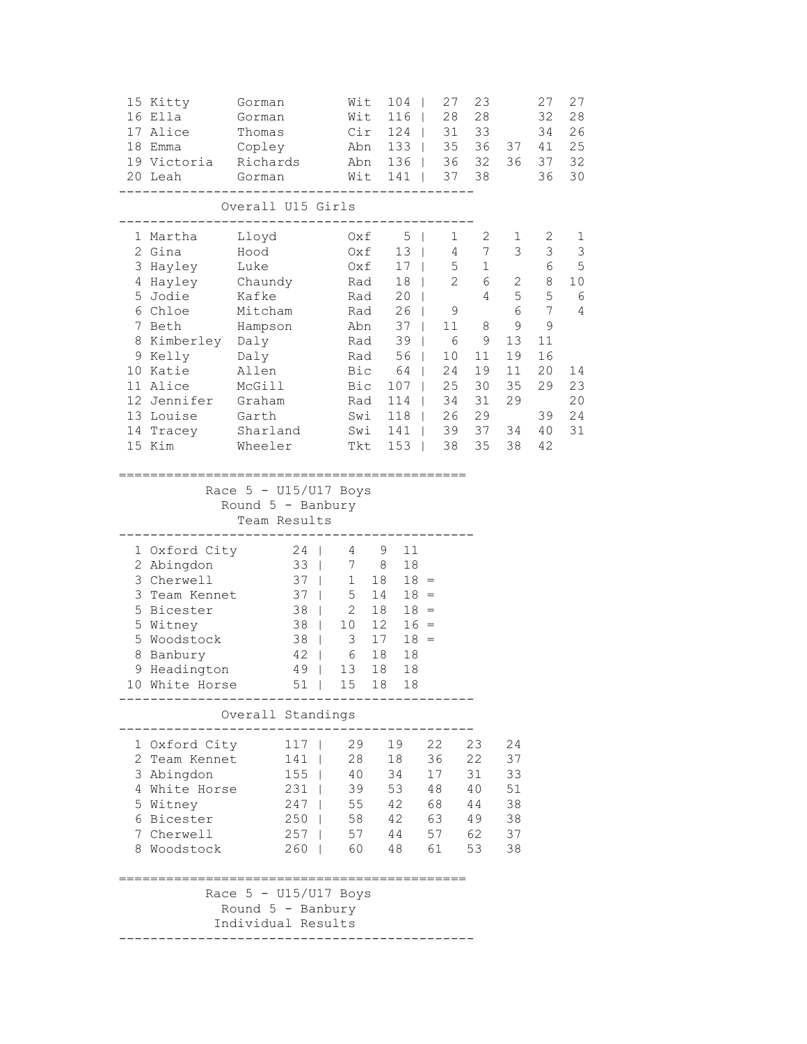| Pos | First | Last | Club | Total | | R1 | R2 | R3 | R4 | R5 |
|---|---|---|---|---|---|---|---|---|---|---|
| 15 | Kitty | Gorman | Wit | 104 | \| | 27 | 23 | | 27 | 27 |
| 16 | Ella | Gorman | Wit | 116 | \| | 28 | 28 | | 32 | 28 |
| 17 | Alice | Thomas | Cir | 124 | \| | 31 | 33 | | 34 | 26 |
| 18 | Emma | Copley | Abn | 133 | \| | 35 | 36 | 37 | 41 | 25 |
| 19 | Victoria | Richards | Abn | 136 | \| | 36 | 32 | 36 | 37 | 32 |
| 20 | Leah | Gorman | Wit | 141 | \| | 37 | 38 | | 36 | 30 |

## Overall U15 Girls

| Pos | First | Last | Club | Total | | R1 | R2 | R3 | R4 | R5 |
|---|---|---|---|---|---|---|---|---|---|---|
| 1 | Martha | Lloyd | Oxf | 5 | \| | 1 | 2 | 1 | 2 | 1 |
| 2 | Gina | Hood | Oxf | 13 | \| | 4 | 7 | 3 | 3 | 3 |
| 3 | Hayley | Luke | Oxf | 17 | \| | 5 | 1 | | 6 | 5 |
| 4 | Hayley | Chaundy | Rad | 18 | \| | 2 | 6 | 2 | 8 | 10 |
| 5 | Jodie | Kafke | Rad | 20 | \| | | 4 | 5 | 5 | 6 |
| 6 | Chloe | Mitcham | Rad | 26 | \| | 9 | | 6 | 7 | 4 |
| 7 | Beth | Hampson | Abn | 37 | \| | 11 | 8 | 9 | 9 | |
| 8 | Kimberley | Daly | Rad | 39 | \| | 6 | 9 | 13 | 11 | |
| 9 | Kelly | Daly | Rad | 56 | \| | 10 | 11 | 19 | 16 | |
| 10 | Katie | Allen | Bic | 64 | \| | 24 | 19 | 11 | 20 | 14 |
| 11 | Alice | McGill | Bic | 107 | \| | 25 | 30 | 35 | 29 | 23 |
| 12 | Jennifer | Graham | Rad | 114 | \| | 34 | 31 | 29 | | 20 |
| 13 | Louise | Garth | Swi | 118 | \| | 26 | 29 | | 39 | 24 |
| 14 | Tracey | Sharland | Swi | 141 | \| | 39 | 37 | 34 | 40 | 31 |
| 15 | Kim | Wheeler | Tkt | 153 | \| | 38 | 35 | 38 | 42 | |

## Race 5 - U15/U17 Boys
### Round 5 - Banbury
### Team Results

| Pos | Team | Total | | | | | |
|---|---|---|---|---|---|---|---|
| 1 | Oxford City | 24 | \| | 4 | 9 | 11 | |
| 2 | Abingdon | 33 | \| | 7 | 8 | 18 | |
| 3 | Cherwell | 37 | \| | 1 | 18 | 18 | = |
| 3 | Team Kennet | 37 | \| | 5 | 14 | 18 | = |
| 5 | Bicester | 38 | \| | 2 | 18 | 18 | = |
| 5 | Witney | 38 | \| | 10 | 12 | 16 | = |
| 5 | Woodstock | 38 | \| | 3 | 17 | 18 | = |
| 8 | Banbury | 42 | \| | 6 | 18 | 18 | |
| 9 | Headington | 49 | \| | 13 | 18 | 18 | |
| 10 | White Horse | 51 | \| | 15 | 18 | 18 | |

### Overall Standings

| Pos | Team | Total | | R1 | R2 | R3 | R4 | R5 |
|---|---|---|---|---|---|---|---|---|
| 1 | Oxford City | 117 | \| | 29 | 19 | 22 | 23 | 24 |
| 2 | Team Kennet | 141 | \| | 28 | 18 | 36 | 22 | 37 |
| 3 | Abingdon | 155 | \| | 40 | 34 | 17 | 31 | 33 |
| 4 | White Horse | 231 | \| | 39 | 53 | 48 | 40 | 51 |
| 5 | Witney | 247 | \| | 55 | 42 | 68 | 44 | 38 |
| 6 | Bicester | 250 | \| | 58 | 42 | 63 | 49 | 38 |
| 7 | Cherwell | 257 | \| | 57 | 44 | 57 | 62 | 37 |
| 8 | Woodstock | 260 | \| | 60 | 48 | 61 | 53 | 38 |

## Race 5 - U15/U17 Boys
### Round 5 - Banbury
### Individual Results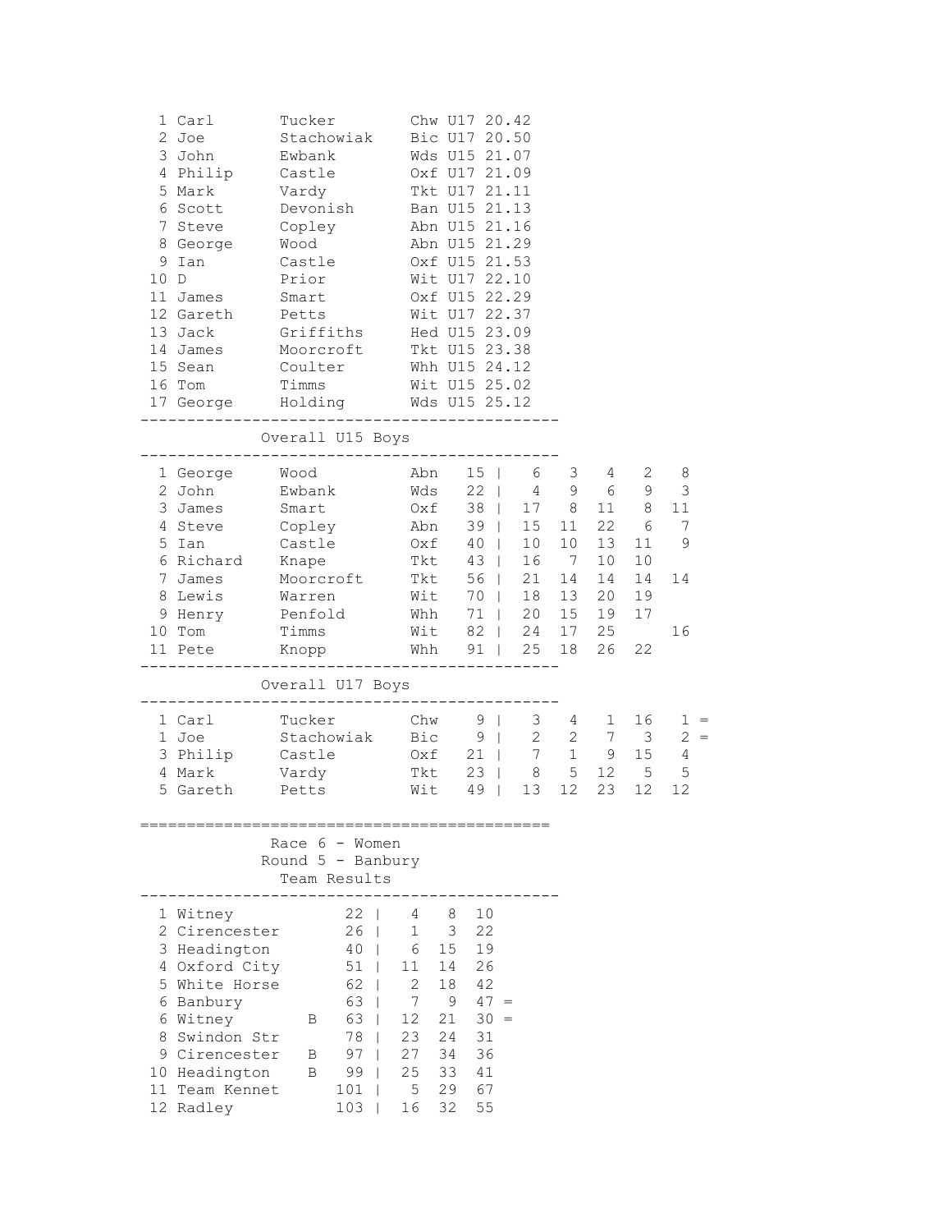| Pos | First | Last | Club | Cat | Time |
|---|---|---|---|---|---|
| 1 | Carl | Tucker | Chw | U17 | 20.42 |
| 2 | Joe | Stachowiak | Bic | U17 | 20.50 |
| 3 | John | Ewbank | Wds | U15 | 21.07 |
| 4 | Philip | Castle | Oxf | U17 | 21.09 |
| 5 | Mark | Vardy | Tkt | U17 | 21.11 |
| 6 | Scott | Devonish | Ban | U15 | 21.13 |
| 7 | Steve | Copley | Abn | U15 | 21.16 |
| 8 | George | Wood | Abn | U15 | 21.29 |
| 9 | Ian | Castle | Oxf | U15 | 21.53 |
| 10 | D | Prior | Wit | U17 | 22.10 |
| 11 | James | Smart | Oxf | U15 | 22.29 |
| 12 | Gareth | Petts | Wit | U17 | 22.37 |
| 13 | Jack | Griffiths | Hed | U15 | 23.09 |
| 14 | James | Moorcroft | Tkt | U15 | 23.38 |
| 15 | Sean | Coulter | Whh | U15 | 24.12 |
| 16 | Tom | Timms | Wit | U15 | 25.02 |
| 17 | George | Holding | Wds | U15 | 25.12 |

## Overall U15 Boys

| Pos | First | Last | Club | Total | R1 | R2 | R3 | R4 | R5 |
|---|---|---|---|---|---|---|---|---|---|
| 1 | George | Wood | Abn | 15 | 6 | 3 | 4 | 2 | 8 |
| 2 | John | Ewbank | Wds | 22 | 4 | 9 | 6 | 9 | 3 |
| 3 | James | Smart | Oxf | 38 | 17 | 8 | 11 | 8 | 11 |
| 4 | Steve | Copley | Abn | 39 | 15 | 11 | 22 | 6 | 7 |
| 5 | Ian | Castle | Oxf | 40 | 10 | 10 | 13 | 11 | 9 |
| 6 | Richard | Knape | Tkt | 43 | 16 | 7 | 10 | 10 | |
| 7 | James | Moorcroft | Tkt | 56 | 21 | 14 | 14 | 14 | 14 |
| 8 | Lewis | Warren | Wit | 70 | 18 | 13 | 20 | 19 | |
| 9 | Henry | Penfold | Whh | 71 | 20 | 15 | 19 | 17 | |
| 10 | Tom | Timms | Wit | 82 | 24 | 17 | 25 | | 16 |
| 11 | Pete | Knopp | Whh | 91 | 25 | 18 | 26 | 22 | |

## Overall U17 Boys

| Pos | First | Last | Club | Total | R1 | R2 | R3 | R4 | R5 | |
|---|---|---|---|---|---|---|---|---|---|---|
| 1 | Carl | Tucker | Chw | 9 | 3 | 4 | 1 | 16 | 1 | = |
| 1 | Joe | Stachowiak | Bic | 9 | 2 | 2 | 7 | 3 | 2 | = |
| 3 | Philip | Castle | Oxf | 21 | 7 | 1 | 9 | 15 | 4 | |
| 4 | Mark | Vardy | Tkt | 23 | 8 | 5 | 12 | 5 | 5 | |
| 5 | Gareth | Petts | Wit | 49 | 13 | 12 | 23 | 12 | 12 | |

## Race 6 - Women
### Round 5 - Banbury
### Team Results

| Pos | Team | | Total | 1st | 2nd | 3rd | |
|---|---|---|---|---|---|---|---|
| 1 | Witney | | 22 | 4 | 8 | 10 | |
| 2 | Cirencester | | 26 | 1 | 3 | 22 | |
| 3 | Headington | | 40 | 6 | 15 | 19 | |
| 4 | Oxford City | | 51 | 11 | 14 | 26 | |
| 5 | White Horse | | 62 | 2 | 18 | 42 | |
| 6 | Banbury | | 63 | 7 | 9 | 47 | = |
| 6 | Witney | B | 63 | 12 | 21 | 30 | = |
| 8 | Swindon Str | | 78 | 23 | 24 | 31 | |
| 9 | Cirencester | B | 97 | 27 | 34 | 36 | |
| 10 | Headington | B | 99 | 25 | 33 | 41 | |
| 11 | Team Kennet | | 101 | 5 | 29 | 67 | |
| 12 | Radley | | 103 | 16 | 32 | 55 | |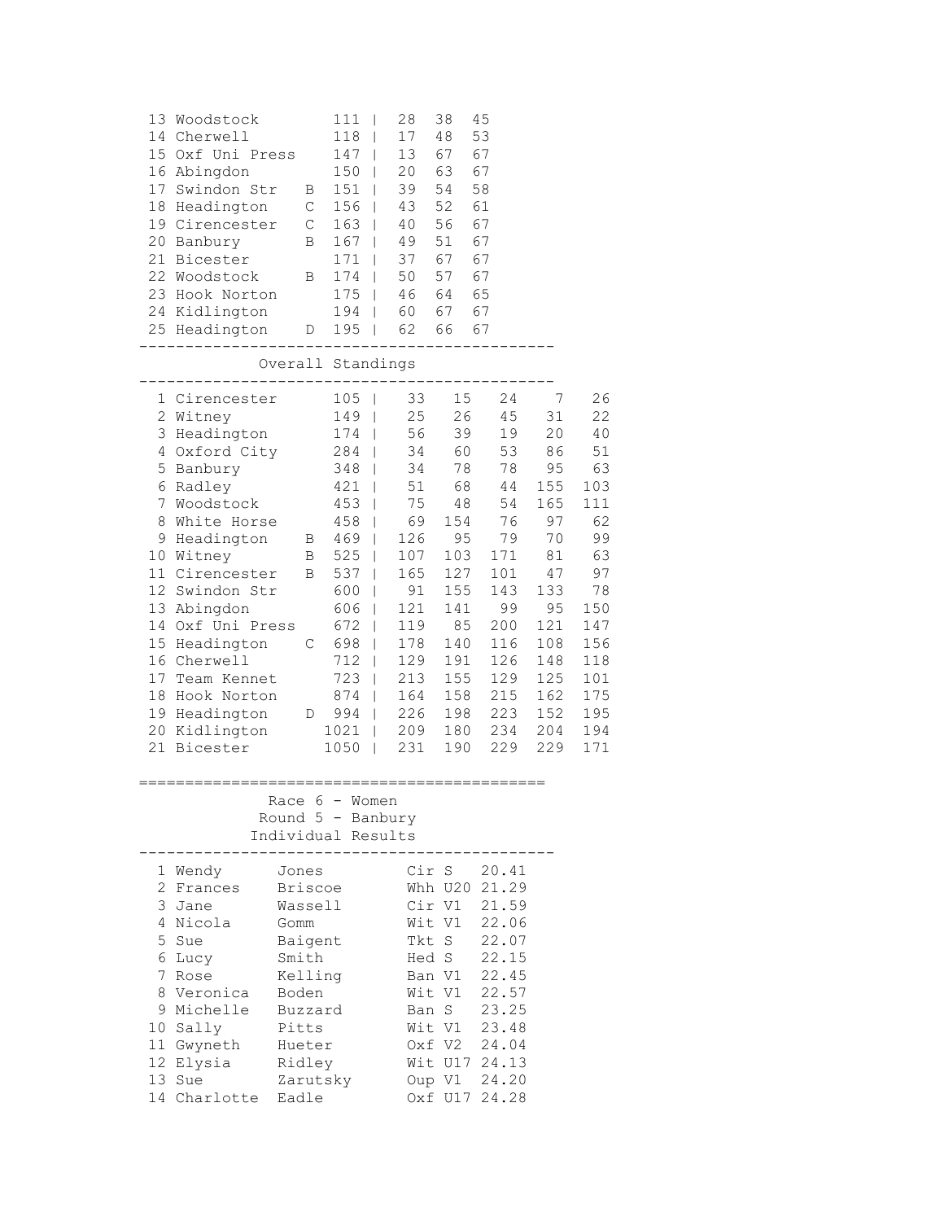| Pos | Team | | Total | | | |
|---|---|---|---|---|---|---|
| 13 | Woodstock | | 111 | 28 | 38 | 45 |
| 14 | Cherwell | | 118 | 17 | 48 | 53 |
| 15 | Oxf Uni Press | | 147 | 13 | 67 | 67 |
| 16 | Abingdon | | 150 | 20 | 63 | 67 |
| 17 | Swindon Str | B | 151 | 39 | 54 | 58 |
| 18 | Headington | C | 156 | 43 | 52 | 61 |
| 19 | Cirencester | C | 163 | 40 | 56 | 67 |
| 20 | Banbury | B | 167 | 49 | 51 | 67 |
| 21 | Bicester | | 171 | 37 | 67 | 67 |
| 22 | Woodstock | B | 174 | 50 | 57 | 67 |
| 23 | Hook Norton | | 175 | 46 | 64 | 65 |
| 24 | Kidlington | | 194 | 60 | 67 | 67 |
| 25 | Headington | D | 195 | 62 | 66 | 67 |

## Overall Standings

| Pos | Team | | Total | | | | | |
|---|---|---|---|---|---|---|---|---|
| 1 | Cirencester | | 105 | 33 | 15 | 24 | 7 | 26 |
| 2 | Witney | | 149 | 25 | 26 | 45 | 31 | 22 |
| 3 | Headington | | 174 | 56 | 39 | 19 | 20 | 40 |
| 4 | Oxford City | | 284 | 34 | 60 | 53 | 86 | 51 |
| 5 | Banbury | | 348 | 34 | 78 | 78 | 95 | 63 |
| 6 | Radley | | 421 | 51 | 68 | 44 | 155 | 103 |
| 7 | Woodstock | | 453 | 75 | 48 | 54 | 165 | 111 |
| 8 | White Horse | | 458 | 69 | 154 | 76 | 97 | 62 |
| 9 | Headington | B | 469 | 126 | 95 | 79 | 70 | 99 |
| 10 | Witney | B | 525 | 107 | 103 | 171 | 81 | 63 |
| 11 | Cirencester | B | 537 | 165 | 127 | 101 | 47 | 97 |
| 12 | Swindon Str | | 600 | 91 | 155 | 143 | 133 | 78 |
| 13 | Abingdon | | 606 | 121 | 141 | 99 | 95 | 150 |
| 14 | Oxf Uni Press | | 672 | 119 | 85 | 200 | 121 | 147 |
| 15 | Headington | C | 698 | 178 | 140 | 116 | 108 | 156 |
| 16 | Cherwell | | 712 | 129 | 191 | 126 | 148 | 118 |
| 17 | Team Kennet | | 723 | 213 | 155 | 129 | 125 | 101 |
| 18 | Hook Norton | | 874 | 164 | 158 | 215 | 162 | 175 |
| 19 | Headington | D | 994 | 226 | 198 | 223 | 152 | 195 |
| 20 | Kidlington | | 1021 | 209 | 180 | 234 | 204 | 194 |
| 21 | Bicester | | 1050 | 231 | 190 | 229 | 229 | 171 |

## Race 6 - Women
### Round 5 - Banbury
### Individual Results

| Pos | First Name | Surname | Club | Cat | Time |
|---|---|---|---|---|---|
| 1 | Wendy | Jones | Cir | S | 20.41 |
| 2 | Frances | Briscoe | Whh | U20 | 21.29 |
| 3 | Jane | Wassell | Cir | V1 | 21.59 |
| 4 | Nicola | Gomm | Wit | V1 | 22.06 |
| 5 | Sue | Baigent | Tkt | S | 22.07 |
| 6 | Lucy | Smith | Hed | S | 22.15 |
| 7 | Rose | Kelling | Ban | V1 | 22.45 |
| 8 | Veronica | Boden | Wit | V1 | 22.57 |
| 9 | Michelle | Buzzard | Ban | S | 23.25 |
| 10 | Sally | Pitts | Wit | V1 | 23.48 |
| 11 | Gwyneth | Hueter | Oxf | V2 | 24.04 |
| 12 | Elysia | Ridley | Wit | U17 | 24.13 |
| 13 | Sue | Zarutsky | Oup | V1 | 24.20 |
| 14 | Charlotte | Eadle | Oxf | U17 | 24.28 |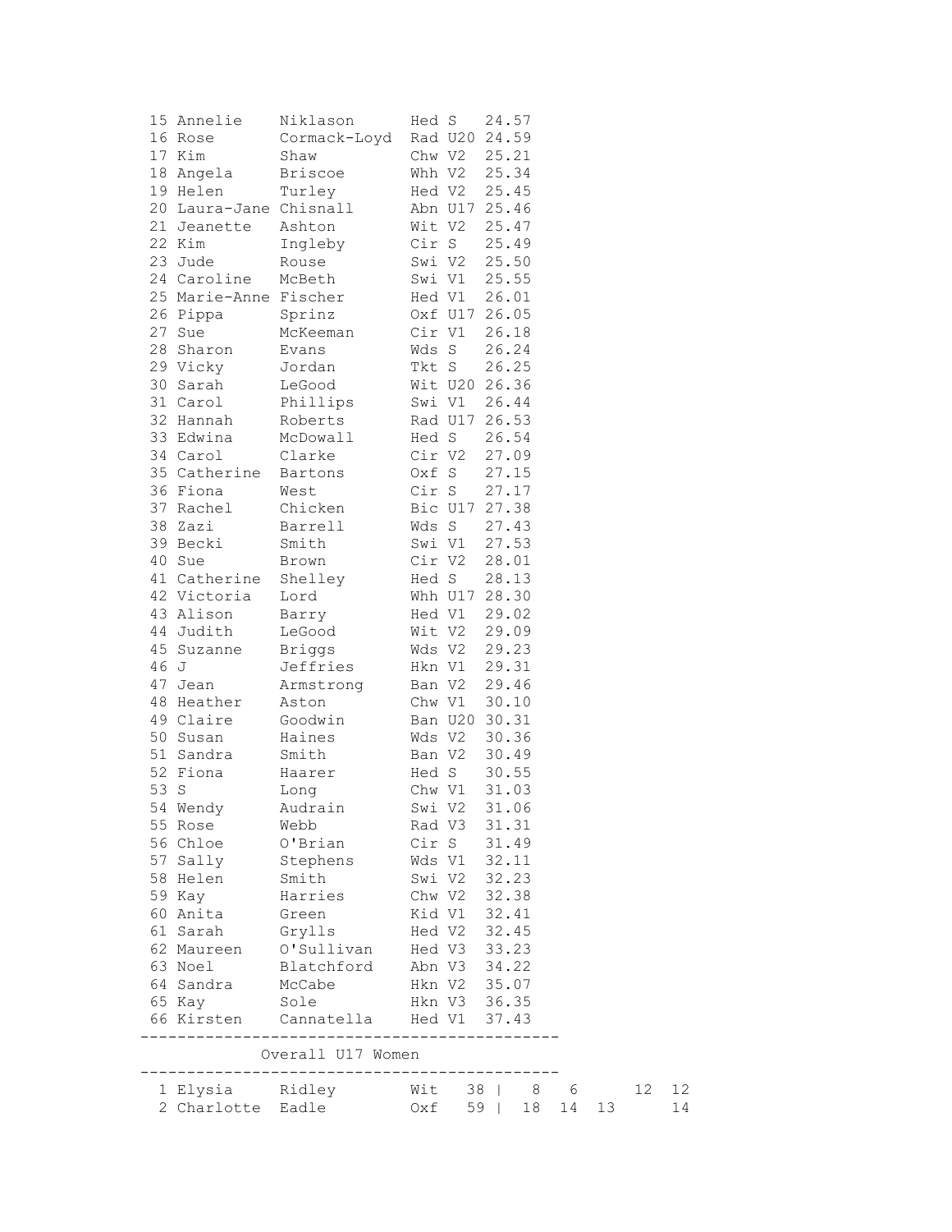| Pos | First Name | Surname | Club | Cat | Time |
|---|---|---|---|---|---|
| 15 | Annelie | Niklason | Hed | S | 24.57 |
| 16 | Rose | Cormack-Loyd | Rad | U20 | 24.59 |
| 17 | Kim | Shaw | Chw | V2 | 25.21 |
| 18 | Angela | Briscoe | Whh | V2 | 25.34 |
| 19 | Helen | Turley | Hed | V2 | 25.45 |
| 20 | Laura-Jane | Chisnall | Abn | U17 | 25.46 |
| 21 | Jeanette | Ashton | Wit | V2 | 25.47 |
| 22 | Kim | Ingleby | Cir | S | 25.49 |
| 23 | Jude | Rouse | Swi | V2 | 25.50 |
| 24 | Caroline | McBeth | Swi | V1 | 25.55 |
| 25 | Marie-Anne | Fischer | Hed | V1 | 26.01 |
| 26 | Pippa | Sprinz | Oxf | U17 | 26.05 |
| 27 | Sue | McKeeman | Cir | V1 | 26.18 |
| 28 | Sharon | Evans | Wds | S | 26.24 |
| 29 | Vicky | Jordan | Tkt | S | 26.25 |
| 30 | Sarah | LeGood | Wit | U20 | 26.36 |
| 31 | Carol | Phillips | Swi | V1 | 26.44 |
| 32 | Hannah | Roberts | Rad | U17 | 26.53 |
| 33 | Edwina | McDowall | Hed | S | 26.54 |
| 34 | Carol | Clarke | Cir | V2 | 27.09 |
| 35 | Catherine | Bartons | Oxf | S | 27.15 |
| 36 | Fiona | West | Cir | S | 27.17 |
| 37 | Rachel | Chicken | Bic | U17 | 27.38 |
| 38 | Zazi | Barrell | Wds | S | 27.43 |
| 39 | Becki | Smith | Swi | V1 | 27.53 |
| 40 | Sue | Brown | Cir | V2 | 28.01 |
| 41 | Catherine | Shelley | Hed | S | 28.13 |
| 42 | Victoria | Lord | Whh | U17 | 28.30 |
| 43 | Alison | Barry | Hed | V1 | 29.02 |
| 44 | Judith | LeGood | Wit | V2 | 29.09 |
| 45 | Suzanne | Briggs | Wds | V2 | 29.23 |
| 46 | J | Jeffries | Hkn | V1 | 29.31 |
| 47 | Jean | Armstrong | Ban | V2 | 29.46 |
| 48 | Heather | Aston | Chw | V1 | 30.10 |
| 49 | Claire | Goodwin | Ban | U20 | 30.31 |
| 50 | Susan | Haines | Wds | V2 | 30.36 |
| 51 | Sandra | Smith | Ban | V2 | 30.49 |
| 52 | Fiona | Haarer | Hed | S | 30.55 |
| 53 | S | Long | Chw | V1 | 31.03 |
| 54 | Wendy | Audrain | Swi | V2 | 31.06 |
| 55 | Rose | Webb | Rad | V3 | 31.31 |
| 56 | Chloe | O'Brian | Cir | S | 31.49 |
| 57 | Sally | Stephens | Wds | V1 | 32.11 |
| 58 | Helen | Smith | Swi | V2 | 32.23 |
| 59 | Kay | Harries | Chw | V2 | 32.38 |
| 60 | Anita | Green | Kid | V1 | 32.41 |
| 61 | Sarah | Grylls | Hed | V2 | 32.45 |
| 62 | Maureen | O'Sullivan | Hed | V3 | 33.23 |
| 63 | Noel | Blatchford | Abn | V3 | 34.22 |
| 64 | Sandra | McCabe | Hkn | V2 | 35.07 |
| 65 | Kay | Sole | Hkn | V3 | 36.35 |
| 66 | Kirsten | Cannatella | Hed | V1 | 37.43 |

## Overall U17 Women

| Pos | First Name | Surname | Club | Total | | | | | |
|---|---|---|---|---|---|---|---|---|---|
| 1 | Elysia | Ridley | Wit | 38 | 8 | 6 | | 12 | 12 |
| 2 | Charlotte | Eadle | Oxf | 59 | 18 | 14 | 13 | | 14 |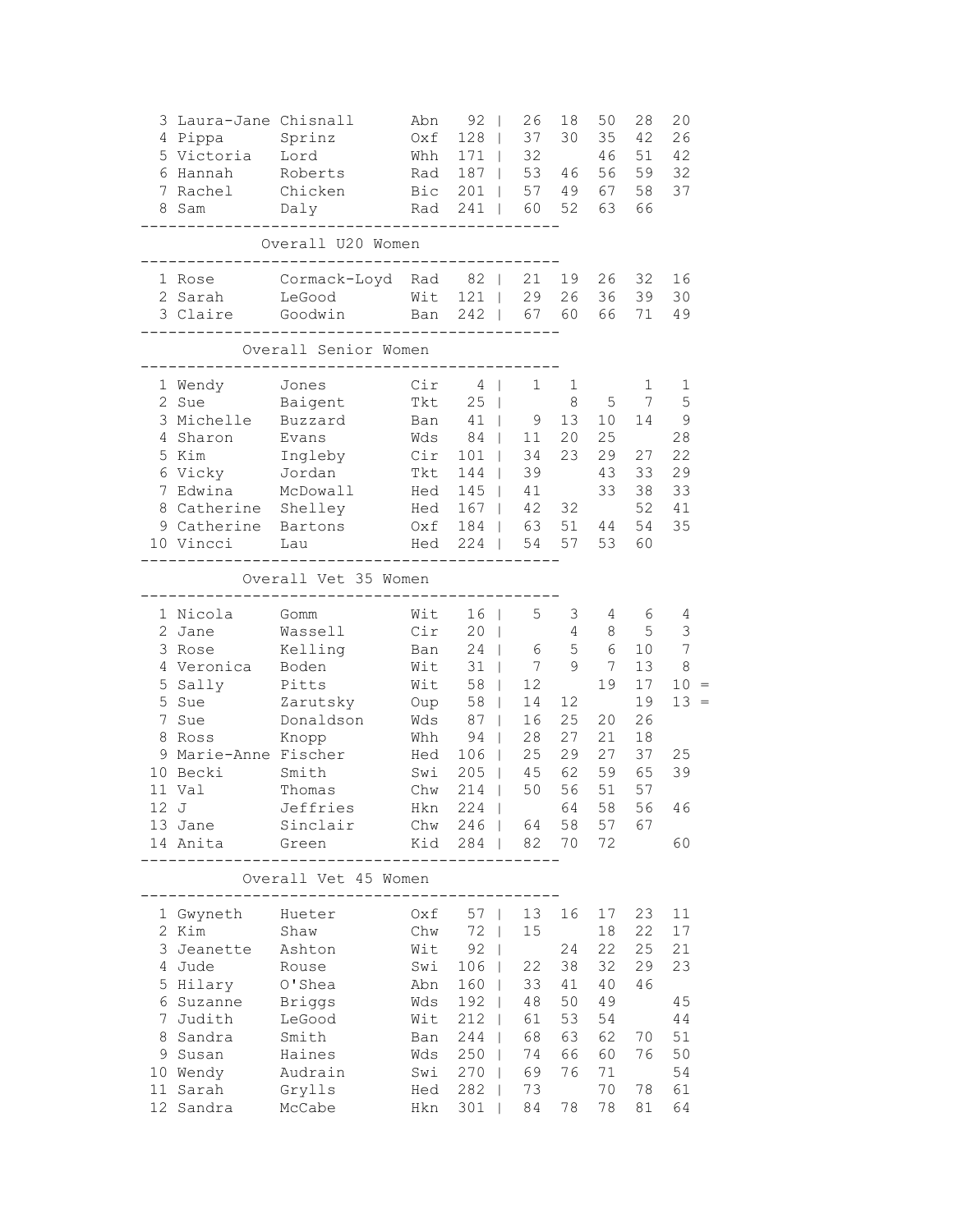| | | | | | | | | | | |
|---|---|---|---|---|---|---|---|---|---|---|
| 3 | Laura-Jane | Chisnall | Abn | 92 | 26 | 18 | 50 | 28 | 20 | |
| 4 | Pippa | Sprinz | Oxf | 128 | 37 | 30 | 35 | 42 | 26 | |
| 5 | Victoria | Lord | Whh | 171 | 32 | | 46 | 51 | 42 | |
| 6 | Hannah | Roberts | Rad | 187 | 53 | 46 | 56 | 59 | 32 | |
| 7 | Rachel | Chicken | Bic | 201 | 57 | 49 | 67 | 58 | 37 | |
| 8 | Sam | Daly | Rad | 241 | 60 | 52 | 63 | 66 | | |

## Overall U20 Women

| | | | | | | | | | | |
|---|---|---|---|---|---|---|---|---|---|---|
| 1 | Rose | Cormack-Loyd | Rad | 82 | 21 | 19 | 26 | 32 | 16 | |
| 2 | Sarah | LeGood | Wit | 121 | 29 | 26 | 36 | 39 | 30 | |
| 3 | Claire | Goodwin | Ban | 242 | 67 | 60 | 66 | 71 | 49 | |

## Overall Senior Women

| | | | | | | | | | | |
|---|---|---|---|---|---|---|---|---|---|---|
| 1 | Wendy | Jones | Cir | 4 | 1 | 1 | | 1 | 1 | |
| 2 | Sue | Baigent | Tkt | 25 | | 8 | 5 | 7 | 5 | |
| 3 | Michelle | Buzzard | Ban | 41 | 9 | 13 | 10 | 14 | 9 | |
| 4 | Sharon | Evans | Wds | 84 | 11 | 20 | 25 | | 28 | |
| 5 | Kim | Ingleby | Cir | 101 | 34 | 23 | 29 | 27 | 22 | |
| 6 | Vicky | Jordan | Tkt | 144 | 39 | | 43 | 33 | 29 | |
| 7 | Edwina | McDowall | Hed | 145 | 41 | | 33 | 38 | 33 | |
| 8 | Catherine | Shelley | Hed | 167 | 42 | 32 | | 52 | 41 | |
| 9 | Catherine | Bartons | Oxf | 184 | 63 | 51 | 44 | 54 | 35 | |
| 10 | Vincci | Lau | Hed | 224 | 54 | 57 | 53 | 60 | | |

## Overall Vet 35 Women

| | | | | | | | | | | |
|---|---|---|---|---|---|---|---|---|---|---|
| 1 | Nicola | Gomm | Wit | 16 | 5 | 3 | 4 | 6 | 4 | |
| 2 | Jane | Wassell | Cir | 20 | | 4 | 8 | 5 | 3 | |
| 3 | Rose | Kelling | Ban | 24 | 6 | 5 | 6 | 10 | 7 | |
| 4 | Veronica | Boden | Wit | 31 | 7 | 9 | 7 | 13 | 8 | |
| 5 | Sally | Pitts | Wit | 58 | 12 | | 19 | 17 | 10 | = |
| 5 | Sue | Zarutsky | Oup | 58 | 14 | 12 | | 19 | 13 | = |
| 7 | Sue | Donaldson | Wds | 87 | 16 | 25 | 20 | 26 | | |
| 8 | Ross | Knopp | Whh | 94 | 28 | 27 | 21 | 18 | | |
| 9 | Marie-Anne | Fischer | Hed | 106 | 25 | 29 | 27 | 37 | 25 | |
| 10 | Becki | Smith | Swi | 205 | 45 | 62 | 59 | 65 | 39 | |
| 11 | Val | Thomas | Chw | 214 | 50 | 56 | 51 | 57 | | |
| 12 | J | Jeffries | Hkn | 224 | | 64 | 58 | 56 | 46 | |
| 13 | Jane | Sinclair | Chw | 246 | 64 | 58 | 57 | 67 | | |
| 14 | Anita | Green | Kid | 284 | 82 | 70 | 72 | | 60 | |

## Overall Vet 45 Women

| | | | | | | | | | | |
|---|---|---|---|---|---|---|---|---|---|---|
| 1 | Gwyneth | Hueter | Oxf | 57 | 13 | 16 | 17 | 23 | 11 | |
| 2 | Kim | Shaw | Chw | 72 | 15 | | 18 | 22 | 17 | |
| 3 | Jeanette | Ashton | Wit | 92 | | 24 | 22 | 25 | 21 | |
| 4 | Jude | Rouse | Swi | 106 | 22 | 38 | 32 | 29 | 23 | |
| 5 | Hilary | O'Shea | Abn | 160 | 33 | 41 | 40 | 46 | | |
| 6 | Suzanne | Briggs | Wds | 192 | 48 | 50 | 49 | | 45 | |
| 7 | Judith | LeGood | Wit | 212 | 61 | 53 | 54 | | 44 | |
| 8 | Sandra | Smith | Ban | 244 | 68 | 63 | 62 | 70 | 51 | |
| 9 | Susan | Haines | Wds | 250 | 74 | 66 | 60 | 76 | 50 | |
| 10 | Wendy | Audrain | Swi | 270 | 69 | 76 | 71 | | 54 | |
| 11 | Sarah | Grylls | Hed | 282 | 73 | | 70 | 78 | 61 | |
| 12 | Sandra | McCabe | Hkn | 301 | 84 | 78 | 78 | 81 | 64 | |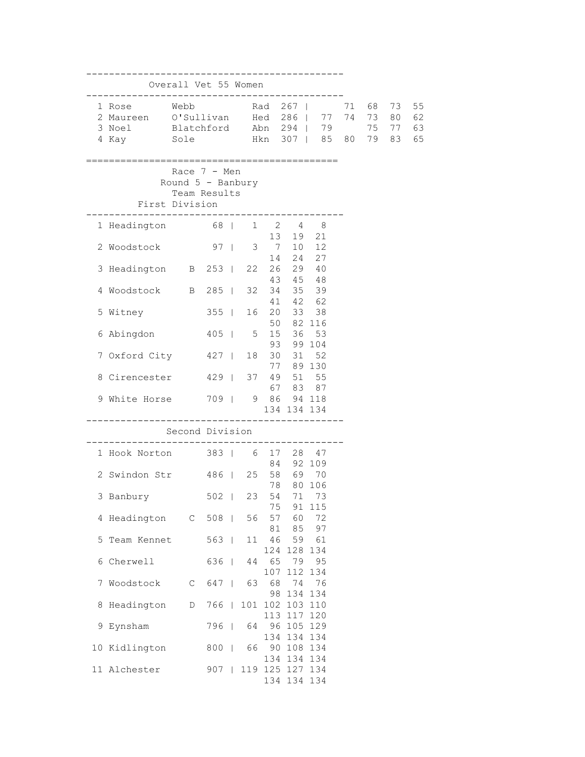## Overall Vet 55 Women

| Pos | First | Last | Club | Total | | | | | |
|---|---|---|---|---|---|---|---|---|---|
| 1 | Rose | Webb | Rad | 267 | | 71 | 68 | 73 | 55 |
| 2 | Maureen | O'Sullivan | Hed | 286 | 77 | 74 | 73 | 80 | 62 |
| 3 | Noel | Blatchford | Abn | 294 | 79 | | 75 | 77 | 63 |
| 4 | Kay | Sole | Hkn | 307 | 85 | 80 | 79 | 83 | 65 |

# Race 7 - Men

## Round 5 - Banbury

### Team Results

### First Division

| Pos | Team | | Total | Positions |
|---|---|---|---|---|
| 1 | Headington | | 68 | 1 2 4 8 13 19 21 |
| 2 | Woodstock | | 97 | 3 7 10 12 14 24 27 |
| 3 | Headington | B | 253 | 22 26 29 40 43 45 48 |
| 4 | Woodstock | B | 285 | 32 34 35 39 41 42 62 |
| 5 | Witney | | 355 | 16 20 33 38 50 82 116 |
| 6 | Abingdon | | 405 | 5 15 36 53 93 99 104 |
| 7 | Oxford City | | 427 | 18 30 31 52 77 89 130 |
| 8 | Cirencester | | 429 | 37 49 51 55 67 83 87 |
| 9 | White Horse | | 709 | 9 86 94 118 134 134 134 |

### Second Division

| Pos | Team | | Total | Positions |
|---|---|---|---|---|
| 1 | Hook Norton | | 383 | 6 17 28 47 84 92 109 |
| 2 | Swindon Str | | 486 | 25 58 69 70 78 80 106 |
| 3 | Banbury | | 502 | 23 54 71 73 75 91 115 |
| 4 | Headington | C | 508 | 56 57 60 72 81 85 97 |
| 5 | Team Kennet | | 563 | 11 46 59 61 124 128 134 |
| 6 | Cherwell | | 636 | 44 65 79 95 107 112 134 |
| 7 | Woodstock | C | 647 | 63 68 74 76 98 134 134 |
| 8 | Headington | D | 766 | 101 102 103 110 113 117 120 |
| 9 | Eynsham | | 796 | 64 96 105 129 134 134 134 |
| 10 | Kidlington | | 800 | 66 90 108 134 134 134 134 |
| 11 | Alchester | | 907 | 119 125 127 134 134 134 134 |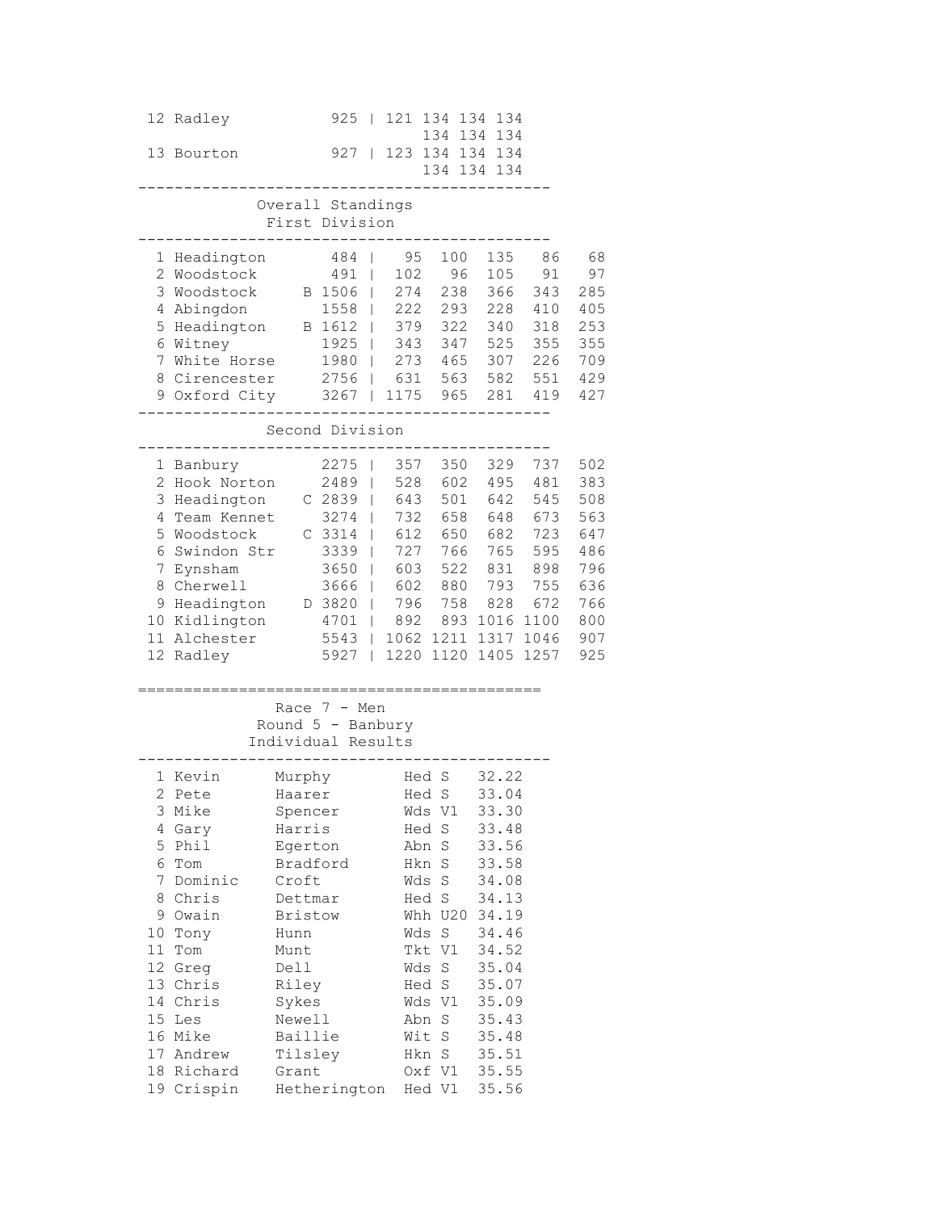| Pos | Team | Total | | | | | | |
|---|---|---|---|---|---|---|---|---|
| 12 | Radley | 925 | 121 | 134 | 134 | 134 | | |
| | | | | 134 | 134 | 134 | | |
| 13 | Bourton | 927 | 123 | 134 | 134 | 134 | | |
| | | | | 134 | 134 | 134 | | |

## Overall Standings

### First Division

| Pos | Team | Total | | | | | |
|---|---|---|---|---|---|---|---|
| 1 | Headington | 484 | 95 | 100 | 135 | 86 | 68 |
| 2 | Woodstock | 491 | 102 | 96 | 105 | 91 | 97 |
| 3 | Woodstock B | 1506 | 274 | 238 | 366 | 343 | 285 |
| 4 | Abingdon | 1558 | 222 | 293 | 228 | 410 | 405 |
| 5 | Headington B | 1612 | 379 | 322 | 340 | 318 | 253 |
| 6 | Witney | 1925 | 343 | 347 | 525 | 355 | 355 |
| 7 | White Horse | 1980 | 273 | 465 | 307 | 226 | 709 |
| 8 | Cirencester | 2756 | 631 | 563 | 582 | 551 | 429 |
| 9 | Oxford City | 3267 | 1175 | 965 | 281 | 419 | 427 |

### Second Division

| Pos | Team | Total | | | | | |
|---|---|---|---|---|---|---|---|
| 1 | Banbury | 2275 | 357 | 350 | 329 | 737 | 502 |
| 2 | Hook Norton | 2489 | 528 | 602 | 495 | 481 | 383 |
| 3 | Headington C | 2839 | 643 | 501 | 642 | 545 | 508 |
| 4 | Team Kennet | 3274 | 732 | 658 | 648 | 673 | 563 |
| 5 | Woodstock C | 3314 | 612 | 650 | 682 | 723 | 647 |
| 6 | Swindon Str | 3339 | 727 | 766 | 765 | 595 | 486 |
| 7 | Eynsham | 3650 | 603 | 522 | 831 | 898 | 796 |
| 8 | Cherwell | 3666 | 602 | 880 | 793 | 755 | 636 |
| 9 | Headington D | 3820 | 796 | 758 | 828 | 672 | 766 |
| 10 | Kidlington | 4701 | 892 | 893 | 1016 | 1100 | 800 |
| 11 | Alchester | 5543 | 1062 | 1211 | 1317 | 1046 | 907 |
| 12 | Radley | 5927 | 1220 | 1120 | 1405 | 1257 | 925 |

## Race 7 - Men

### Round 5 - Banbury

### Individual Results

| Pos | First Name | Surname | Club | Cat | Time |
|---|---|---|---|---|---|
| 1 | Kevin | Murphy | Hed | S | 32.22 |
| 2 | Pete | Haarer | Hed | S | 33.04 |
| 3 | Mike | Spencer | Wds | V1 | 33.30 |
| 4 | Gary | Harris | Hed | S | 33.48 |
| 5 | Phil | Egerton | Abn | S | 33.56 |
| 6 | Tom | Bradford | Hkn | S | 33.58 |
| 7 | Dominic | Croft | Wds | S | 34.08 |
| 8 | Chris | Dettmar | Hed | S | 34.13 |
| 9 | Owain | Bristow | Whh | U20 | 34.19 |
| 10 | Tony | Hunn | Wds | S | 34.46 |
| 11 | Tom | Munt | Tkt | V1 | 34.52 |
| 12 | Greg | Dell | Wds | S | 35.04 |
| 13 | Chris | Riley | Hed | S | 35.07 |
| 14 | Chris | Sykes | Wds | V1 | 35.09 |
| 15 | Les | Newell | Abn | S | 35.43 |
| 16 | Mike | Baillie | Wit | S | 35.48 |
| 17 | Andrew | Tilsley | Hkn | S | 35.51 |
| 18 | Richard | Grant | Oxf | V1 | 35.55 |
| 19 | Crispin | Hetherington | Hed | V1 | 35.56 |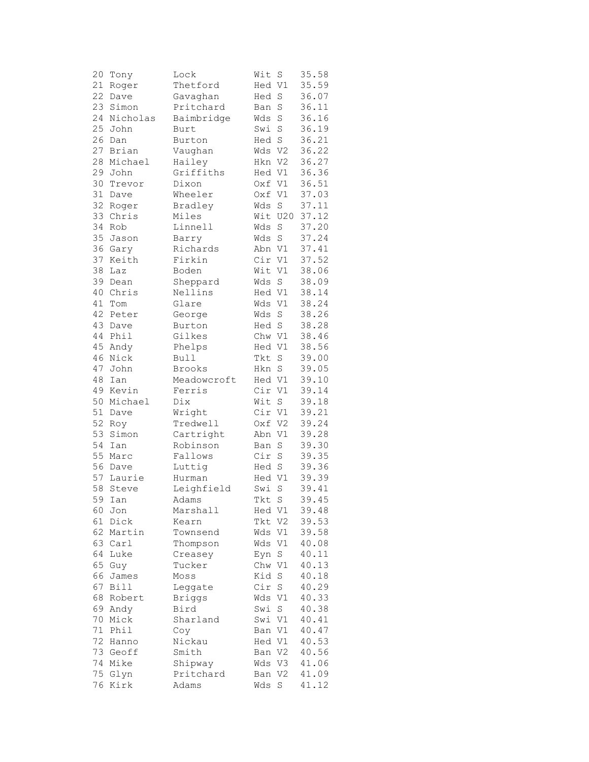| Pos | First Name | Surname | Club | Cat | Time |
|---|---|---|---|---|---|
| 20 | Tony | Lock | Wit | S | 35.58 |
| 21 | Roger | Thetford | Hed | V1 | 35.59 |
| 22 | Dave | Gavaghan | Hed | S | 36.07 |
| 23 | Simon | Pritchard | Ban | S | 36.11 |
| 24 | Nicholas | Baimbridge | Wds | S | 36.16 |
| 25 | John | Burt | Swi | S | 36.19 |
| 26 | Dan | Burton | Hed | S | 36.21 |
| 27 | Brian | Vaughan | Wds | V2 | 36.22 |
| 28 | Michael | Hailey | Hkn | V2 | 36.27 |
| 29 | John | Griffiths | Hed | V1 | 36.36 |
| 30 | Trevor | Dixon | Oxf | V1 | 36.51 |
| 31 | Dave | Wheeler | Oxf | V1 | 37.03 |
| 32 | Roger | Bradley | Wds | S | 37.11 |
| 33 | Chris | Miles | Wit | U20 | 37.12 |
| 34 | Rob | Linnell | Wds | S | 37.20 |
| 35 | Jason | Barry | Wds | S | 37.24 |
| 36 | Gary | Richards | Abn | V1 | 37.41 |
| 37 | Keith | Firkin | Cir | V1 | 37.52 |
| 38 | Laz | Boden | Wit | V1 | 38.06 |
| 39 | Dean | Sheppard | Wds | S | 38.09 |
| 40 | Chris | Nellins | Hed | V1 | 38.14 |
| 41 | Tom | Glare | Wds | V1 | 38.24 |
| 42 | Peter | George | Wds | S | 38.26 |
| 43 | Dave | Burton | Hed | S | 38.28 |
| 44 | Phil | Gilkes | Chw | V1 | 38.46 |
| 45 | Andy | Phelps | Hed | V1 | 38.56 |
| 46 | Nick | Bull | Tkt | S | 39.00 |
| 47 | John | Brooks | Hkn | S | 39.05 |
| 48 | Ian | Meadowcroft | Hed | V1 | 39.10 |
| 49 | Kevin | Ferris | Cir | V1 | 39.14 |
| 50 | Michael | Dix | Wit | S | 39.18 |
| 51 | Dave | Wright | Cir | V1 | 39.21 |
| 52 | Roy | Tredwell | Oxf | V2 | 39.24 |
| 53 | Simon | Cartright | Abn | V1 | 39.28 |
| 54 | Ian | Robinson | Ban | S | 39.30 |
| 55 | Marc | Fallows | Cir | S | 39.35 |
| 56 | Dave | Luttig | Hed | S | 39.36 |
| 57 | Laurie | Hurman | Hed | V1 | 39.39 |
| 58 | Steve | Leighfield | Swi | S | 39.41 |
| 59 | Ian | Adams | Tkt | S | 39.45 |
| 60 | Jon | Marshall | Hed | V1 | 39.48 |
| 61 | Dick | Kearn | Tkt | V2 | 39.53 |
| 62 | Martin | Townsend | Wds | V1 | 39.58 |
| 63 | Carl | Thompson | Wds | V1 | 40.08 |
| 64 | Luke | Creasey | Eyn | S | 40.11 |
| 65 | Guy | Tucker | Chw | V1 | 40.13 |
| 66 | James | Moss | Kid | S | 40.18 |
| 67 | Bill | Leggate | Cir | S | 40.29 |
| 68 | Robert | Briggs | Wds | V1 | 40.33 |
| 69 | Andy | Bird | Swi | S | 40.38 |
| 70 | Mick | Sharland | Swi | V1 | 40.41 |
| 71 | Phil | Coy | Ban | V1 | 40.47 |
| 72 | Hanno | Nickau | Hed | V1 | 40.53 |
| 73 | Geoff | Smith | Ban | V2 | 40.56 |
| 74 | Mike | Shipway | Wds | V3 | 41.06 |
| 75 | Glyn | Pritchard | Ban | V2 | 41.09 |
| 76 | Kirk | Adams | Wds | S | 41.12 |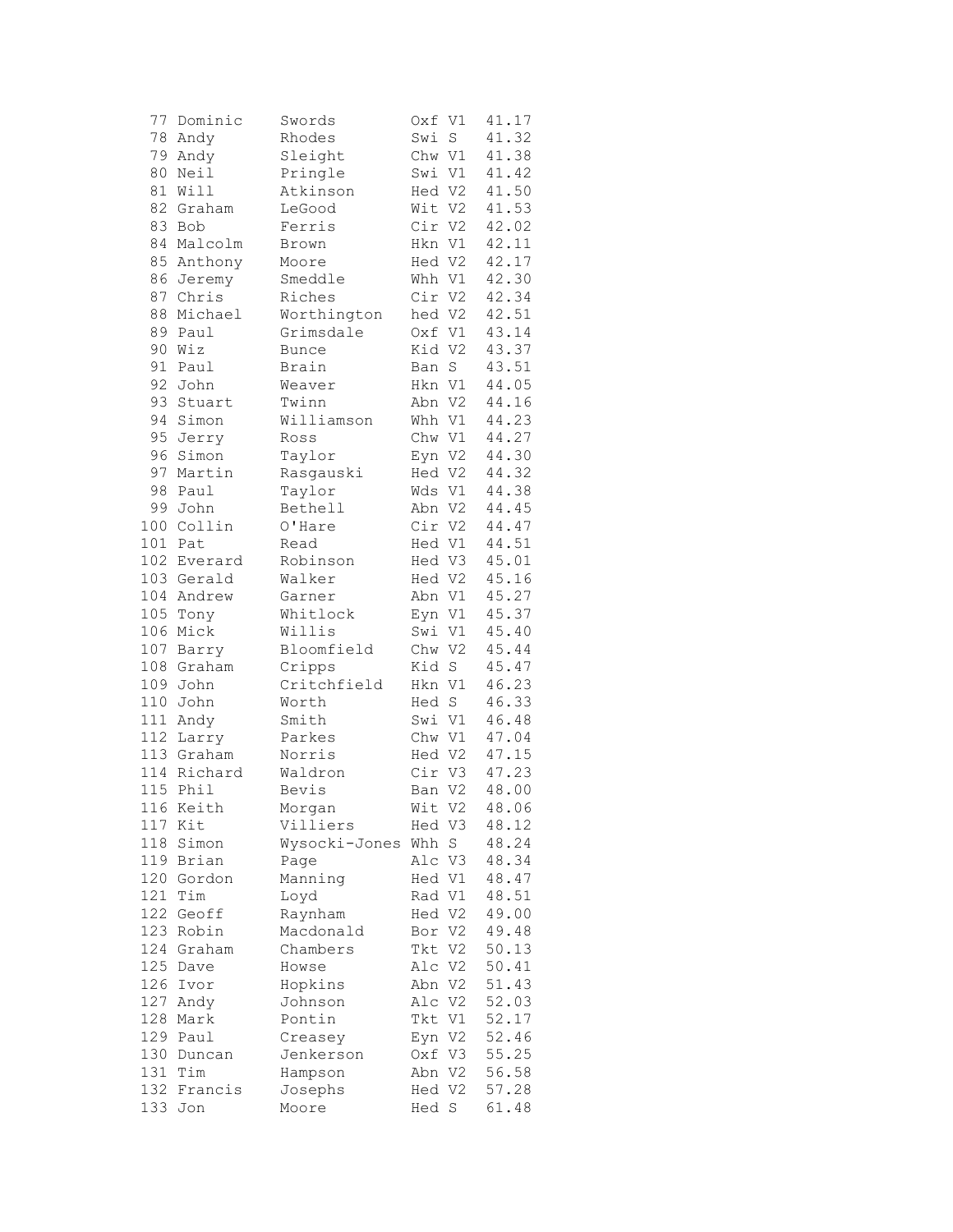```
 77 Dominic     Swords        Oxf V1   41.17
 78 Andy        Rhodes        Swi S    41.32
 79 Andy        Sleight       Chw V1   41.38
 80 Neil        Pringle       Swi V1   41.42
 81 Will        Atkinson      Hed V2   41.50
 82 Graham      LeGood        Wit V2   41.53
 83 Bob         Ferris        Cir V2   42.02
 84 Malcolm     Brown         Hkn V1   42.11
 85 Anthony     Moore         Hed V2   42.17
 86 Jeremy      Smeddle       Whh V1   42.30
 87 Chris       Riches        Cir V2   42.34
 88 Michael     Worthington   hed V2   42.51
 89 Paul        Grimsdale     Oxf V1   43.14
 90 Wiz         Bunce         Kid V2   43.37
 91 Paul        Brain         Ban S    43.51
 92 John        Weaver        Hkn V1   44.05
 93 Stuart      Twinn         Abn V2   44.16
 94 Simon       Williamson    Whh V1   44.23
 95 Jerry       Ross          Chw V1   44.27
 96 Simon       Taylor        Eyn V2   44.30
 97 Martin      Rasgauski     Hed V2   44.32
 98 Paul        Taylor        Wds V1   44.38
 99 John        Bethell       Abn V2   44.45
100 Collin      O'Hare        Cir V2   44.47
101 Pat         Read          Hed V1   44.51
102 Everard     Robinson      Hed V3   45.01
103 Gerald      Walker        Hed V2   45.16
104 Andrew      Garner        Abn V1   45.27
105 Tony        Whitlock      Eyn V1   45.37
106 Mick        Willis        Swi V1   45.40
107 Barry       Bloomfield    Chw V2   45.44
108 Graham      Cripps        Kid S    45.47
109 John        Critchfield   Hkn V1   46.23
110 John        Worth         Hed S    46.33
111 Andy        Smith         Swi V1   46.48
112 Larry       Parkes        Chw V1   47.04
113 Graham      Norris        Hed V2   47.15
114 Richard     Waldron       Cir V3   47.23
115 Phil        Bevis         Ban V2   48.00
116 Keith       Morgan        Wit V2   48.06
117 Kit         Villiers      Hed V3   48.12
118 Simon       Wysocki-Jones Whh S    48.24
119 Brian       Page          Alc V3   48.34
120 Gordon      Manning       Hed V1   48.47
121 Tim         Loyd          Rad V1   48.51
122 Geoff       Raynham       Hed V2   49.00
123 Robin       Macdonald     Bor V2   49.48
124 Graham      Chambers      Tkt V2   50.13
125 Dave        Howse         Alc V2   50.41
126 Ivor        Hopkins       Abn V2   51.43
127 Andy        Johnson       Alc V2   52.03
128 Mark        Pontin        Tkt V1   52.17
129 Paul        Creasey       Eyn V2   52.46
130 Duncan      Jenkerson     Oxf V3   55.25
131 Tim         Hampson       Abn V2   56.58
132 Francis     Josephs       Hed V2   57.28
133 Jon         Moore         Hed S    61.48
```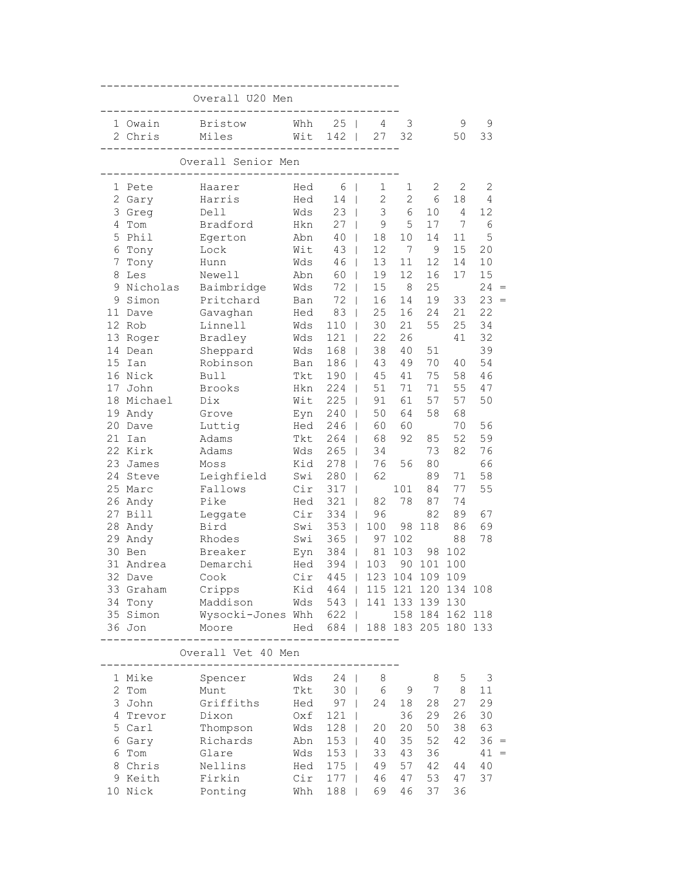## Overall U20 Men

| Pos | First Name | Surname | Club | Total | | | | | | |
|---|---|---|---|---|---|---|---|---|---|---|
| 1 | Owain | Bristow | Whh | 25 | 4 | 3 | | 9 | 9 | |
| 2 | Chris | Miles | Wit | 142 | 27 | 32 | | 50 | 33 | |

## Overall Senior Men

| Pos | First Name | Surname | Club | Total | | | | | | |
|---|---|---|---|---|---|---|---|---|---|---|
| 1 | Pete | Haarer | Hed | 6 | 1 | 1 | 2 | 2 | 2 | |
| 2 | Gary | Harris | Hed | 14 | 2 | 2 | 6 | 18 | 4 | |
| 3 | Greg | Dell | Wds | 23 | 3 | 6 | 10 | 4 | 12 | |
| 4 | Tom | Bradford | Hkn | 27 | 9 | 5 | 17 | 7 | 6 | |
| 5 | Phil | Egerton | Abn | 40 | 18 | 10 | 14 | 11 | 5 | |
| 6 | Tony | Lock | Wit | 43 | 12 | 7 | 9 | 15 | 20 | |
| 7 | Tony | Hunn | Wds | 46 | 13 | 11 | 12 | 14 | 10 | |
| 8 | Les | Newell | Abn | 60 | 19 | 12 | 16 | 17 | 15 | |
| 9 | Nicholas | Baimbridge | Wds | 72 | 15 | 8 | 25 | | 24 | = |
| 9 | Simon | Pritchard | Ban | 72 | 16 | 14 | 19 | 33 | 23 | = |
| 11 | Dave | Gavaghan | Hed | 83 | 25 | 16 | 24 | 21 | 22 | |
| 12 | Rob | Linnell | Wds | 110 | 30 | 21 | 55 | 25 | 34 | |
| 13 | Roger | Bradley | Wds | 121 | 22 | 26 | | 41 | 32 | |
| 14 | Dean | Sheppard | Wds | 168 | 38 | 40 | 51 | | 39 | |
| 15 | Ian | Robinson | Ban | 186 | 43 | 49 | 70 | 40 | 54 | |
| 16 | Nick | Bull | Tkt | 190 | 45 | 41 | 75 | 58 | 46 | |
| 17 | John | Brooks | Hkn | 224 | 51 | 71 | 71 | 55 | 47 | |
| 18 | Michael | Dix | Wit | 225 | 91 | 61 | 57 | 57 | 50 | |
| 19 | Andy | Grove | Eyn | 240 | 50 | 64 | 58 | 68 | | |
| 20 | Dave | Luttig | Hed | 246 | 60 | 60 | | 70 | 56 | |
| 21 | Ian | Adams | Tkt | 264 | 68 | 92 | 85 | 52 | 59 | |
| 22 | Kirk | Adams | Wds | 265 | 34 | | 73 | 82 | 76 | |
| 23 | James | Moss | Kid | 278 | 76 | 56 | 80 | | 66 | |
| 24 | Steve | Leighfield | Swi | 280 | 62 | | 89 | 71 | 58 | |
| 25 | Marc | Fallows | Cir | 317 | | 101 | 84 | 77 | 55 | |
| 26 | Andy | Pike | Hed | 321 | 82 | 78 | 87 | 74 | | |
| 27 | Bill | Leggate | Cir | 334 | 96 | | 82 | 89 | 67 | |
| 28 | Andy | Bird | Swi | 353 | 100 | 98 | 118 | 86 | 69 | |
| 29 | Andy | Rhodes | Swi | 365 | 97 | 102 | | 88 | 78 | |
| 30 | Ben | Breaker | Eyn | 384 | 81 | 103 | 98 | 102 | | |
| 31 | Andrea | Demarchi | Hed | 394 | 103 | 90 | 101 | 100 | | |
| 32 | Dave | Cook | Cir | 445 | 123 | 104 | 109 | 109 | | |
| 33 | Graham | Cripps | Kid | 464 | 115 | 121 | 120 | 134 | 108 | |
| 34 | Tony | Maddison | Wds | 543 | 141 | 133 | 139 | 130 | | |
| 35 | Simon | Wysocki-Jones | Whh | 622 | | 158 | 184 | 162 | 118 | |
| 36 | Jon | Moore | Hed | 684 | 188 | 183 | 205 | 180 | 133 | |

## Overall Vet 40 Men

| Pos | First Name | Surname | Club | Total | | | | | | |
|---|---|---|---|---|---|---|---|---|---|---|
| 1 | Mike | Spencer | Wds | 24 | 8 | | 8 | 5 | 3 | |
| 2 | Tom | Munt | Tkt | 30 | 6 | 9 | 7 | 8 | 11 | |
| 3 | John | Griffiths | Hed | 97 | 24 | 18 | 28 | 27 | 29 | |
| 4 | Trevor | Dixon | Oxf | 121 | | 36 | 29 | 26 | 30 | |
| 5 | Carl | Thompson | Wds | 128 | 20 | 20 | 50 | 38 | 63 | |
| 6 | Gary | Richards | Abn | 153 | 40 | 35 | 52 | 42 | 36 | = |
| 6 | Tom | Glare | Wds | 153 | 33 | 43 | 36 | | 41 | = |
| 8 | Chris | Nellins | Hed | 175 | 49 | 57 | 42 | 44 | 40 | |
| 9 | Keith | Firkin | Cir | 177 | 46 | 47 | 53 | 47 | 37 | |
| 10 | Nick | Ponting | Whh | 188 | 69 | 46 | 37 | 36 | | |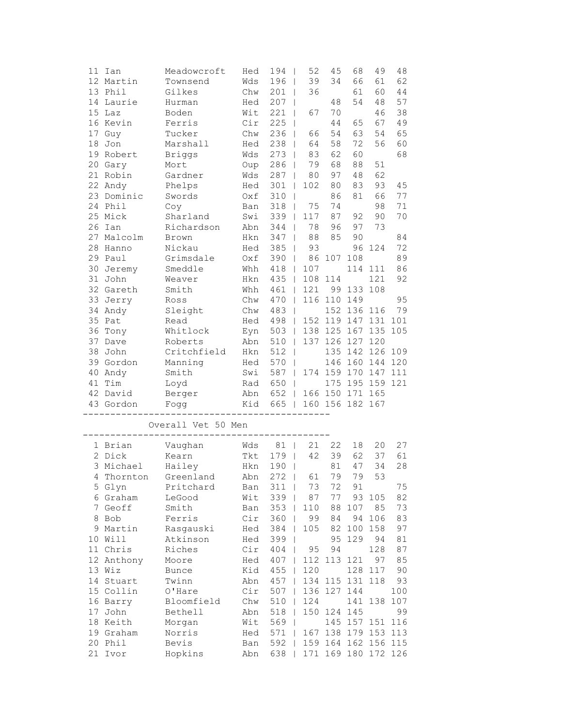| | | | | | | | | | |
|---|---|---|---|---|---|---|---|---|---|
| 11 | Ian | Meadowcroft | Hed | 194 | 52 | 45 | 68 | 49 | 48 |
| 12 | Martin | Townsend | Wds | 196 | 39 | 34 | 66 | 61 | 62 |
| 13 | Phil | Gilkes | Chw | 201 | 36 | | 61 | 60 | 44 |
| 14 | Laurie | Hurman | Hed | 207 | | 48 | 54 | 48 | 57 |
| 15 | Laz | Boden | Wit | 221 | 67 | 70 | | 46 | 38 |
| 16 | Kevin | Ferris | Cir | 225 | | 44 | 65 | 67 | 49 |
| 17 | Guy | Tucker | Chw | 236 | 66 | 54 | 63 | 54 | 65 |
| 18 | Jon | Marshall | Hed | 238 | 64 | 58 | 72 | 56 | 60 |
| 19 | Robert | Briggs | Wds | 273 | 83 | 62 | 60 | | 68 |
| 20 | Gary | Mort | Oup | 286 | 79 | 68 | 88 | 51 | |
| 21 | Robin | Gardner | Wds | 287 | 80 | 97 | 48 | 62 | |
| 22 | Andy | Phelps | Hed | 301 | 102 | 80 | 83 | 93 | 45 |
| 23 | Dominic | Swords | Oxf | 310 | | 86 | 81 | 66 | 77 |
| 24 | Phil | Coy | Ban | 318 | 75 | 74 | | 98 | 71 |
| 25 | Mick | Sharland | Swi | 339 | 117 | 87 | 92 | 90 | 70 |
| 26 | Ian | Richardson | Abn | 344 | 78 | 96 | 97 | 73 | |
| 27 | Malcolm | Brown | Hkn | 347 | 88 | 85 | 90 | | 84 |
| 28 | Hanno | Nickau | Hed | 385 | 93 | | 96 | 124 | 72 |
| 29 | Paul | Grimsdale | Oxf | 390 | 86 | 107 | 108 | | 89 |
| 30 | Jeremy | Smeddle | Whh | 418 | 107 | | 114 | 111 | 86 |
| 31 | John | Weaver | Hkn | 435 | 108 | 114 | | 121 | 92 |
| 32 | Gareth | Smith | Whh | 461 | 121 | 99 | 133 | 108 | |
| 33 | Jerry | Ross | Chw | 470 | 116 | 110 | 149 | | 95 |
| 34 | Andy | Sleight | Chw | 483 | | 152 | 136 | 116 | 79 |
| 35 | Pat | Read | Hed | 498 | 152 | 119 | 147 | 131 | 101 |
| 36 | Tony | Whitlock | Eyn | 503 | 138 | 125 | 167 | 135 | 105 |
| 37 | Dave | Roberts | Abn | 510 | 137 | 126 | 127 | 120 | |
| 38 | John | Critchfield | Hkn | 512 | | 135 | 142 | 126 | 109 |
| 39 | Gordon | Manning | Hed | 570 | | 146 | 160 | 144 | 120 |
| 40 | Andy | Smith | Swi | 587 | 174 | 159 | 170 | 147 | 111 |
| 41 | Tim | Loyd | Rad | 650 | | 175 | 195 | 159 | 121 |
| 42 | David | Berger | Abn | 652 | 166 | 150 | 171 | 165 | |
| 43 | Gordon | Fogg | Kid | 665 | 160 | 156 | 182 | 167 | |

## Overall Vet 50 Men

| | | | | | | | | | |
|---|---|---|---|---|---|---|---|---|---|
| 1 | Brian | Vaughan | Wds | 81 | 21 | 22 | 18 | 20 | 27 |
| 2 | Dick | Kearn | Tkt | 179 | 42 | 39 | 62 | 37 | 61 |
| 3 | Michael | Hailey | Hkn | 190 | | 81 | 47 | 34 | 28 |
| 4 | Thornton | Greenland | Abn | 272 | 61 | 79 | 79 | 53 | |
| 5 | Glyn | Pritchard | Ban | 311 | 73 | 72 | 91 | | 75 |
| 6 | Graham | LeGood | Wit | 339 | 87 | 77 | 93 | 105 | 82 |
| 7 | Geoff | Smith | Ban | 353 | 110 | 88 | 107 | 85 | 73 |
| 8 | Bob | Ferris | Cir | 360 | 99 | 84 | 94 | 106 | 83 |
| 9 | Martin | Rasgauski | Hed | 384 | 105 | 82 | 100 | 158 | 97 |
| 10 | Will | Atkinson | Hed | 399 | | 95 | 129 | 94 | 81 |
| 11 | Chris | Riches | Cir | 404 | 95 | 94 | | 128 | 87 |
| 12 | Anthony | Moore | Hed | 407 | 112 | 113 | 121 | 97 | 85 |
| 13 | Wiz | Bunce | Kid | 455 | 120 | | 128 | 117 | 90 |
| 14 | Stuart | Twinn | Abn | 457 | 134 | 115 | 131 | 118 | 93 |
| 15 | Collin | O'Hare | Cir | 507 | 136 | 127 | 144 | | 100 |
| 16 | Barry | Bloomfield | Chw | 510 | 124 | | 141 | 138 | 107 |
| 17 | John | Bethell | Abn | 518 | 150 | 124 | 145 | | 99 |
| 18 | Keith | Morgan | Wit | 569 | | 145 | 157 | 151 | 116 |
| 19 | Graham | Norris | Hed | 571 | 167 | 138 | 179 | 153 | 113 |
| 20 | Phil | Bevis | Ban | 592 | 159 | 164 | 162 | 156 | 115 |
| 21 | Ivor | Hopkins | Abn | 638 | 171 | 169 | 180 | 172 | 126 |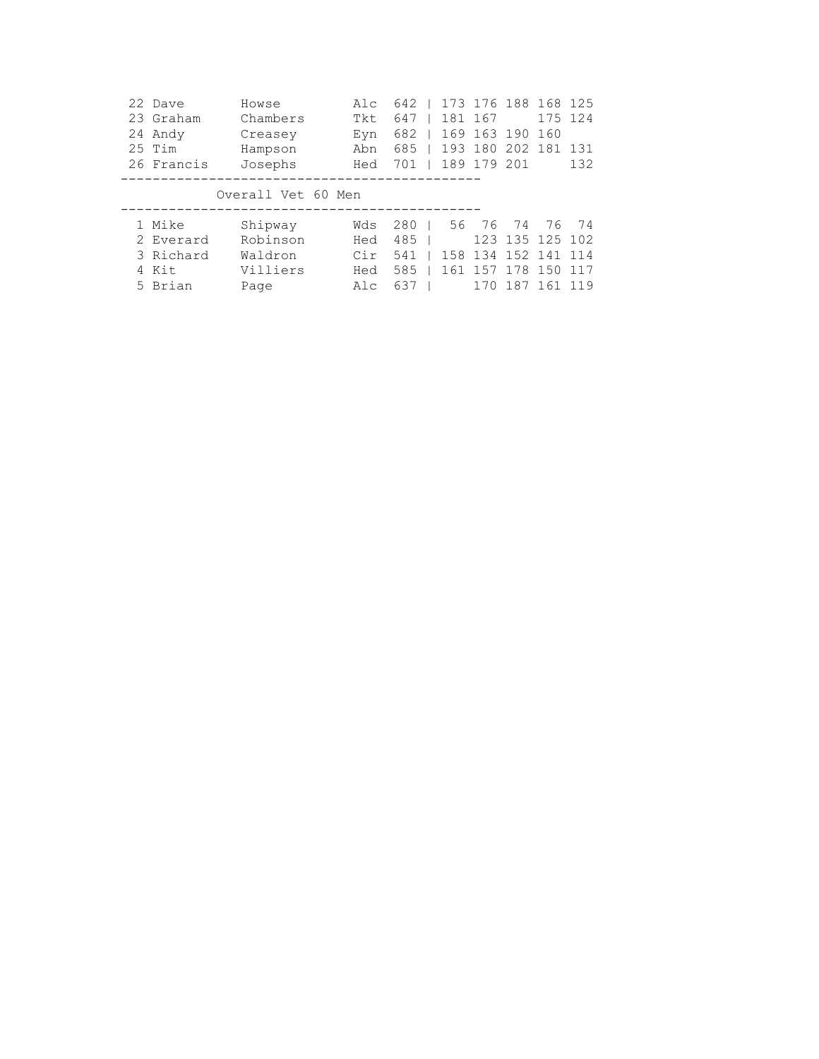| | | | | | | | | | |
|---|---|---|---|---|---|---|---|---|---|
| 22 | Dave | Howse | Alc | 642 | 173 | 176 | 188 | 168 | 125 |
| 23 | Graham | Chambers | Tkt | 647 | 181 | 167 | | 175 | 124 |
| 24 | Andy | Creasey | Eyn | 682 | 169 | 163 | 190 | 160 | |
| 25 | Tim | Hampson | Abn | 685 | 193 | 180 | 202 | 181 | 131 |
| 26 | Francis | Josephs | Hed | 701 | 189 | 179 | 201 | | 132 |

## Overall Vet 60 Men

| | | | | | | | | | |
|---|---|---|---|---|---|---|---|---|---|
| 1 | Mike | Shipway | Wds | 280 | 56 | 76 | 74 | 76 | 74 |
| 2 | Everard | Robinson | Hed | 485 | | 123 | 135 | 125 | 102 |
| 3 | Richard | Waldron | Cir | 541 | 158 | 134 | 152 | 141 | 114 |
| 4 | Kit | Villiers | Hed | 585 | 161 | 157 | 178 | 150 | 117 |
| 5 | Brian | Page | Alc | 637 | | 170 | 187 | 161 | 119 |